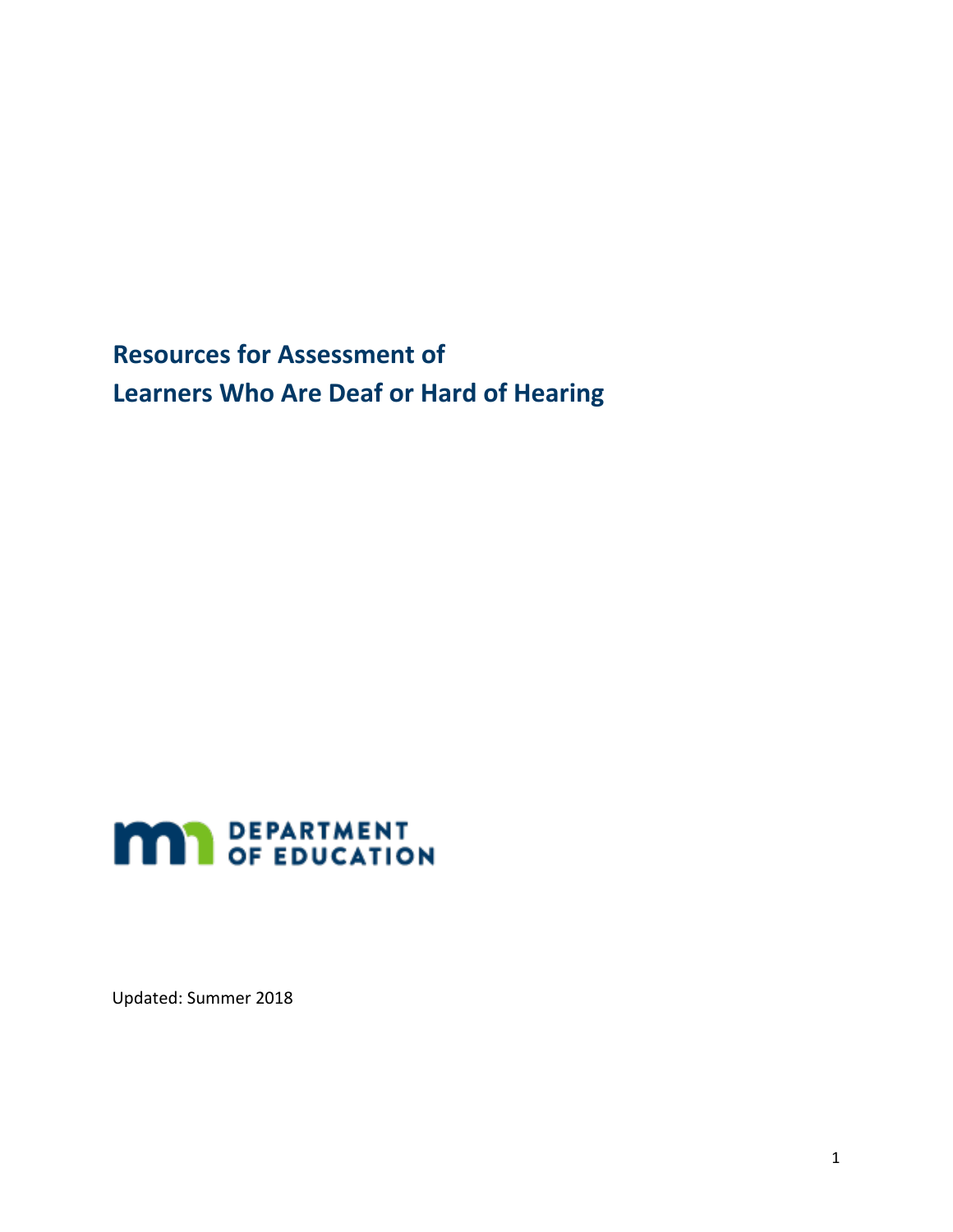# Resources for Assessment of Learners Who Are Deaf or Hard of Hearing

DEPARTMENT OF EDUCATION

Updated: Summer 2018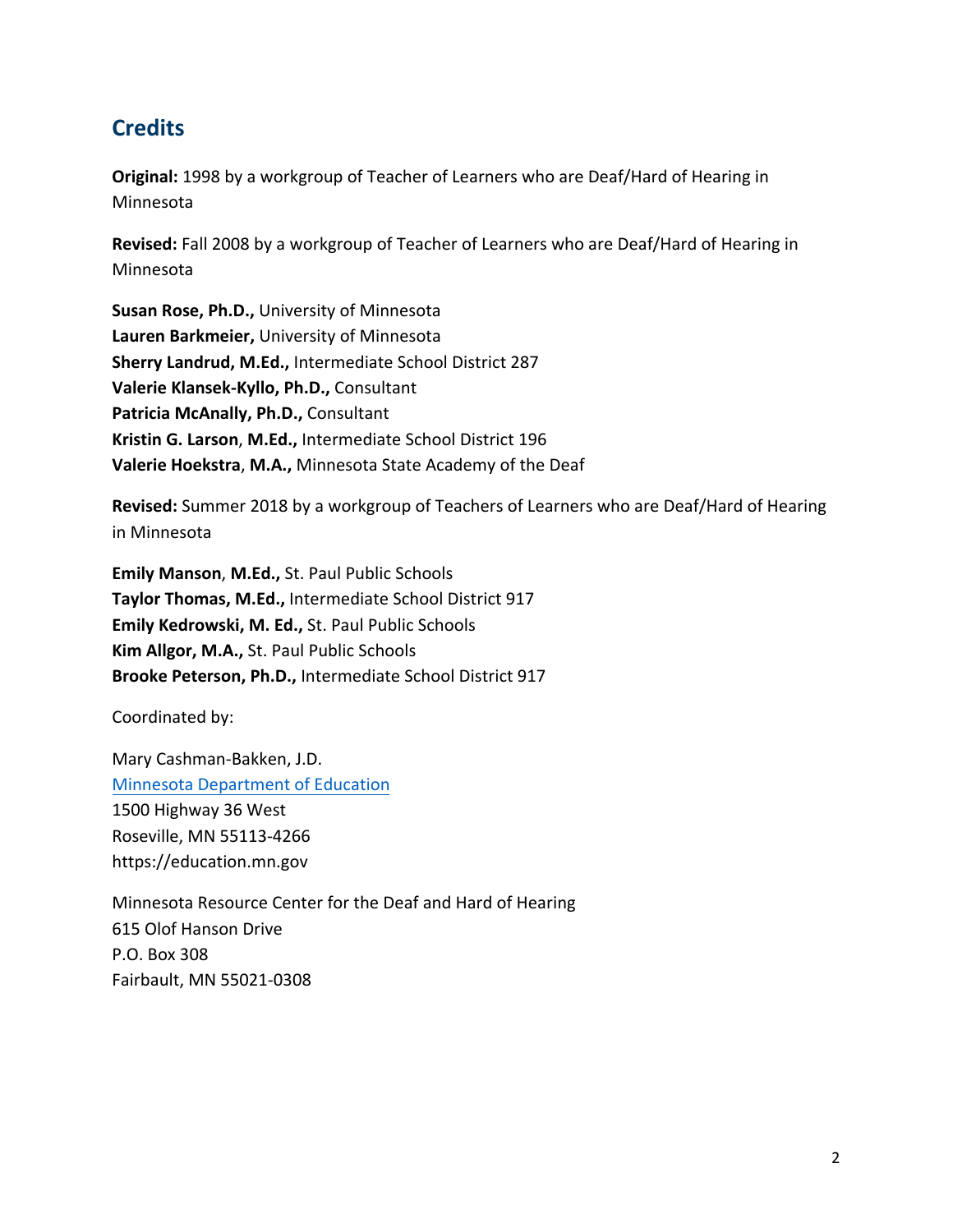## Credits

**Original:** 1998 by a workgroup of Teacher of Learners who are Deaf/Hard of Hearing in Minnesota

**Revised:** Fall 2008 by a workgroup of Teacher of Learners who are Deaf/Hard of Hearing in Minnesota

**Susan Rose, Ph.D.,** University of Minnesota
**Lauren Barkmeier,** University of Minnesota
**Sherry Landrud, M.Ed.,** Intermediate School District 287
**Valerie Klansek-Kyllo, Ph.D.,** Consultant
**Patricia McAnally, Ph.D.,** Consultant
**Kristin G. Larson**, **M.Ed.,** Intermediate School District 196
**Valerie Hoekstra**, **M.A.,** Minnesota State Academy of the Deaf

**Revised:** Summer 2018 by a workgroup of Teachers of Learners who are Deaf/Hard of Hearing in Minnesota

**Emily Manson**, **M.Ed.,** St. Paul Public Schools
**Taylor Thomas, M.Ed.,** Intermediate School District 917
**Emily Kedrowski, M. Ed.,** St. Paul Public Schools
**Kim Allgor, M.A.,** St. Paul Public Schools
**Brooke Peterson, Ph.D.,** Intermediate School District 917

Coordinated by:

Mary Cashman-Bakken, J.D.
[Minnesota Department of Education](https://education.mn.gov)
1500 Highway 36 West
Roseville, MN 55113-4266
https://education.mn.gov

Minnesota Resource Center for the Deaf and Hard of Hearing
615 Olof Hanson Drive
P.O. Box 308
Fairbault, MN 55021-0308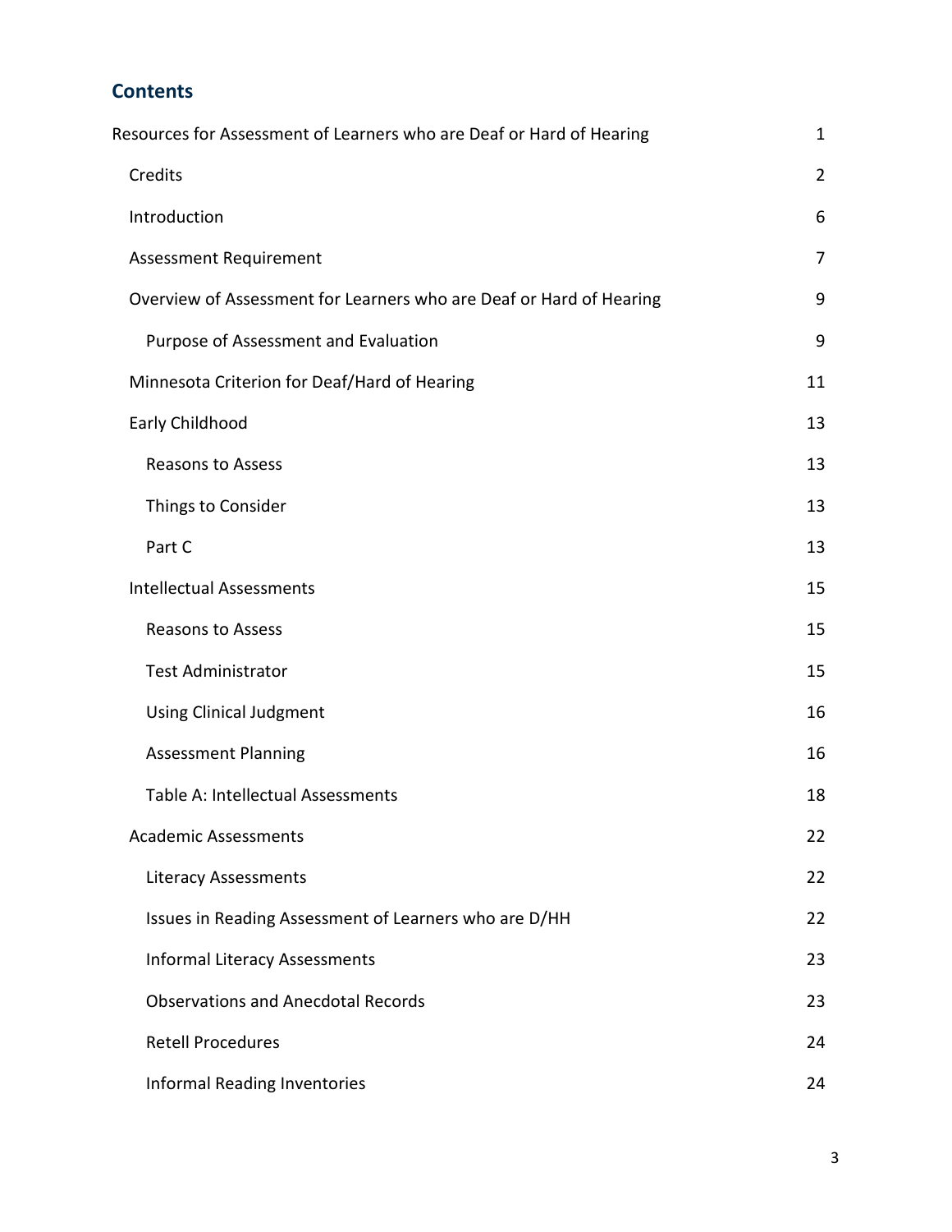## Contents

- Resources for Assessment of Learners who are Deaf or Hard of Hearing 1
  - Credits 2
  - Introduction 6
  - Assessment Requirement 7
  - Overview of Assessment for Learners who are Deaf or Hard of Hearing 9
    - Purpose of Assessment and Evaluation 9
  - Minnesota Criterion for Deaf/Hard of Hearing 11
  - Early Childhood 13
    - Reasons to Assess 13
    - Things to Consider 13
    - Part C 13
  - Intellectual Assessments 15
    - Reasons to Assess 15
    - Test Administrator 15
    - Using Clinical Judgment 16
    - Assessment Planning 16
    - Table A: Intellectual Assessments 18
  - Academic Assessments 22
    - Literacy Assessments 22
    - Issues in Reading Assessment of Learners who are D/HH 22
    - Informal Literacy Assessments 23
    - Observations and Anecdotal Records 23
    - Retell Procedures 24
    - Informal Reading Inventories 24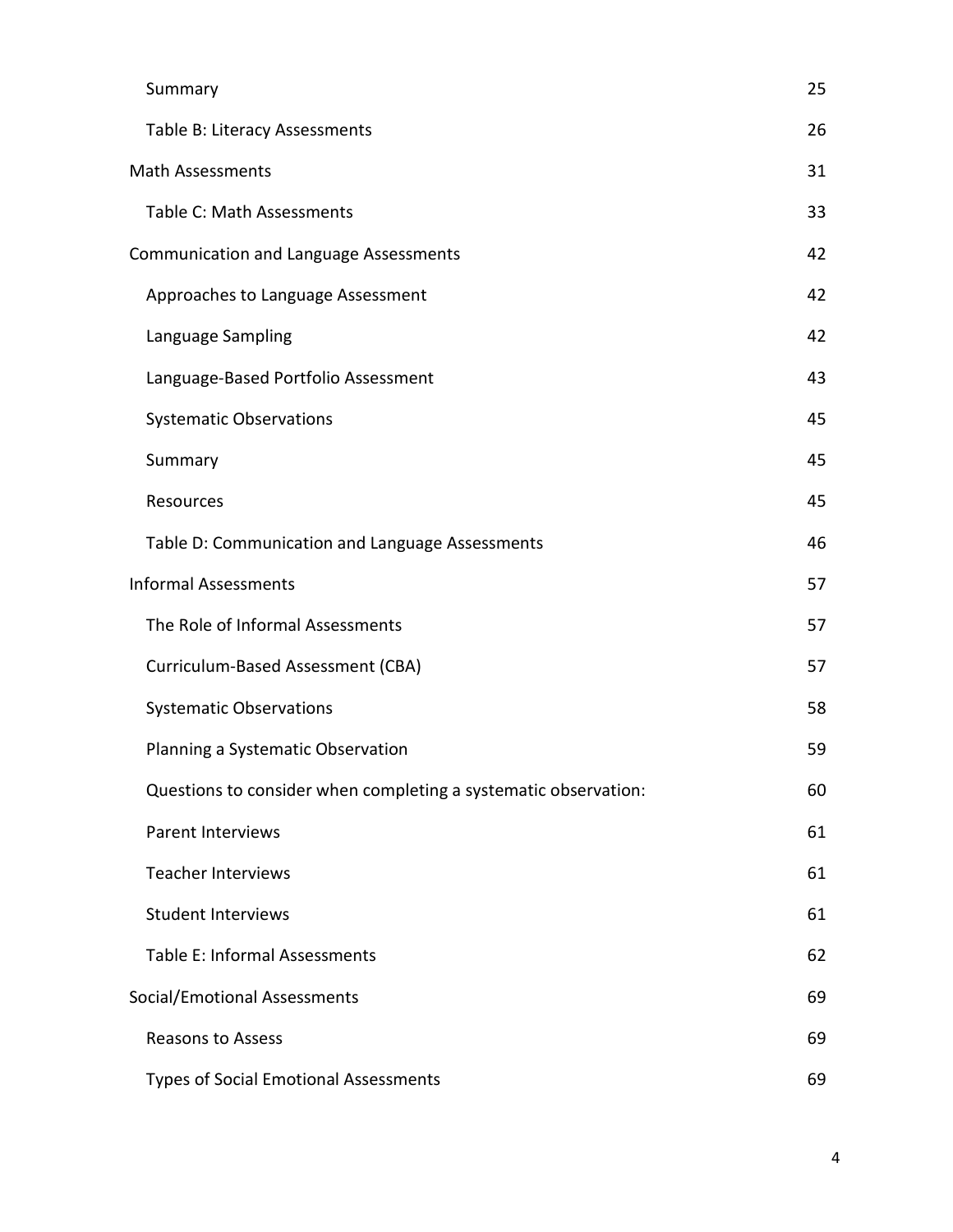| | |
|---|---|
| Summary | 25 |
| Table B: Literacy Assessments | 26 |
| Math Assessments | 31 |
| Table C: Math Assessments | 33 |
| Communication and Language Assessments | 42 |
| Approaches to Language Assessment | 42 |
| Language Sampling | 42 |
| Language-Based Portfolio Assessment | 43 |
| Systematic Observations | 45 |
| Summary | 45 |
| Resources | 45 |
| Table D: Communication and Language Assessments | 46 |
| Informal Assessments | 57 |
| The Role of Informal Assessments | 57 |
| Curriculum-Based Assessment (CBA) | 57 |
| Systematic Observations | 58 |
| Planning a Systematic Observation | 59 |
| Questions to consider when completing a systematic observation: | 60 |
| Parent Interviews | 61 |
| Teacher Interviews | 61 |
| Student Interviews | 61 |
| Table E: Informal Assessments | 62 |
| Social/Emotional Assessments | 69 |
| Reasons to Assess | 69 |
| Types of Social Emotional Assessments | 69 |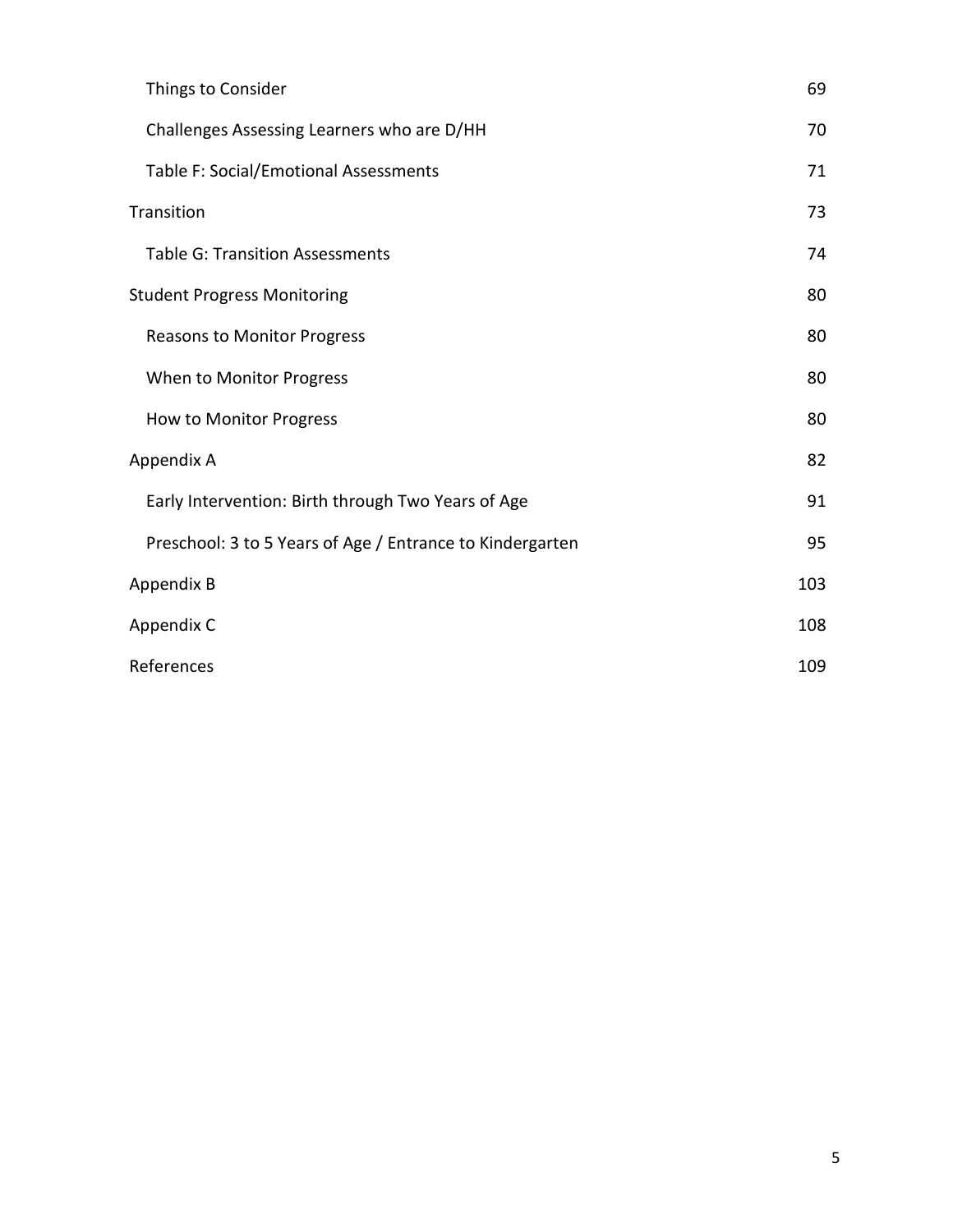| | |
|---|---|
| Things to Consider | 69 |
| Challenges Assessing Learners who are D/HH | 70 |
| Table F: Social/Emotional Assessments | 71 |
| Transition | 73 |
| Table G: Transition Assessments | 74 |
| Student Progress Monitoring | 80 |
| Reasons to Monitor Progress | 80 |
| When to Monitor Progress | 80 |
| How to Monitor Progress | 80 |
| Appendix A | 82 |
| Early Intervention: Birth through Two Years of Age | 91 |
| Preschool: 3 to 5 Years of Age / Entrance to Kindergarten | 95 |
| Appendix B | 103 |
| Appendix C | 108 |
| References | 109 |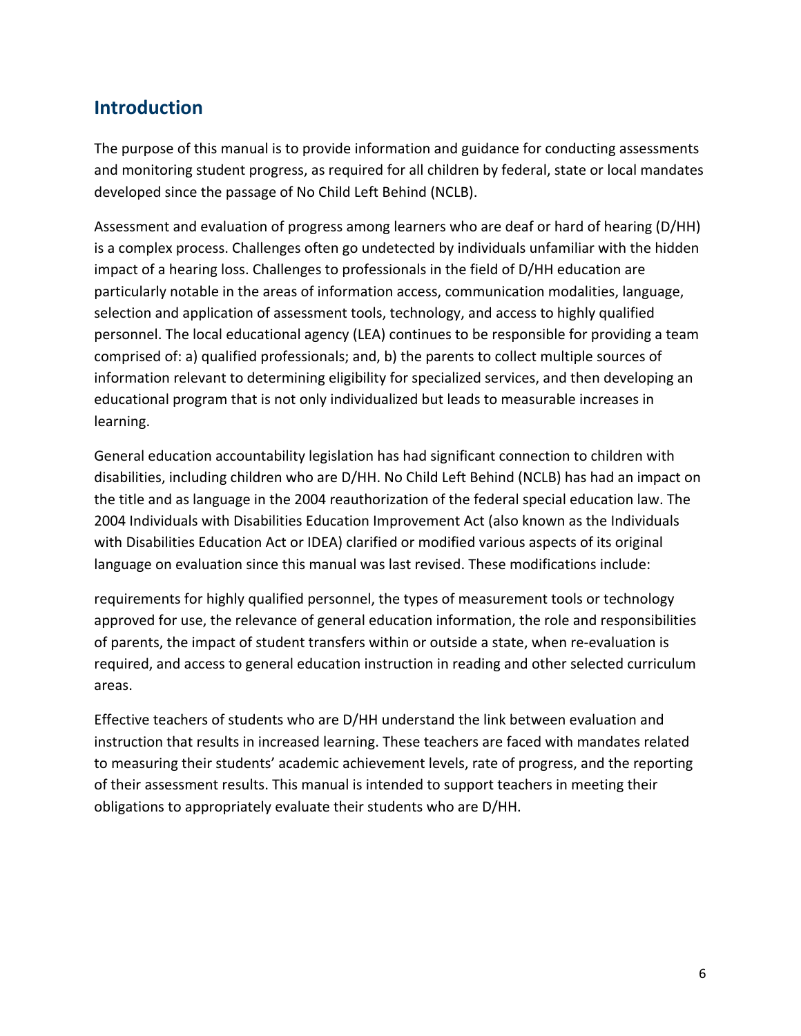## Introduction

The purpose of this manual is to provide information and guidance for conducting assessments and monitoring student progress, as required for all children by federal, state or local mandates developed since the passage of No Child Left Behind (NCLB).

Assessment and evaluation of progress among learners who are deaf or hard of hearing (D/HH) is a complex process. Challenges often go undetected by individuals unfamiliar with the hidden impact of a hearing loss. Challenges to professionals in the field of D/HH education are particularly notable in the areas of information access, communication modalities, language, selection and application of assessment tools, technology, and access to highly qualified personnel. The local educational agency (LEA) continues to be responsible for providing a team comprised of: a) qualified professionals; and, b) the parents to collect multiple sources of information relevant to determining eligibility for specialized services, and then developing an educational program that is not only individualized but leads to measurable increases in learning.

General education accountability legislation has had significant connection to children with disabilities, including children who are D/HH. No Child Left Behind (NCLB) has had an impact on the title and as language in the 2004 reauthorization of the federal special education law. The 2004 Individuals with Disabilities Education Improvement Act (also known as the Individuals with Disabilities Education Act or IDEA) clarified or modified various aspects of its original language on evaluation since this manual was last revised. These modifications include:

requirements for highly qualified personnel, the types of measurement tools or technology approved for use, the relevance of general education information, the role and responsibilities of parents, the impact of student transfers within or outside a state, when re-evaluation is required, and access to general education instruction in reading and other selected curriculum areas.

Effective teachers of students who are D/HH understand the link between evaluation and instruction that results in increased learning. These teachers are faced with mandates related to measuring their students' academic achievement levels, rate of progress, and the reporting of their assessment results. This manual is intended to support teachers in meeting their obligations to appropriately evaluate their students who are D/HH.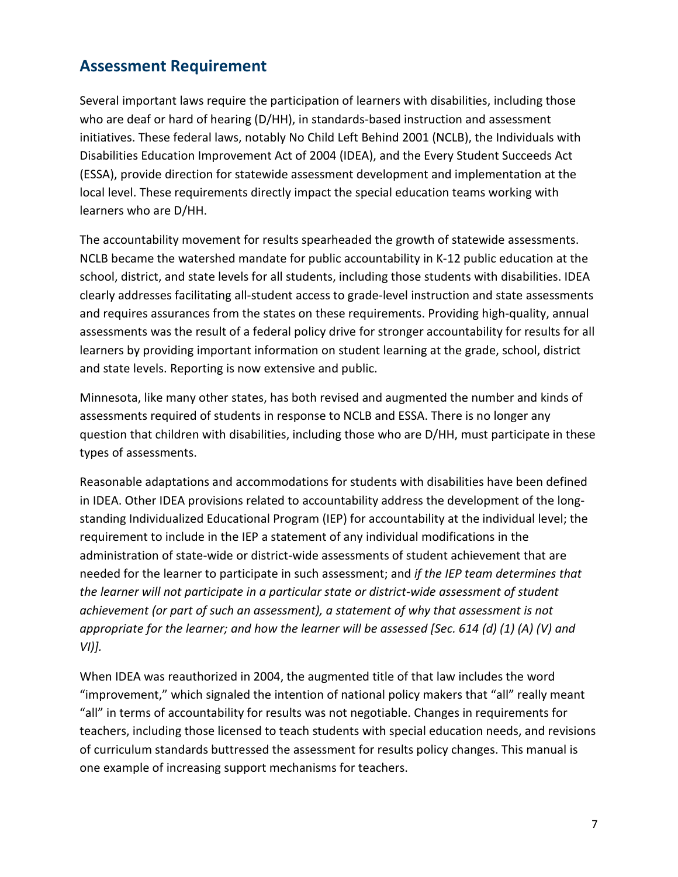## Assessment Requirement

Several important laws require the participation of learners with disabilities, including those who are deaf or hard of hearing (D/HH), in standards-based instruction and assessment initiatives. These federal laws, notably No Child Left Behind 2001 (NCLB), the Individuals with Disabilities Education Improvement Act of 2004 (IDEA), and the Every Student Succeeds Act (ESSA), provide direction for statewide assessment development and implementation at the local level. These requirements directly impact the special education teams working with learners who are D/HH.

The accountability movement for results spearheaded the growth of statewide assessments. NCLB became the watershed mandate for public accountability in K-12 public education at the school, district, and state levels for all students, including those students with disabilities. IDEA clearly addresses facilitating all-student access to grade-level instruction and state assessments and requires assurances from the states on these requirements. Providing high-quality, annual assessments was the result of a federal policy drive for stronger accountability for results for all learners by providing important information on student learning at the grade, school, district and state levels. Reporting is now extensive and public.

Minnesota, like many other states, has both revised and augmented the number and kinds of assessments required of students in response to NCLB and ESSA. There is no longer any question that children with disabilities, including those who are D/HH, must participate in these types of assessments.

Reasonable adaptations and accommodations for students with disabilities have been defined in IDEA. Other IDEA provisions related to accountability address the development of the long-standing Individualized Educational Program (IEP) for accountability at the individual level; the requirement to include in the IEP a statement of any individual modifications in the administration of state-wide or district-wide assessments of student achievement that are needed for the learner to participate in such assessment; and *if the IEP team determines that the learner will not participate in a particular state or district-wide assessment of student achievement (or part of such an assessment), a statement of why that assessment is not appropriate for the learner; and how the learner will be assessed [Sec. 614 (d) (1) (A) (V) and VI)].*

When IDEA was reauthorized in 2004, the augmented title of that law includes the word "improvement," which signaled the intention of national policy makers that "all" really meant "all" in terms of accountability for results was not negotiable. Changes in requirements for teachers, including those licensed to teach students with special education needs, and revisions of curriculum standards buttressed the assessment for results policy changes. This manual is one example of increasing support mechanisms for teachers.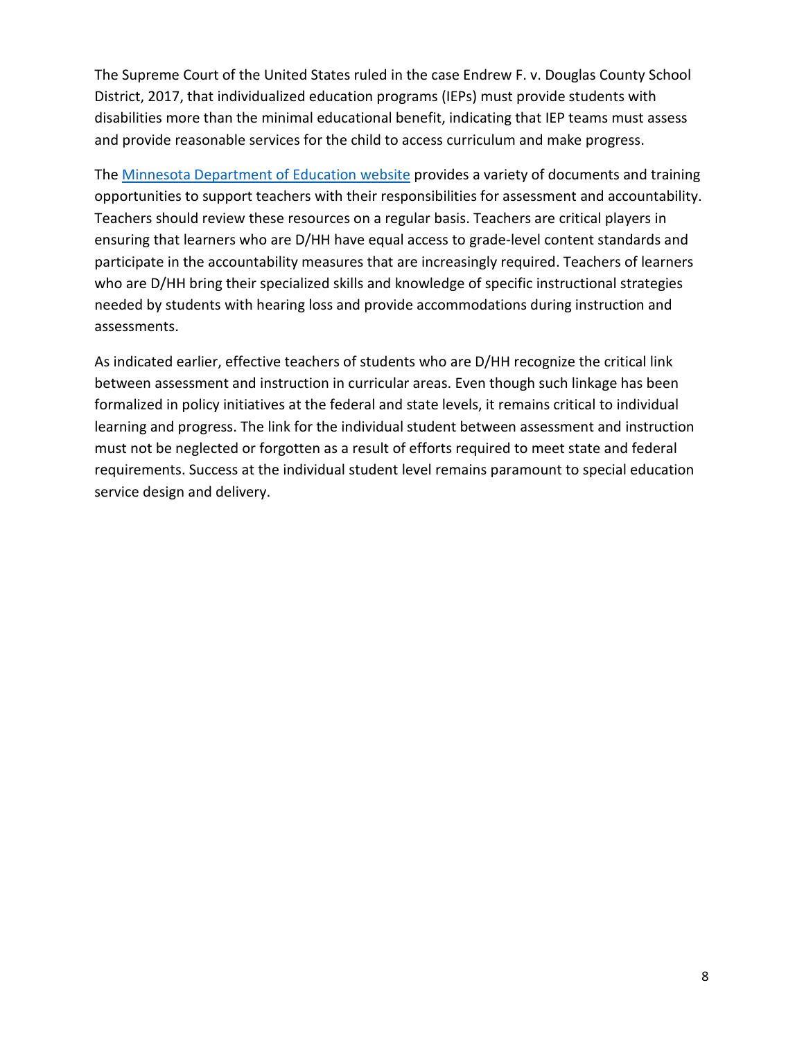The Supreme Court of the United States ruled in the case Endrew F. v. Douglas County School District, 2017, that individualized education programs (IEPs) must provide students with disabilities more than the minimal educational benefit, indicating that IEP teams must assess and provide reasonable services for the child to access curriculum and make progress.

The Minnesota Department of Education website provides a variety of documents and training opportunities to support teachers with their responsibilities for assessment and accountability. Teachers should review these resources on a regular basis. Teachers are critical players in ensuring that learners who are D/HH have equal access to grade-level content standards and participate in the accountability measures that are increasingly required. Teachers of learners who are D/HH bring their specialized skills and knowledge of specific instructional strategies needed by students with hearing loss and provide accommodations during instruction and assessments.

As indicated earlier, effective teachers of students who are D/HH recognize the critical link between assessment and instruction in curricular areas. Even though such linkage has been formalized in policy initiatives at the federal and state levels, it remains critical to individual learning and progress. The link for the individual student between assessment and instruction must not be neglected or forgotten as a result of efforts required to meet state and federal requirements. Success at the individual student level remains paramount to special education service design and delivery.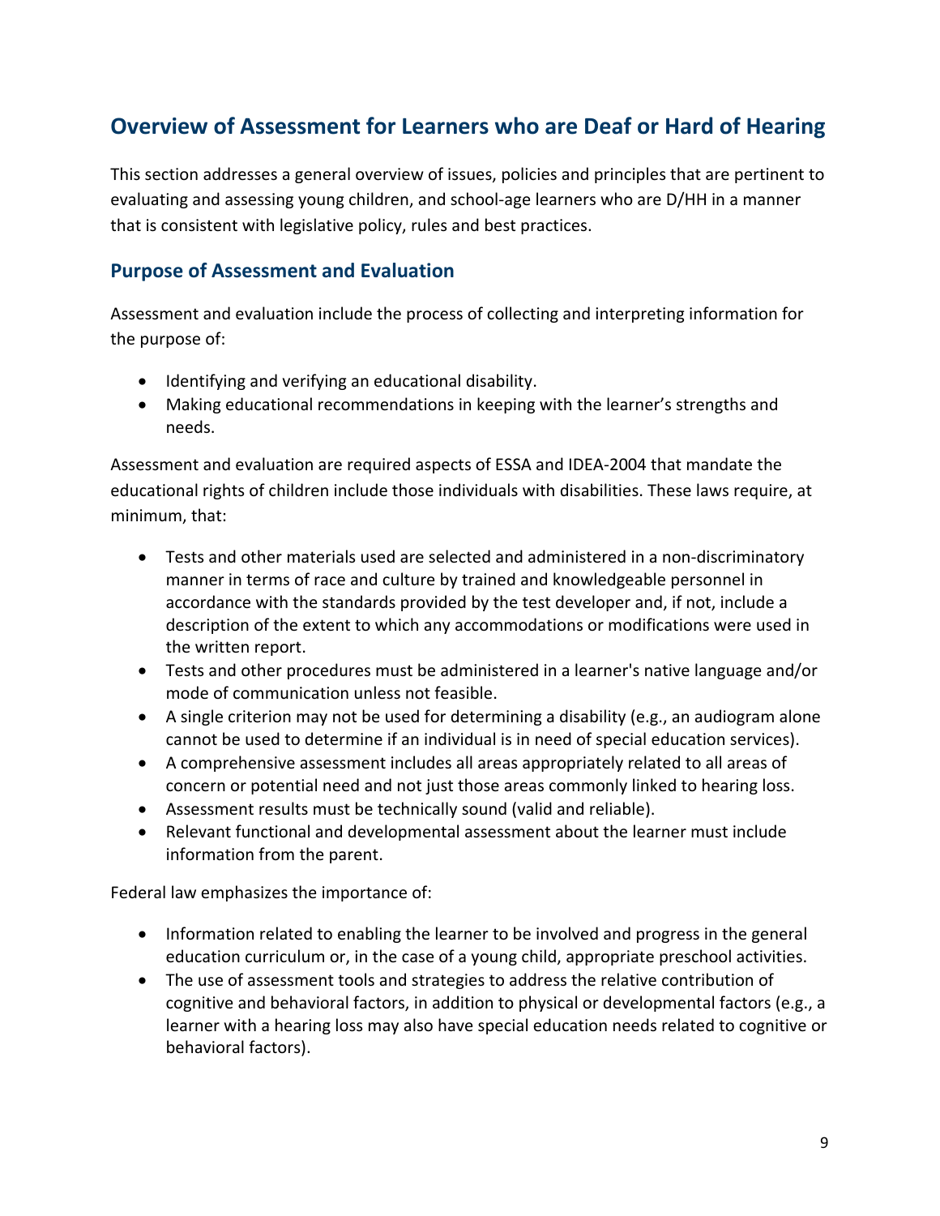## Overview of Assessment for Learners who are Deaf or Hard of Hearing

This section addresses a general overview of issues, policies and principles that are pertinent to evaluating and assessing young children, and school-age learners who are D/HH in a manner that is consistent with legislative policy, rules and best practices.

### Purpose of Assessment and Evaluation

Assessment and evaluation include the process of collecting and interpreting information for the purpose of:

- Identifying and verifying an educational disability.
- Making educational recommendations in keeping with the learner's strengths and needs.

Assessment and evaluation are required aspects of ESSA and IDEA-2004 that mandate the educational rights of children include those individuals with disabilities. These laws require, at minimum, that:

- Tests and other materials used are selected and administered in a non-discriminatory manner in terms of race and culture by trained and knowledgeable personnel in accordance with the standards provided by the test developer and, if not, include a description of the extent to which any accommodations or modifications were used in the written report.
- Tests and other procedures must be administered in a learner's native language and/or mode of communication unless not feasible.
- A single criterion may not be used for determining a disability (e.g., an audiogram alone cannot be used to determine if an individual is in need of special education services).
- A comprehensive assessment includes all areas appropriately related to all areas of concern or potential need and not just those areas commonly linked to hearing loss.
- Assessment results must be technically sound (valid and reliable).
- Relevant functional and developmental assessment about the learner must include information from the parent.

Federal law emphasizes the importance of:

- Information related to enabling the learner to be involved and progress in the general education curriculum or, in the case of a young child, appropriate preschool activities.
- The use of assessment tools and strategies to address the relative contribution of cognitive and behavioral factors, in addition to physical or developmental factors (e.g., a learner with a hearing loss may also have special education needs related to cognitive or behavioral factors).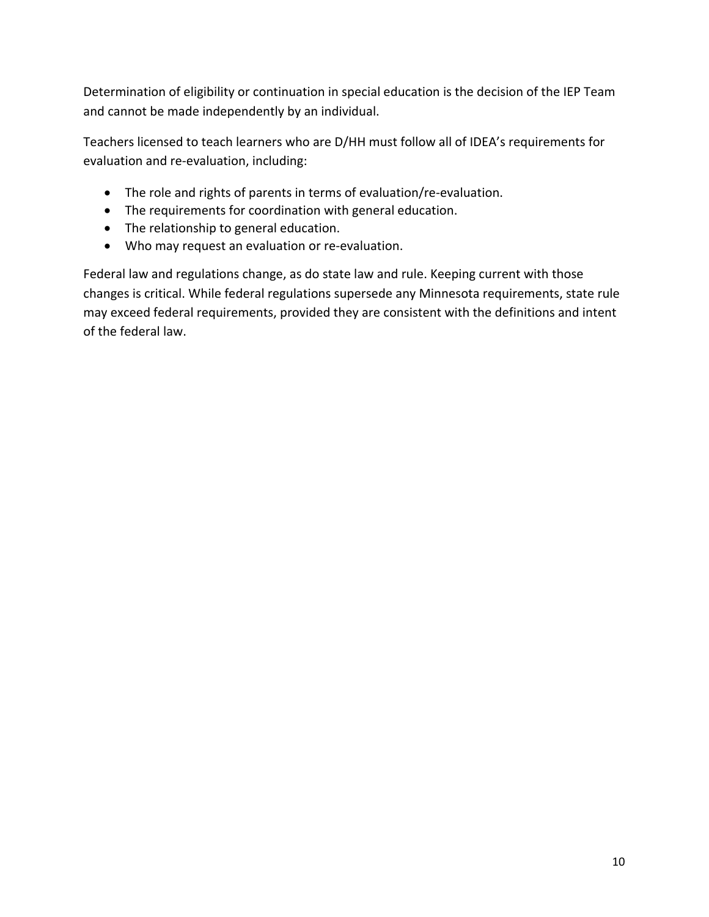Determination of eligibility or continuation in special education is the decision of the IEP Team and cannot be made independently by an individual.

Teachers licensed to teach learners who are D/HH must follow all of IDEA's requirements for evaluation and re-evaluation, including:

- The role and rights of parents in terms of evaluation/re-evaluation.
- The requirements for coordination with general education.
- The relationship to general education.
- Who may request an evaluation or re-evaluation.

Federal law and regulations change, as do state law and rule. Keeping current with those changes is critical. While federal regulations supersede any Minnesota requirements, state rule may exceed federal requirements, provided they are consistent with the definitions and intent of the federal law.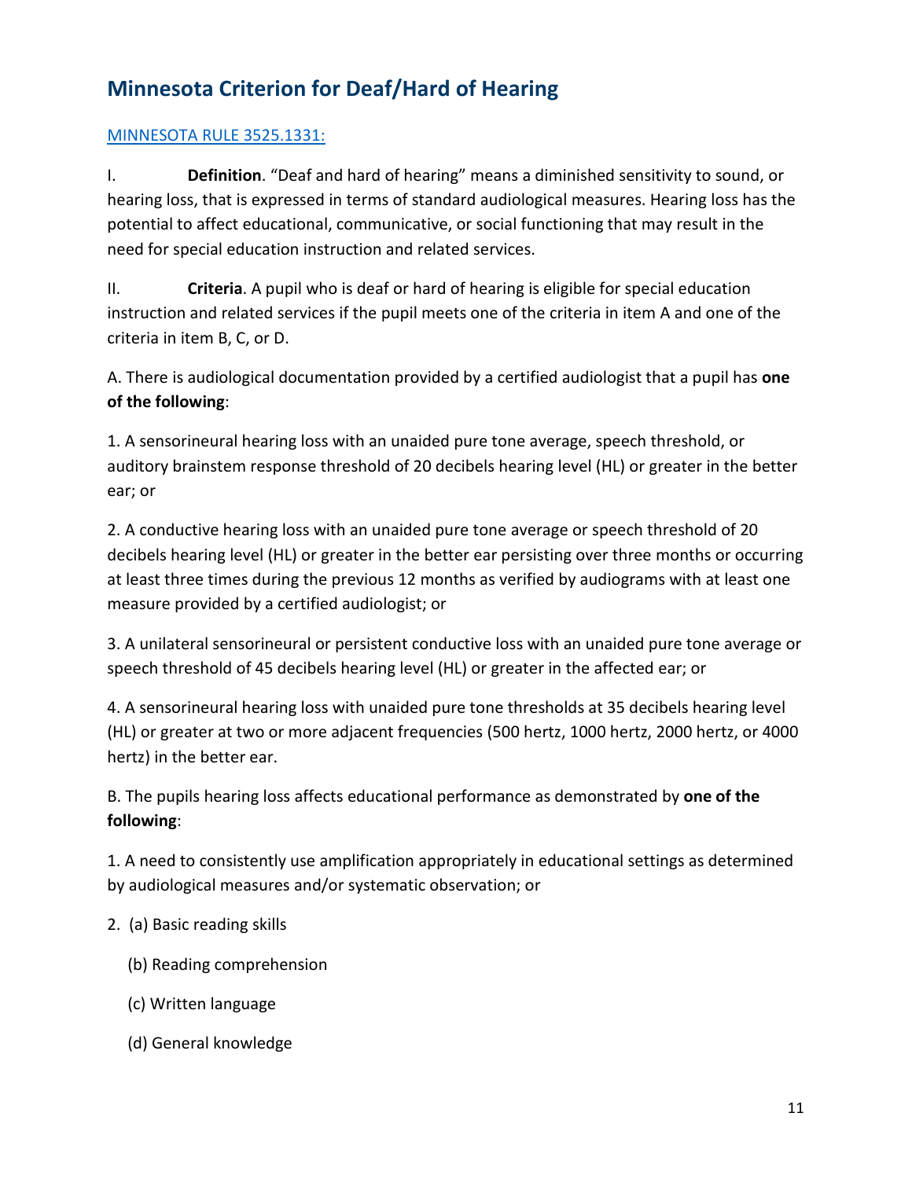## Minnesota Criterion for Deaf/Hard of Hearing

[MINNESOTA RULE 3525.1331:]()

I. **Definition**. "Deaf and hard of hearing" means a diminished sensitivity to sound, or hearing loss, that is expressed in terms of standard audiological measures. Hearing loss has the potential to affect educational, communicative, or social functioning that may result in the need for special education instruction and related services.

II. **Criteria**. A pupil who is deaf or hard of hearing is eligible for special education instruction and related services if the pupil meets one of the criteria in item A and one of the criteria in item B, C, or D.

A. There is audiological documentation provided by a certified audiologist that a pupil has **one of the following**:

1. A sensorineural hearing loss with an unaided pure tone average, speech threshold, or auditory brainstem response threshold of 20 decibels hearing level (HL) or greater in the better ear; or

2. A conductive hearing loss with an unaided pure tone average or speech threshold of 20 decibels hearing level (HL) or greater in the better ear persisting over three months or occurring at least three times during the previous 12 months as verified by audiograms with at least one measure provided by a certified audiologist; or

3. A unilateral sensorineural or persistent conductive loss with an unaided pure tone average or speech threshold of 45 decibels hearing level (HL) or greater in the affected ear; or

4. A sensorineural hearing loss with unaided pure tone thresholds at 35 decibels hearing level (HL) or greater at two or more adjacent frequencies (500 hertz, 1000 hertz, 2000 hertz, or 4000 hertz) in the better ear.

B. The pupils hearing loss affects educational performance as demonstrated by **one of the following**:

1. A need to consistently use amplification appropriately in educational settings as determined by audiological measures and/or systematic observation; or

2. (a) Basic reading skills

   (b) Reading comprehension

   (c) Written language

   (d) General knowledge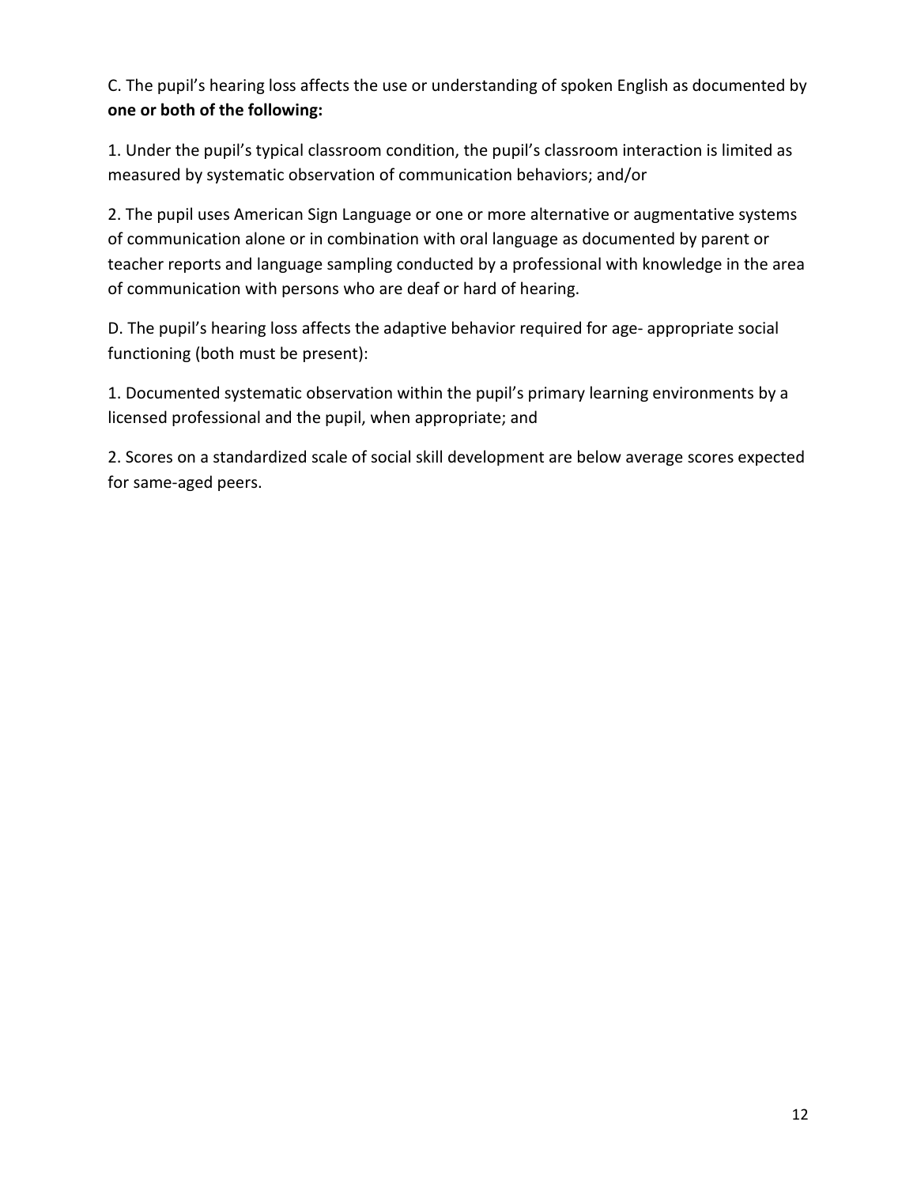C. The pupil's hearing loss affects the use or understanding of spoken English as documented by **one or both of the following:**

1. Under the pupil's typical classroom condition, the pupil's classroom interaction is limited as measured by systematic observation of communication behaviors; and/or

2. The pupil uses American Sign Language or one or more alternative or augmentative systems of communication alone or in combination with oral language as documented by parent or teacher reports and language sampling conducted by a professional with knowledge in the area of communication with persons who are deaf or hard of hearing.

D. The pupil's hearing loss affects the adaptive behavior required for age- appropriate social functioning (both must be present):

1. Documented systematic observation within the pupil's primary learning environments by a licensed professional and the pupil, when appropriate; and

2. Scores on a standardized scale of social skill development are below average scores expected for same-aged peers.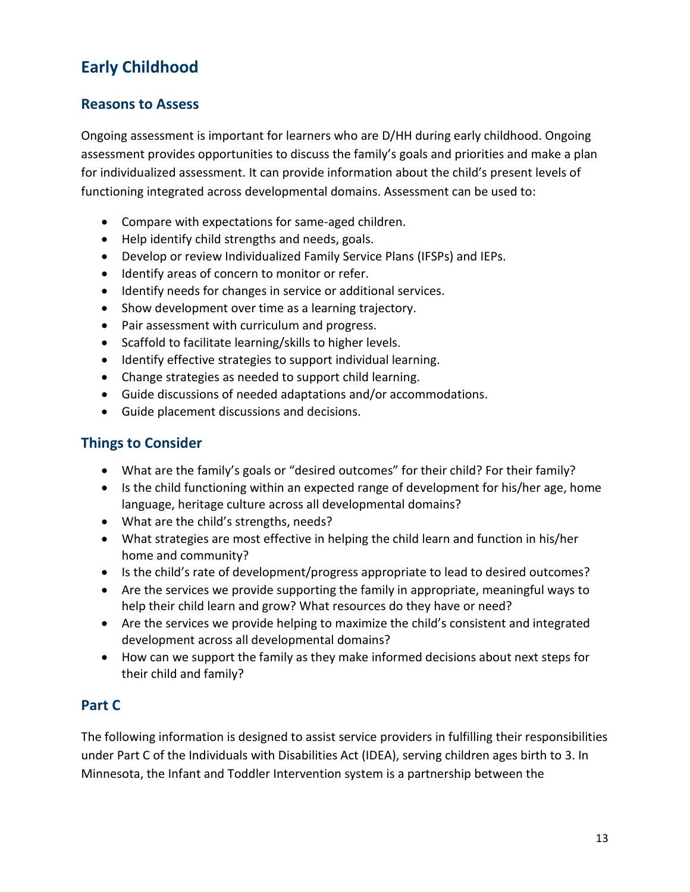## Early Childhood

### Reasons to Assess

Ongoing assessment is important for learners who are D/HH during early childhood. Ongoing assessment provides opportunities to discuss the family's goals and priorities and make a plan for individualized assessment. It can provide information about the child's present levels of functioning integrated across developmental domains. Assessment can be used to:

- Compare with expectations for same-aged children.
- Help identify child strengths and needs, goals.
- Develop or review Individualized Family Service Plans (IFSPs) and IEPs.
- Identify areas of concern to monitor or refer.
- Identify needs for changes in service or additional services.
- Show development over time as a learning trajectory.
- Pair assessment with curriculum and progress.
- Scaffold to facilitate learning/skills to higher levels.
- Identify effective strategies to support individual learning.
- Change strategies as needed to support child learning.
- Guide discussions of needed adaptations and/or accommodations.
- Guide placement discussions and decisions.

### Things to Consider

- What are the family's goals or "desired outcomes" for their child? For their family?
- Is the child functioning within an expected range of development for his/her age, home language, heritage culture across all developmental domains?
- What are the child's strengths, needs?
- What strategies are most effective in helping the child learn and function in his/her home and community?
- Is the child's rate of development/progress appropriate to lead to desired outcomes?
- Are the services we provide supporting the family in appropriate, meaningful ways to help their child learn and grow? What resources do they have or need?
- Are the services we provide helping to maximize the child's consistent and integrated development across all developmental domains?
- How can we support the family as they make informed decisions about next steps for their child and family?

### Part C

The following information is designed to assist service providers in fulfilling their responsibilities under Part C of the Individuals with Disabilities Act (IDEA), serving children ages birth to 3. In Minnesota, the Infant and Toddler Intervention system is a partnership between the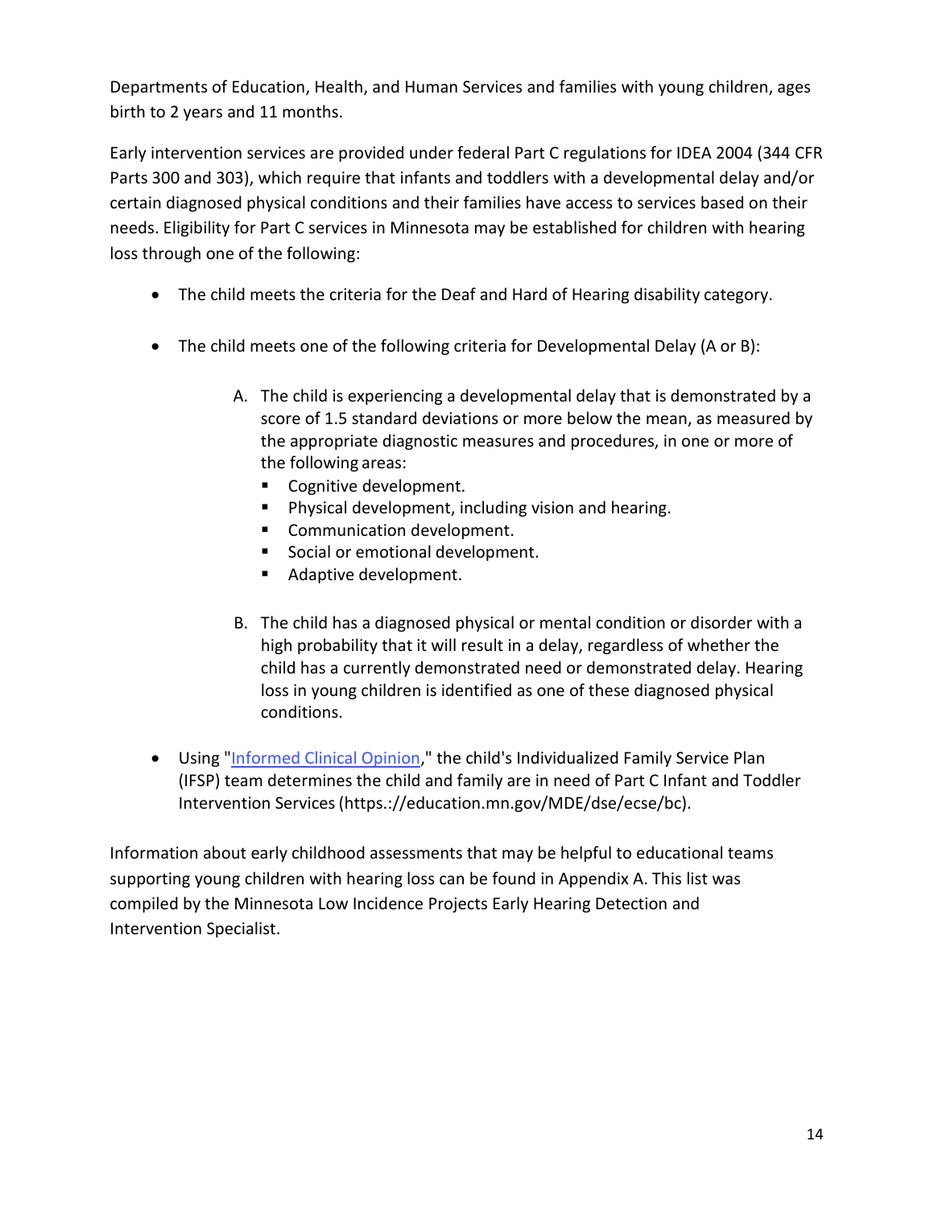Departments of Education, Health, and Human Services and families with young children, ages birth to 2 years and 11 months.

Early intervention services are provided under federal Part C regulations for IDEA 2004 (344 CFR Parts 300 and 303), which require that infants and toddlers with a developmental delay and/or certain diagnosed physical conditions and their families have access to services based on their needs. Eligibility for Part C services in Minnesota may be established for children with hearing loss through one of the following:

- The child meets the criteria for the Deaf and Hard of Hearing disability category.
- The child meets one of the following criteria for Developmental Delay (A or B):

    A. The child is experiencing a developmental delay that is demonstrated by a score of 1.5 standard deviations or more below the mean, as measured by the appropriate diagnostic measures and procedures, in one or more of the following areas:
        - Cognitive development.
        - Physical development, including vision and hearing.
        - Communication development.
        - Social or emotional development.
        - Adaptive development.

    B. The child has a diagnosed physical or mental condition or disorder with a high probability that it will result in a delay, regardless of whether the child has a currently demonstrated need or demonstrated delay. Hearing loss in young children is identified as one of these diagnosed physical conditions.

- Using "[Informed Clinical Opinion](https://education.mn.gov/MDE/dse/ecse/bc)," the child's Individualized Family Service Plan (IFSP) team determines the child and family are in need of Part C Infant and Toddler Intervention Services (https.://education.mn.gov/MDE/dse/ecse/bc).

Information about early childhood assessments that may be helpful to educational teams supporting young children with hearing loss can be found in Appendix A. This list was compiled by the Minnesota Low Incidence Projects Early Hearing Detection and Intervention Specialist.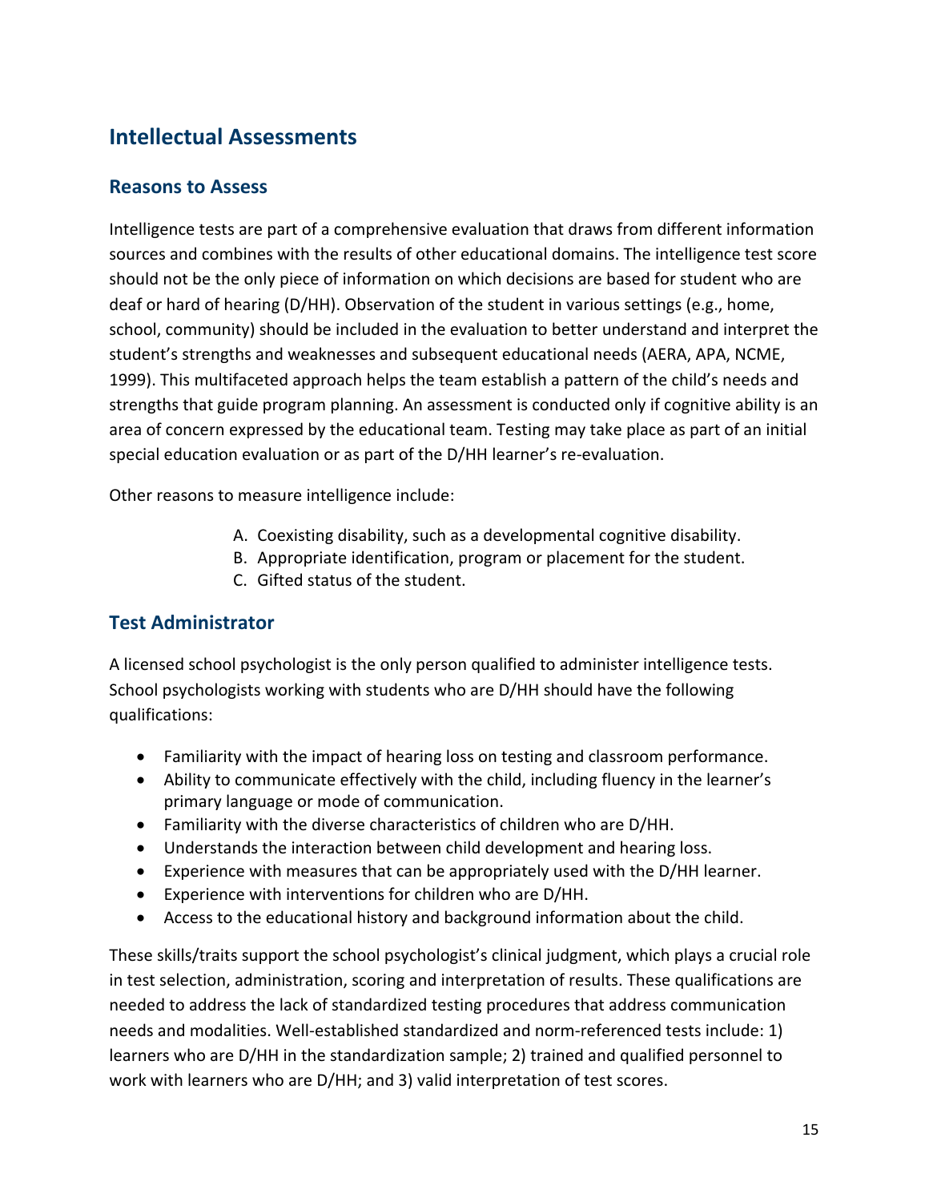## Intellectual Assessments

### Reasons to Assess

Intelligence tests are part of a comprehensive evaluation that draws from different information sources and combines with the results of other educational domains. The intelligence test score should not be the only piece of information on which decisions are based for student who are deaf or hard of hearing (D/HH). Observation of the student in various settings (e.g., home, school, community) should be included in the evaluation to better understand and interpret the student's strengths and weaknesses and subsequent educational needs (AERA, APA, NCME, 1999). This multifaceted approach helps the team establish a pattern of the child's needs and strengths that guide program planning. An assessment is conducted only if cognitive ability is an area of concern expressed by the educational team. Testing may take place as part of an initial special education evaluation or as part of the D/HH learner's re-evaluation.

Other reasons to measure intelligence include:

A. Coexisting disability, such as a developmental cognitive disability.
B. Appropriate identification, program or placement for the student.
C. Gifted status of the student.

### Test Administrator

A licensed school psychologist is the only person qualified to administer intelligence tests. School psychologists working with students who are D/HH should have the following qualifications:

- Familiarity with the impact of hearing loss on testing and classroom performance.
- Ability to communicate effectively with the child, including fluency in the learner's primary language or mode of communication.
- Familiarity with the diverse characteristics of children who are D/HH.
- Understands the interaction between child development and hearing loss.
- Experience with measures that can be appropriately used with the D/HH learner.
- Experience with interventions for children who are D/HH.
- Access to the educational history and background information about the child.

These skills/traits support the school psychologist's clinical judgment, which plays a crucial role in test selection, administration, scoring and interpretation of results. These qualifications are needed to address the lack of standardized testing procedures that address communication needs and modalities. Well-established standardized and norm-referenced tests include: 1) learners who are D/HH in the standardization sample; 2) trained and qualified personnel to work with learners who are D/HH; and 3) valid interpretation of test scores.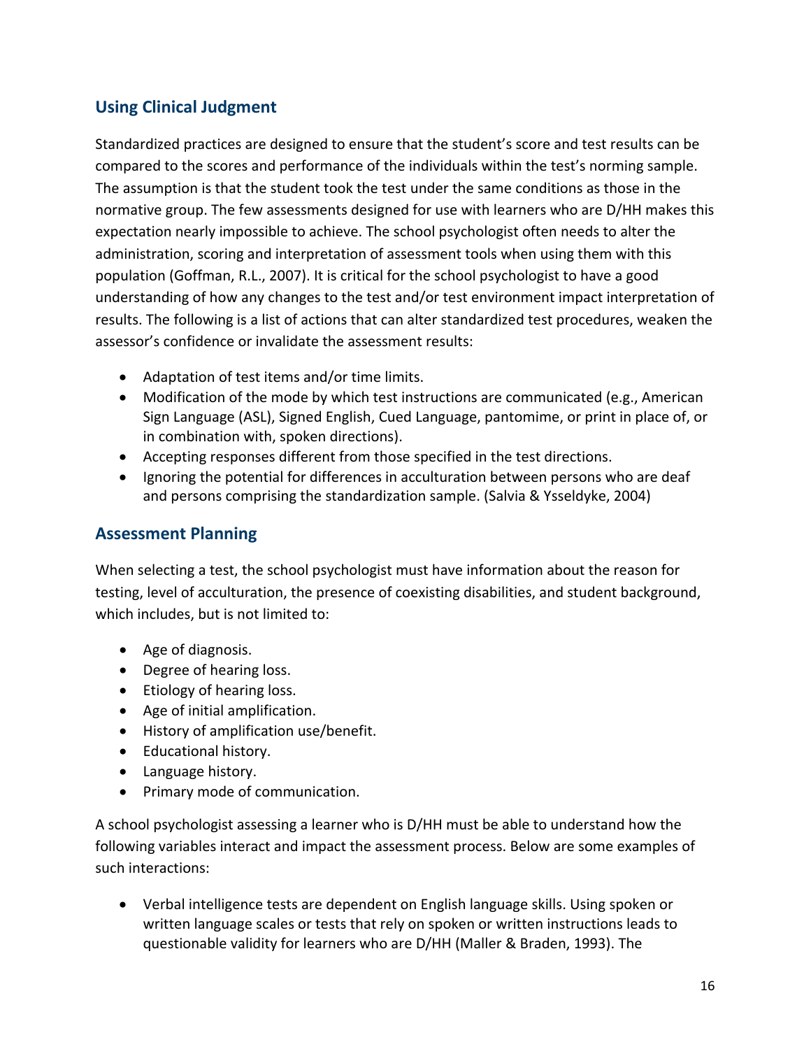## Using Clinical Judgment

Standardized practices are designed to ensure that the student's score and test results can be compared to the scores and performance of the individuals within the test's norming sample. The assumption is that the student took the test under the same conditions as those in the normative group. The few assessments designed for use with learners who are D/HH makes this expectation nearly impossible to achieve. The school psychologist often needs to alter the administration, scoring and interpretation of assessment tools when using them with this population (Goffman, R.L., 2007). It is critical for the school psychologist to have a good understanding of how any changes to the test and/or test environment impact interpretation of results. The following is a list of actions that can alter standardized test procedures, weaken the assessor's confidence or invalidate the assessment results:

- Adaptation of test items and/or time limits.
- Modification of the mode by which test instructions are communicated (e.g., American Sign Language (ASL), Signed English, Cued Language, pantomime, or print in place of, or in combination with, spoken directions).
- Accepting responses different from those specified in the test directions.
- Ignoring the potential for differences in acculturation between persons who are deaf and persons comprising the standardization sample. (Salvia & Ysseldyke, 2004)

## Assessment Planning

When selecting a test, the school psychologist must have information about the reason for testing, level of acculturation, the presence of coexisting disabilities, and student background, which includes, but is not limited to:

- Age of diagnosis.
- Degree of hearing loss.
- Etiology of hearing loss.
- Age of initial amplification.
- History of amplification use/benefit.
- Educational history.
- Language history.
- Primary mode of communication.

A school psychologist assessing a learner who is D/HH must be able to understand how the following variables interact and impact the assessment process. Below are some examples of such interactions:

- Verbal intelligence tests are dependent on English language skills. Using spoken or written language scales or tests that rely on spoken or written instructions leads to questionable validity for learners who are D/HH (Maller & Braden, 1993). The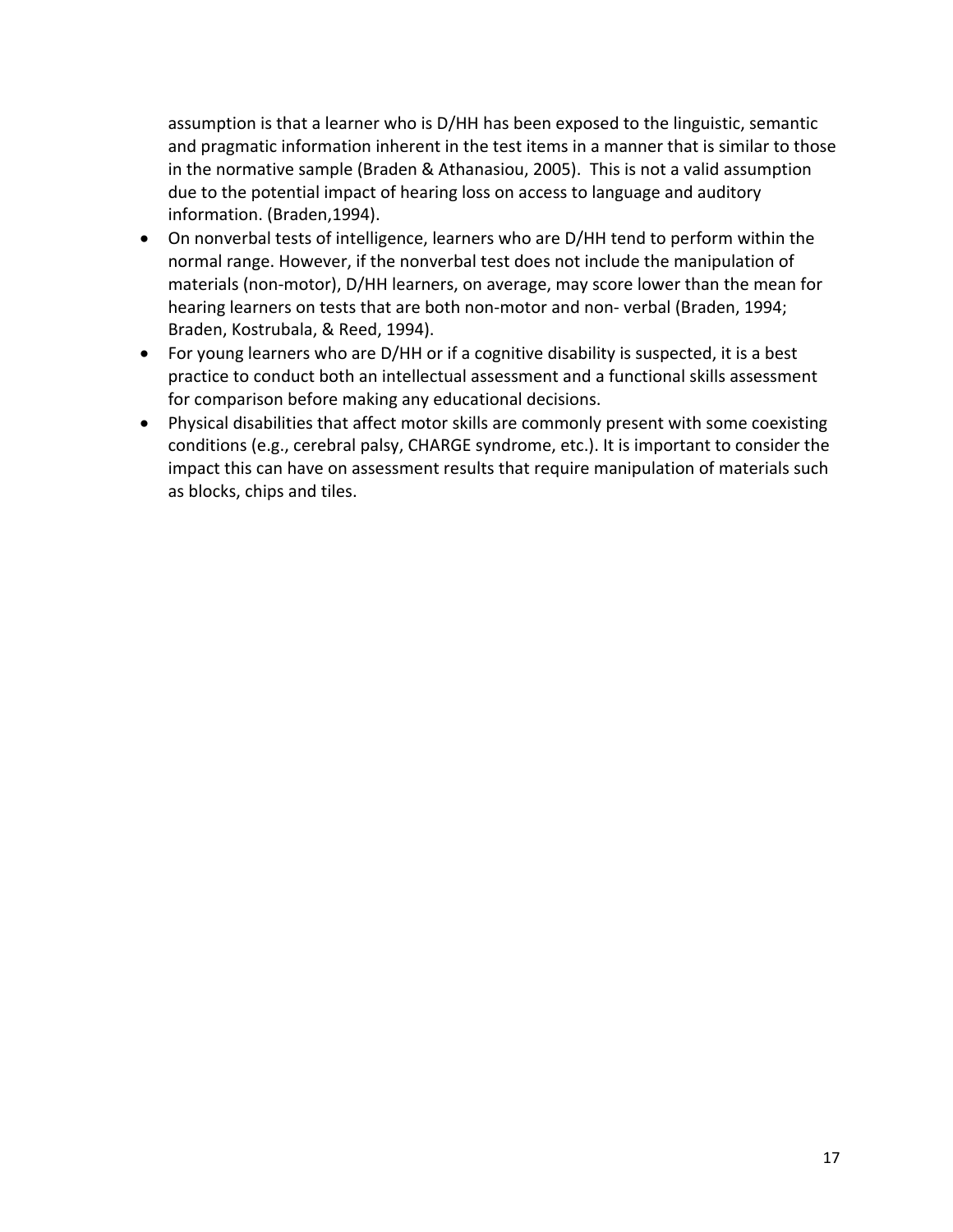assumption is that a learner who is D/HH has been exposed to the linguistic, semantic and pragmatic information inherent in the test items in a manner that is similar to those in the normative sample (Braden & Athanasiou, 2005). This is not a valid assumption due to the potential impact of hearing loss on access to language and auditory information. (Braden,1994).

- On nonverbal tests of intelligence, learners who are D/HH tend to perform within the normal range. However, if the nonverbal test does not include the manipulation of materials (non-motor), D/HH learners, on average, may score lower than the mean for hearing learners on tests that are both non-motor and non- verbal (Braden, 1994; Braden, Kostrubala, & Reed, 1994).
- For young learners who are D/HH or if a cognitive disability is suspected, it is a best practice to conduct both an intellectual assessment and a functional skills assessment for comparison before making any educational decisions.
- Physical disabilities that affect motor skills are commonly present with some coexisting conditions (e.g., cerebral palsy, CHARGE syndrome, etc.). It is important to consider the impact this can have on assessment results that require manipulation of materials such as blocks, chips and tiles.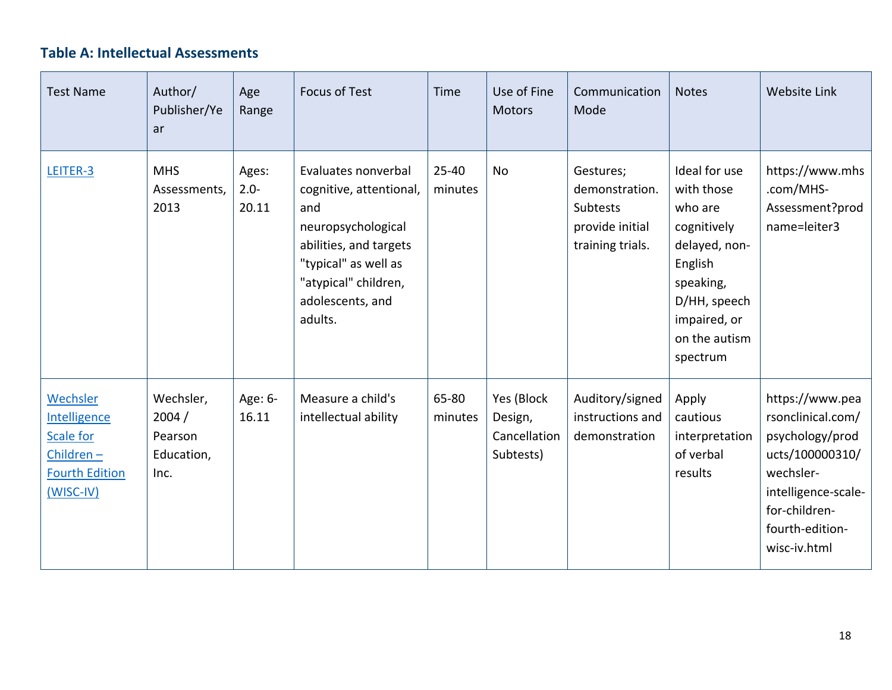### Table A: Intellectual Assessments

| Test Name | Author/ Publisher/Year | Age Range | Focus of Test | Time | Use of Fine Motors | Communication Mode | Notes | Website Link |
|---|---|---|---|---|---|---|---|---|
| LEITER-3 | MHS Assessments, 2013 | Ages: 2.0-20.11 | Evaluates nonverbal cognitive, attentional, and neuropsychological abilities, and targets "typical" as well as "atypical" children, adolescents, and adults. | 25-40 minutes | No | Gestures; demonstration. Subtests provide initial training trials. | Ideal for use with those who are cognitively delayed, non-English speaking, D/HH, speech impaired, or on the autism spectrum | https://www.mhs.com/MHS-Assessment?prodname=leiter3 |
| Wechsler Intelligence Scale for Children – Fourth Edition (WISC-IV) | Wechsler, 2004 / Pearson Education, Inc. | Age: 6-16.11 | Measure a child's intellectual ability | 65-80 minutes | Yes (Block Design, Cancellation Subtests) | Auditory/signed instructions and demonstration | Apply cautious interpretation of verbal results | https://www.pearsonclinical.com/psychology/products/100000310/wechsler-intelligence-scale-for-children-fourth-edition-wisc-iv.html |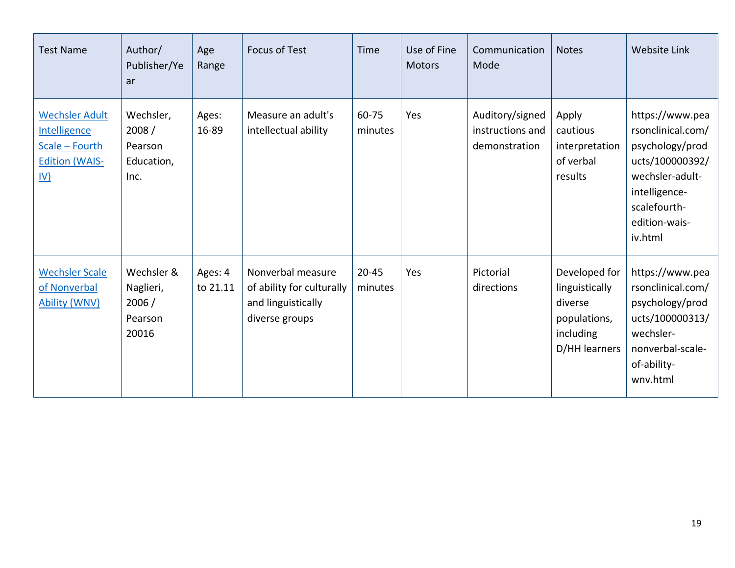| Test Name | Author/ Publisher/Year | Age Range | Focus of Test | Time | Use of Fine Motors | Communication Mode | Notes | Website Link |
|---|---|---|---|---|---|---|---|---|
| [Wechsler Adult Intelligence Scale – Fourth Edition (WAIS-IV)](https://www.pearsonclinical.com/psychology/products/100000392/wechsler-adult-intelligence-scalefourth-edition-wais-iv.html) | Wechsler, 2008 / Pearson Education, Inc. | Ages: 16-89 | Measure an adult's intellectual ability | 60-75 minutes | Yes | Auditory/signed instructions and demonstration | Apply cautious interpretation of verbal results | https://www.pearsonclinical.com/psychology/products/100000392/wechsler-adult-intelligence-scalefourth-edition-wais-iv.html |
| [Wechsler Scale of Nonverbal Ability (WNV)](https://www.pearsonclinical.com/psychology/products/100000313/wechsler-nonverbal-scale-of-ability-wnv.html) | Wechsler & Naglieri, 2006 / Pearson 20016 | Ages: 4 to 21.11 | Nonverbal measure of ability for culturally and linguistically diverse groups | 20-45 minutes | Yes | Pictorial directions | Developed for linguistically diverse populations, including D/HH learners | https://www.pearsonclinical.com/psychology/products/100000313/wechsler-nonverbal-scale-of-ability-wnv.html |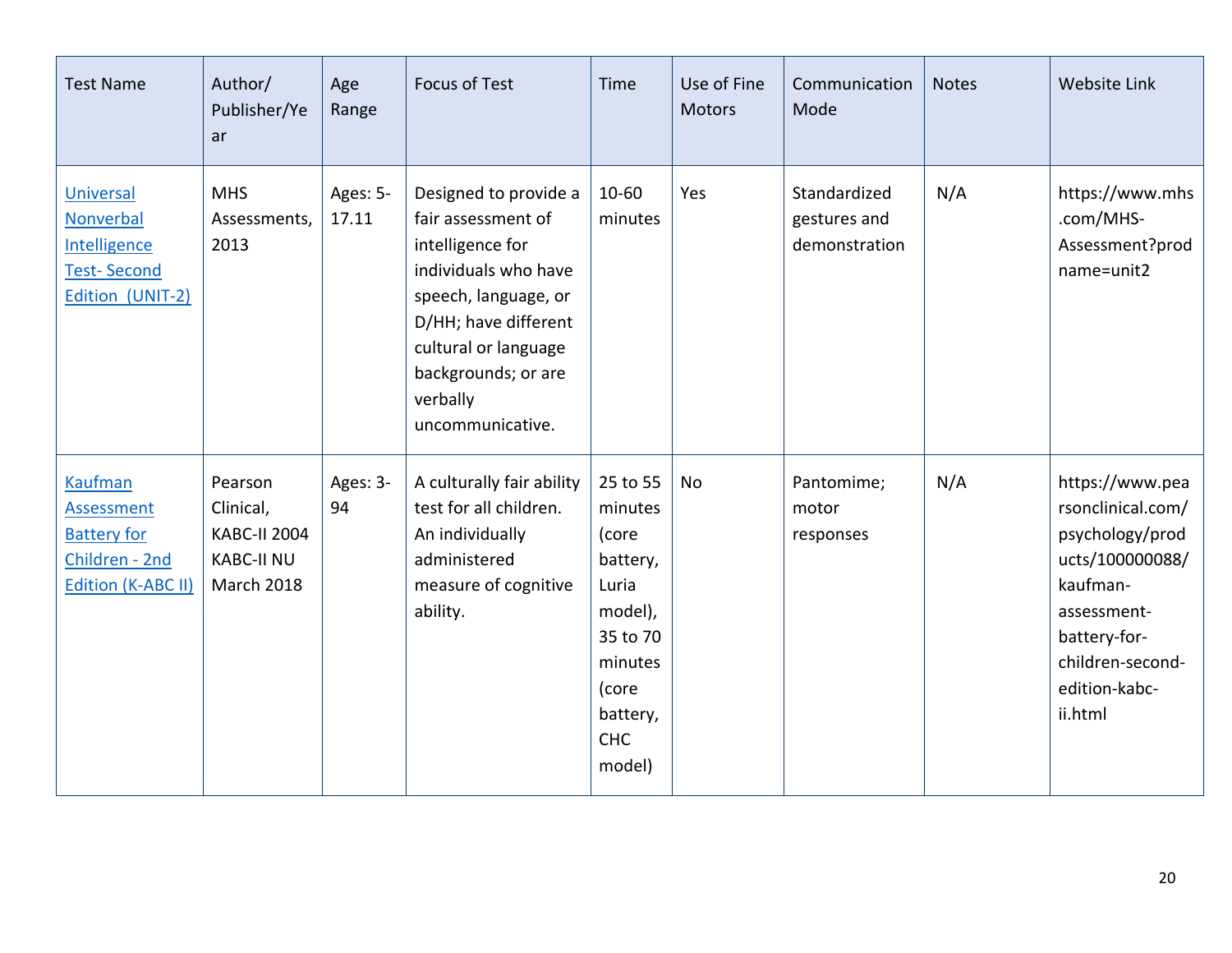| Test Name | Author/ Publisher/Year | Age Range | Focus of Test | Time | Use of Fine Motors | Communication Mode | Notes | Website Link |
|---|---|---|---|---|---|---|---|---|
| Universal Nonverbal Intelligence Test- Second Edition (UNIT-2) | MHS Assessments, 2013 | Ages: 5-17.11 | Designed to provide a fair assessment of intelligence for individuals who have speech, language, or D/HH; have different cultural or language backgrounds; or are verbally uncommunicative. | 10-60 minutes | Yes | Standardized gestures and demonstration | N/A | https://www.mhs.com/MHS-Assessment?prodname=unit2 |
| Kaufman Assessment Battery for Children - 2nd Edition (K-ABC II) | Pearson Clinical, KABC-II 2004 KABC-II NU March 2018 | Ages: 3-94 | A culturally fair ability test for all children. An individually administered measure of cognitive ability. | 25 to 55 minutes (core battery, Luria model), 35 to 70 minutes (core battery, CHC model) | No | Pantomime; motor responses | N/A | https://www.pearsonclinical.com/psychology/products/100000088/kaufman-assessment-battery-for-children-second-edition-kabc-ii.html |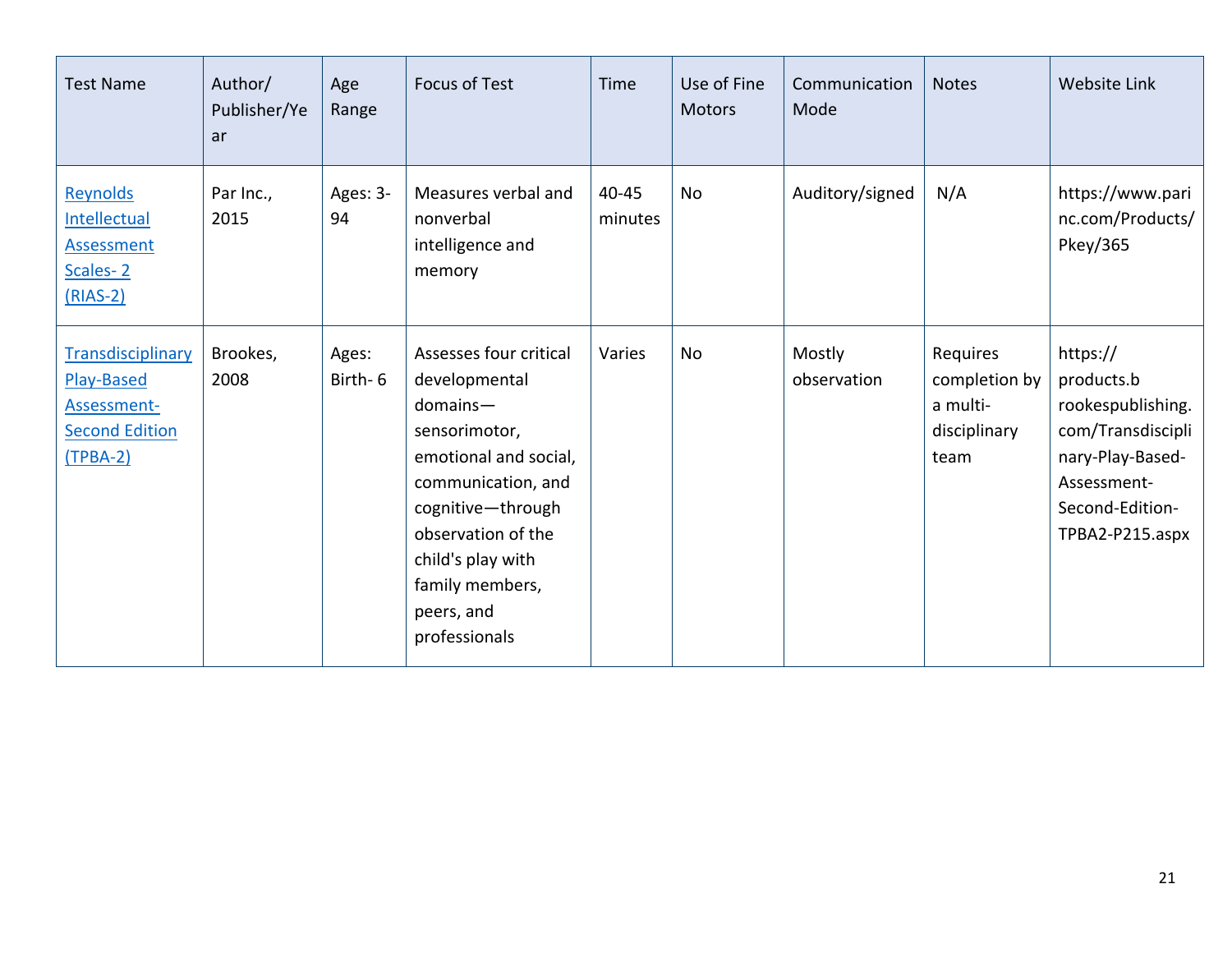| Test Name | Author/ Publisher/Year | Age Range | Focus of Test | Time | Use of Fine Motors | Communication Mode | Notes | Website Link |
|---|---|---|---|---|---|---|---|---|
| Reynolds Intellectual Assessment Scales- 2 (RIAS-2) | Par Inc., 2015 | Ages: 3-94 | Measures verbal and nonverbal intelligence and memory | 40-45 minutes | No | Auditory/signed | N/A | https://www.parinc.com/Products/Pkey/365 |
| Transdisciplinary Play-Based Assessment-Second Edition (TPBA-2) | Brookes, 2008 | Ages: Birth- 6 | Assesses four critical developmental domains—sensorimotor, emotional and social, communication, and cognitive—through observation of the child's play with family members, peers, and professionals | Varies | No | Mostly observation | Requires completion by a multi-disciplinary team | https://products.brookespublishing.com/Transdisciplinary-Play-Based-Assessment-Second-Edition-TPBA2-P215.aspx |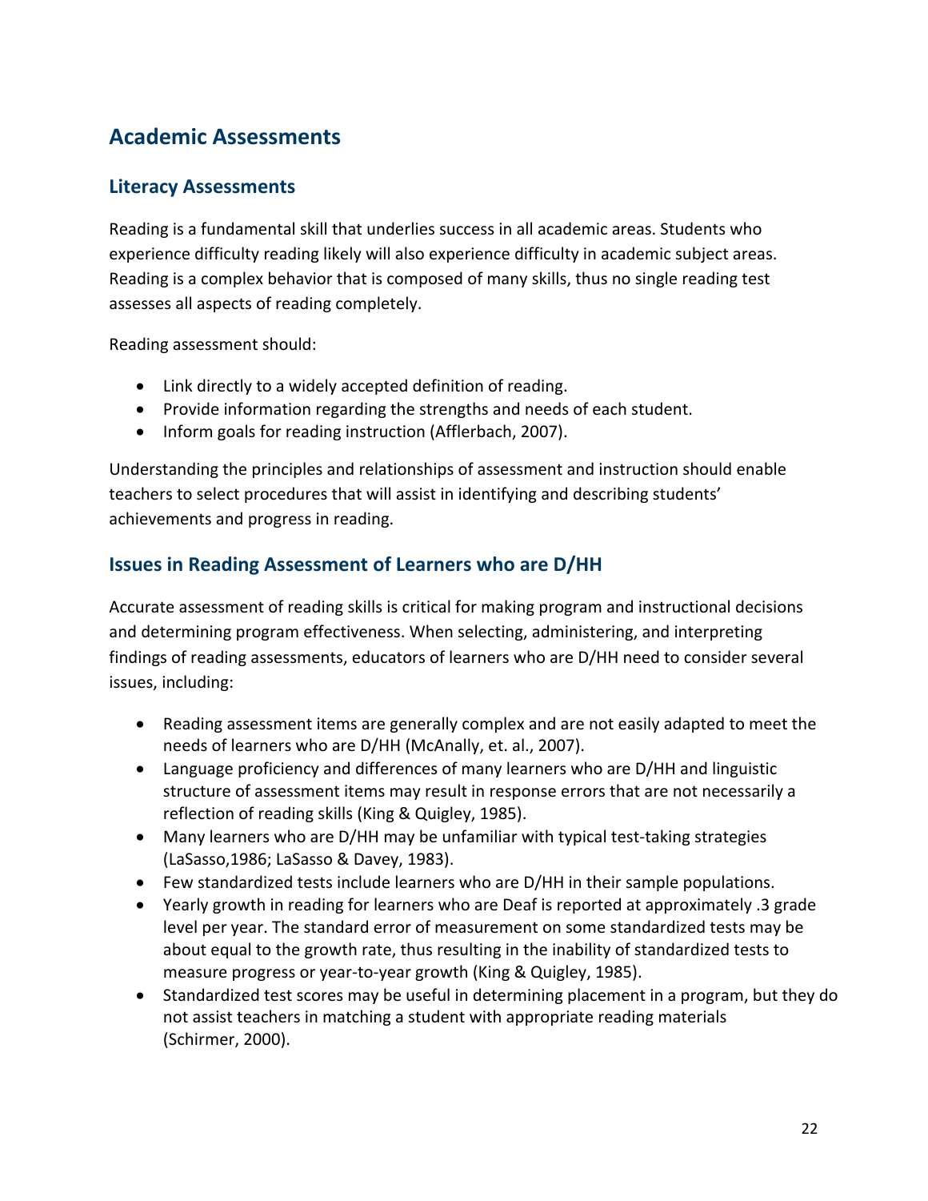## Academic Assessments

### Literacy Assessments

Reading is a fundamental skill that underlies success in all academic areas. Students who experience difficulty reading likely will also experience difficulty in academic subject areas. Reading is a complex behavior that is composed of many skills, thus no single reading test assesses all aspects of reading completely.

Reading assessment should:

- Link directly to a widely accepted definition of reading.
- Provide information regarding the strengths and needs of each student.
- Inform goals for reading instruction (Afflerbach, 2007).

Understanding the principles and relationships of assessment and instruction should enable teachers to select procedures that will assist in identifying and describing students' achievements and progress in reading.

### Issues in Reading Assessment of Learners who are D/HH

Accurate assessment of reading skills is critical for making program and instructional decisions and determining program effectiveness. When selecting, administering, and interpreting findings of reading assessments, educators of learners who are D/HH need to consider several issues, including:

- Reading assessment items are generally complex and are not easily adapted to meet the needs of learners who are D/HH (McAnally, et. al., 2007).
- Language proficiency and differences of many learners who are D/HH and linguistic structure of assessment items may result in response errors that are not necessarily a reflection of reading skills (King & Quigley, 1985).
- Many learners who are D/HH may be unfamiliar with typical test-taking strategies (LaSasso,1986; LaSasso & Davey, 1983).
- Few standardized tests include learners who are D/HH in their sample populations.
- Yearly growth in reading for learners who are Deaf is reported at approximately .3 grade level per year. The standard error of measurement on some standardized tests may be about equal to the growth rate, thus resulting in the inability of standardized tests to measure progress or year-to-year growth (King & Quigley, 1985).
- Standardized test scores may be useful in determining placement in a program, but they do not assist teachers in matching a student with appropriate reading materials (Schirmer, 2000).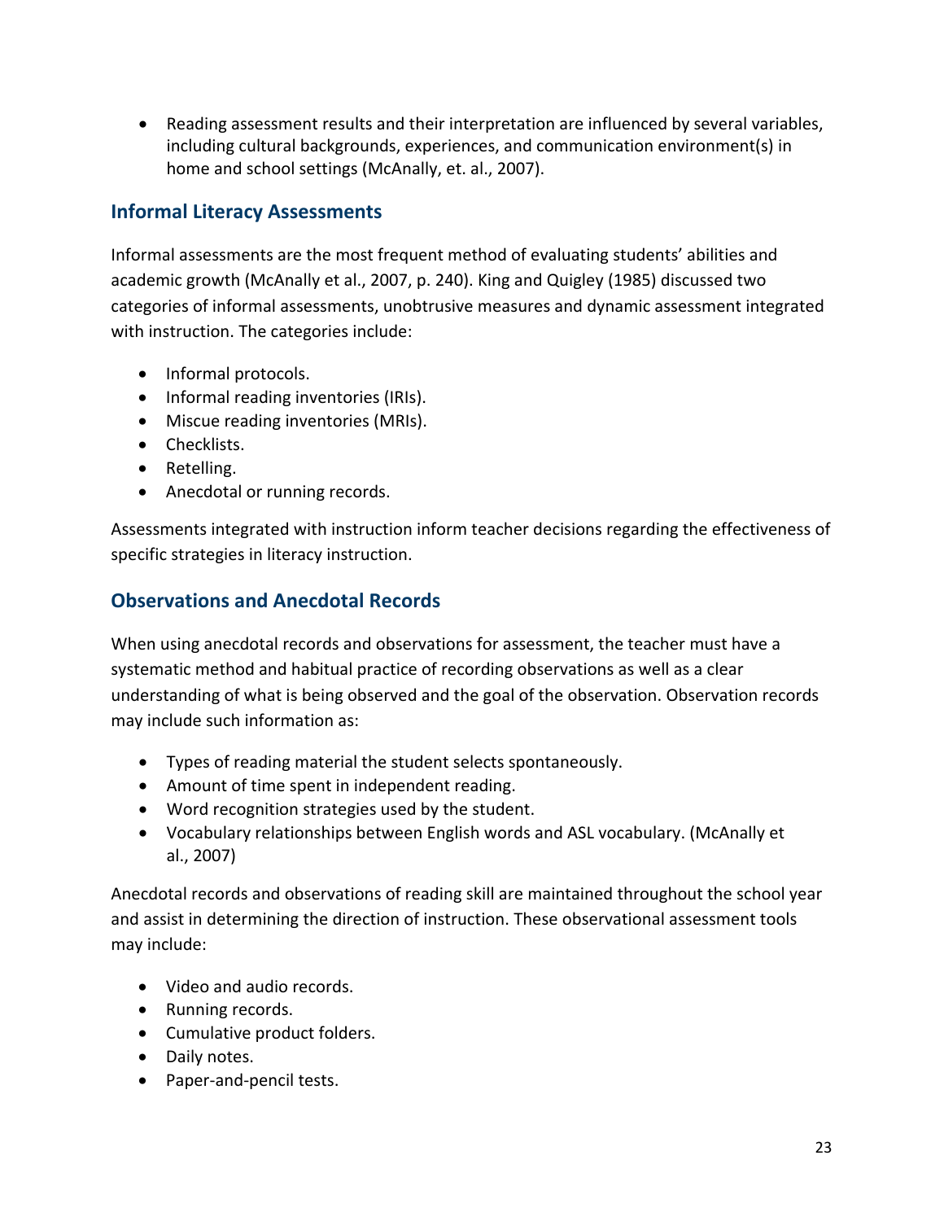- Reading assessment results and their interpretation are influenced by several variables, including cultural backgrounds, experiences, and communication environment(s) in home and school settings (McAnally, et. al., 2007).

## Informal Literacy Assessments

Informal assessments are the most frequent method of evaluating students' abilities and academic growth (McAnally et al., 2007, p. 240). King and Quigley (1985) discussed two categories of informal assessments, unobtrusive measures and dynamic assessment integrated with instruction. The categories include:

- Informal protocols.
- Informal reading inventories (IRIs).
- Miscue reading inventories (MRIs).
- Checklists.
- Retelling.
- Anecdotal or running records.

Assessments integrated with instruction inform teacher decisions regarding the effectiveness of specific strategies in literacy instruction.

## Observations and Anecdotal Records

When using anecdotal records and observations for assessment, the teacher must have a systematic method and habitual practice of recording observations as well as a clear understanding of what is being observed and the goal of the observation. Observation records may include such information as:

- Types of reading material the student selects spontaneously.
- Amount of time spent in independent reading.
- Word recognition strategies used by the student.
- Vocabulary relationships between English words and ASL vocabulary. (McAnally et al., 2007)

Anecdotal records and observations of reading skill are maintained throughout the school year and assist in determining the direction of instruction. These observational assessment tools may include:

- Video and audio records.
- Running records.
- Cumulative product folders.
- Daily notes.
- Paper-and-pencil tests.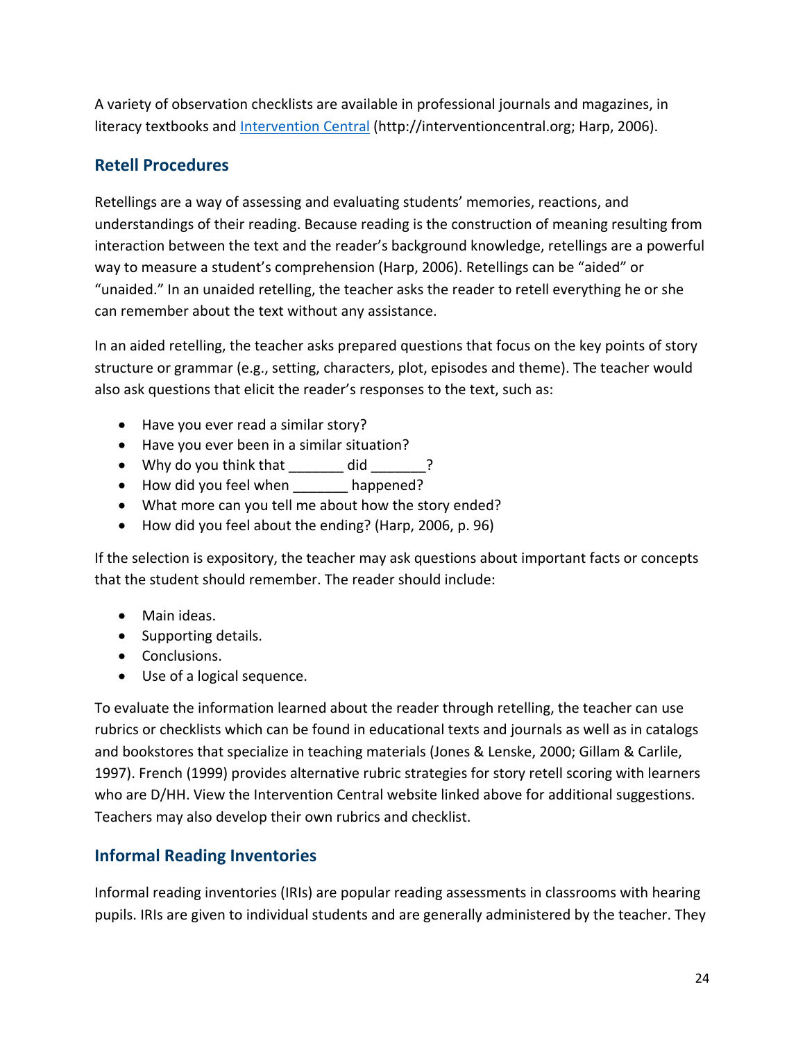A variety of observation checklists are available in professional journals and magazines, in literacy textbooks and [Intervention Central](http://interventioncentral.org) (http://interventioncentral.org; Harp, 2006).

## Retell Procedures

Retellings are a way of assessing and evaluating students' memories, reactions, and understandings of their reading. Because reading is the construction of meaning resulting from interaction between the text and the reader's background knowledge, retellings are a powerful way to measure a student's comprehension (Harp, 2006). Retellings can be "aided" or "unaided." In an unaided retelling, the teacher asks the reader to retell everything he or she can remember about the text without any assistance.

In an aided retelling, the teacher asks prepared questions that focus on the key points of story structure or grammar (e.g., setting, characters, plot, episodes and theme). The teacher would also ask questions that elicit the reader's responses to the text, such as:

- Have you ever read a similar story?
- Have you ever been in a similar situation?
- Why do you think that _______ did _______?
- How did you feel when _______ happened?
- What more can you tell me about how the story ended?
- How did you feel about the ending? (Harp, 2006, p. 96)

If the selection is expository, the teacher may ask questions about important facts or concepts that the student should remember. The reader should include:

- Main ideas.
- Supporting details.
- Conclusions.
- Use of a logical sequence.

To evaluate the information learned about the reader through retelling, the teacher can use rubrics or checklists which can be found in educational texts and journals as well as in catalogs and bookstores that specialize in teaching materials (Jones & Lenske, 2000; Gillam & Carlile, 1997). French (1999) provides alternative rubric strategies for story retell scoring with learners who are D/HH. View the Intervention Central website linked above for additional suggestions. Teachers may also develop their own rubrics and checklist.

## Informal Reading Inventories

Informal reading inventories (IRIs) are popular reading assessments in classrooms with hearing pupils. IRIs are given to individual students and are generally administered by the teacher. They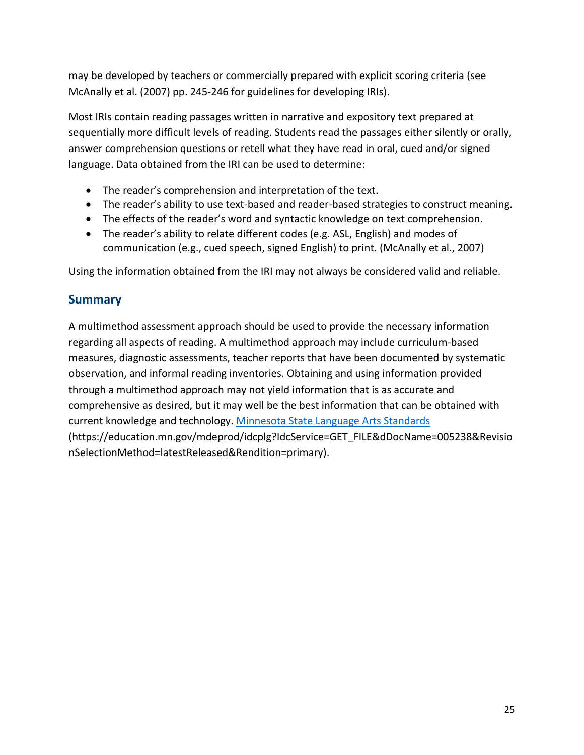may be developed by teachers or commercially prepared with explicit scoring criteria (see McAnally et al. (2007) pp. 245-246 for guidelines for developing IRIs).

Most IRIs contain reading passages written in narrative and expository text prepared at sequentially more difficult levels of reading. Students read the passages either silently or orally, answer comprehension questions or retell what they have read in oral, cued and/or signed language. Data obtained from the IRI can be used to determine:

- The reader's comprehension and interpretation of the text.
- The reader's ability to use text-based and reader-based strategies to construct meaning.
- The effects of the reader's word and syntactic knowledge on text comprehension.
- The reader's ability to relate different codes (e.g. ASL, English) and modes of communication (e.g., cued speech, signed English) to print. (McAnally et al., 2007)

Using the information obtained from the IRI may not always be considered valid and reliable.

## Summary

A multimethod assessment approach should be used to provide the necessary information regarding all aspects of reading. A multimethod approach may include curriculum-based measures, diagnostic assessments, teacher reports that have been documented by systematic observation, and informal reading inventories. Obtaining and using information provided through a multimethod approach may not yield information that is as accurate and comprehensive as desired, but it may well be the best information that can be obtained with current knowledge and technology. [Minnesota State Language Arts Standards](https://education.mn.gov/mdeprod/idcplg?IdcService=GET_FILE&dDocName=005238&RevisionSelectionMethod=latestReleased&Rendition=primary) (https://education.mn.gov/mdeprod/idcplg?IdcService=GET_FILE&dDocName=005238&RevisionSelectionMethod=latestReleased&Rendition=primary).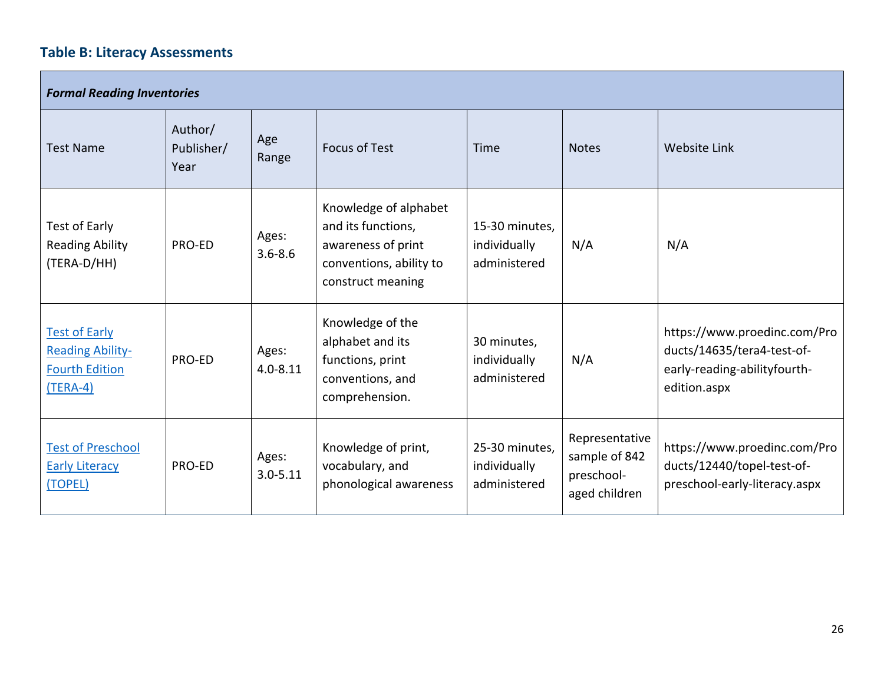### Table B: Literacy Assessments

| *Formal Reading Inventories* | | | | | | |
|---|---|---|---|---|---|---|
| Test Name | Author/ Publisher/ Year | Age Range | Focus of Test | Time | Notes | Website Link |
| Test of Early Reading Ability (TERA-D/HH) | PRO-ED | Ages: 3.6-8.6 | Knowledge of alphabet and its functions, awareness of print conventions, ability to construct meaning | 15-30 minutes, individually administered | N/A | N/A |
| Test of Early Reading Ability-Fourth Edition (TERA-4) | PRO-ED | Ages: 4.0-8.11 | Knowledge of the alphabet and its functions, print conventions, and comprehension. | 30 minutes, individually administered | N/A | https://www.proedinc.com/Products/14635/tera4-test-of-early-reading-abilityfourth-edition.aspx |
| Test of Preschool Early Literacy (TOPEL) | PRO-ED | Ages: 3.0-5.11 | Knowledge of print, vocabulary, and phonological awareness | 25-30 minutes, individually administered | Representative sample of 842 preschool-aged children | https://www.proedinc.com/Products/12440/topel-test-of-preschool-early-literacy.aspx |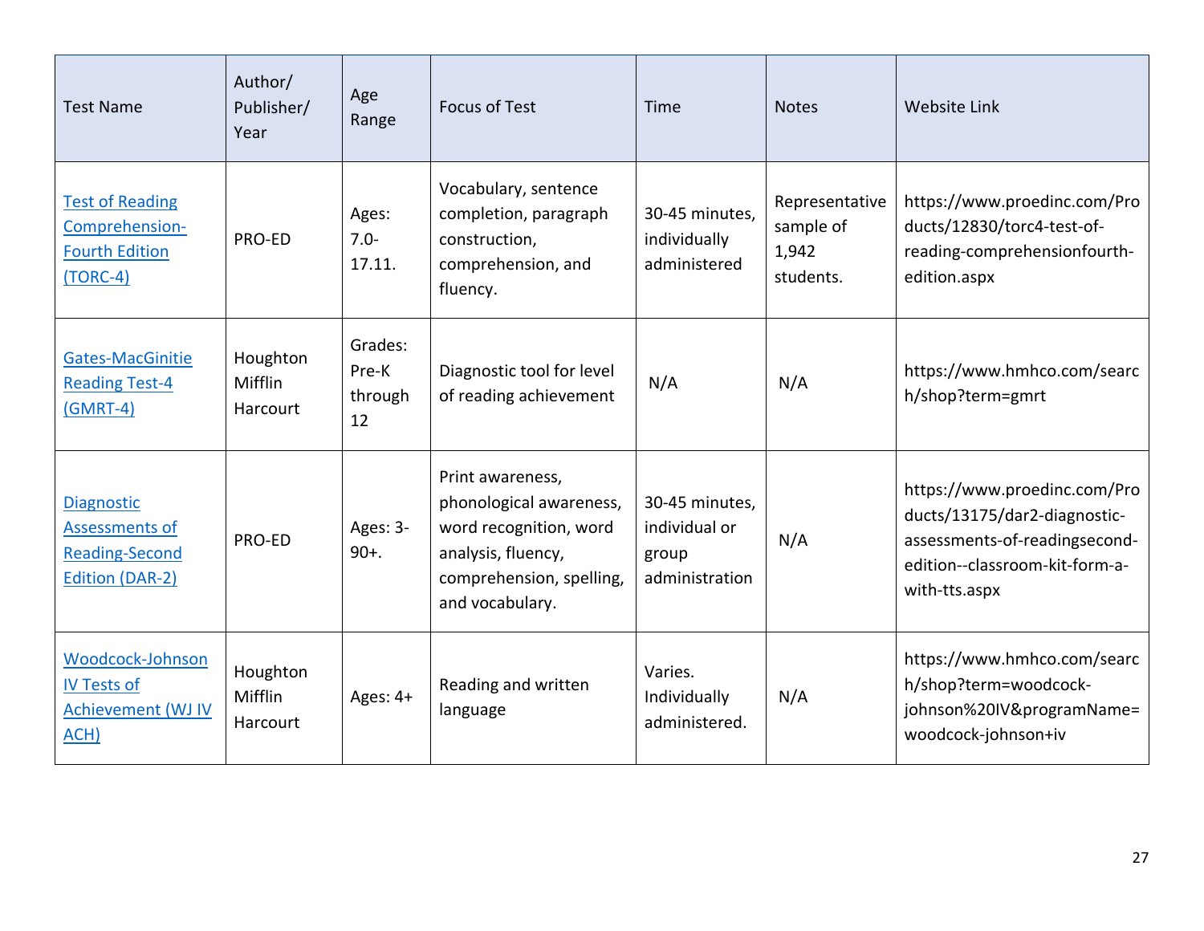| Test Name | Author/ Publisher/ Year | Age Range | Focus of Test | Time | Notes | Website Link |
|---|---|---|---|---|---|---|
| Test of Reading Comprehension-Fourth Edition (TORC-4) | PRO-ED | Ages: 7.0-17.11. | Vocabulary, sentence completion, paragraph construction, comprehension, and fluency. | 30-45 minutes, individually administered | Representative sample of 1,942 students. | https://www.proedinc.com/Products/12830/torc4-test-of-reading-comprehensionfourth-edition.aspx |
| Gates-MacGinitie Reading Test-4 (GMRT-4) | Houghton Mifflin Harcourt | Grades: Pre-K through 12 | Diagnostic tool for level of reading achievement | N/A | N/A | https://www.hmhco.com/search/shop?term=gmrt |
| Diagnostic Assessments of Reading-Second Edition (DAR-2) | PRO-ED | Ages: 3-90+. | Print awareness, phonological awareness, word recognition, word analysis, fluency, comprehension, spelling, and vocabulary. | 30-45 minutes, individual or group administration | N/A | https://www.proedinc.com/Products/13175/dar2-diagnostic-assessments-of-readingsecond-edition--classroom-kit-form-a-with-tts.aspx |
| Woodcock-Johnson IV Tests of Achievement (WJ IV ACH) | Houghton Mifflin Harcourt | Ages: 4+ | Reading and written language | Varies. Individually administered. | N/A | https://www.hmhco.com/search/shop?term=woodcock-johnson%20IV&programName=woodcock-johnson+iv |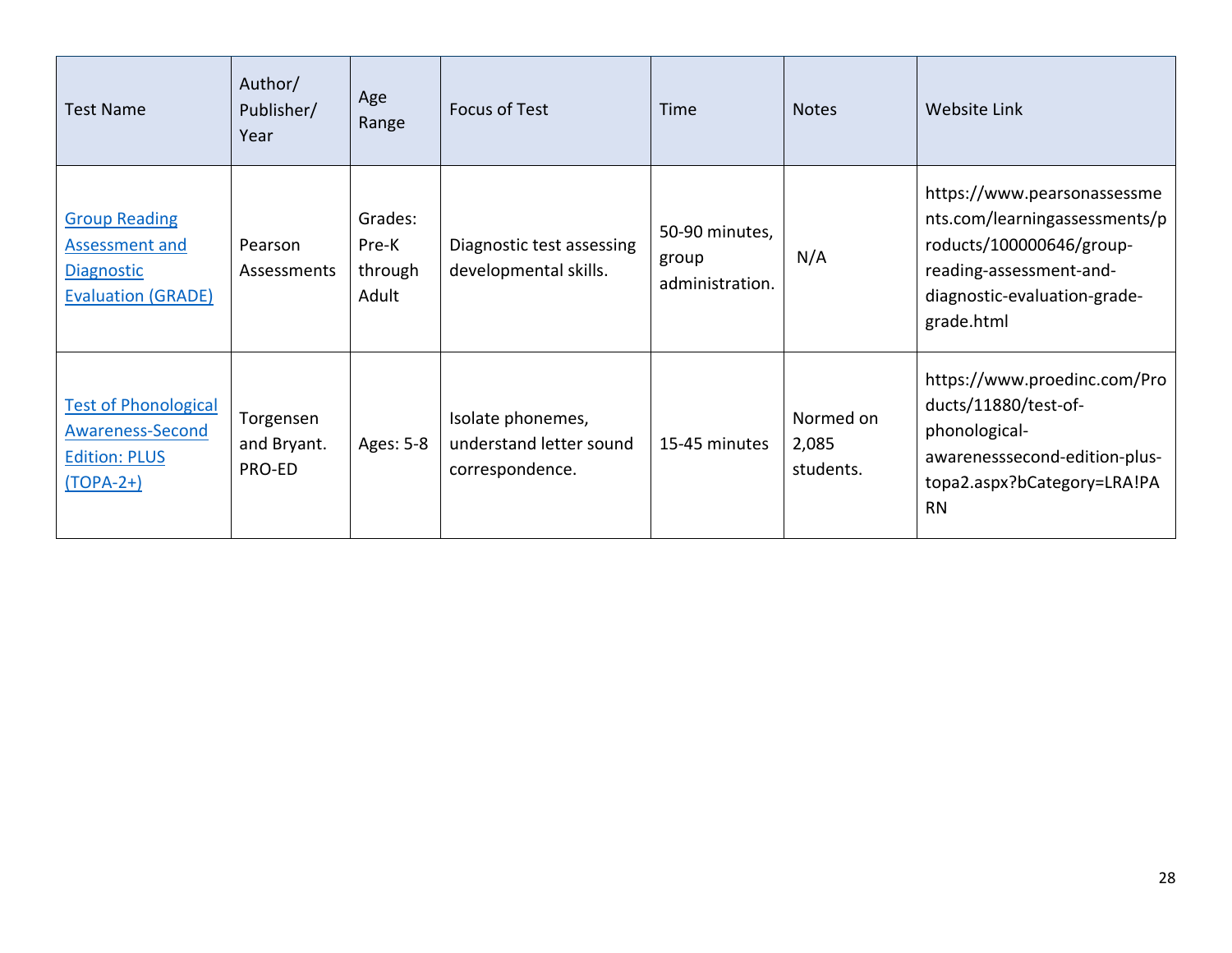| Test Name | Author/ Publisher/ Year | Age Range | Focus of Test | Time | Notes | Website Link |
|---|---|---|---|---|---|---|
| Group Reading Assessment and Diagnostic Evaluation (GRADE) | Pearson Assessments | Grades: Pre-K through Adult | Diagnostic test assessing developmental skills. | 50-90 minutes, group administration. | N/A | https://www.pearsonassessments.com/learningassessments/products/100000646/group-reading-assessment-and-diagnostic-evaluation-grade-grade.html |
| Test of Phonological Awareness-Second Edition: PLUS (TOPA-2+) | Torgensen and Bryant. PRO-ED | Ages: 5-8 | Isolate phonemes, understand letter sound correspondence. | 15-45 minutes | Normed on 2,085 students. | https://www.proedinc.com/Products/11880/test-of-phonological-awarenesssecond-edition-plus-topa2.aspx?bCategory=LRA!PARN |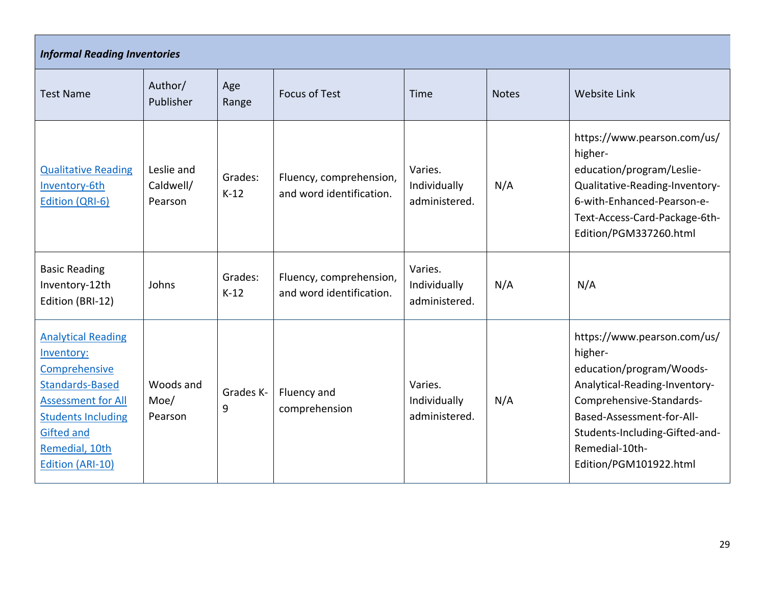| *Informal Reading Inventories* | | | | | | |
|---|---|---|---|---|---|---|
| Test Name | Author/ Publisher | Age Range | Focus of Test | Time | Notes | Website Link |
| Qualitative Reading Inventory-6th Edition (QRI-6) | Leslie and Caldwell/ Pearson | Grades: K-12 | Fluency, comprehension, and word identification. | Varies. Individually administered. | N/A | https://www.pearson.com/us/higher-education/program/Leslie-Qualitative-Reading-Inventory-6-with-Enhanced-Pearson-e-Text-Access-Card-Package-6th-Edition/PGM337260.html |
| Basic Reading Inventory-12th Edition (BRI-12) | Johns | Grades: K-12 | Fluency, comprehension, and word identification. | Varies. Individually administered. | N/A | N/A |
| Analytical Reading Inventory: Comprehensive Standards-Based Assessment for All Students Including Gifted and Remedial, 10th Edition (ARI-10) | Woods and Moe/ Pearson | Grades K-9 | Fluency and comprehension | Varies. Individually administered. | N/A | https://www.pearson.com/us/higher-education/program/Woods-Analytical-Reading-Inventory-Comprehensive-Standards-Based-Assessment-for-All-Students-Including-Gifted-and-Remedial-10th-Edition/PGM101922.html |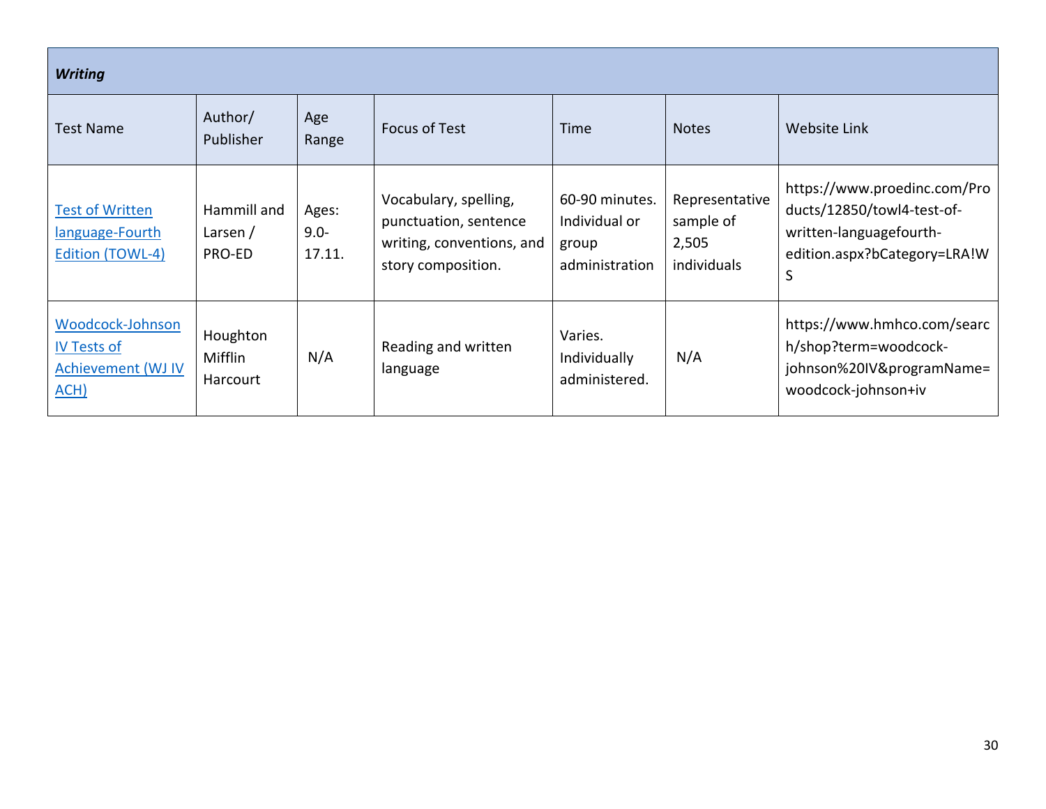| *Writing* | | | | | | |
|---|---|---|---|---|---|---|
| Test Name | Author/ Publisher | Age Range | Focus of Test | Time | Notes | Website Link |
| Test of Written language-Fourth Edition (TOWL-4) | Hammill and Larsen / PRO-ED | Ages: 9.0-17.11. | Vocabulary, spelling, punctuation, sentence writing, conventions, and story composition. | 60-90 minutes. Individual or group administration | Representative sample of 2,505 individuals | https://www.proedinc.com/Products/12850/towl4-test-of-written-languagefourth-edition.aspx?bCategory=LRA!WS |
| Woodcock-Johnson IV Tests of Achievement (WJ IV ACH) | Houghton Mifflin Harcourt | N/A | Reading and written language | Varies. Individually administered. | N/A | https://www.hmhco.com/search/shop?term=woodcock-johnson%20IV&programName=woodcock-johnson+iv |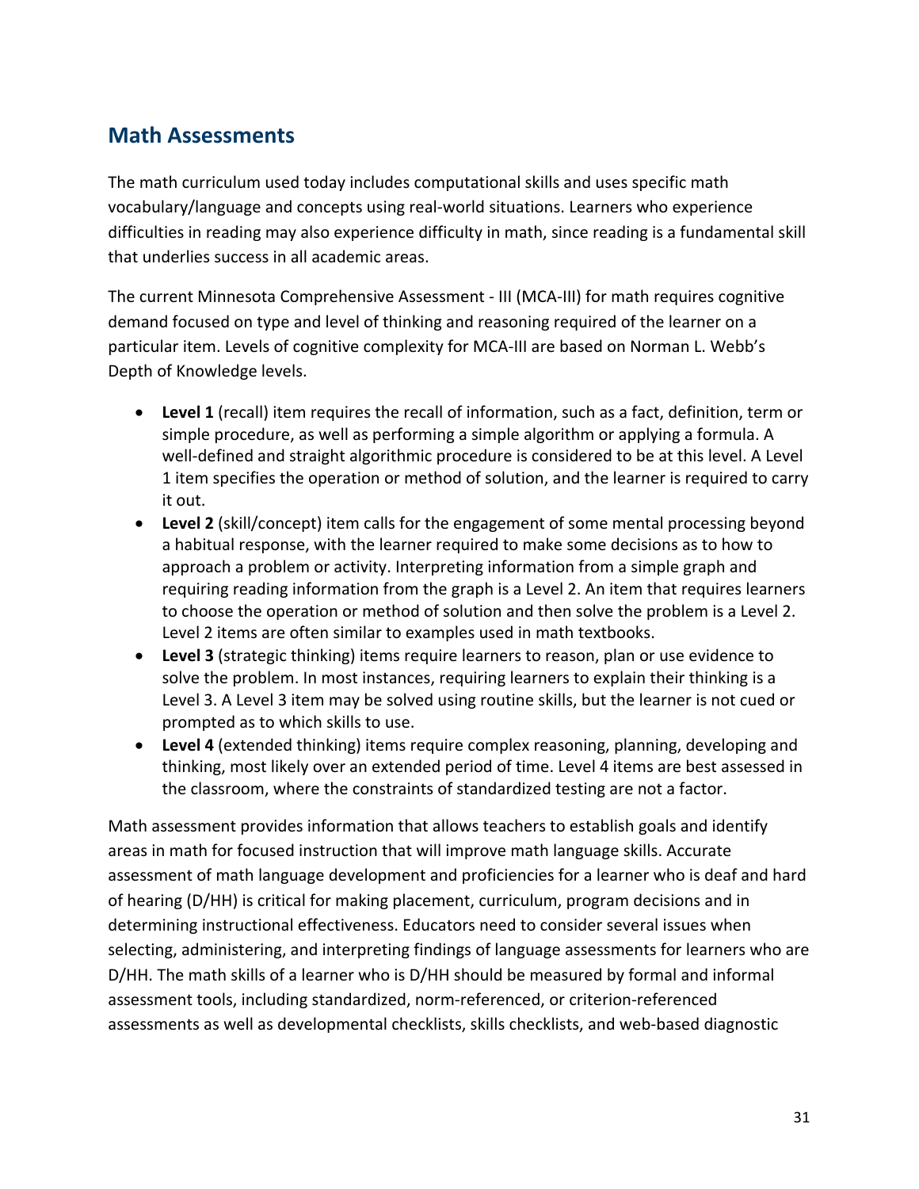## Math Assessments

The math curriculum used today includes computational skills and uses specific math vocabulary/language and concepts using real-world situations. Learners who experience difficulties in reading may also experience difficulty in math, since reading is a fundamental skill that underlies success in all academic areas.

The current Minnesota Comprehensive Assessment - III (MCA-III) for math requires cognitive demand focused on type and level of thinking and reasoning required of the learner on a particular item. Levels of cognitive complexity for MCA-III are based on Norman L. Webb's Depth of Knowledge levels.

- **Level 1** (recall) item requires the recall of information, such as a fact, definition, term or simple procedure, as well as performing a simple algorithm or applying a formula. A well-defined and straight algorithmic procedure is considered to be at this level. A Level 1 item specifies the operation or method of solution, and the learner is required to carry it out.
- **Level 2** (skill/concept) item calls for the engagement of some mental processing beyond a habitual response, with the learner required to make some decisions as to how to approach a problem or activity. Interpreting information from a simple graph and requiring reading information from the graph is a Level 2. An item that requires learners to choose the operation or method of solution and then solve the problem is a Level 2. Level 2 items are often similar to examples used in math textbooks.
- **Level 3** (strategic thinking) items require learners to reason, plan or use evidence to solve the problem. In most instances, requiring learners to explain their thinking is a Level 3. A Level 3 item may be solved using routine skills, but the learner is not cued or prompted as to which skills to use.
- **Level 4** (extended thinking) items require complex reasoning, planning, developing and thinking, most likely over an extended period of time. Level 4 items are best assessed in the classroom, where the constraints of standardized testing are not a factor.

Math assessment provides information that allows teachers to establish goals and identify areas in math for focused instruction that will improve math language skills. Accurate assessment of math language development and proficiencies for a learner who is deaf and hard of hearing (D/HH) is critical for making placement, curriculum, program decisions and in determining instructional effectiveness. Educators need to consider several issues when selecting, administering, and interpreting findings of language assessments for learners who are D/HH. The math skills of a learner who is D/HH should be measured by formal and informal assessment tools, including standardized, norm-referenced, or criterion-referenced assessments as well as developmental checklists, skills checklists, and web-based diagnostic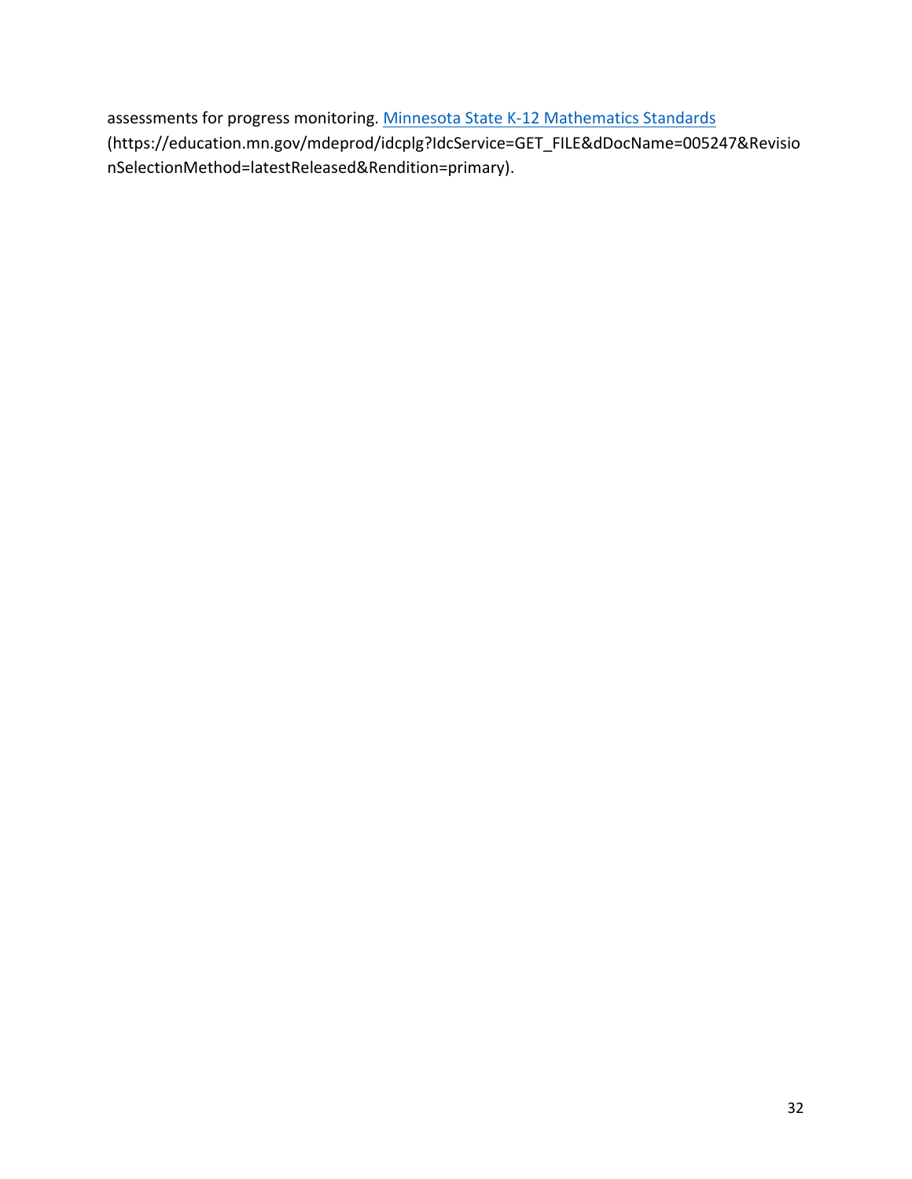assessments for progress monitoring. [Minnesota State K-12 Mathematics Standards](https://education.mn.gov/mdeprod/idcplg?IdcService=GET_FILE&dDocName=005247&RevisionSelectionMethod=latestReleased&Rendition=primary) (https://education.mn.gov/mdeprod/idcplg?IdcService=GET_FILE&dDocName=005247&RevisionSelectionMethod=latestReleased&Rendition=primary).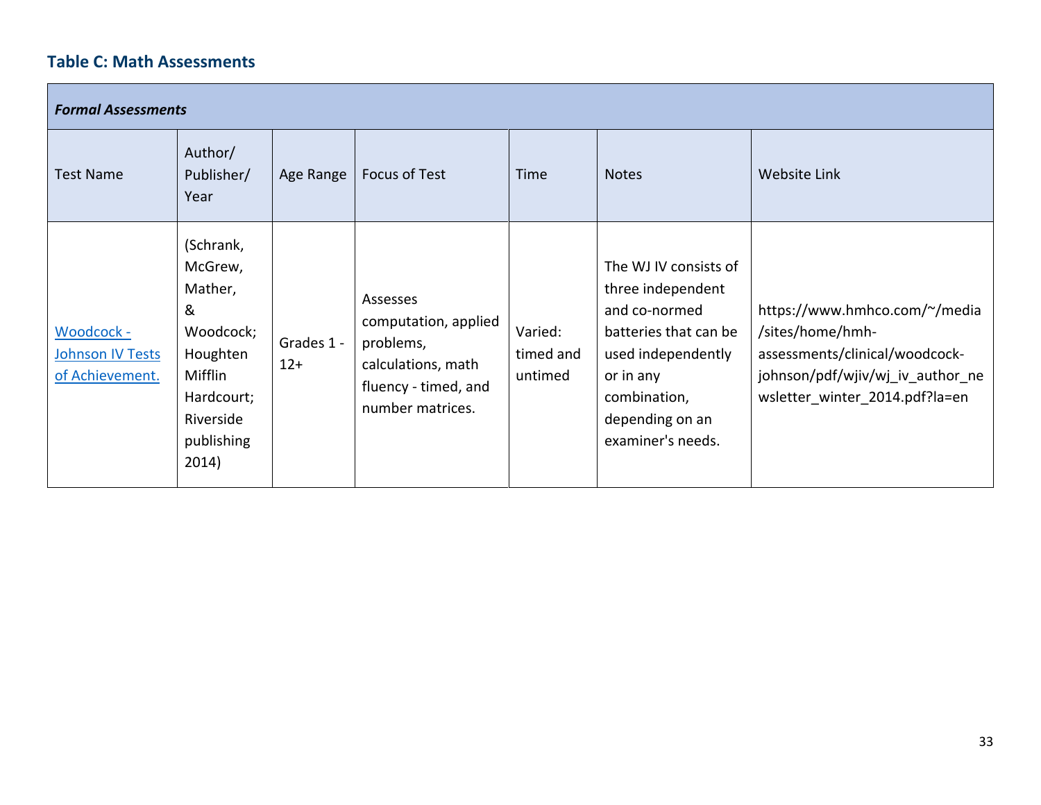### Table C: Math Assessments

| *Formal Assessments* | | | | | | |
|---|---|---|---|---|---|---|
| Test Name | Author/ Publisher/ Year | Age Range | Focus of Test | Time | Notes | Website Link |
| Woodcock - Johnson IV Tests of Achievement. | (Schrank, McGrew, Mather, & Woodcock; Houghten Mifflin Hardcourt; Riverside publishing 2014) | Grades 1 - 12+ | Assesses computation, applied problems, calculations, math fluency - timed, and number matrices. | Varied: timed and untimed | The WJ IV consists of three independent and co-normed batteries that can be used independently or in any combination, depending on an examiner's needs. | https://www.hmhco.com/~/media/sites/home/hmh-assessments/clinical/woodcock-johnson/pdf/wjiv/wj_iv_author_newsletter_winter_2014.pdf?la=en |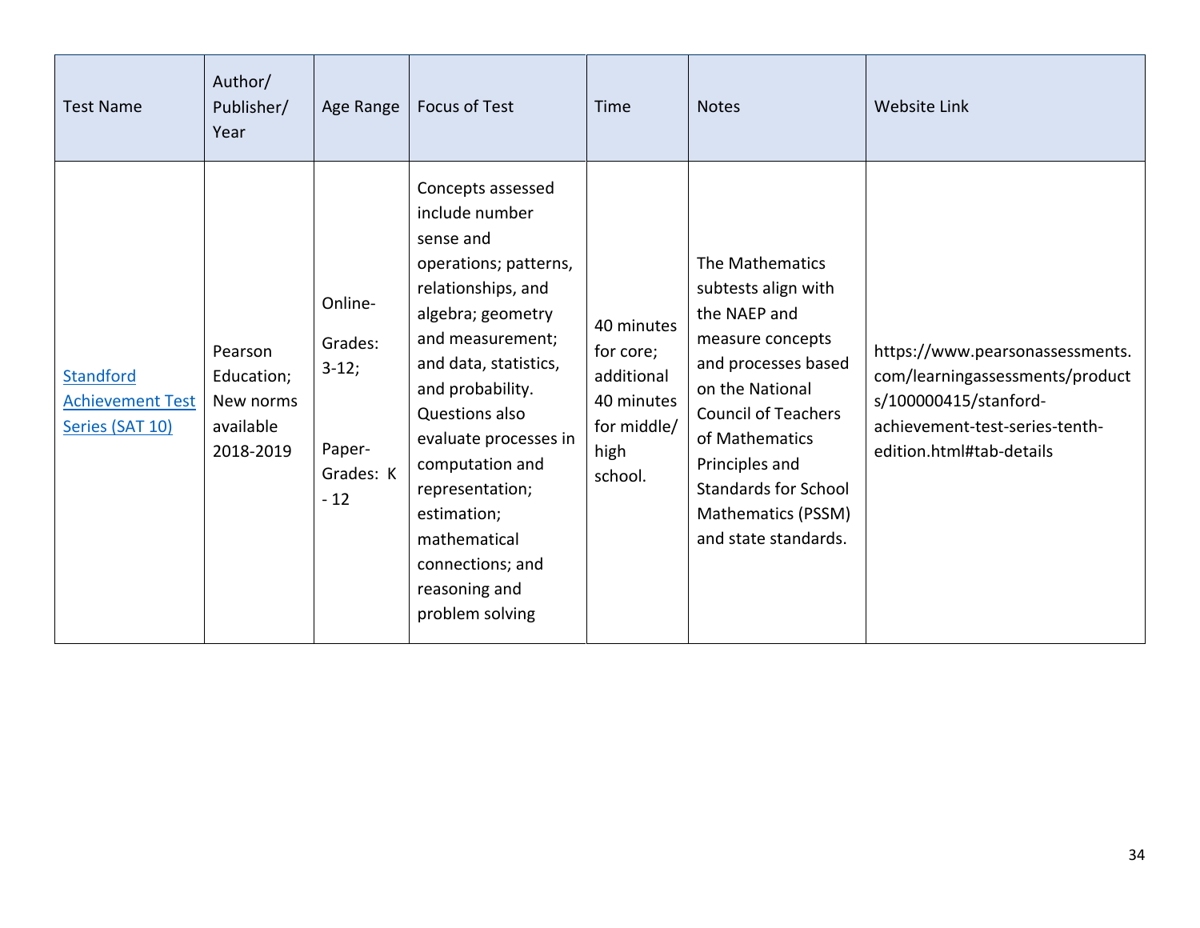| Test Name | Author/ Publisher/ Year | Age Range | Focus of Test | Time | Notes | Website Link |
|---|---|---|---|---|---|---|
| Standford Achievement Test Series (SAT 10) | Pearson Education; New norms available 2018-2019 | Online- Grades: 3-12; Paper- Grades: K - 12 | Concepts assessed include number sense and operations; patterns, relationships, and algebra; geometry and measurement; and data, statistics, and probability. Questions also evaluate processes in computation and representation; estimation; mathematical connections; and reasoning and problem solving | 40 minutes for core; additional 40 minutes for middle/ high school. | The Mathematics subtests align with the NAEP and measure concepts and processes based on the National Council of Teachers of Mathematics Principles and Standards for School Mathematics (PSSM) and state standards. | https://www.pearsonassessments.com/learningassessments/products/100000415/stanford-achievement-test-series-tenth-edition.html#tab-details |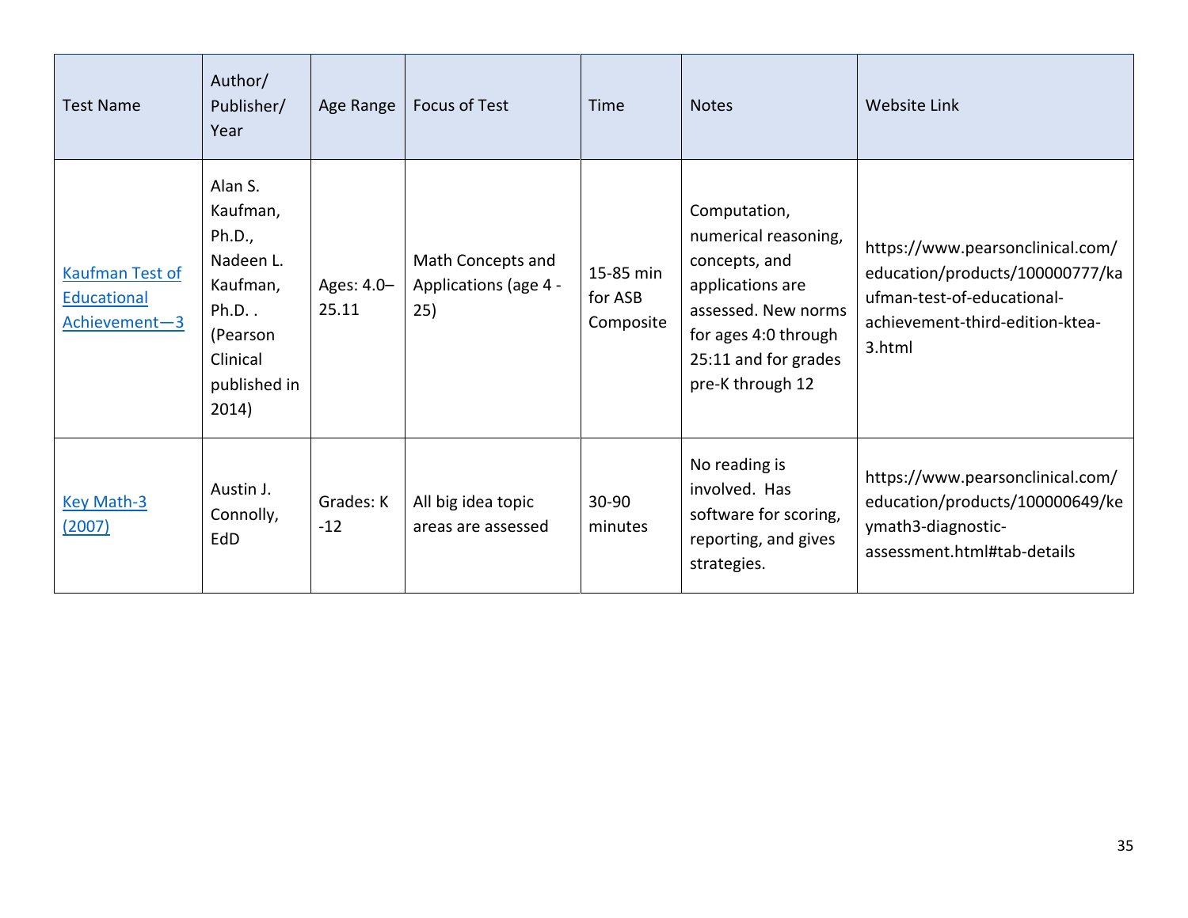| Test Name | Author/ Publisher/ Year | Age Range | Focus of Test | Time | Notes | Website Link |
|---|---|---|---|---|---|---|
| Kaufman Test of Educational Achievement—3 | Alan S. Kaufman, Ph.D., Nadeen L. Kaufman, Ph.D. . (Pearson Clinical published in 2014) | Ages: 4.0–25.11 | Math Concepts and Applications (age 4 - 25) | 15-85 min for ASB Composite | Computation, numerical reasoning, concepts, and applications are assessed. New norms for ages 4:0 through 25:11 and for grades pre-K through 12 | https://www.pearsonclinical.com/education/products/100000777/kaufman-test-of-educational-achievement-third-edition-ktea-3.html |
| Key Math-3 (2007) | Austin J. Connolly, EdD | Grades: K -12 | All big idea topic areas are assessed | 30-90 minutes | No reading is involved. Has software for scoring, reporting, and gives strategies. | https://www.pearsonclinical.com/education/products/100000649/keymath3-diagnostic-assessment.html#tab-details |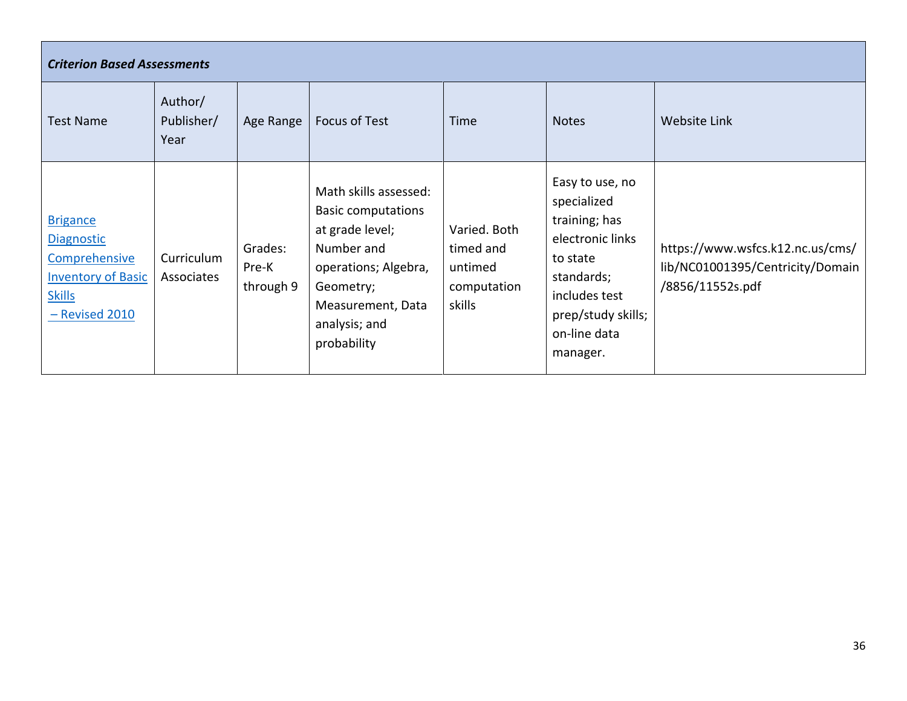| *Criterion Based Assessments* | | | | | | |
|---|---|---|---|---|---|---|
| Test Name | Author/ Publisher/ Year | Age Range | Focus of Test | Time | Notes | Website Link |
| Brigance Diagnostic Comprehensive Inventory of Basic Skills – Revised 2010 | Curriculum Associates | Grades: Pre-K through 9 | Math skills assessed: Basic computations at grade level; Number and operations; Algebra, Geometry; Measurement, Data analysis; and probability | Varied. Both timed and untimed computation skills | Easy to use, no specialized training; has electronic links to state standards; includes test prep/study skills; on-line data manager. | https://www.wsfcs.k12.nc.us/cms/lib/NC01001395/Centricity/Domain/8856/11552s.pdf |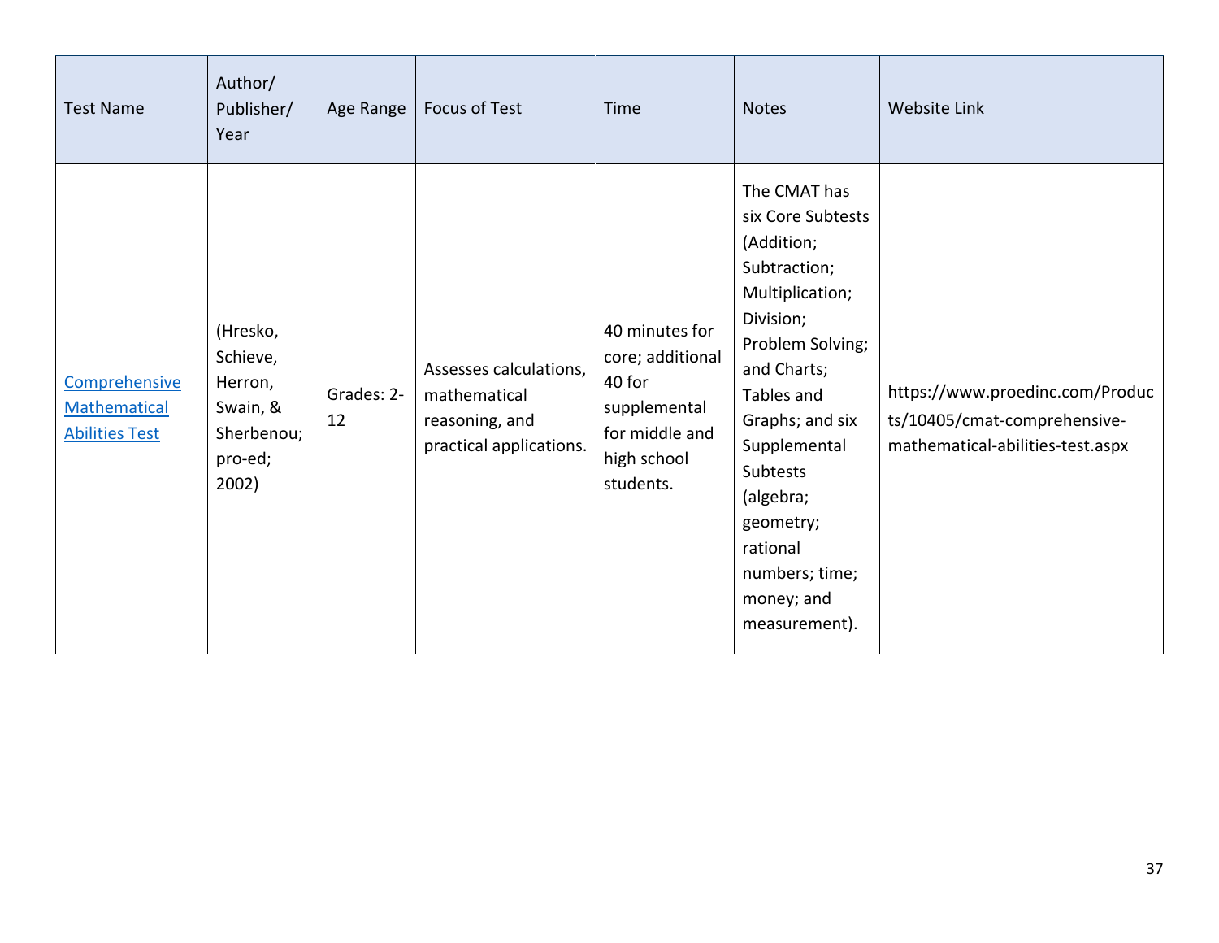| Test Name | Author/ Publisher/ Year | Age Range | Focus of Test | Time | Notes | Website Link |
|---|---|---|---|---|---|---|
| [Comprehensive Mathematical Abilities Test](https://www.proedinc.com/Products/10405/cmat-comprehensive-mathematical-abilities-test.aspx) | (Hresko, Schieve, Herron, Swain, & Sherbenou; pro-ed; 2002) | Grades: 2-12 | Assesses calculations, mathematical reasoning, and practical applications. | 40 minutes for core; additional 40 for supplemental for middle and high school students. | The CMAT has six Core Subtests (Addition; Subtraction; Multiplication; Division; Problem Solving; and Charts; Tables and Graphs; and six Supplemental Subtests (algebra; geometry; rational numbers; time; money; and measurement). | https://www.proedinc.com/Products/10405/cmat-comprehensive-mathematical-abilities-test.aspx |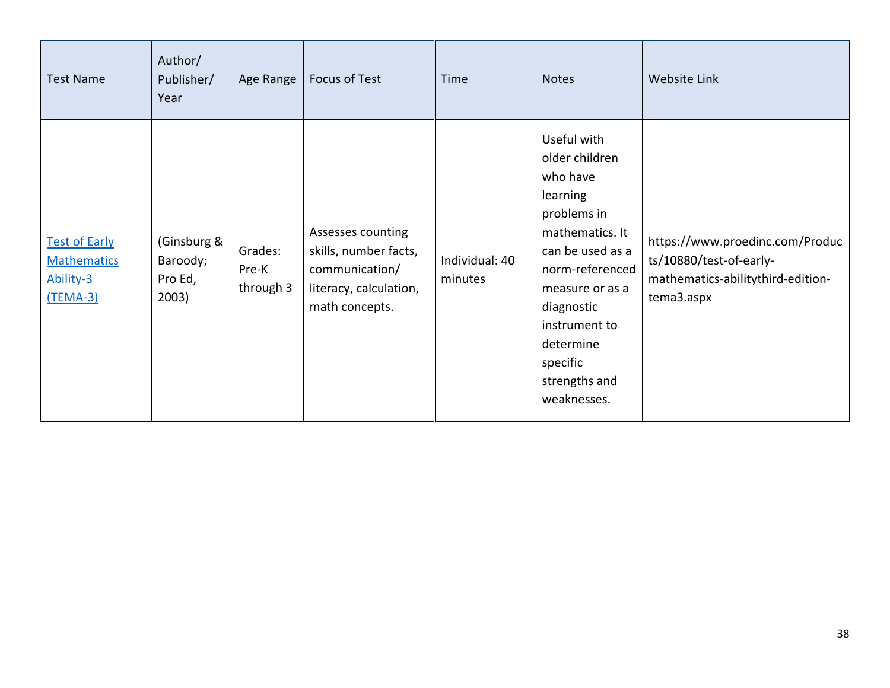| Test Name | Author/ Publisher/ Year | Age Range | Focus of Test | Time | Notes | Website Link |
|---|---|---|---|---|---|---|
| Test of Early Mathematics Ability-3 (TEMA-3) | (Ginsburg & Baroody; Pro Ed, 2003) | Grades: Pre-K through 3 | Assesses counting skills, number facts, communication/ literacy, calculation, math concepts. | Individual: 40 minutes | Useful with older children who have learning problems in mathematics. It can be used as a norm-referenced measure or as a diagnostic instrument to determine specific strengths and weaknesses. | https://www.proedinc.com/Products/10880/test-of-early-mathematics-abilitythird-edition-tema3.aspx |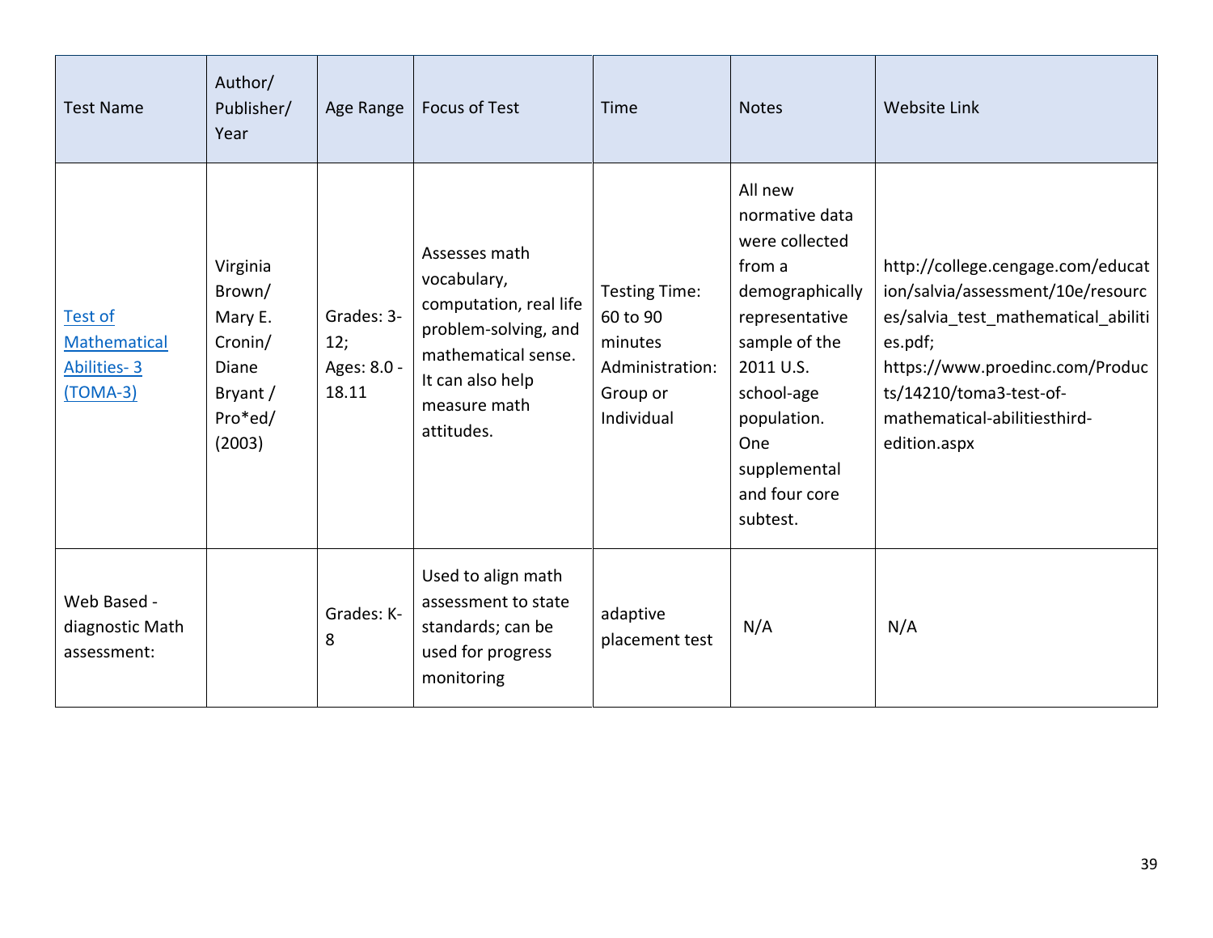| Test Name | Author/ Publisher/ Year | Age Range | Focus of Test | Time | Notes | Website Link |
|---|---|---|---|---|---|---|
| Test of Mathematical Abilities- 3 (TOMA-3) | Virginia Brown/ Mary E. Cronin/ Diane Bryant / Pro*ed/ (2003) | Grades: 3-12; Ages: 8.0 - 18.11 | Assesses math vocabulary, computation, real life problem-solving, and mathematical sense. It can also help measure math attitudes. | Testing Time: 60 to 90 minutes Administration: Group or Individual | All new normative data were collected from a demographically representative sample of the 2011 U.S. school-age population. One supplemental and four core subtest. | http://college.cengage.com/education/salvia/assessment/10e/resources/salvia_test_mathematical_abilities.pdf; https://www.proedinc.com/Products/14210/toma3-test-of-mathematical-abilitiesthird-edition.aspx |
| Web Based - diagnostic Math assessment: | | Grades: K-8 | Used to align math assessment to state standards; can be used for progress monitoring | adaptive placement test | N/A | N/A |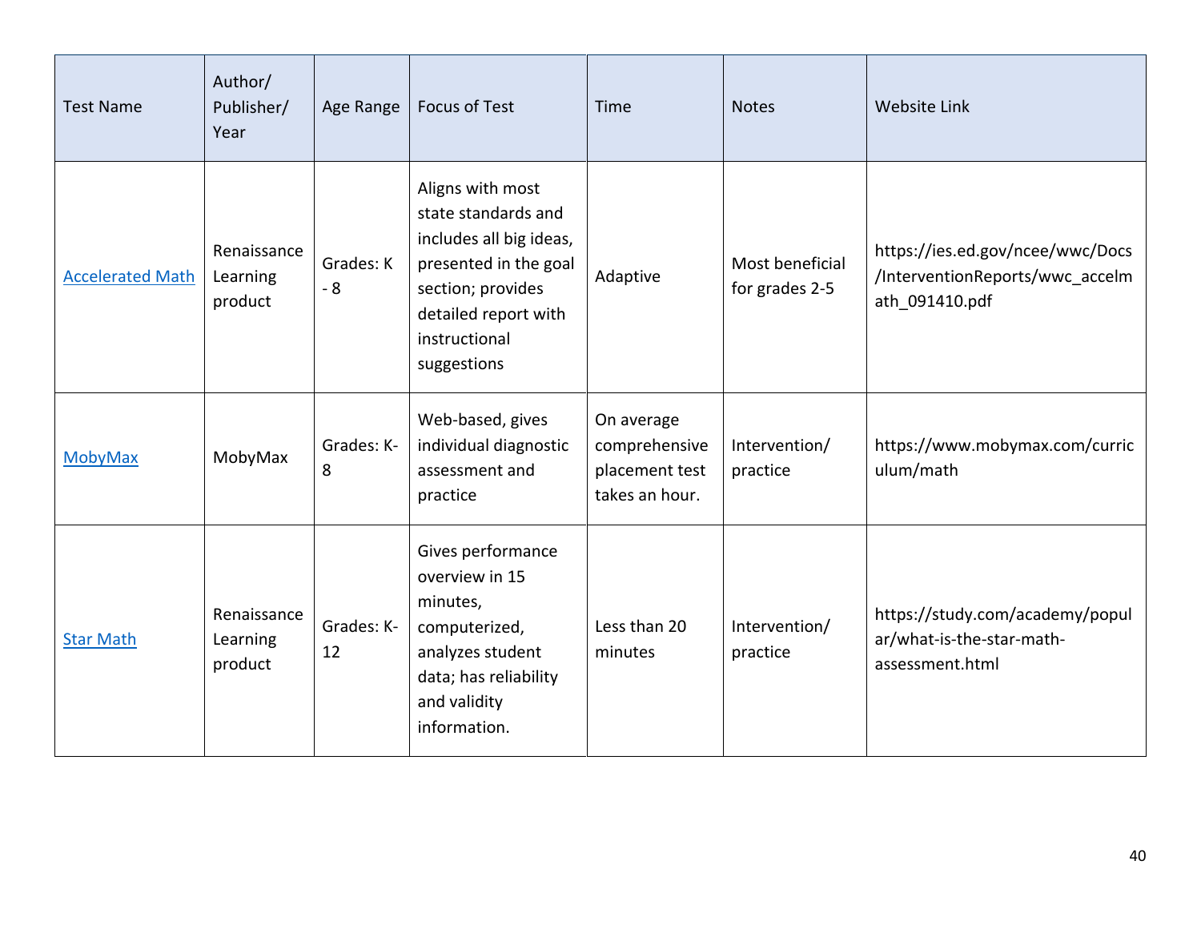| Test Name | Author/ Publisher/ Year | Age Range | Focus of Test | Time | Notes | Website Link |
|---|---|---|---|---|---|---|
| Accelerated Math | Renaissance Learning product | Grades: K - 8 | Aligns with most state standards and includes all big ideas, presented in the goal section; provides detailed report with instructional suggestions | Adaptive | Most beneficial for grades 2-5 | https://ies.ed.gov/ncee/wwc/Docs/InterventionReports/wwc_accelmath_091410.pdf |
| MobyMax | MobyMax | Grades: K-8 | Web-based, gives individual diagnostic assessment and practice | On average comprehensive placement test takes an hour. | Intervention/ practice | https://www.mobymax.com/curriculum/math |
| Star Math | Renaissance Learning product | Grades: K-12 | Gives performance overview in 15 minutes, computerized, analyzes student data; has reliability and validity information. | Less than 20 minutes | Intervention/ practice | https://study.com/academy/popular/what-is-the-star-math-assessment.html |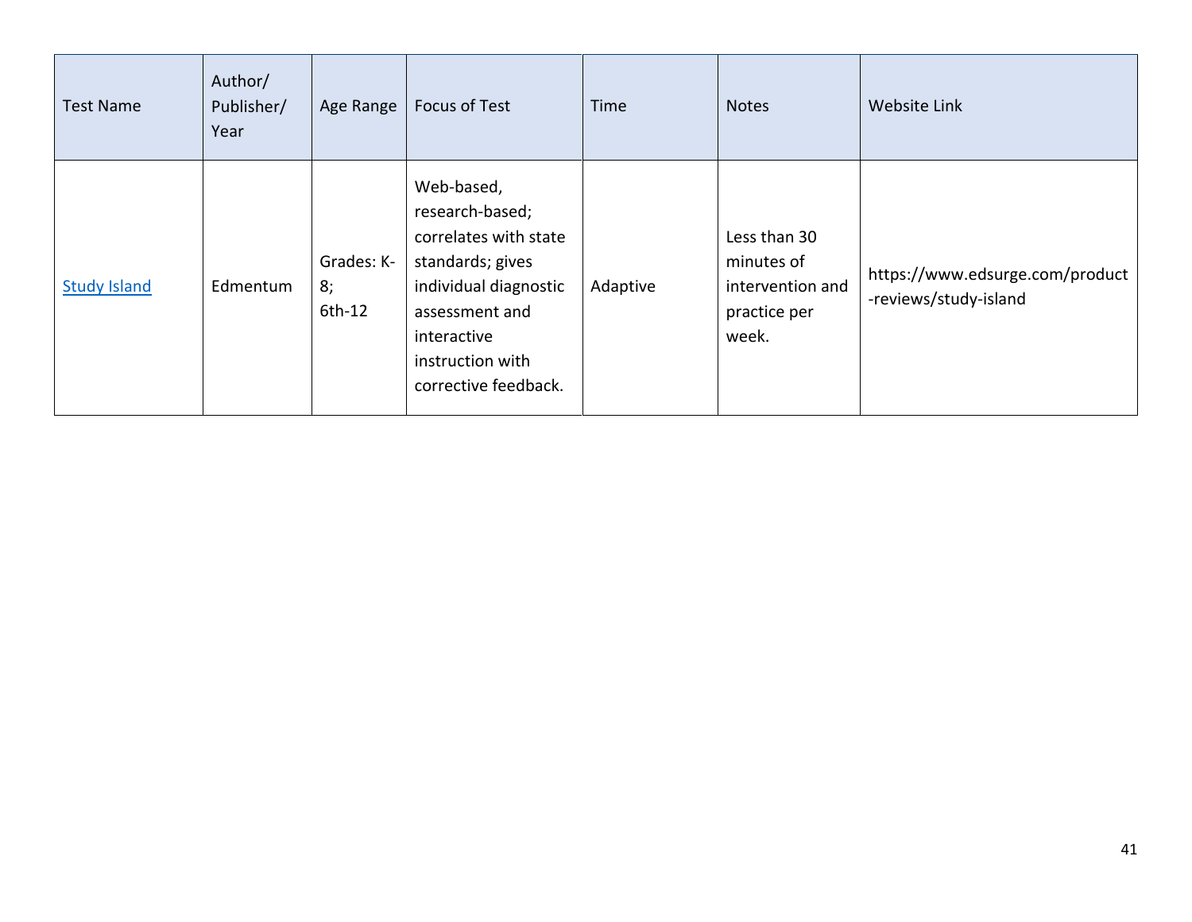| Test Name | Author/ Publisher/ Year | Age Range | Focus of Test | Time | Notes | Website Link |
|---|---|---|---|---|---|---|
| Study Island | Edmentum | Grades: K-8; 6th-12 | Web-based, research-based; correlates with state standards; gives individual diagnostic assessment and interactive instruction with corrective feedback. | Adaptive | Less than 30 minutes of intervention and practice per week. | https://www.edsurge.com/product-reviews/study-island |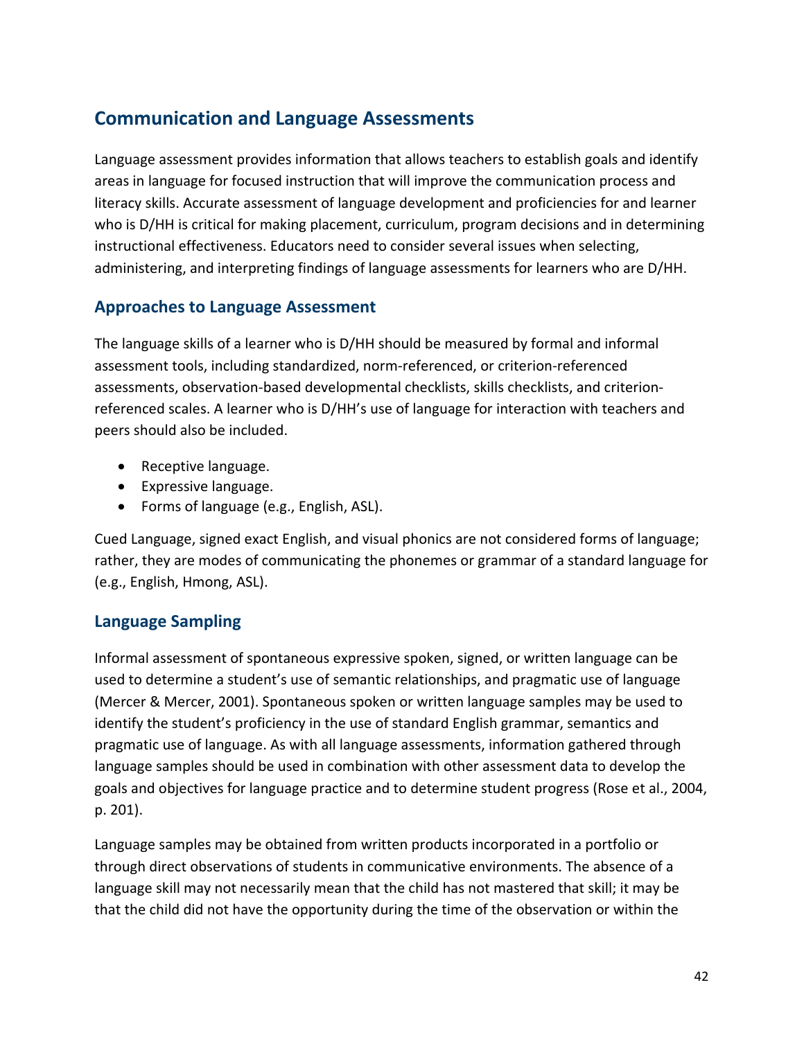## Communication and Language Assessments

Language assessment provides information that allows teachers to establish goals and identify areas in language for focused instruction that will improve the communication process and literacy skills. Accurate assessment of language development and proficiencies for and learner who is D/HH is critical for making placement, curriculum, program decisions and in determining instructional effectiveness. Educators need to consider several issues when selecting, administering, and interpreting findings of language assessments for learners who are D/HH.

### Approaches to Language Assessment

The language skills of a learner who is D/HH should be measured by formal and informal assessment tools, including standardized, norm-referenced, or criterion-referenced assessments, observation-based developmental checklists, skills checklists, and criterion-referenced scales. A learner who is D/HH's use of language for interaction with teachers and peers should also be included.

- Receptive language.
- Expressive language.
- Forms of language (e.g., English, ASL).

Cued Language, signed exact English, and visual phonics are not considered forms of language; rather, they are modes of communicating the phonemes or grammar of a standard language for (e.g., English, Hmong, ASL).

### Language Sampling

Informal assessment of spontaneous expressive spoken, signed, or written language can be used to determine a student's use of semantic relationships, and pragmatic use of language (Mercer & Mercer, 2001). Spontaneous spoken or written language samples may be used to identify the student's proficiency in the use of standard English grammar, semantics and pragmatic use of language. As with all language assessments, information gathered through language samples should be used in combination with other assessment data to develop the goals and objectives for language practice and to determine student progress (Rose et al., 2004, p. 201).

Language samples may be obtained from written products incorporated in a portfolio or through direct observations of students in communicative environments. The absence of a language skill may not necessarily mean that the child has not mastered that skill; it may be that the child did not have the opportunity during the time of the observation or within the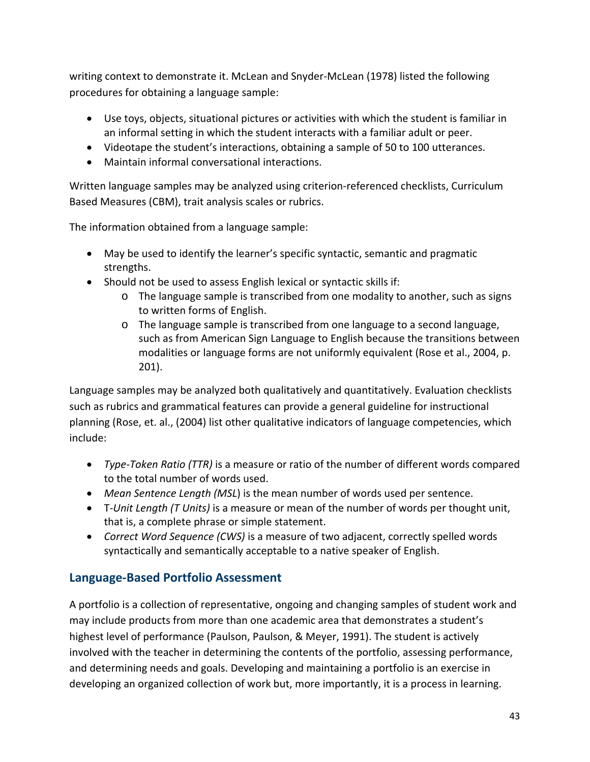writing context to demonstrate it. McLean and Snyder-McLean (1978) listed the following procedures for obtaining a language sample:

- Use toys, objects, situational pictures or activities with which the student is familiar in an informal setting in which the student interacts with a familiar adult or peer.
- Videotape the student's interactions, obtaining a sample of 50 to 100 utterances.
- Maintain informal conversational interactions.

Written language samples may be analyzed using criterion-referenced checklists, Curriculum Based Measures (CBM), trait analysis scales or rubrics.

The information obtained from a language sample:

- May be used to identify the learner's specific syntactic, semantic and pragmatic strengths.
- Should not be used to assess English lexical or syntactic skills if:
    - The language sample is transcribed from one modality to another, such as signs to written forms of English.
    - The language sample is transcribed from one language to a second language, such as from American Sign Language to English because the transitions between modalities or language forms are not uniformly equivalent (Rose et al., 2004, p. 201).

Language samples may be analyzed both qualitatively and quantitatively. Evaluation checklists such as rubrics and grammatical features can provide a general guideline for instructional planning (Rose, et. al., (2004) list other qualitative indicators of language competencies, which include:

- *Type-Token Ratio (TTR)* is a measure or ratio of the number of different words compared to the total number of words used.
- *Mean Sentence Length (MSL*) is the mean number of words used per sentence.
- T-*Unit Length (T Units)* is a measure or mean of the number of words per thought unit, that is, a complete phrase or simple statement.
- *Correct Word Sequence (CWS)* is a measure of two adjacent, correctly spelled words syntactically and semantically acceptable to a native speaker of English.

## Language-Based Portfolio Assessment

A portfolio is a collection of representative, ongoing and changing samples of student work and may include products from more than one academic area that demonstrates a student's highest level of performance (Paulson, Paulson, & Meyer, 1991). The student is actively involved with the teacher in determining the contents of the portfolio, assessing performance, and determining needs and goals. Developing and maintaining a portfolio is an exercise in developing an organized collection of work but, more importantly, it is a process in learning.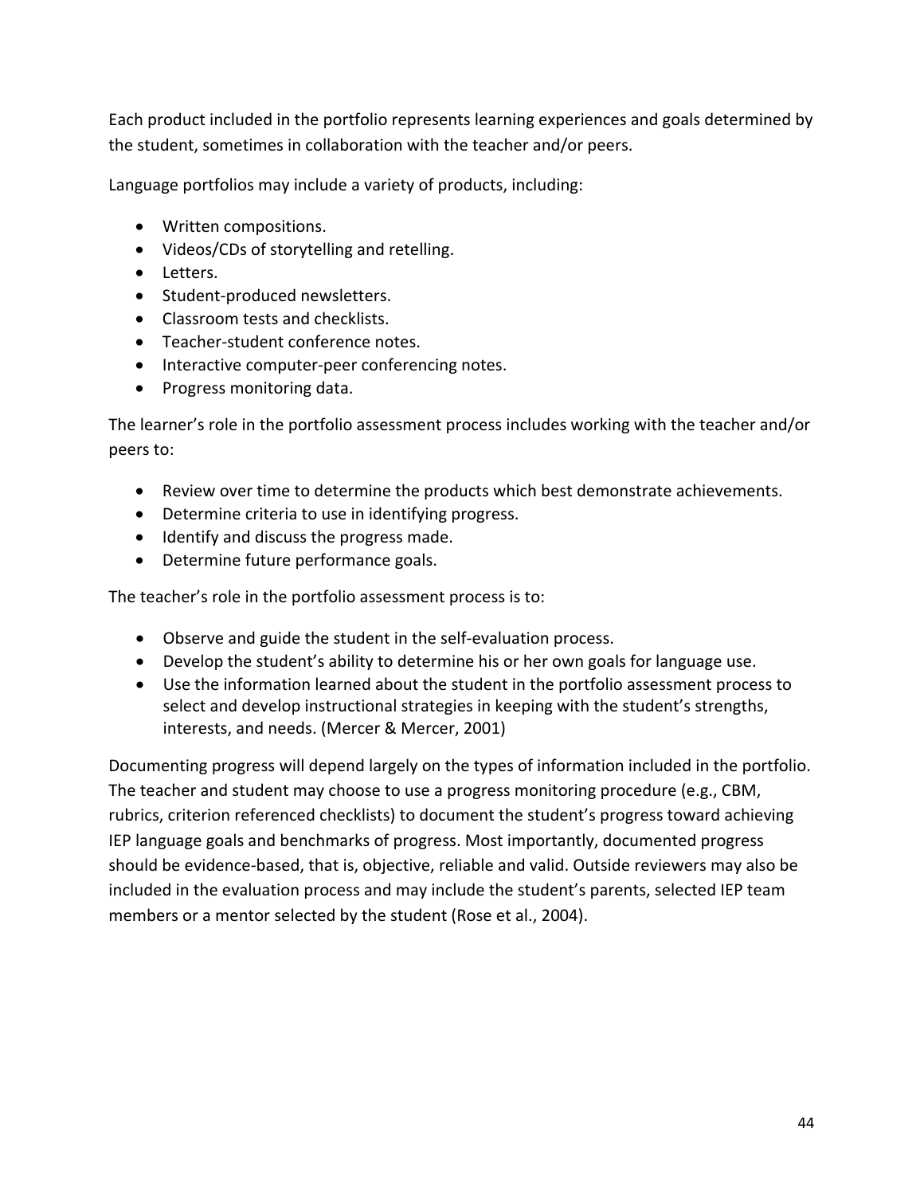Each product included in the portfolio represents learning experiences and goals determined by the student, sometimes in collaboration with the teacher and/or peers.

Language portfolios may include a variety of products, including:

- Written compositions.
- Videos/CDs of storytelling and retelling.
- Letters.
- Student-produced newsletters.
- Classroom tests and checklists.
- Teacher-student conference notes.
- Interactive computer-peer conferencing notes.
- Progress monitoring data.

The learner's role in the portfolio assessment process includes working with the teacher and/or peers to:

- Review over time to determine the products which best demonstrate achievements.
- Determine criteria to use in identifying progress.
- Identify and discuss the progress made.
- Determine future performance goals.

The teacher's role in the portfolio assessment process is to:

- Observe and guide the student in the self-evaluation process.
- Develop the student's ability to determine his or her own goals for language use.
- Use the information learned about the student in the portfolio assessment process to select and develop instructional strategies in keeping with the student's strengths, interests, and needs. (Mercer & Mercer, 2001)

Documenting progress will depend largely on the types of information included in the portfolio. The teacher and student may choose to use a progress monitoring procedure (e.g., CBM, rubrics, criterion referenced checklists) to document the student's progress toward achieving IEP language goals and benchmarks of progress. Most importantly, documented progress should be evidence-based, that is, objective, reliable and valid. Outside reviewers may also be included in the evaluation process and may include the student's parents, selected IEP team members or a mentor selected by the student (Rose et al., 2004).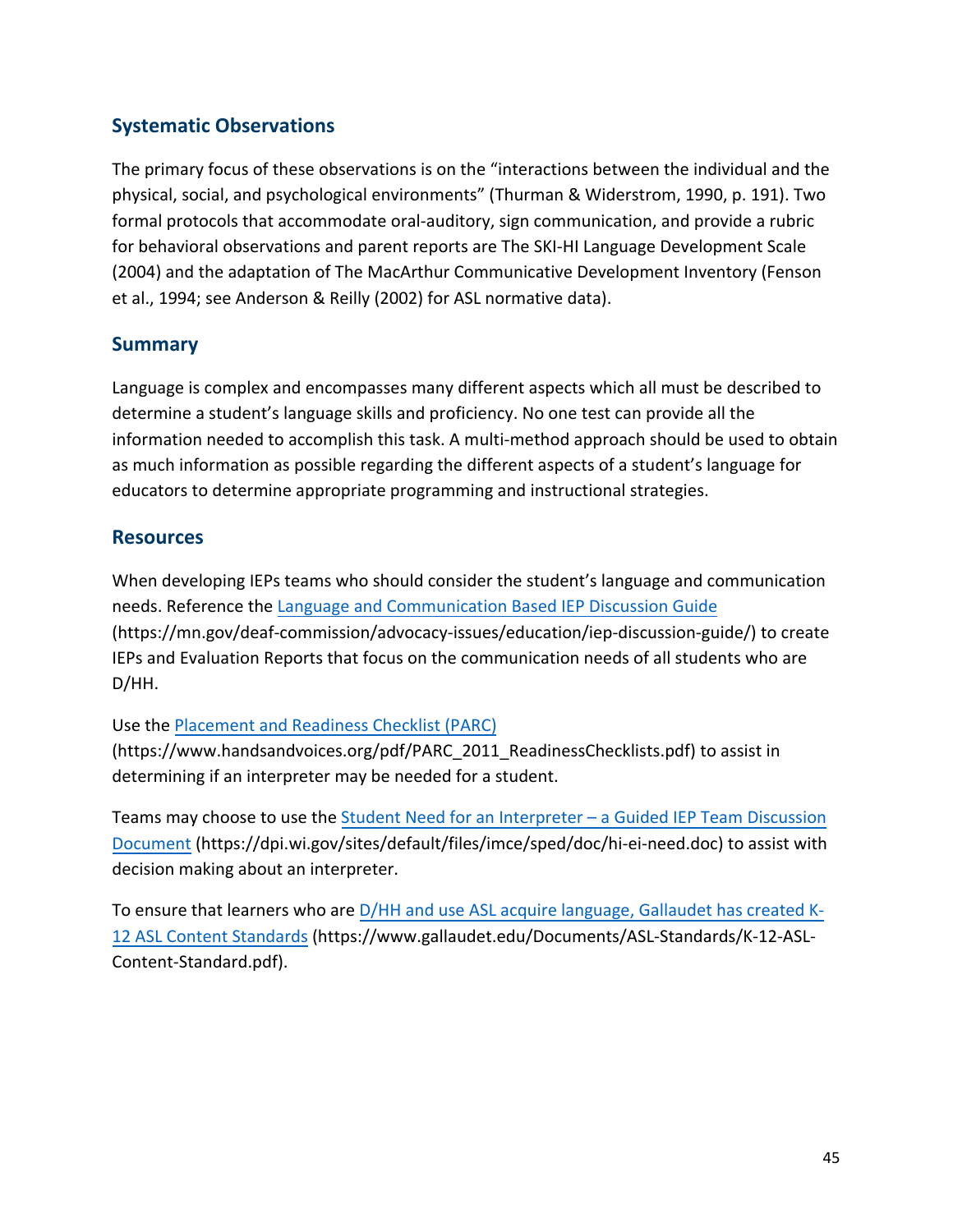## Systematic Observations

The primary focus of these observations is on the "interactions between the individual and the physical, social, and psychological environments" (Thurman & Widerstrom, 1990, p. 191). Two formal protocols that accommodate oral-auditory, sign communication, and provide a rubric for behavioral observations and parent reports are The SKI-HI Language Development Scale (2004) and the adaptation of The MacArthur Communicative Development Inventory (Fenson et al., 1994; see Anderson & Reilly (2002) for ASL normative data).

## Summary

Language is complex and encompasses many different aspects which all must be described to determine a student's language skills and proficiency. No one test can provide all the information needed to accomplish this task. A multi-method approach should be used to obtain as much information as possible regarding the different aspects of a student's language for educators to determine appropriate programming and instructional strategies.

## Resources

When developing IEPs teams who should consider the student's language and communication needs. Reference the [Language and Communication Based IEP Discussion Guide](https://mn.gov/deaf-commission/advocacy-issues/education/iep-discussion-guide/) (https://mn.gov/deaf-commission/advocacy-issues/education/iep-discussion-guide/) to create IEPs and Evaluation Reports that focus on the communication needs of all students who are D/HH.

Use the [Placement and Readiness Checklist (PARC)](https://www.handsandvoices.org/pdf/PARC_2011_ReadinessChecklists.pdf) (https://www.handsandvoices.org/pdf/PARC_2011_ReadinessChecklists.pdf) to assist in determining if an interpreter may be needed for a student.

Teams may choose to use the [Student Need for an Interpreter – a Guided IEP Team Discussion Document](https://dpi.wi.gov/sites/default/files/imce/sped/doc/hi-ei-need.doc) (https://dpi.wi.gov/sites/default/files/imce/sped/doc/hi-ei-need.doc) to assist with decision making about an interpreter.

To ensure that learners who are [D/HH and use ASL acquire language, Gallaudet has created K-12 ASL Content Standards](https://www.gallaudet.edu/Documents/ASL-Standards/K-12-ASL-Content-Standard.pdf) (https://www.gallaudet.edu/Documents/ASL-Standards/K-12-ASL-Content-Standard.pdf).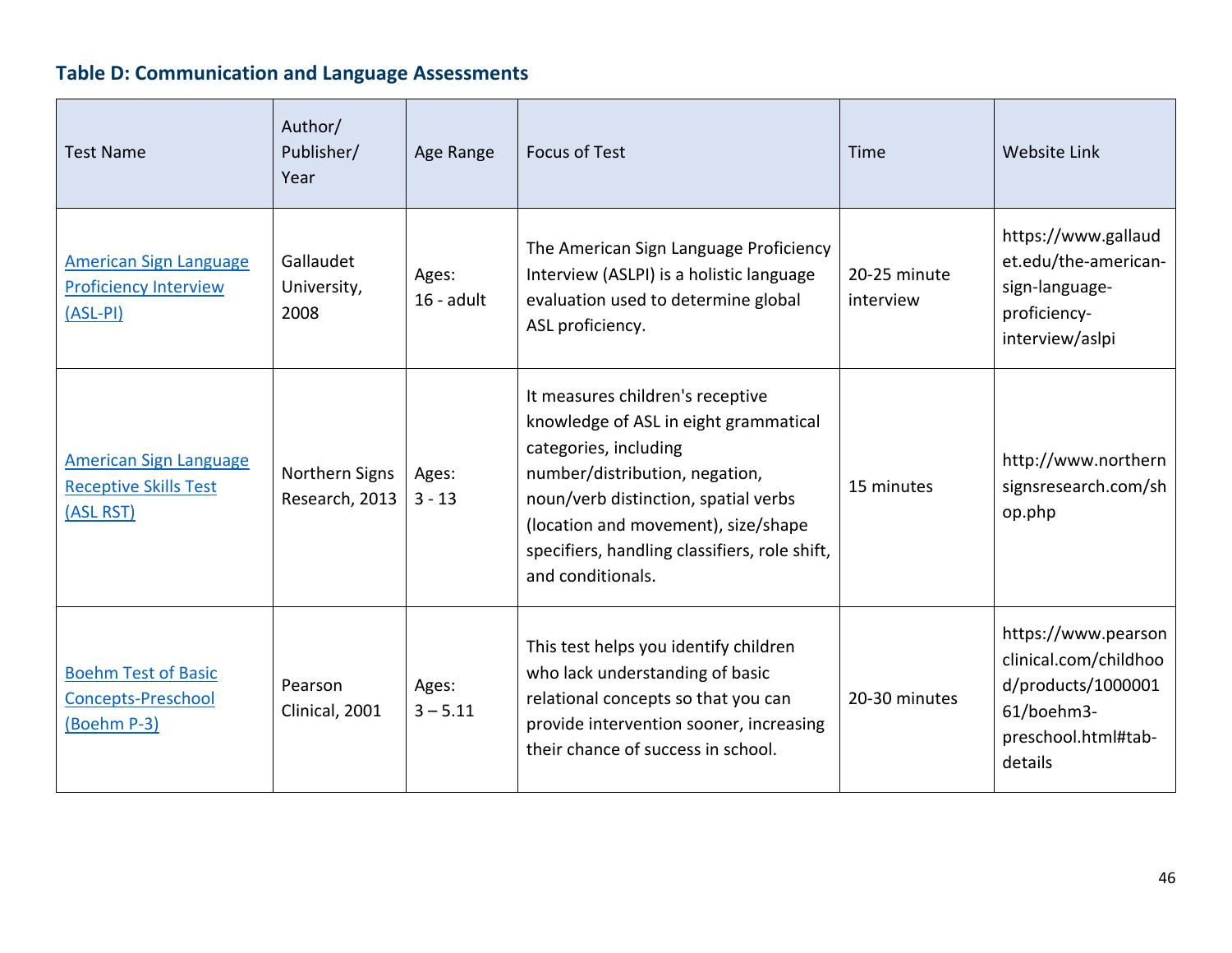### Table D: Communication and Language Assessments

| Test Name | Author/ Publisher/ Year | Age Range | Focus of Test | Time | Website Link |
|---|---|---|---|---|---|
| American Sign Language Proficiency Interview (ASL-PI) | Gallaudet University, 2008 | Ages: 16 - adult | The American Sign Language Proficiency Interview (ASLPI) is a holistic language evaluation used to determine global ASL proficiency. | 20-25 minute interview | https://www.gallaudet.edu/the-american-sign-language-proficiency-interview/aslpi |
| American Sign Language Receptive Skills Test (ASL RST) | Northern Signs Research, 2013 | Ages: 3 - 13 | It measures children's receptive knowledge of ASL in eight grammatical categories, including number/distribution, negation, noun/verb distinction, spatial verbs (location and movement), size/shape specifiers, handling classifiers, role shift, and conditionals. | 15 minutes | http://www.northernsignsresearch.com/shop.php |
| Boehm Test of Basic Concepts-Preschool (Boehm P-3) | Pearson Clinical, 2001 | Ages: 3 – 5.11 | This test helps you identify children who lack understanding of basic relational concepts so that you can provide intervention sooner, increasing their chance of success in school. | 20-30 minutes | https://www.pearsonclinical.com/childhood/products/100000161/boehm3-preschool.html#tab-details |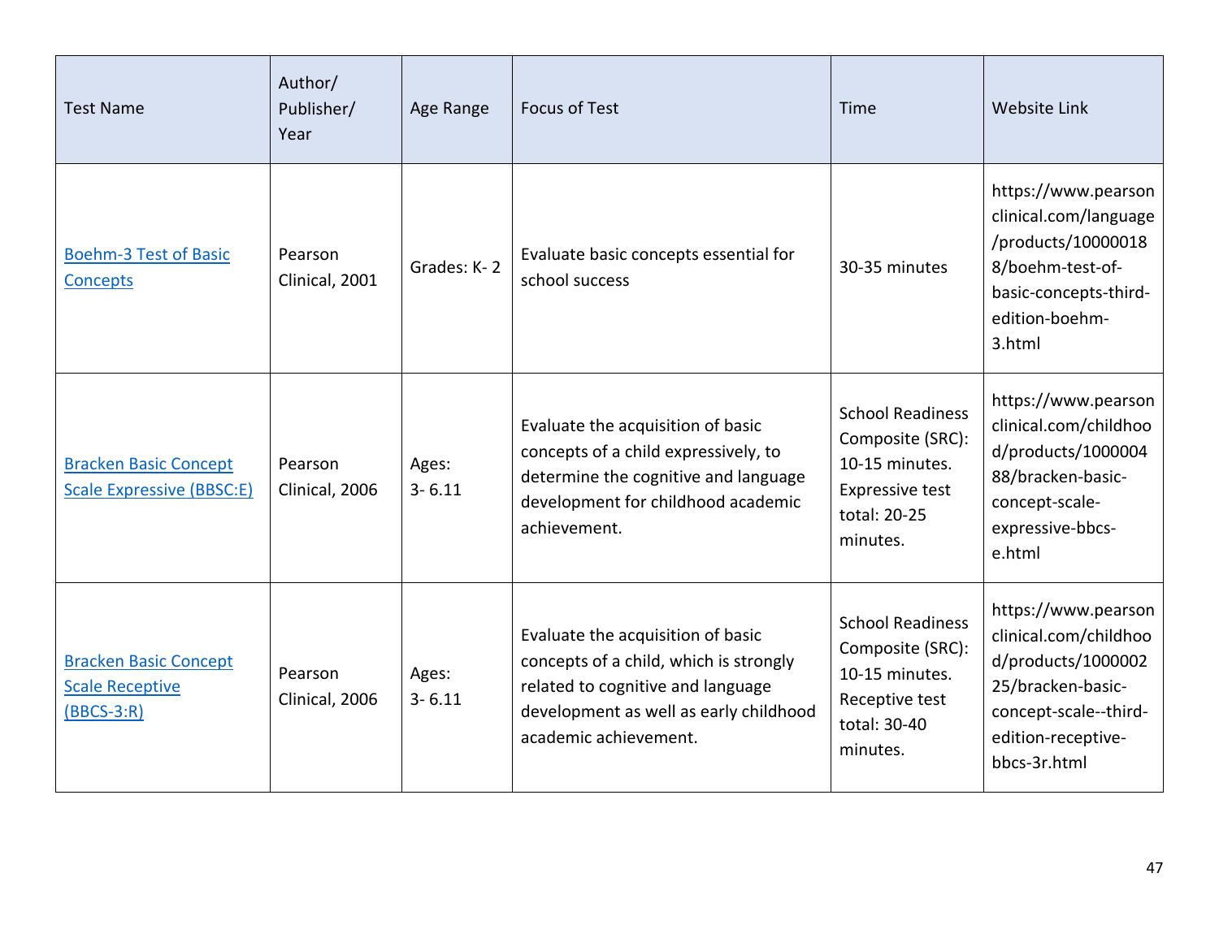| Test Name | Author/ Publisher/ Year | Age Range | Focus of Test | Time | Website Link |
|---|---|---|---|---|---|
| Boehm-3 Test of Basic Concepts | Pearson Clinical, 2001 | Grades: K- 2 | Evaluate basic concepts essential for school success | 30-35 minutes | https://www.pearsonclinical.com/language/products/100000188/boehm-test-of-basic-concepts-third-edition-boehm-3.html |
| Bracken Basic Concept Scale Expressive (BBSC:E) | Pearson Clinical, 2006 | Ages: 3- 6.11 | Evaluate the acquisition of basic concepts of a child expressively, to determine the cognitive and language development for childhood academic achievement. | School Readiness Composite (SRC): 10-15 minutes. Expressive test total: 20-25 minutes. | https://www.pearsonclinical.com/childhood/products/100000488/bracken-basic-concept-scale-expressive-bbcs-e.html |
| Bracken Basic Concept Scale Receptive (BBCS-3:R) | Pearson Clinical, 2006 | Ages: 3- 6.11 | Evaluate the acquisition of basic concepts of a child, which is strongly related to cognitive and language development as well as early childhood academic achievement. | School Readiness Composite (SRC): 10-15 minutes. Receptive test total: 30-40 minutes. | https://www.pearsonclinical.com/childhood/products/100000225/bracken-basic-concept-scale--third-edition-receptive-bbcs-3r.html |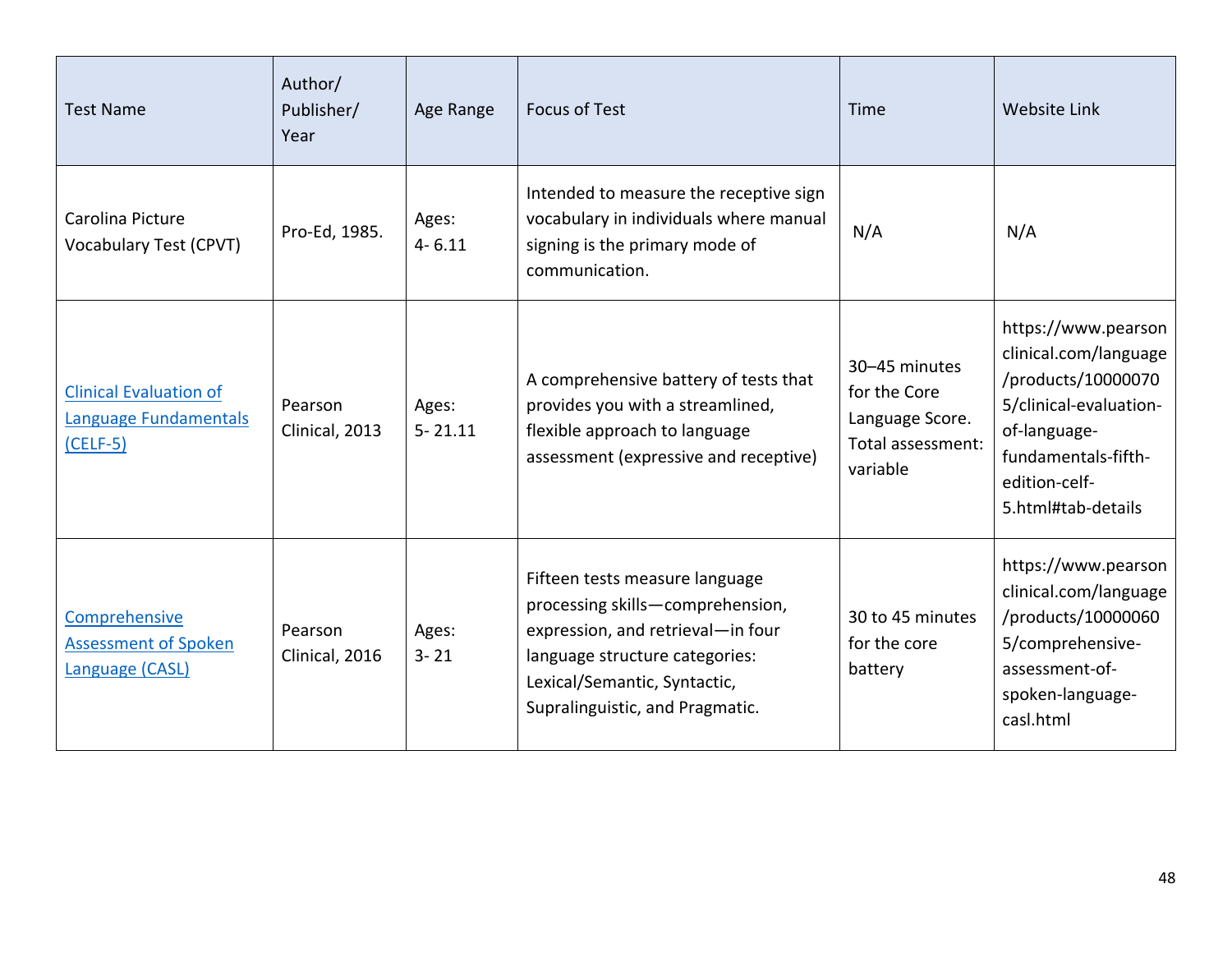| Test Name | Author/ Publisher/ Year | Age Range | Focus of Test | Time | Website Link |
|---|---|---|---|---|---|
| Carolina Picture Vocabulary Test (CPVT) | Pro-Ed, 1985. | Ages: 4- 6.11 | Intended to measure the receptive sign vocabulary in individuals where manual signing is the primary mode of communication. | N/A | N/A |
| Clinical Evaluation of Language Fundamentals (CELF-5) | Pearson Clinical, 2013 | Ages: 5- 21.11 | A comprehensive battery of tests that provides you with a streamlined, flexible approach to language assessment (expressive and receptive) | 30–45 minutes for the Core Language Score. Total assessment: variable | https://www.pearsonclinical.com/language/products/100000705/clinical-evaluation-of-language-fundamentals-fifth-edition-celf-5.html#tab-details |
| Comprehensive Assessment of Spoken Language (CASL) | Pearson Clinical, 2016 | Ages: 3- 21 | Fifteen tests measure language processing skills—comprehension, expression, and retrieval—in four language structure categories: Lexical/Semantic, Syntactic, Supralinguistic, and Pragmatic. | 30 to 45 minutes for the core battery | https://www.pearsonclinical.com/language/products/100000605/comprehensive-assessment-of-spoken-language-casl.html |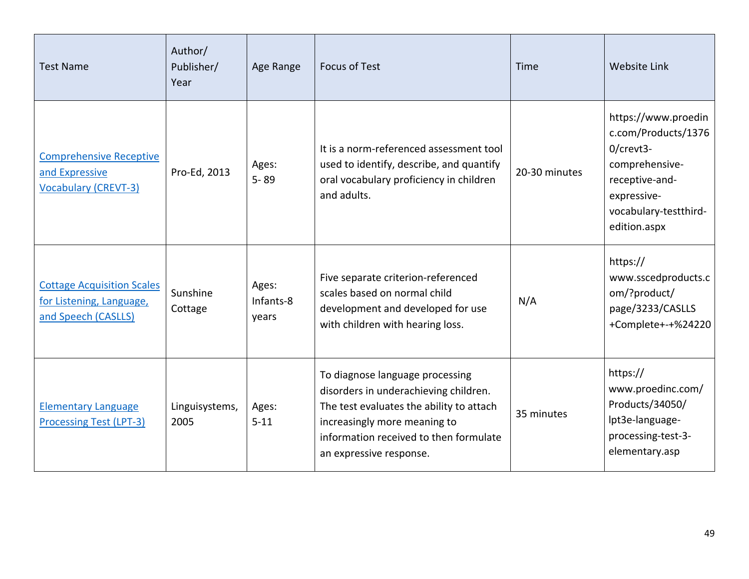| Test Name | Author/ Publisher/ Year | Age Range | Focus of Test | Time | Website Link |
|---|---|---|---|---|---|
| Comprehensive Receptive and Expressive Vocabulary (CREVT-3) | Pro-Ed, 2013 | Ages: 5- 89 | It is a norm-referenced assessment tool used to identify, describe, and quantify oral vocabulary proficiency in children and adults. | 20-30 minutes | https://www.proedinc.com/Products/13760/crevt3-comprehensive-receptive-and-expressive-vocabulary-testthird-edition.aspx |
| Cottage Acquisition Scales for Listening, Language, and Speech (CASLLS) | Sunshine Cottage | Ages: Infants-8 years | Five separate criterion-referenced scales based on normal child development and developed for use with children with hearing loss. | N/A | https://www.sscedproducts.com/?product/page/3233/CASLLS+Complete+-+%24220 |
| Elementary Language Processing Test (LPT-3) | Linguisystems, 2005 | Ages: 5-11 | To diagnose language processing disorders in underachieving children. The test evaluates the ability to attach increasingly more meaning to information received to then formulate an expressive response. | 35 minutes | https://www.proedinc.com/Products/34050/lpt3e-language-processing-test-3-elementary.asp |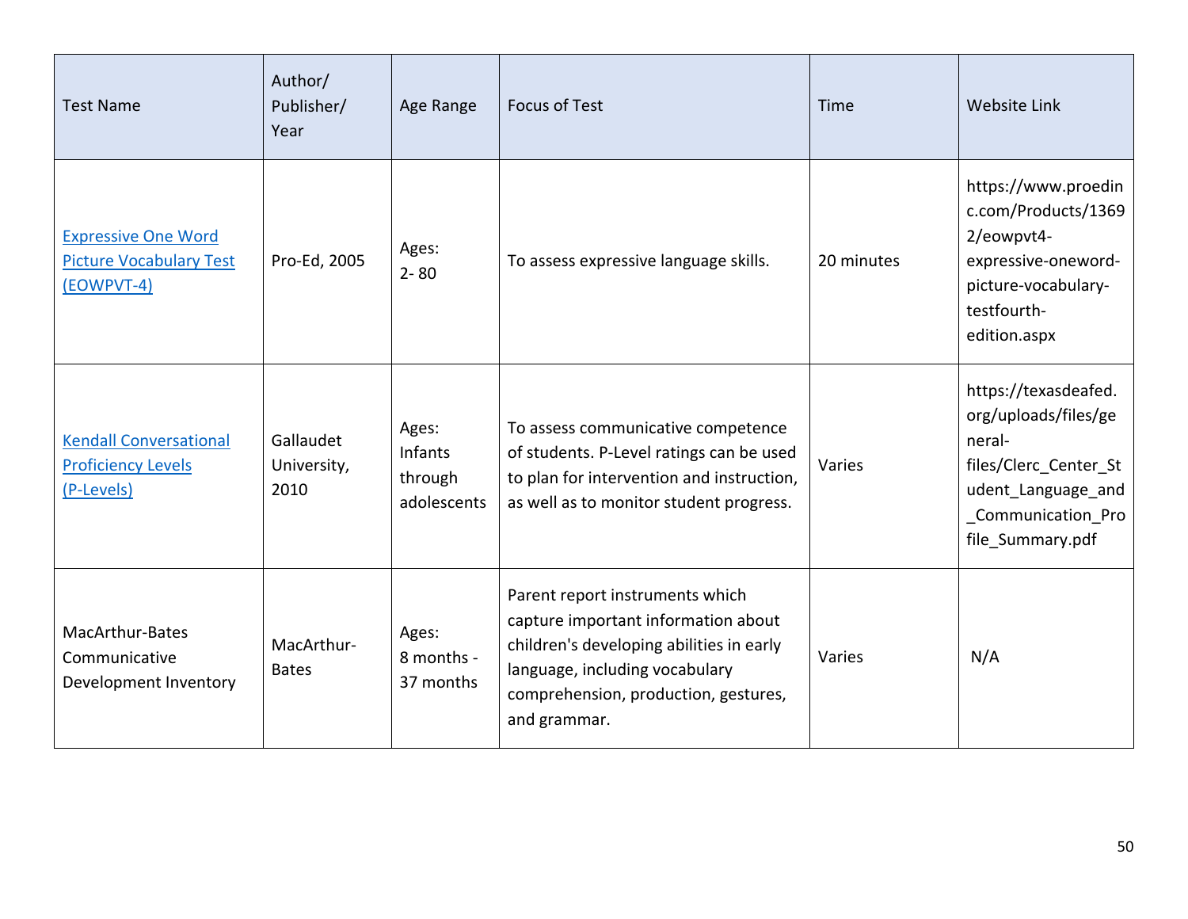| Test Name | Author/ Publisher/ Year | Age Range | Focus of Test | Time | Website Link |
| --- | --- | --- | --- | --- | --- |
| [Expressive One Word Picture Vocabulary Test (EOWPVT-4)]() | Pro-Ed, 2005 | Ages: 2- 80 | To assess expressive language skills. | 20 minutes | https://www.proedinc.com/Products/13692/eowpvt4-expressive-oneword-picture-vocabulary-testfourth-edition.aspx |
| [Kendall Conversational Proficiency Levels (P-Levels)]() | Gallaudet University, 2010 | Ages: Infants through adolescents | To assess communicative competence of students. P-Level ratings can be used to plan for intervention and instruction, as well as to monitor student progress. | Varies | https://texasdeafed.org/uploads/files/general-files/Clerc_Center_Student_Language_and_Communication_Profile_Summary.pdf |
| MacArthur-Bates Communicative Development Inventory | MacArthur-Bates | Ages: 8 months - 37 months | Parent report instruments which capture important information about children's developing abilities in early language, including vocabulary comprehension, production, gestures, and grammar. | Varies | N/A |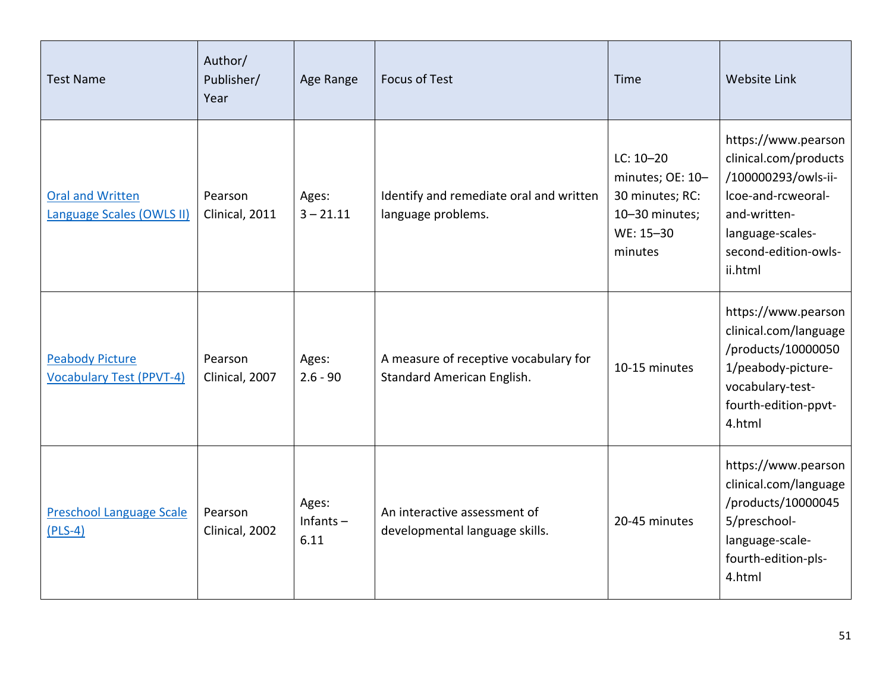| Test Name | Author/ Publisher/ Year | Age Range | Focus of Test | Time | Website Link |
|---|---|---|---|---|---|
| [Oral and Written Language Scales (OWLS II)](https://www.pearsonclinical.com/products/100000293/owls-ii-lcoe-and-rcweoral-and-written-language-scales-second-edition-owls-ii.html) | Pearson Clinical, 2011 | Ages: 3 – 21.11 | Identify and remediate oral and written language problems. | LC: 10–20 minutes; OE: 10–30 minutes; RC: 10–30 minutes; WE: 15–30 minutes | https://www.pearsonclinical.com/products/100000293/owls-ii-lcoe-and-rcweoral-and-written-language-scales-second-edition-owls-ii.html |
| [Peabody Picture Vocabulary Test (PPVT-4)](https://www.pearsonclinical.com/language/products/100000501/peabody-picture-vocabulary-test-fourth-edition-ppvt-4.html) | Pearson Clinical, 2007 | Ages: 2.6 - 90 | A measure of receptive vocabulary for Standard American English. | 10-15 minutes | https://www.pearsonclinical.com/language/products/100000501/peabody-picture-vocabulary-test-fourth-edition-ppvt-4.html |
| [Preschool Language Scale (PLS-4)](https://www.pearsonclinical.com/language/products/100000455/preschool-language-scale-fourth-edition-pls-4.html) | Pearson Clinical, 2002 | Ages: Infants – 6.11 | An interactive assessment of developmental language skills. | 20-45 minutes | https://www.pearsonclinical.com/language/products/100000455/preschool-language-scale-fourth-edition-pls-4.html |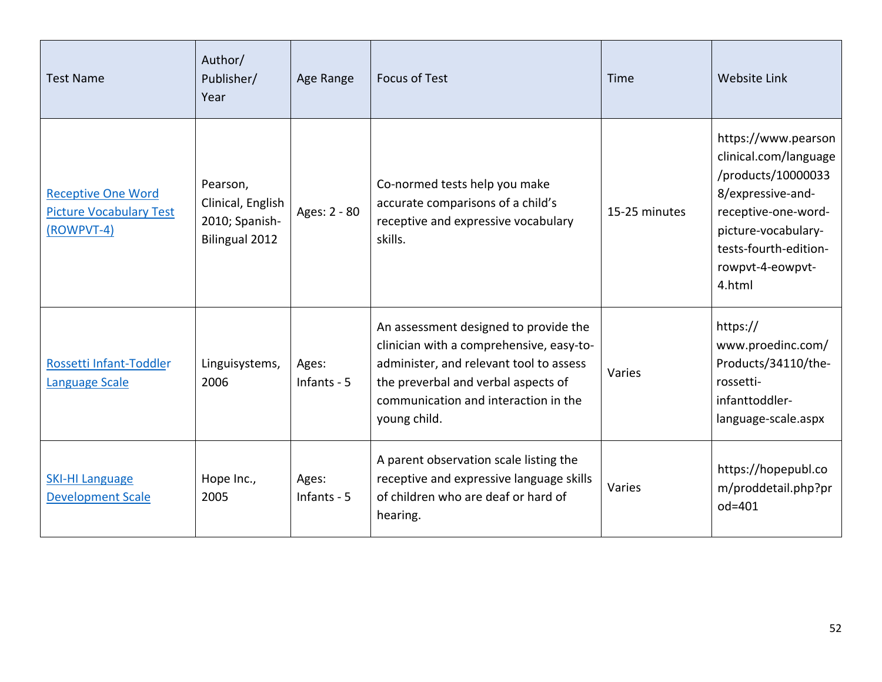| Test Name | Author/ Publisher/ Year | Age Range | Focus of Test | Time | Website Link |
|---|---|---|---|---|---|
| Receptive One Word Picture Vocabulary Test (ROWPVT-4) | Pearson, Clinical, English 2010; Spanish-Bilingual 2012 | Ages: 2 - 80 | Co-normed tests help you make accurate comparisons of a child's receptive and expressive vocabulary skills. | 15-25 minutes | https://www.pearsonclinical.com/language/products/100000338/expressive-and-receptive-one-word-picture-vocabulary-tests-fourth-edition-rowpvt-4-eowpvt-4.html |
| Rossetti Infant-Toddler Language Scale | Linguisystems, 2006 | Ages: Infants - 5 | An assessment designed to provide the clinician with a comprehensive, easy-to-administer, and relevant tool to assess the preverbal and verbal aspects of communication and interaction in the young child. | Varies | https://www.proedinc.com/Products/34110/the-rossetti-infanttoddler-language-scale.aspx |
| SKI-HI Language Development Scale | Hope Inc., 2005 | Ages: Infants - 5 | A parent observation scale listing the receptive and expressive language skills of children who are deaf or hard of hearing. | Varies | https://hopepubl.com/proddetail.php?prod=401 |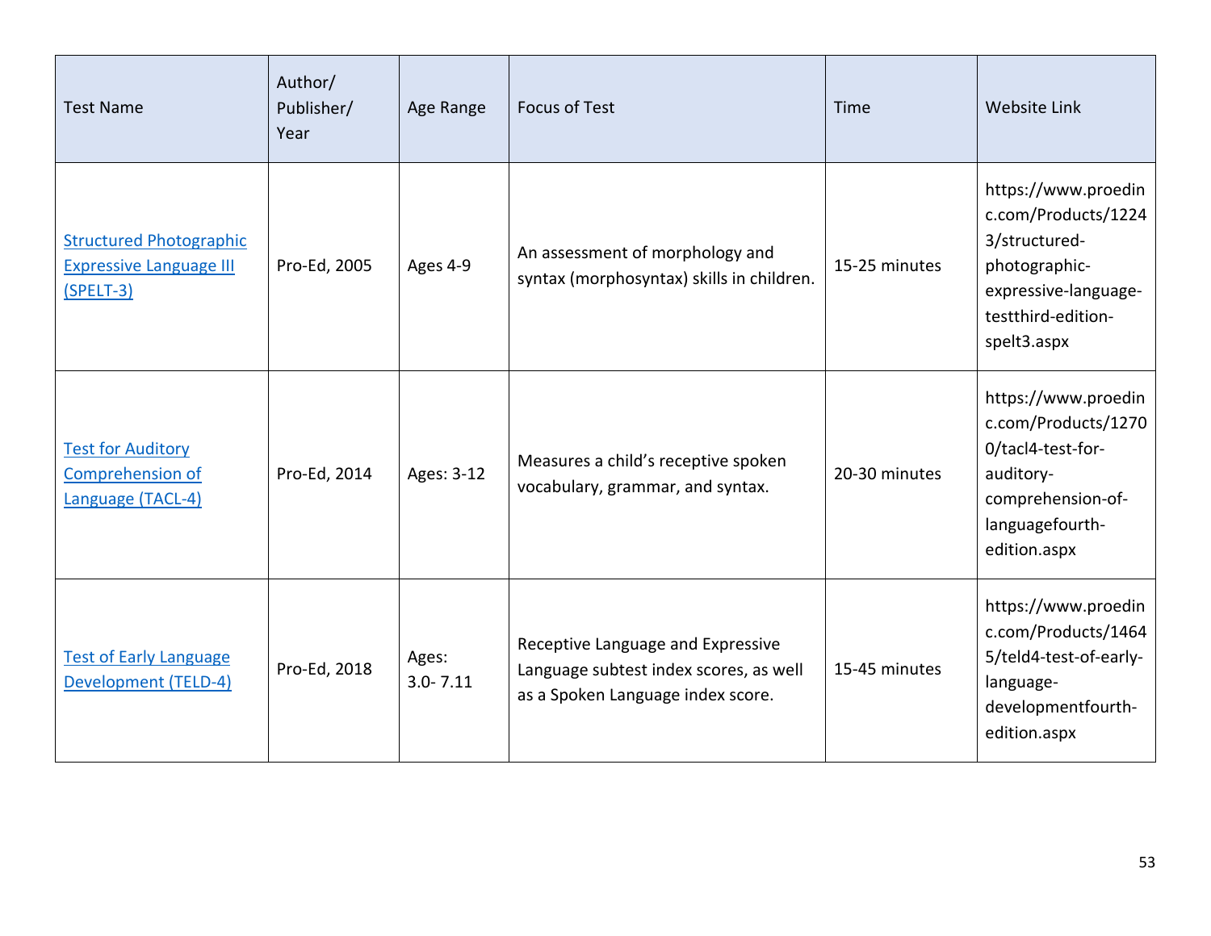| Test Name | Author/ Publisher/ Year | Age Range | Focus of Test | Time | Website Link |
|---|---|---|---|---|---|
| Structured Photographic Expressive Language III (SPELT-3) | Pro-Ed, 2005 | Ages 4-9 | An assessment of morphology and syntax (morphosyntax) skills in children. | 15-25 minutes | https://www.proedinc.com/Products/12243/structured-photographic-expressive-language-testthird-edition-spelt3.aspx |
| Test for Auditory Comprehension of Language (TACL-4) | Pro-Ed, 2014 | Ages: 3-12 | Measures a child's receptive spoken vocabulary, grammar, and syntax. | 20-30 minutes | https://www.proedinc.com/Products/12700/tacl4-test-for-auditory-comprehension-of-languagefourth-edition.aspx |
| Test of Early Language Development (TELD-4) | Pro-Ed, 2018 | Ages: 3.0- 7.11 | Receptive Language and Expressive Language subtest index scores, as well as a Spoken Language index score. | 15-45 minutes | https://www.proedinc.com/Products/14645/teld4-test-of-early-language-developmentfourth-edition.aspx |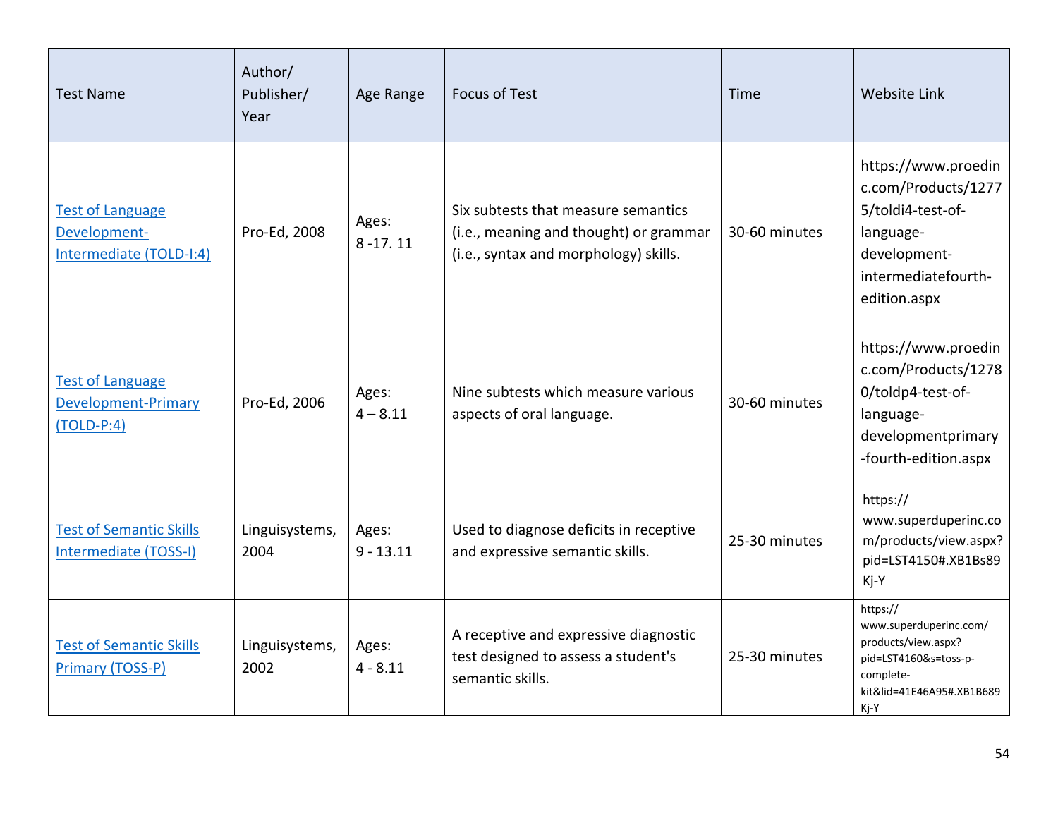| Test Name | Author/ Publisher/ Year | Age Range | Focus of Test | Time | Website Link |
|---|---|---|---|---|---|
| Test of Language Development-Intermediate (TOLD-I:4) | Pro-Ed, 2008 | Ages: 8 -17. 11 | Six subtests that measure semantics (i.e., meaning and thought) or grammar (i.e., syntax and morphology) skills. | 30-60 minutes | https://www.proedinc.com/Products/12775/toldi4-test-of-language-development-intermediatefourth-edition.aspx |
| Test of Language Development-Primary (TOLD-P:4) | Pro-Ed, 2006 | Ages: 4 – 8.11 | Nine subtests which measure various aspects of oral language. | 30-60 minutes | https://www.proedinc.com/Products/12780/toldp4-test-of-language-developmentprimary-fourth-edition.aspx |
| Test of Semantic Skills Intermediate (TOSS-I) | Linguisystems, 2004 | Ages: 9 - 13.11 | Used to diagnose deficits in receptive and expressive semantic skills. | 25-30 minutes | https://www.superduperinc.com/products/view.aspx?pid=LST4150#.XB1Bs89Kj-Y |
| Test of Semantic Skills Primary (TOSS-P) | Linguisystems, 2002 | Ages: 4 - 8.11 | A receptive and expressive diagnostic test designed to assess a student's semantic skills. | 25-30 minutes | https://www.superduperinc.com/products/view.aspx?pid=LST4160&s=toss-p-complete-kit&lid=41E46A95#.XB1B689Kj-Y |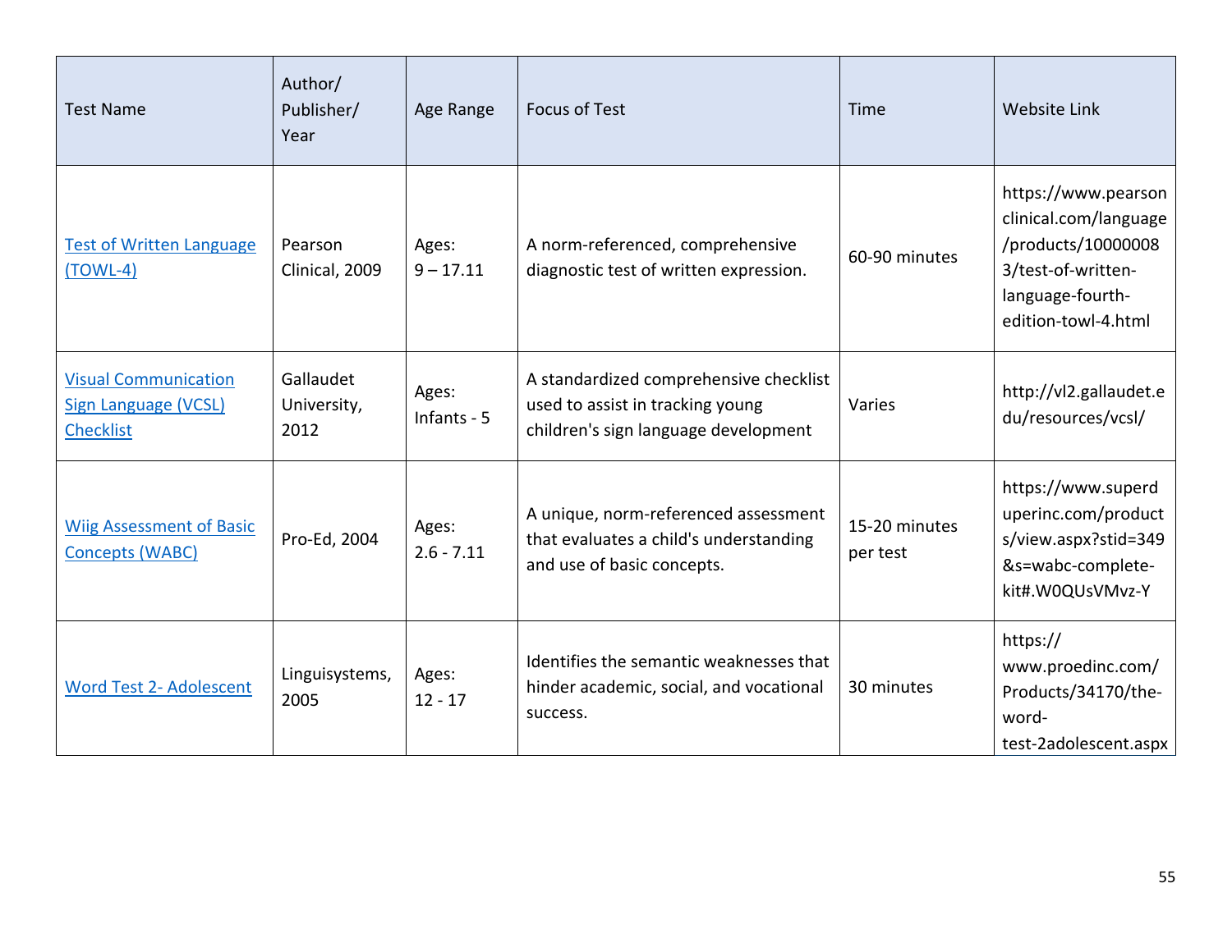| Test Name | Author/ Publisher/ Year | Age Range | Focus of Test | Time | Website Link |
|---|---|---|---|---|---|
| Test of Written Language (TOWL-4) | Pearson Clinical, 2009 | Ages: 9 – 17.11 | A norm-referenced, comprehensive diagnostic test of written expression. | 60-90 minutes | https://www.pearsonclinical.com/language/products/100000083/test-of-written-language-fourth-edition-towl-4.html |
| Visual Communication Sign Language (VCSL) Checklist | Gallaudet University, 2012 | Ages: Infants - 5 | A standardized comprehensive checklist used to assist in tracking young children's sign language development | Varies | http://vl2.gallaudet.edu/resources/vcsl/ |
| Wiig Assessment of Basic Concepts (WABC) | Pro-Ed, 2004 | Ages: 2.6 - 7.11 | A unique, norm-referenced assessment that evaluates a child's understanding and use of basic concepts. | 15-20 minutes per test | https://www.superduperinc.com/products/view.aspx?stid=349&s=wabc-complete-kit#.W0QUsVMvz-Y |
| Word Test 2- Adolescent | Linguisystems, 2005 | Ages: 12 - 17 | Identifies the semantic weaknesses that hinder academic, social, and vocational success. | 30 minutes | https://www.proedinc.com/Products/34170/the-word-test-2adolescent.aspx |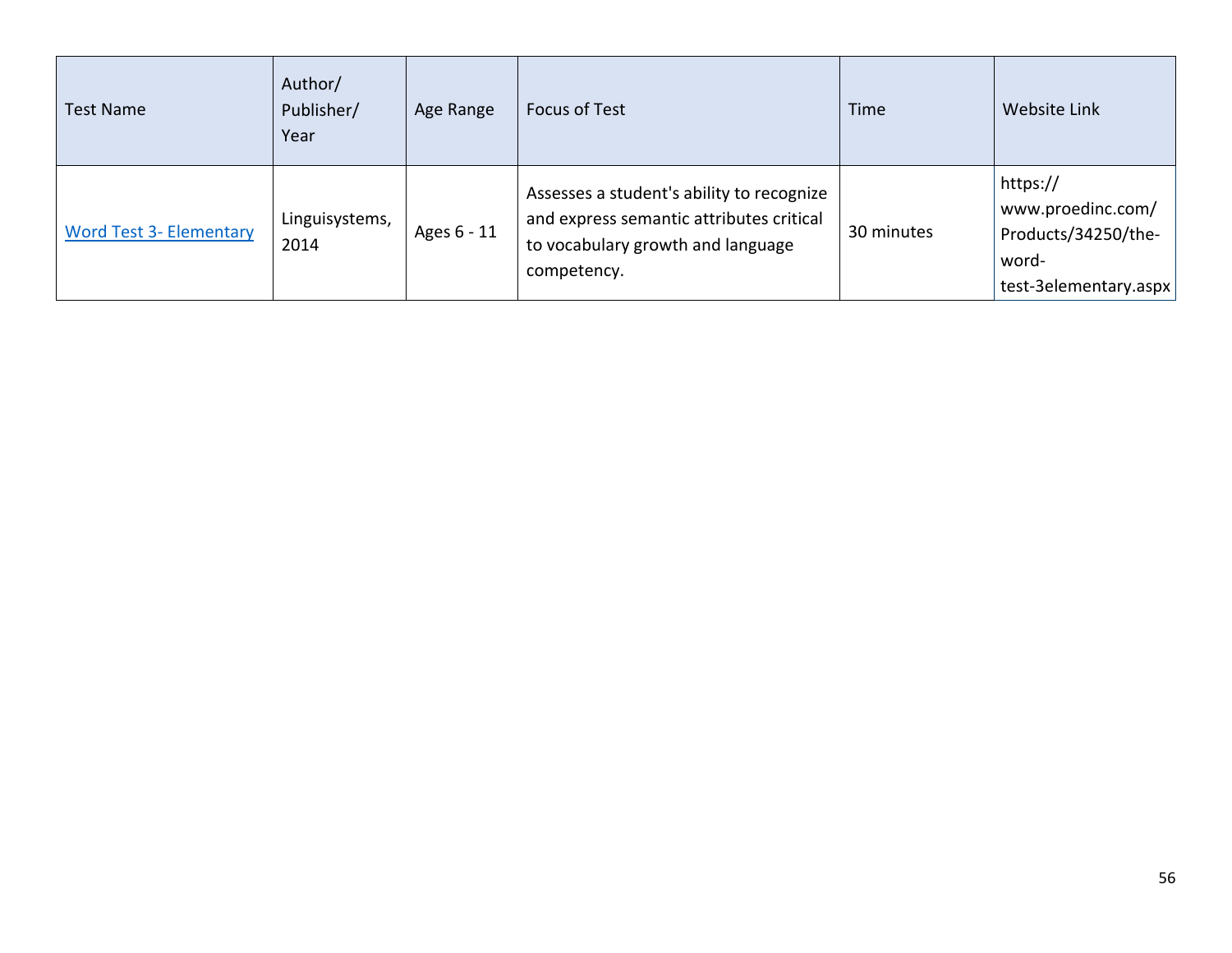| Test Name | Author/ Publisher/ Year | Age Range | Focus of Test | Time | Website Link |
|---|---|---|---|---|---|
| [Word Test 3- Elementary](https://www.proedinc.com/Products/34250/the-word-test-3elementary.aspx) | Linguisystems, 2014 | Ages 6 - 11 | Assesses a student's ability to recognize and express semantic attributes critical to vocabulary growth and language competency. | 30 minutes | https://www.proedinc.com/Products/34250/the-word-test-3elementary.aspx |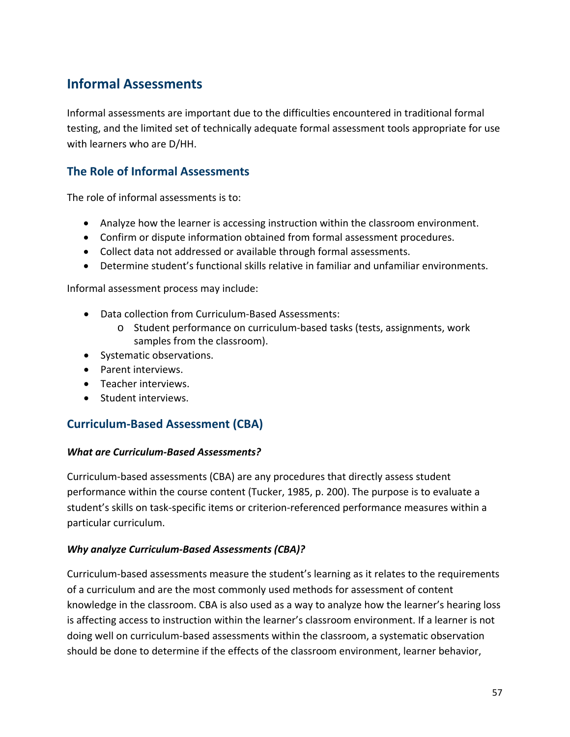## Informal Assessments

Informal assessments are important due to the difficulties encountered in traditional formal testing, and the limited set of technically adequate formal assessment tools appropriate for use with learners who are D/HH.

### The Role of Informal Assessments

The role of informal assessments is to:

- Analyze how the learner is accessing instruction within the classroom environment.
- Confirm or dispute information obtained from formal assessment procedures.
- Collect data not addressed or available through formal assessments.
- Determine student's functional skills relative in familiar and unfamiliar environments.

Informal assessment process may include:

- Data collection from Curriculum-Based Assessments:
  - Student performance on curriculum-based tasks (tests, assignments, work samples from the classroom).
- Systematic observations.
- Parent interviews.
- Teacher interviews.
- Student interviews.

### Curriculum-Based Assessment (CBA)

***What are Curriculum-Based Assessments?***

Curriculum-based assessments (CBA) are any procedures that directly assess student performance within the course content (Tucker, 1985, p. 200). The purpose is to evaluate a student's skills on task-specific items or criterion-referenced performance measures within a particular curriculum.

***Why analyze Curriculum-Based Assessments (CBA)?***

Curriculum-based assessments measure the student's learning as it relates to the requirements of a curriculum and are the most commonly used methods for assessment of content knowledge in the classroom. CBA is also used as a way to analyze how the learner's hearing loss is affecting access to instruction within the learner's classroom environment. If a learner is not doing well on curriculum-based assessments within the classroom, a systematic observation should be done to determine if the effects of the classroom environment, learner behavior,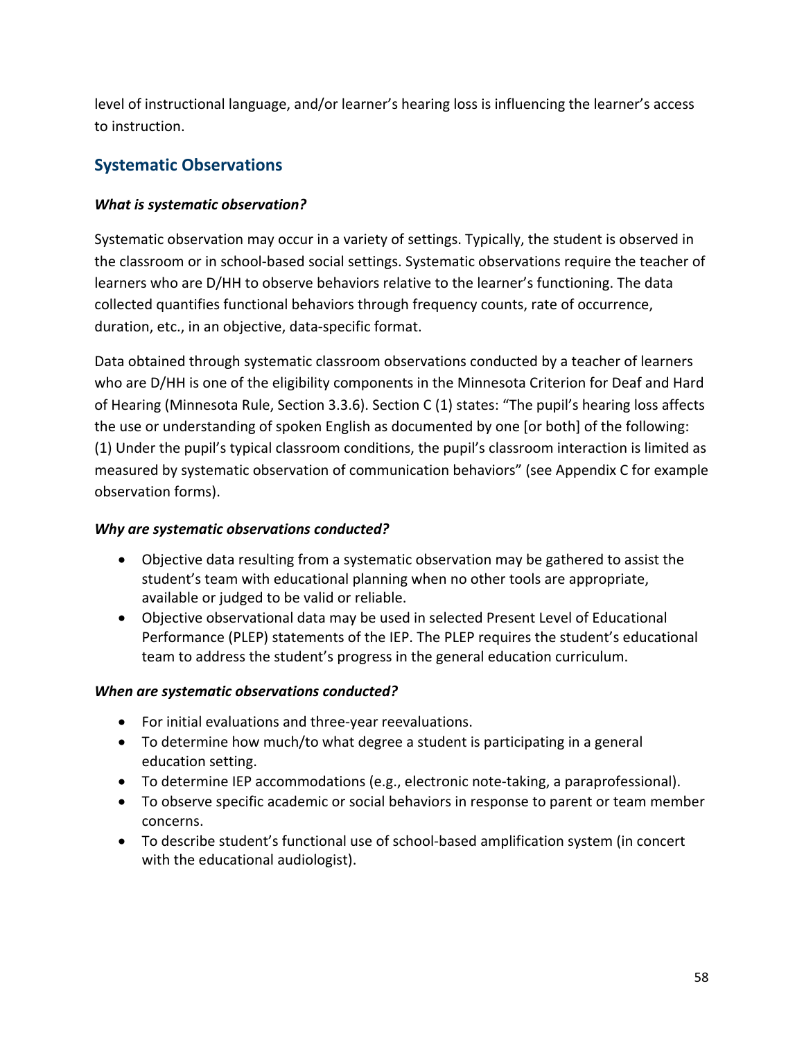level of instructional language, and/or learner's hearing loss is influencing the learner's access to instruction.

## Systematic Observations

***What is systematic observation?***

Systematic observation may occur in a variety of settings. Typically, the student is observed in the classroom or in school-based social settings. Systematic observations require the teacher of learners who are D/HH to observe behaviors relative to the learner's functioning. The data collected quantifies functional behaviors through frequency counts, rate of occurrence, duration, etc., in an objective, data-specific format.

Data obtained through systematic classroom observations conducted by a teacher of learners who are D/HH is one of the eligibility components in the Minnesota Criterion for Deaf and Hard of Hearing (Minnesota Rule, Section 3.3.6). Section C (1) states: "The pupil's hearing loss affects the use or understanding of spoken English as documented by one [or both] of the following: (1) Under the pupil's typical classroom conditions, the pupil's classroom interaction is limited as measured by systematic observation of communication behaviors" (see Appendix C for example observation forms).

***Why are systematic observations conducted?***

- Objective data resulting from a systematic observation may be gathered to assist the student's team with educational planning when no other tools are appropriate, available or judged to be valid or reliable.
- Objective observational data may be used in selected Present Level of Educational Performance (PLEP) statements of the IEP. The PLEP requires the student's educational team to address the student's progress in the general education curriculum.

***When are systematic observations conducted?***

- For initial evaluations and three-year reevaluations.
- To determine how much/to what degree a student is participating in a general education setting.
- To determine IEP accommodations (e.g., electronic note-taking, a paraprofessional).
- To observe specific academic or social behaviors in response to parent or team member concerns.
- To describe student's functional use of school-based amplification system (in concert with the educational audiologist).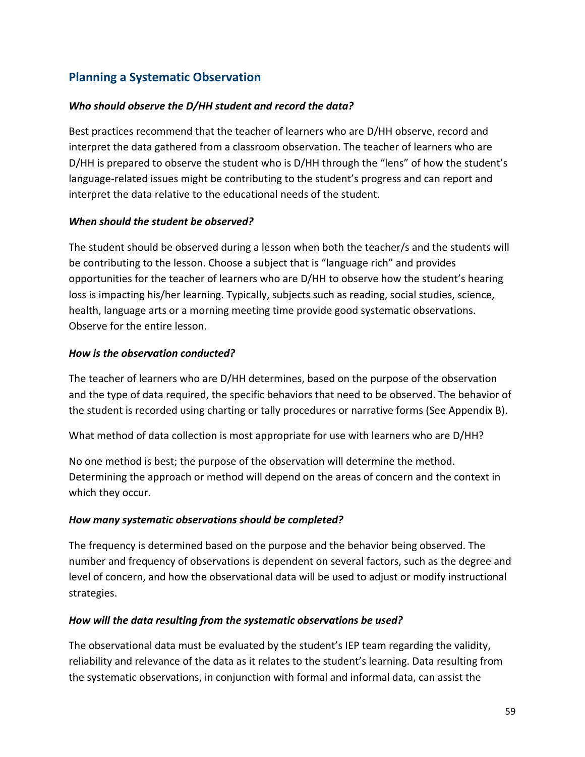## Planning a Systematic Observation

***Who should observe the D/HH student and record the data?***

Best practices recommend that the teacher of learners who are D/HH observe, record and interpret the data gathered from a classroom observation. The teacher of learners who are D/HH is prepared to observe the student who is D/HH through the "lens" of how the student's language-related issues might be contributing to the student's progress and can report and interpret the data relative to the educational needs of the student.

***When should the student be observed?***

The student should be observed during a lesson when both the teacher/s and the students will be contributing to the lesson. Choose a subject that is "language rich" and provides opportunities for the teacher of learners who are D/HH to observe how the student's hearing loss is impacting his/her learning. Typically, subjects such as reading, social studies, science, health, language arts or a morning meeting time provide good systematic observations. Observe for the entire lesson.

***How is the observation conducted?***

The teacher of learners who are D/HH determines, based on the purpose of the observation and the type of data required, the specific behaviors that need to be observed. The behavior of the student is recorded using charting or tally procedures or narrative forms (See Appendix B).

What method of data collection is most appropriate for use with learners who are D/HH?

No one method is best; the purpose of the observation will determine the method. Determining the approach or method will depend on the areas of concern and the context in which they occur.

***How many systematic observations should be completed?***

The frequency is determined based on the purpose and the behavior being observed. The number and frequency of observations is dependent on several factors, such as the degree and level of concern, and how the observational data will be used to adjust or modify instructional strategies.

***How will the data resulting from the systematic observations be used?***

The observational data must be evaluated by the student's IEP team regarding the validity, reliability and relevance of the data as it relates to the student's learning. Data resulting from the systematic observations, in conjunction with formal and informal data, can assist the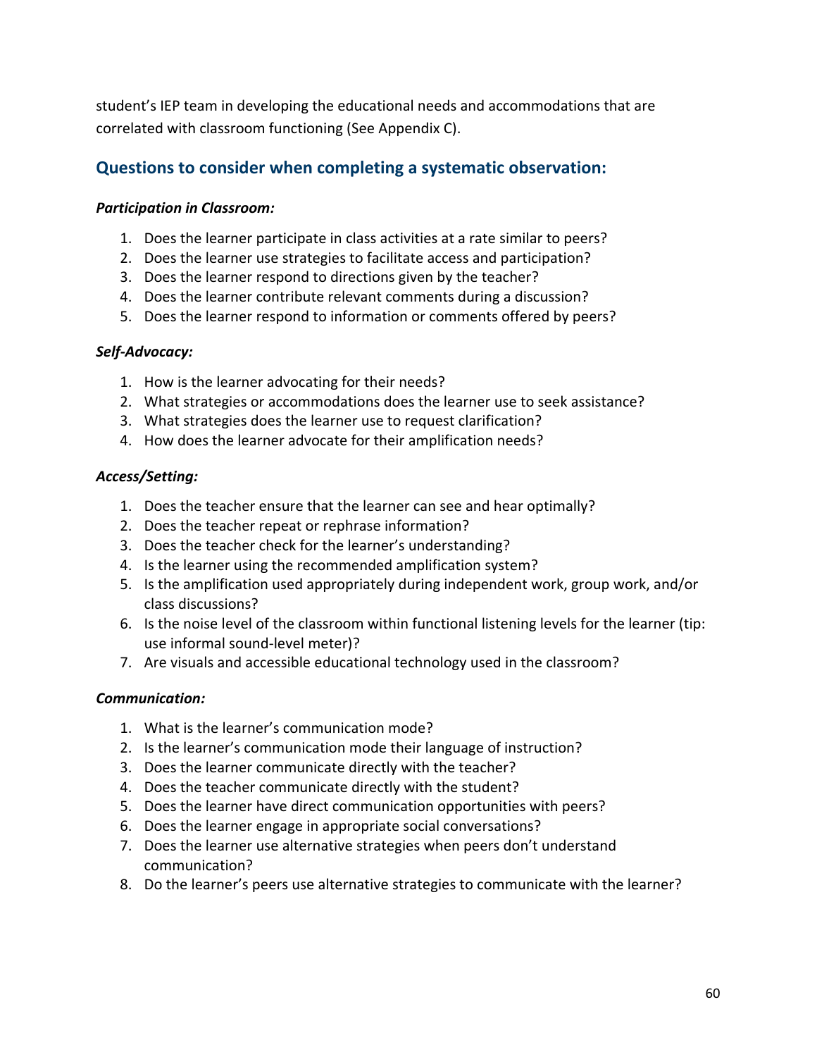student's IEP team in developing the educational needs and accommodations that are correlated with classroom functioning (See Appendix C).

## Questions to consider when completing a systematic observation:

***Participation in Classroom:***

1. Does the learner participate in class activities at a rate similar to peers?
2. Does the learner use strategies to facilitate access and participation?
3. Does the learner respond to directions given by the teacher?
4. Does the learner contribute relevant comments during a discussion?
5. Does the learner respond to information or comments offered by peers?

***Self-Advocacy:***

1. How is the learner advocating for their needs?
2. What strategies or accommodations does the learner use to seek assistance?
3. What strategies does the learner use to request clarification?
4. How does the learner advocate for their amplification needs?

***Access/Setting:***

1. Does the teacher ensure that the learner can see and hear optimally?
2. Does the teacher repeat or rephrase information?
3. Does the teacher check for the learner's understanding?
4. Is the learner using the recommended amplification system?
5. Is the amplification used appropriately during independent work, group work, and/or class discussions?
6. Is the noise level of the classroom within functional listening levels for the learner (tip: use informal sound-level meter)?
7. Are visuals and accessible educational technology used in the classroom?

***Communication:***

1. What is the learner's communication mode?
2. Is the learner's communication mode their language of instruction?
3. Does the learner communicate directly with the teacher?
4. Does the teacher communicate directly with the student?
5. Does the learner have direct communication opportunities with peers?
6. Does the learner engage in appropriate social conversations?
7. Does the learner use alternative strategies when peers don't understand communication?
8. Do the learner's peers use alternative strategies to communicate with the learner?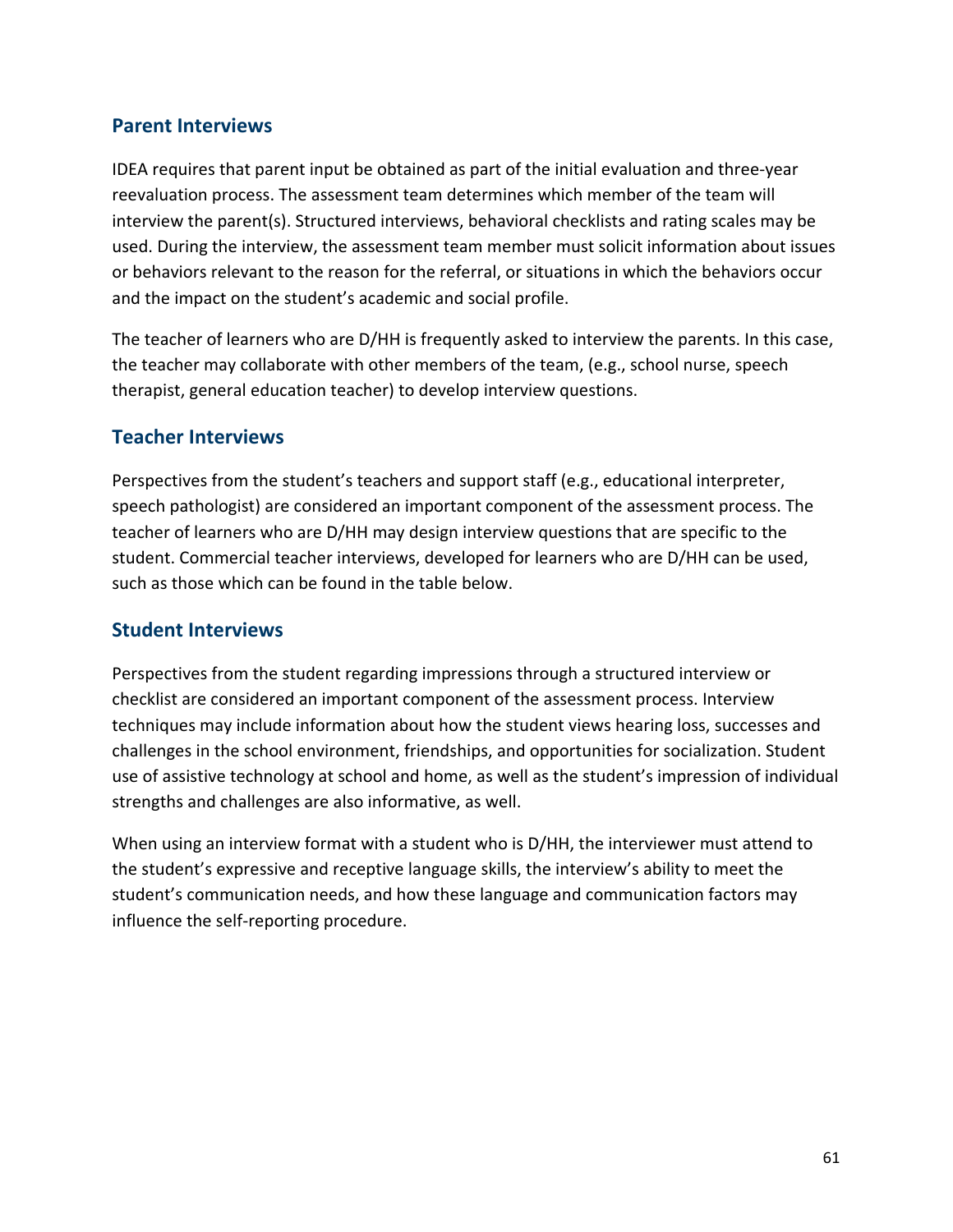## Parent Interviews

IDEA requires that parent input be obtained as part of the initial evaluation and three-year reevaluation process. The assessment team determines which member of the team will interview the parent(s). Structured interviews, behavioral checklists and rating scales may be used. During the interview, the assessment team member must solicit information about issues or behaviors relevant to the reason for the referral, or situations in which the behaviors occur and the impact on the student's academic and social profile.

The teacher of learners who are D/HH is frequently asked to interview the parents. In this case, the teacher may collaborate with other members of the team, (e.g., school nurse, speech therapist, general education teacher) to develop interview questions.

## Teacher Interviews

Perspectives from the student's teachers and support staff (e.g., educational interpreter, speech pathologist) are considered an important component of the assessment process. The teacher of learners who are D/HH may design interview questions that are specific to the student. Commercial teacher interviews, developed for learners who are D/HH can be used, such as those which can be found in the table below.

## Student Interviews

Perspectives from the student regarding impressions through a structured interview or checklist are considered an important component of the assessment process. Interview techniques may include information about how the student views hearing loss, successes and challenges in the school environment, friendships, and opportunities for socialization. Student use of assistive technology at school and home, as well as the student's impression of individual strengths and challenges are also informative, as well.

When using an interview format with a student who is D/HH, the interviewer must attend to the student's expressive and receptive language skills, the interview's ability to meet the student's communication needs, and how these language and communication factors may influence the self-reporting procedure.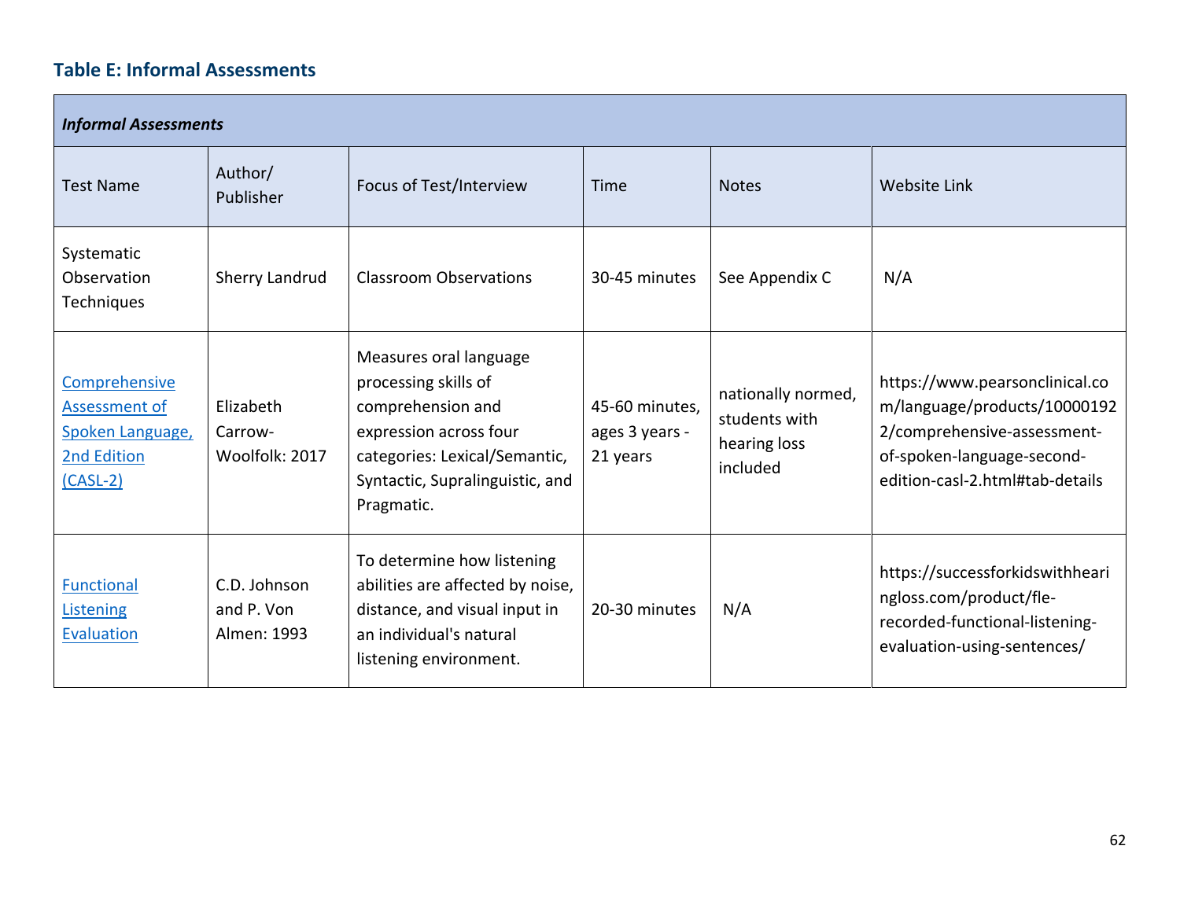### Table E: Informal Assessments

| ***Informal Assessments*** | | | | | |
|---|---|---|---|---|---|
| Test Name | Author/ Publisher | Focus of Test/Interview | Time | Notes | Website Link |
| Systematic Observation Techniques | Sherry Landrud | Classroom Observations | 30-45 minutes | See Appendix C | N/A |
| Comprehensive Assessment of Spoken Language, 2nd Edition (CASL-2) | Elizabeth Carrow-Woolfolk: 2017 | Measures oral language processing skills of comprehension and expression across four categories: Lexical/Semantic, Syntactic, Supralinguistic, and Pragmatic. | 45-60 minutes, ages 3 years - 21 years | nationally normed, students with hearing loss included | https://www.pearsonclinical.com/language/products/100001922/comprehensive-assessment-of-spoken-language-second-edition-casl-2.html#tab-details |
| Functional Listening Evaluation | C.D. Johnson and P. Von Almen: 1993 | To determine how listening abilities are affected by noise, distance, and visual input in an individual's natural listening environment. | 20-30 minutes | N/A | https://successforkidswithhearingloss.com/product/fle-recorded-functional-listening-evaluation-using-sentences/ |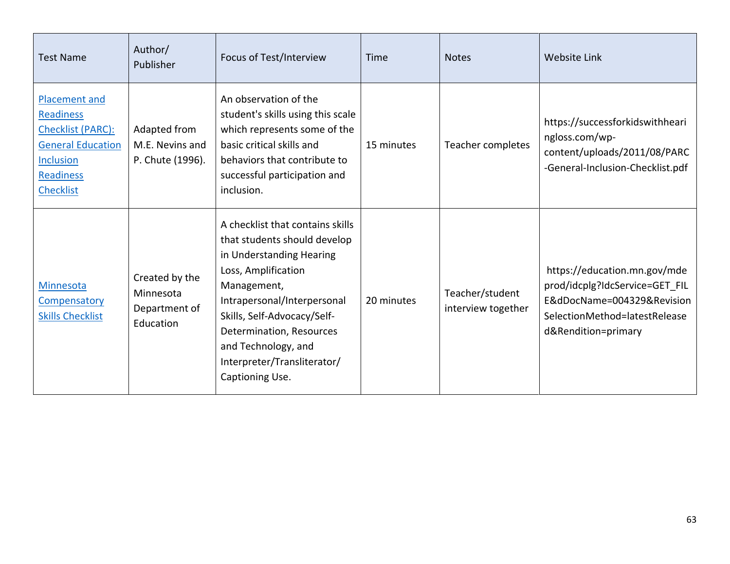| Test Name | Author/ Publisher | Focus of Test/Interview | Time | Notes | Website Link |
|---|---|---|---|---|---|
| Placement and Readiness Checklist (PARC): General Education Inclusion Readiness Checklist | Adapted from M.E. Nevins and P. Chute (1996). | An observation of the student's skills using this scale which represents some of the basic critical skills and behaviors that contribute to successful participation and inclusion. | 15 minutes | Teacher completes | https://successforkidswithhearingloss.com/wp-content/uploads/2011/08/PARC-General-Inclusion-Checklist.pdf |
| Minnesota Compensatory Skills Checklist | Created by the Minnesota Department of Education | A checklist that contains skills that students should develop in Understanding Hearing Loss, Amplification Management, Intrapersonal/Interpersonal Skills, Self-Advocacy/Self-Determination, Resources and Technology, and Interpreter/Transliterator/ Captioning Use. | 20 minutes | Teacher/student interview together | https://education.mn.gov/mdeprod/idcplg?IdcService=GET_FILE&dDocName=004329&RevisionSelectionMethod=latestReleased&Rendition=primary |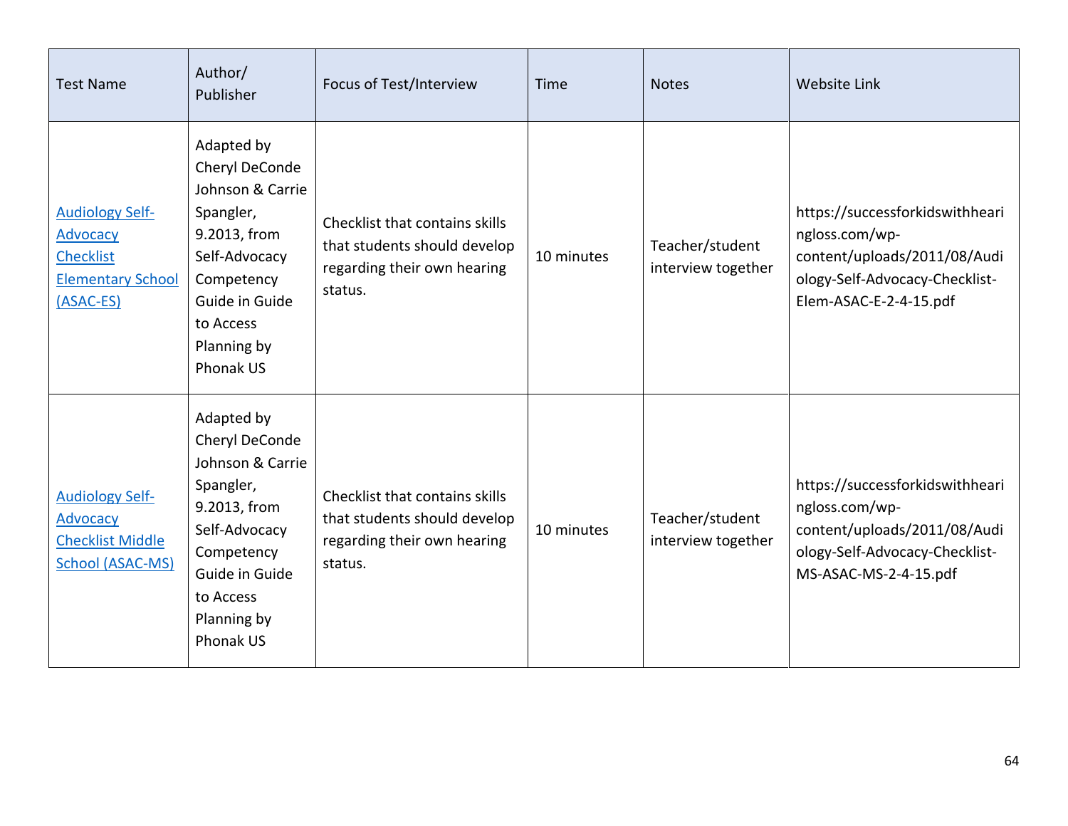| Test Name | Author/ Publisher | Focus of Test/Interview | Time | Notes | Website Link |
|---|---|---|---|---|---|
| Audiology Self-Advocacy Checklist Elementary School (ASAC-ES) | Adapted by Cheryl DeConde Johnson & Carrie Spangler, 9.2013, from Self-Advocacy Competency Guide in Guide to Access Planning by Phonak US | Checklist that contains skills that students should develop regarding their own hearing status. | 10 minutes | Teacher/student interview together | https://successforkidswithhearingloss.com/wp-content/uploads/2011/08/Audiology-Self-Advocacy-Checklist-Elem-ASAC-E-2-4-15.pdf |
| Audiology Self-Advocacy Checklist Middle School (ASAC-MS) | Adapted by Cheryl DeConde Johnson & Carrie Spangler, 9.2013, from Self-Advocacy Competency Guide in Guide to Access Planning by Phonak US | Checklist that contains skills that students should develop regarding their own hearing status. | 10 minutes | Teacher/student interview together | https://successforkidswithhearingloss.com/wp-content/uploads/2011/08/Audiology-Self-Advocacy-Checklist-MS-ASAC-MS-2-4-15.pdf |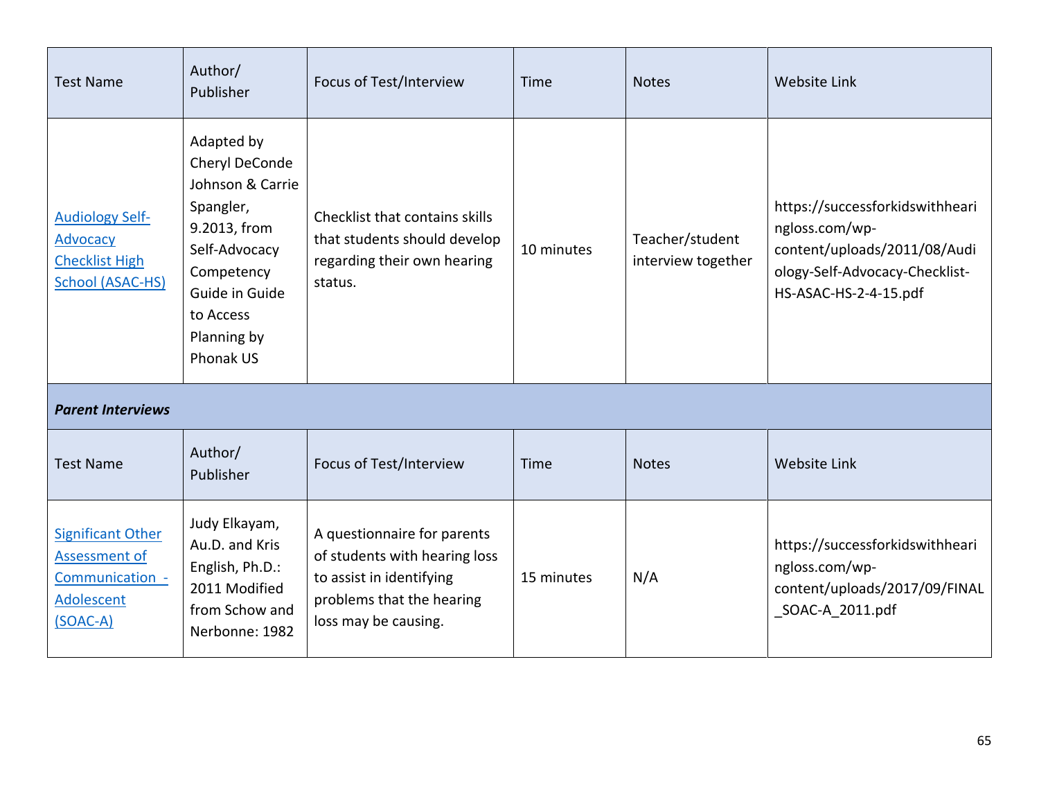| Test Name | Author/ Publisher | Focus of Test/Interview | Time | Notes | Website Link |
|---|---|---|---|---|---|
| Audiology Self-Advocacy Checklist High School (ASAC-HS) | Adapted by Cheryl DeConde Johnson & Carrie Spangler, 9.2013, from Self-Advocacy Competency Guide in Guide to Access Planning by Phonak US | Checklist that contains skills that students should develop regarding their own hearing status. | 10 minutes | Teacher/student interview together | https://successforkidswithhearingloss.com/wp-content/uploads/2011/08/Audiology-Self-Advocacy-Checklist-HS-ASAC-HS-2-4-15.pdf |

***Parent Interviews***

| Test Name | Author/ Publisher | Focus of Test/Interview | Time | Notes | Website Link |
|---|---|---|---|---|---|
| Significant Other Assessment of Communication - Adolescent (SOAC-A) | Judy Elkayam, Au.D. and Kris English, Ph.D.: 2011 Modified from Schow and Nerbonne: 1982 | A questionnaire for parents of students with hearing loss to assist in identifying problems that the hearing loss may be causing. | 15 minutes | N/A | https://successforkidswithhearingloss.com/wp-content/uploads/2017/09/FINAL_SOAC-A_2011.pdf |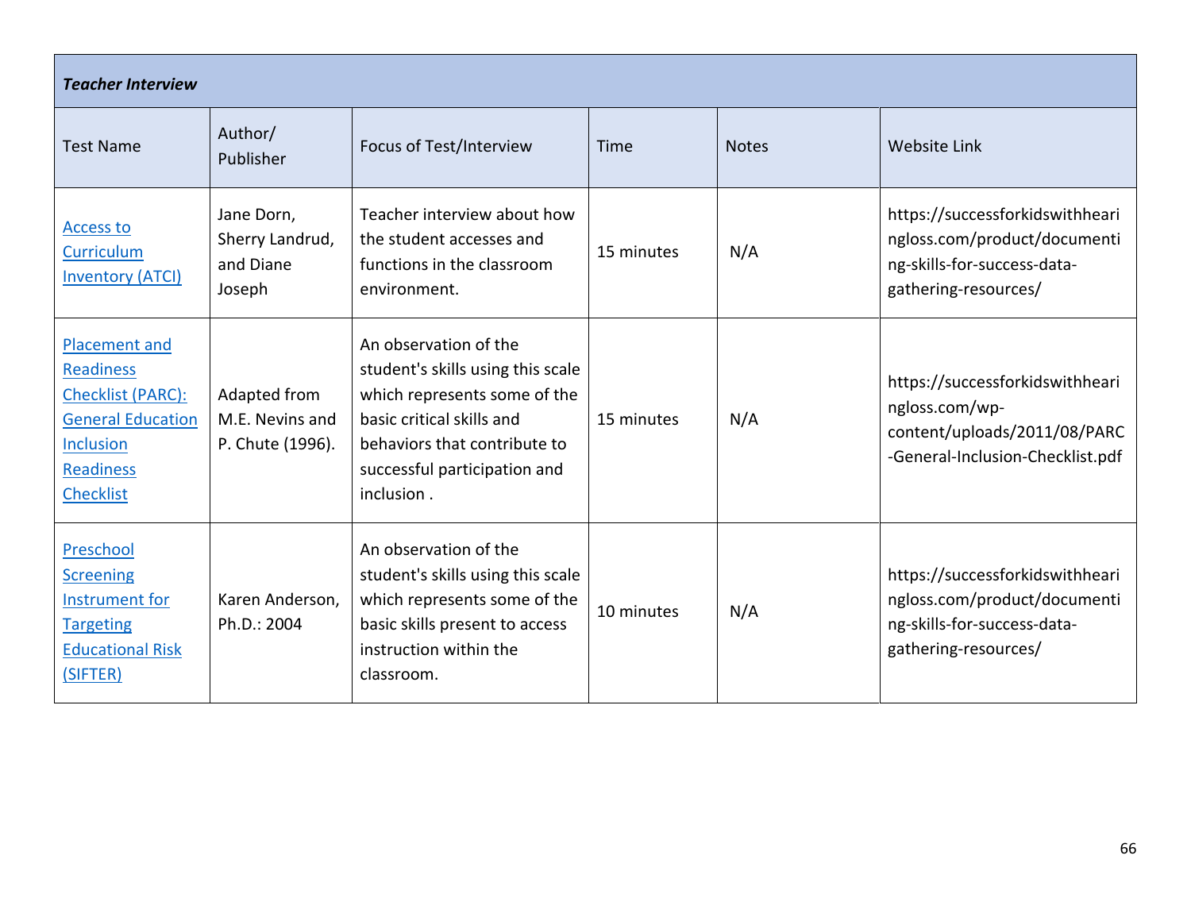| *Teacher Interview* | | | | | |
|---|---|---|---|---|---|
| Test Name | Author/ Publisher | Focus of Test/Interview | Time | Notes | Website Link |
| Access to Curriculum Inventory (ATCI) | Jane Dorn, Sherry Landrud, and Diane Joseph | Teacher interview about how the student accesses and functions in the classroom environment. | 15 minutes | N/A | https://successforkidswithhearingloss.com/product/documenting-skills-for-success-data-gathering-resources/ |
| Placement and Readiness Checklist (PARC): General Education Inclusion Readiness Checklist | Adapted from M.E. Nevins and P. Chute (1996). | An observation of the student's skills using this scale which represents some of the basic critical skills and behaviors that contribute to successful participation and inclusion . | 15 minutes | N/A | https://successforkidswithhearingloss.com/wp-content/uploads/2011/08/PARC-General-Inclusion-Checklist.pdf |
| Preschool Screening Instrument for Targeting Educational Risk (SIFTER) | Karen Anderson, Ph.D.: 2004 | An observation of the student's skills using this scale which represents some of the basic skills present to access instruction within the classroom. | 10 minutes | N/A | https://successforkidswithhearingloss.com/product/documenting-skills-for-success-data-gathering-resources/ |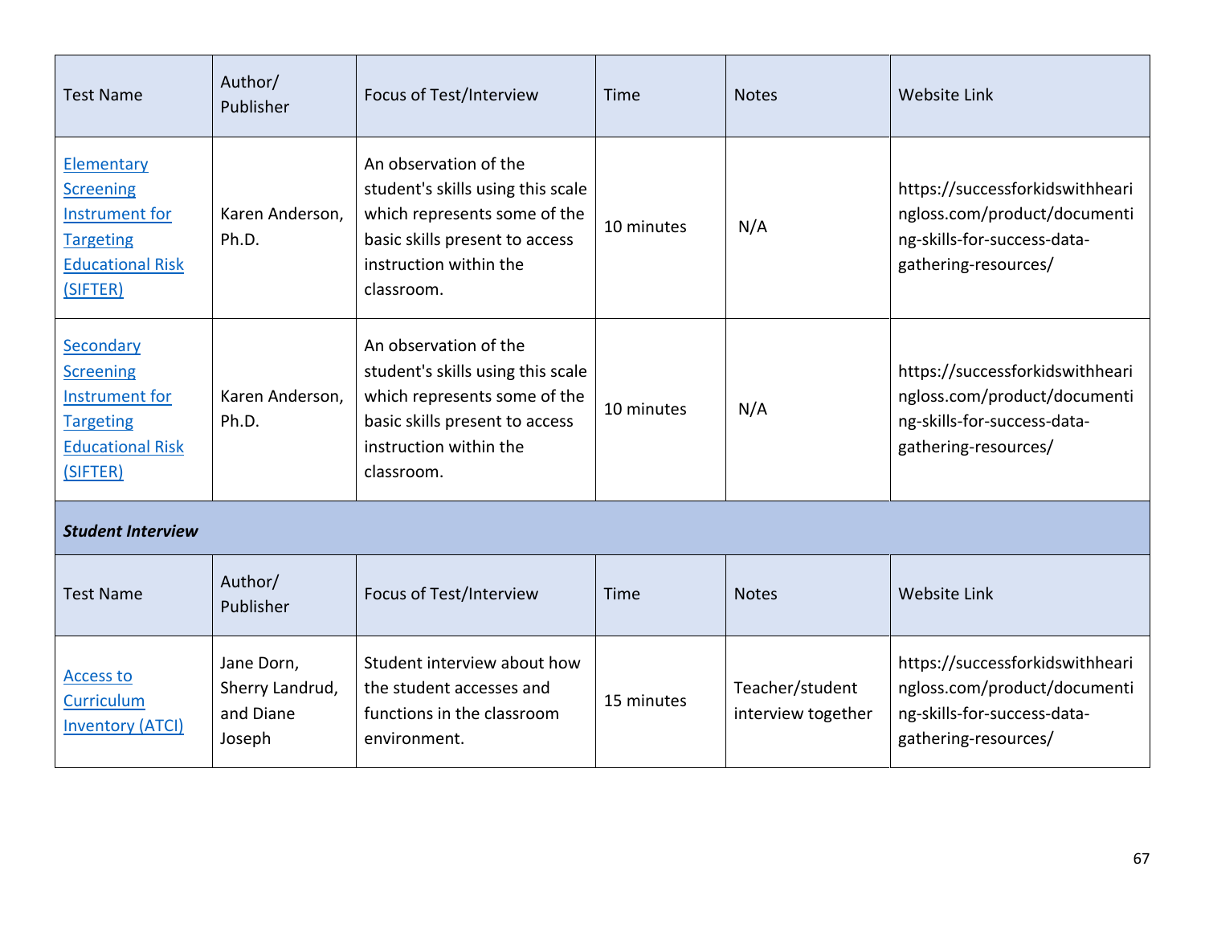| Test Name | Author/ Publisher | Focus of Test/Interview | Time | Notes | Website Link |
|---|---|---|---|---|---|
| Elementary Screening Instrument for Targeting Educational Risk (SIFTER) | Karen Anderson, Ph.D. | An observation of the student's skills using this scale which represents some of the basic skills present to access instruction within the classroom. | 10 minutes | N/A | https://successforkidswithhearingloss.com/product/documenting-skills-for-success-data-gathering-resources/ |
| Secondary Screening Instrument for Targeting Educational Risk (SIFTER) | Karen Anderson, Ph.D. | An observation of the student's skills using this scale which represents some of the basic skills present to access instruction within the classroom. | 10 minutes | N/A | https://successforkidswithhearingloss.com/product/documenting-skills-for-success-data-gathering-resources/ |

***Student Interview***

| Test Name | Author/ Publisher | Focus of Test/Interview | Time | Notes | Website Link |
|---|---|---|---|---|---|
| Access to Curriculum Inventory (ATCI) | Jane Dorn, Sherry Landrud, and Diane Joseph | Student interview about how the student accesses and functions in the classroom environment. | 15 minutes | Teacher/student interview together | https://successforkidswithhearingloss.com/product/documenting-skills-for-success-data-gathering-resources/ |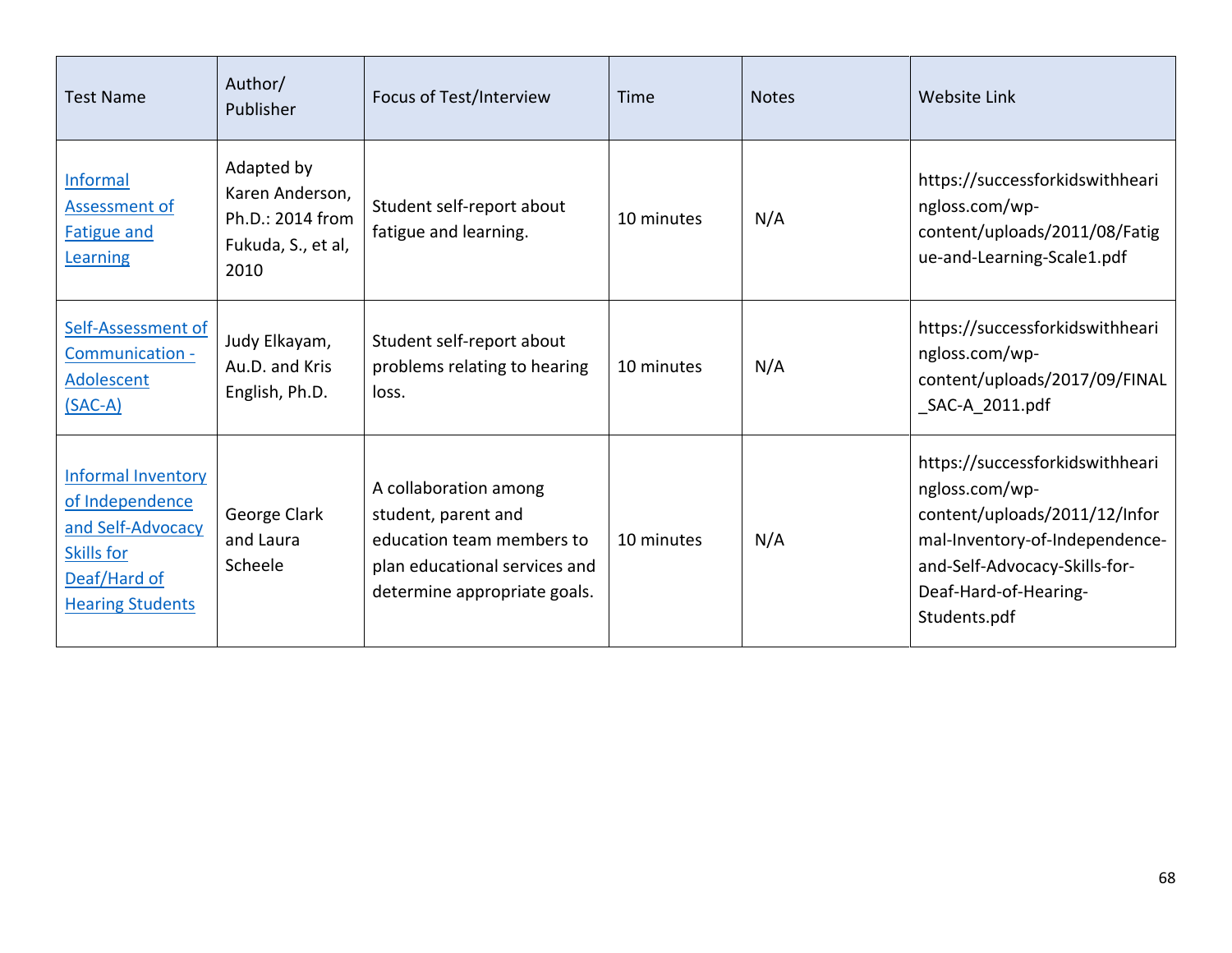| Test Name | Author/ Publisher | Focus of Test/Interview | Time | Notes | Website Link |
|---|---|---|---|---|---|
| Informal Assessment of Fatigue and Learning | Adapted by Karen Anderson, Ph.D.: 2014 from Fukuda, S., et al, 2010 | Student self-report about fatigue and learning. | 10 minutes | N/A | https://successforkidswithhearingloss.com/wp-content/uploads/2011/08/Fatigue-and-Learning-Scale1.pdf |
| Self-Assessment of Communication - Adolescent (SAC-A) | Judy Elkayam, Au.D. and Kris English, Ph.D. | Student self-report about problems relating to hearing loss. | 10 minutes | N/A | https://successforkidswithhearingloss.com/wp-content/uploads/2017/09/FINAL_SAC-A_2011.pdf |
| Informal Inventory of Independence and Self-Advocacy Skills for Deaf/Hard of Hearing Students | George Clark and Laura Scheele | A collaboration among student, parent and education team members to plan educational services and determine appropriate goals. | 10 minutes | N/A | https://successforkidswithhearingloss.com/wp-content/uploads/2011/12/Informal-Inventory-of-Independence-and-Self-Advocacy-Skills-for-Deaf-Hard-of-Hearing-Students.pdf |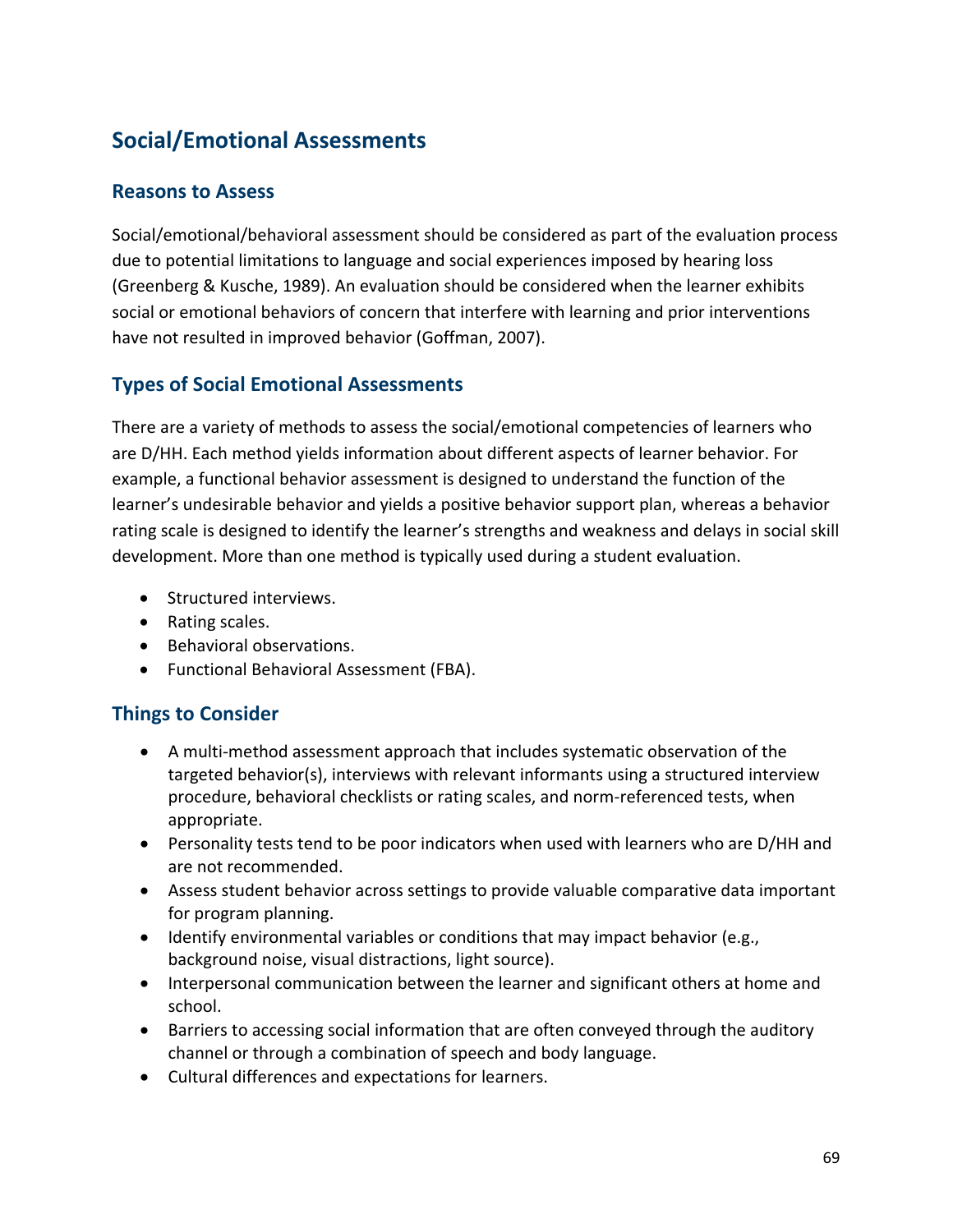## Social/Emotional Assessments

### Reasons to Assess

Social/emotional/behavioral assessment should be considered as part of the evaluation process due to potential limitations to language and social experiences imposed by hearing loss (Greenberg & Kusche, 1989). An evaluation should be considered when the learner exhibits social or emotional behaviors of concern that interfere with learning and prior interventions have not resulted in improved behavior (Goffman, 2007).

### Types of Social Emotional Assessments

There are a variety of methods to assess the social/emotional competencies of learners who are D/HH. Each method yields information about different aspects of learner behavior. For example, a functional behavior assessment is designed to understand the function of the learner's undesirable behavior and yields a positive behavior support plan, whereas a behavior rating scale is designed to identify the learner's strengths and weakness and delays in social skill development. More than one method is typically used during a student evaluation.

- Structured interviews.
- Rating scales.
- Behavioral observations.
- Functional Behavioral Assessment (FBA).

### Things to Consider

- A multi-method assessment approach that includes systematic observation of the targeted behavior(s), interviews with relevant informants using a structured interview procedure, behavioral checklists or rating scales, and norm-referenced tests, when appropriate.
- Personality tests tend to be poor indicators when used with learners who are D/HH and are not recommended.
- Assess student behavior across settings to provide valuable comparative data important for program planning.
- Identify environmental variables or conditions that may impact behavior (e.g., background noise, visual distractions, light source).
- Interpersonal communication between the learner and significant others at home and school.
- Barriers to accessing social information that are often conveyed through the auditory channel or through a combination of speech and body language.
- Cultural differences and expectations for learners.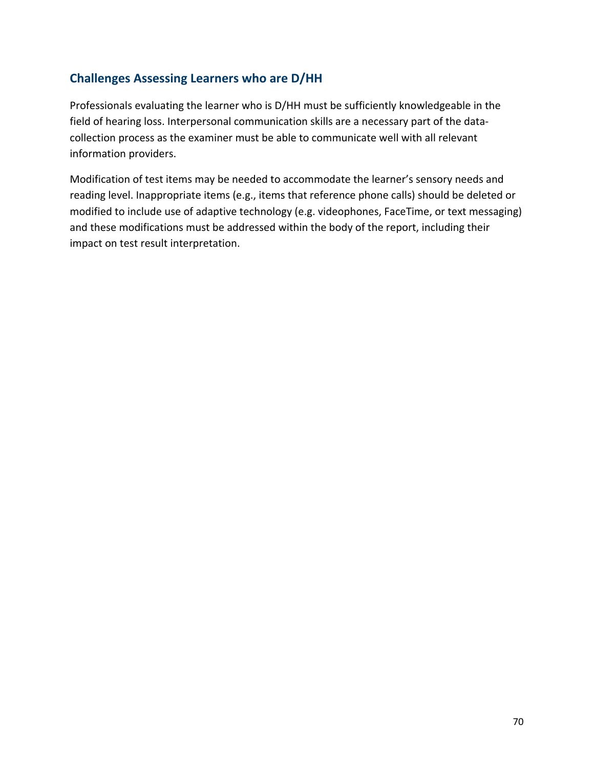## Challenges Assessing Learners who are D/HH

Professionals evaluating the learner who is D/HH must be sufficiently knowledgeable in the field of hearing loss. Interpersonal communication skills are a necessary part of the data-collection process as the examiner must be able to communicate well with all relevant information providers.

Modification of test items may be needed to accommodate the learner's sensory needs and reading level. Inappropriate items (e.g., items that reference phone calls) should be deleted or modified to include use of adaptive technology (e.g. videophones, FaceTime, or text messaging) and these modifications must be addressed within the body of the report, including their impact on test result interpretation.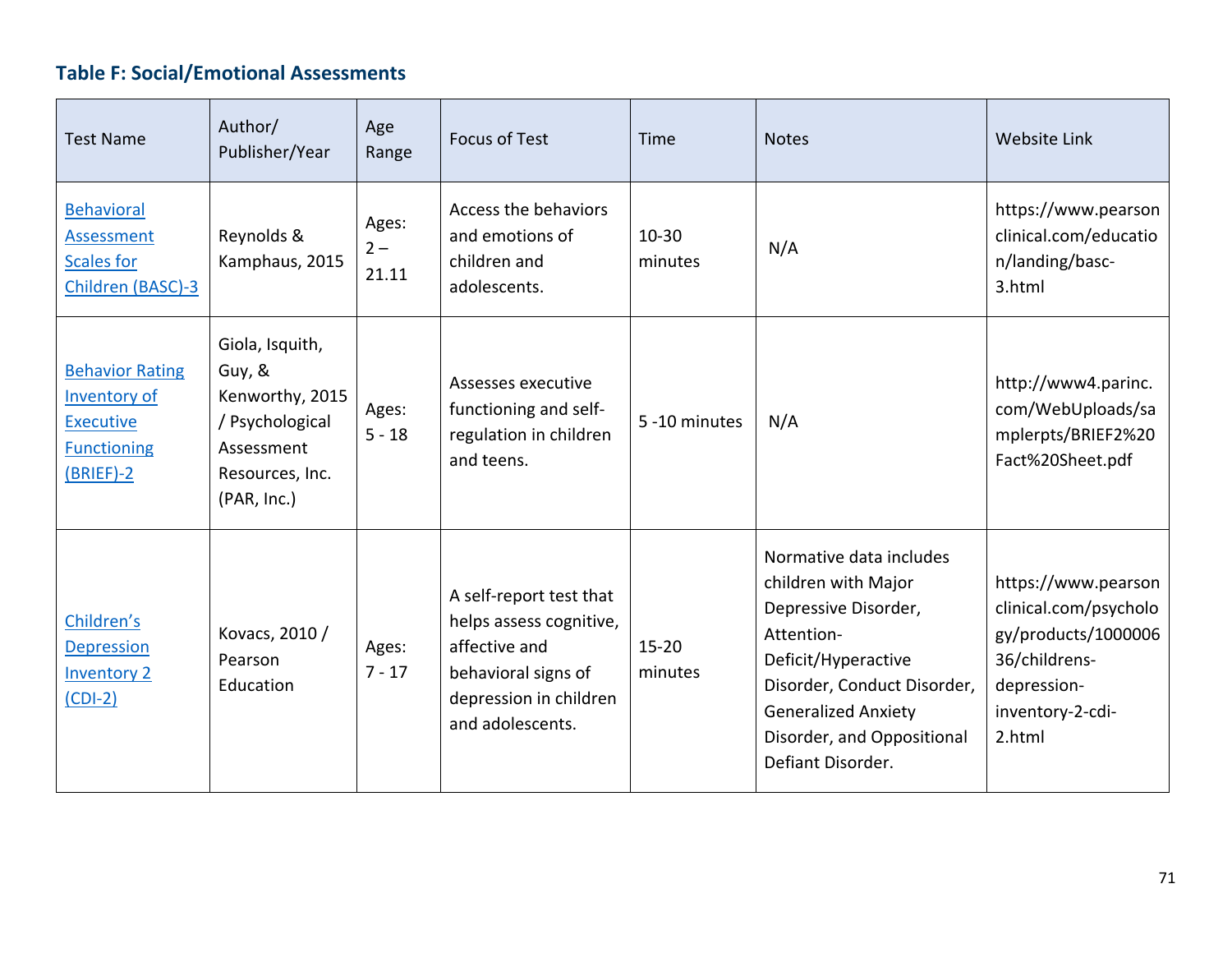### Table F: Social/Emotional Assessments

| Test Name | Author/ Publisher/Year | Age Range | Focus of Test | Time | Notes | Website Link |
| --- | --- | --- | --- | --- | --- | --- |
| Behavioral Assessment Scales for Children (BASC)-3 | Reynolds & Kamphaus, 2015 | Ages: 2 – 21.11 | Access the behaviors and emotions of children and adolescents. | 10-30 minutes | N/A | https://www.pearsonclinical.com/education/landing/basc-3.html |
| Behavior Rating Inventory of Executive Functioning (BRIEF)-2 | Giola, Isquith, Guy, & Kenworthy, 2015 / Psychological Assessment Resources, Inc. (PAR, Inc.) | Ages: 5 - 18 | Assesses executive functioning and self-regulation in children and teens. | 5 -10 minutes | N/A | http://www4.parinc.com/WebUploads/samplerpts/BRIEF2%20Fact%20Sheet.pdf |
| Children's Depression Inventory 2 (CDI-2) | Kovacs, 2010 / Pearson Education | Ages: 7 - 17 | A self-report test that helps assess cognitive, affective and behavioral signs of depression in children and adolescents. | 15-20 minutes | Normative data includes children with Major Depressive Disorder, Attention-Deficit/Hyperactive Disorder, Conduct Disorder, Generalized Anxiety Disorder, and Oppositional Defiant Disorder. | https://www.pearsonclinical.com/psychology/products/100000636/childrens-depression-inventory-2-cdi-2.html |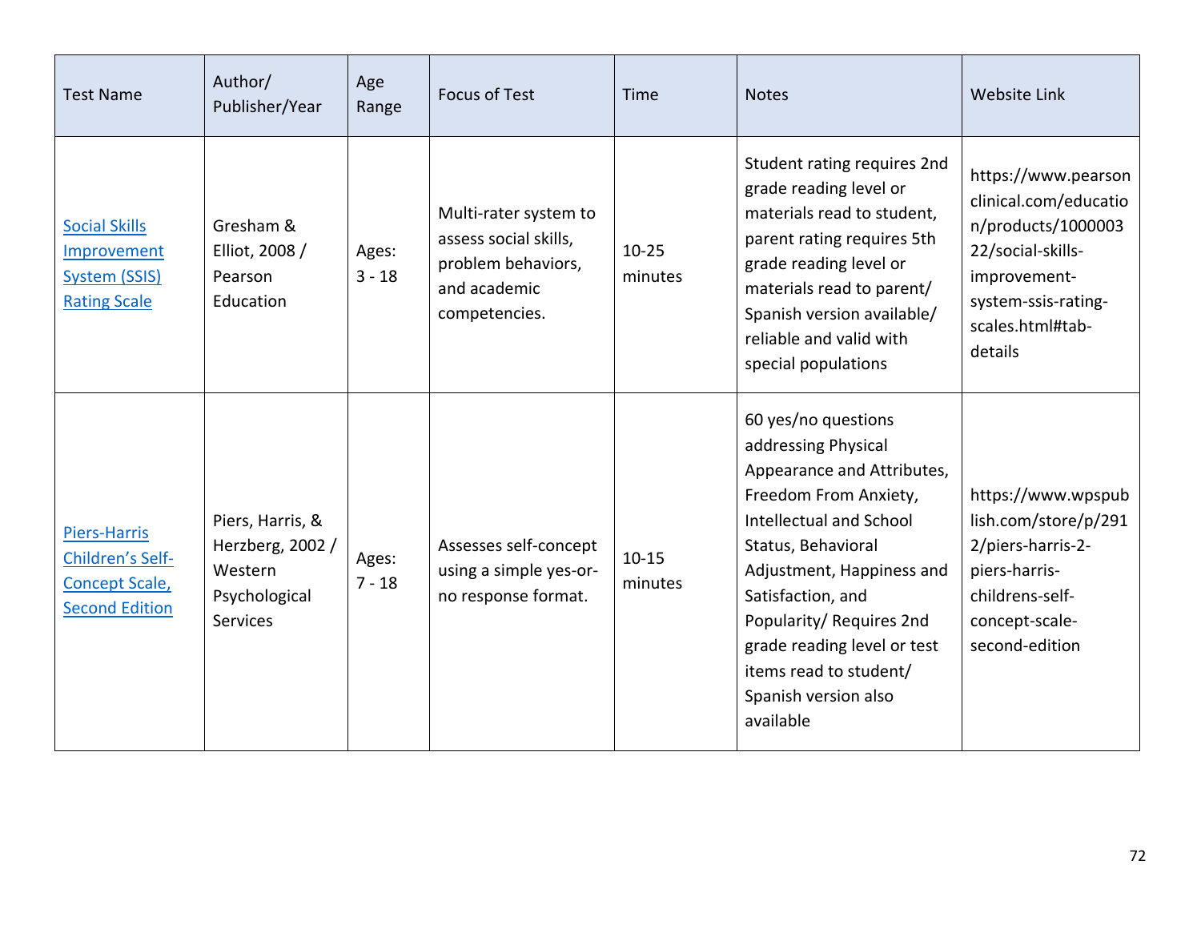| Test Name | Author/ Publisher/Year | Age Range | Focus of Test | Time | Notes | Website Link |
|---|---|---|---|---|---|---|
| Social Skills Improvement System (SSIS) Rating Scale | Gresham & Elliot, 2008 / Pearson Education | Ages: 3 - 18 | Multi-rater system to assess social skills, problem behaviors, and academic competencies. | 10-25 minutes | Student rating requires 2nd grade reading level or materials read to student, parent rating requires 5th grade reading level or materials read to parent/ Spanish version available/ reliable and valid with special populations | https://www.pearsonclinical.com/education/products/100000322/social-skills-improvement-system-ssis-rating-scales.html#tab-details |
| Piers-Harris Children's Self-Concept Scale, Second Edition | Piers, Harris, & Herzberg, 2002 / Western Psychological Services | Ages: 7 - 18 | Assesses self-concept using a simple yes-or-no response format. | 10-15 minutes | 60 yes/no questions addressing Physical Appearance and Attributes, Freedom From Anxiety, Intellectual and School Status, Behavioral Adjustment, Happiness and Satisfaction, and Popularity/ Requires 2nd grade reading level or test items read to student/ Spanish version also available | https://www.wpspublish.com/store/p/2912/piers-harris-2-piers-harris-childrens-self-concept-scale-second-edition |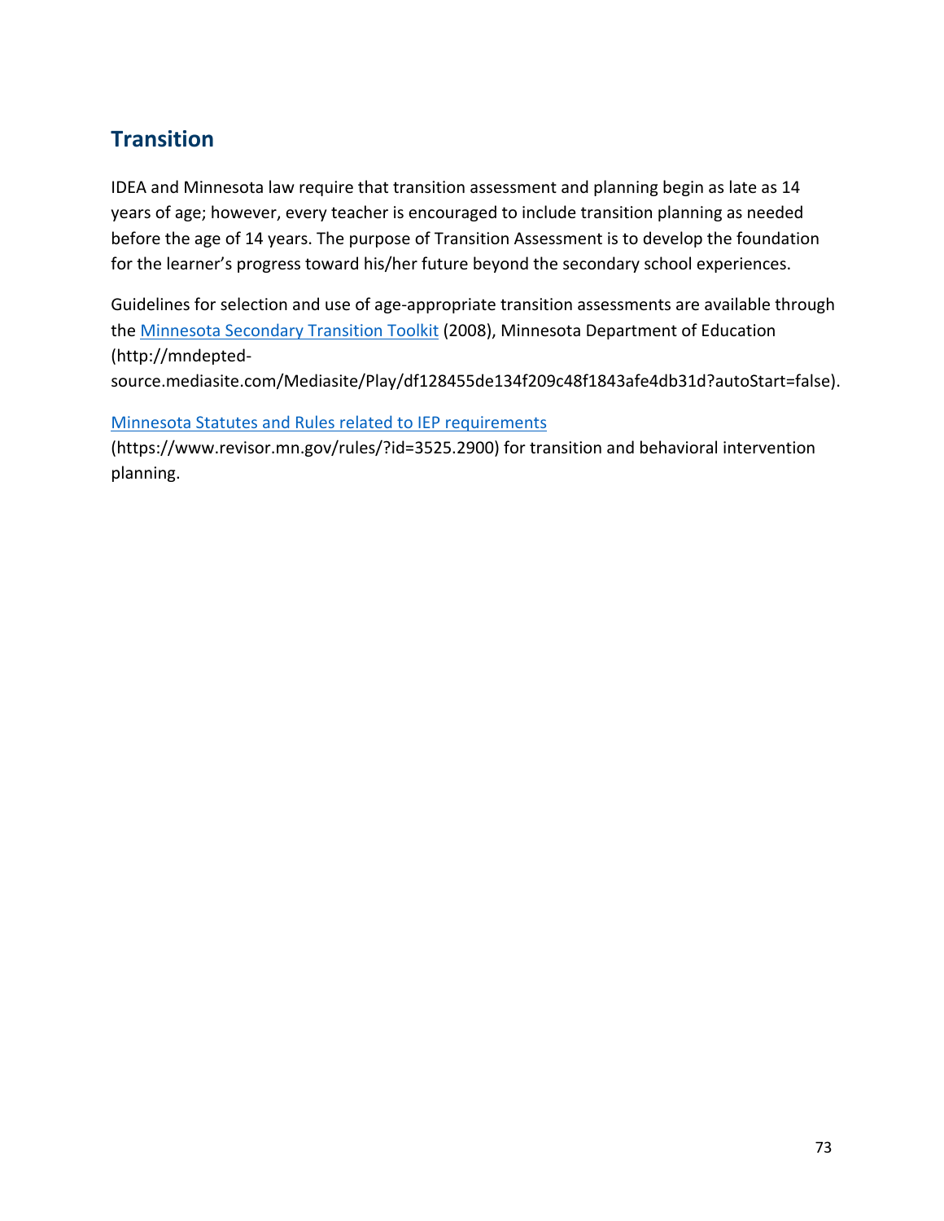## Transition

IDEA and Minnesota law require that transition assessment and planning begin as late as 14 years of age; however, every teacher is encouraged to include transition planning as needed before the age of 14 years. The purpose of Transition Assessment is to develop the foundation for the learner's progress toward his/her future beyond the secondary school experiences.

Guidelines for selection and use of age-appropriate transition assessments are available through the [Minnesota Secondary Transition Toolkit](http://mndepted-source.mediasite.com/Mediasite/Play/df128455de134f209c48f1843afe4db31d?autoStart=false) (2008), Minnesota Department of Education (http://mndepted-source.mediasite.com/Mediasite/Play/df128455de134f209c48f1843afe4db31d?autoStart=false).

[Minnesota Statutes and Rules related to IEP requirements](https://www.revisor.mn.gov/rules/?id=3525.2900) (https://www.revisor.mn.gov/rules/?id=3525.2900) for transition and behavioral intervention planning.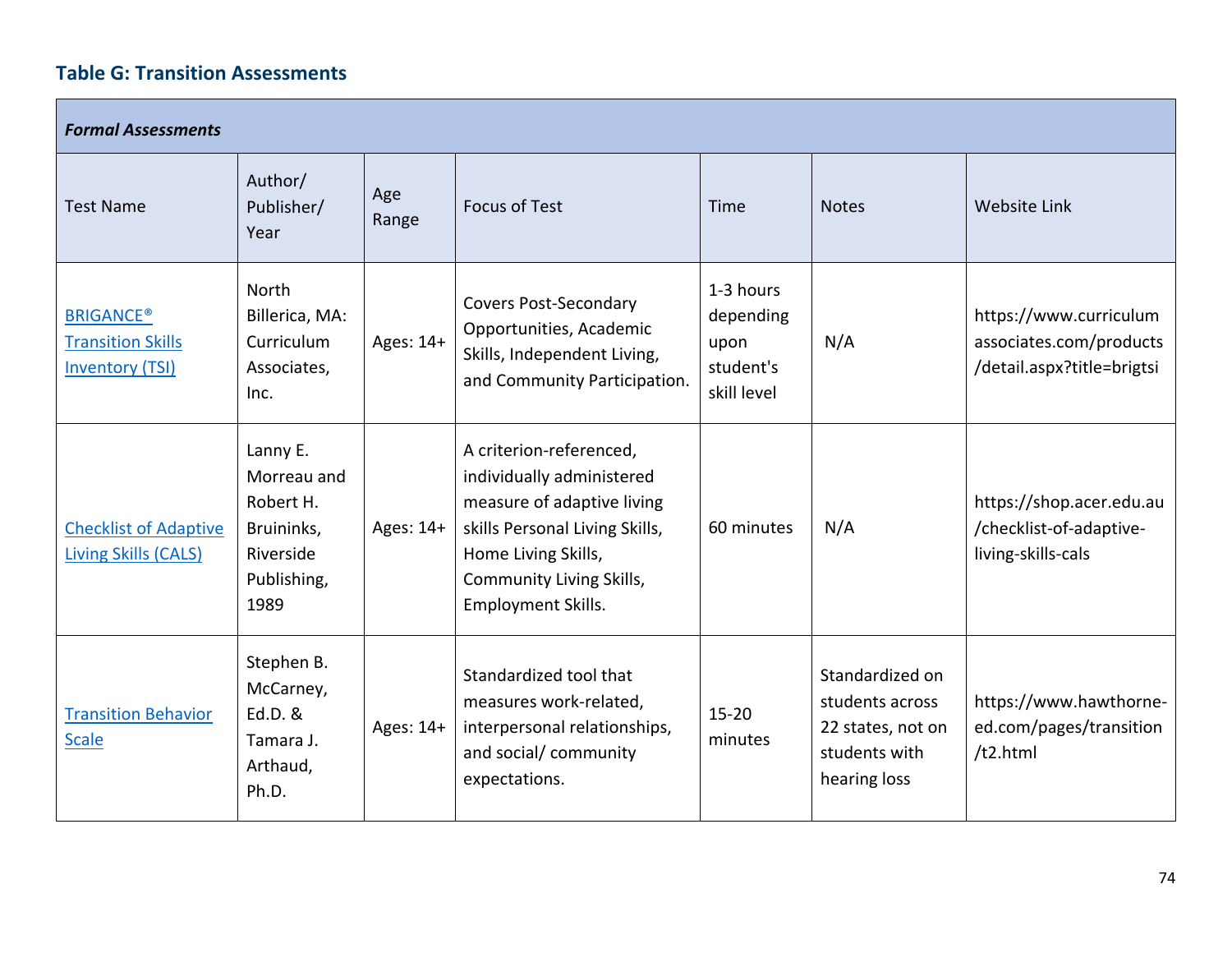### Table G: Transition Assessments

| *Formal Assessments* | | | | | | |
|---|---|---|---|---|---|---|
| Test Name | Author/ Publisher/ Year | Age Range | Focus of Test | Time | Notes | Website Link |
| BRIGANCE® Transition Skills Inventory (TSI) | North Billerica, MA: Curriculum Associates, Inc. | Ages: 14+ | Covers Post-Secondary Opportunities, Academic Skills, Independent Living, and Community Participation. | 1-3 hours depending upon student's skill level | N/A | https://www.curriculumassociates.com/products/detail.aspx?title=brigtsi |
| Checklist of Adaptive Living Skills (CALS) | Lanny E. Morreau and Robert H. Bruininks, Riverside Publishing, 1989 | Ages: 14+ | A criterion-referenced, individually administered measure of adaptive living skills Personal Living Skills, Home Living Skills, Community Living Skills, Employment Skills. | 60 minutes | N/A | https://shop.acer.edu.au/checklist-of-adaptive-living-skills-cals |
| Transition Behavior Scale | Stephen B. McCarney, Ed.D. & Tamara J. Arthaud, Ph.D. | Ages: 14+ | Standardized tool that measures work-related, interpersonal relationships, and social/ community expectations. | 15-20 minutes | Standardized on students across 22 states, not on students with hearing loss | https://www.hawthorne-ed.com/pages/transition/t2.html |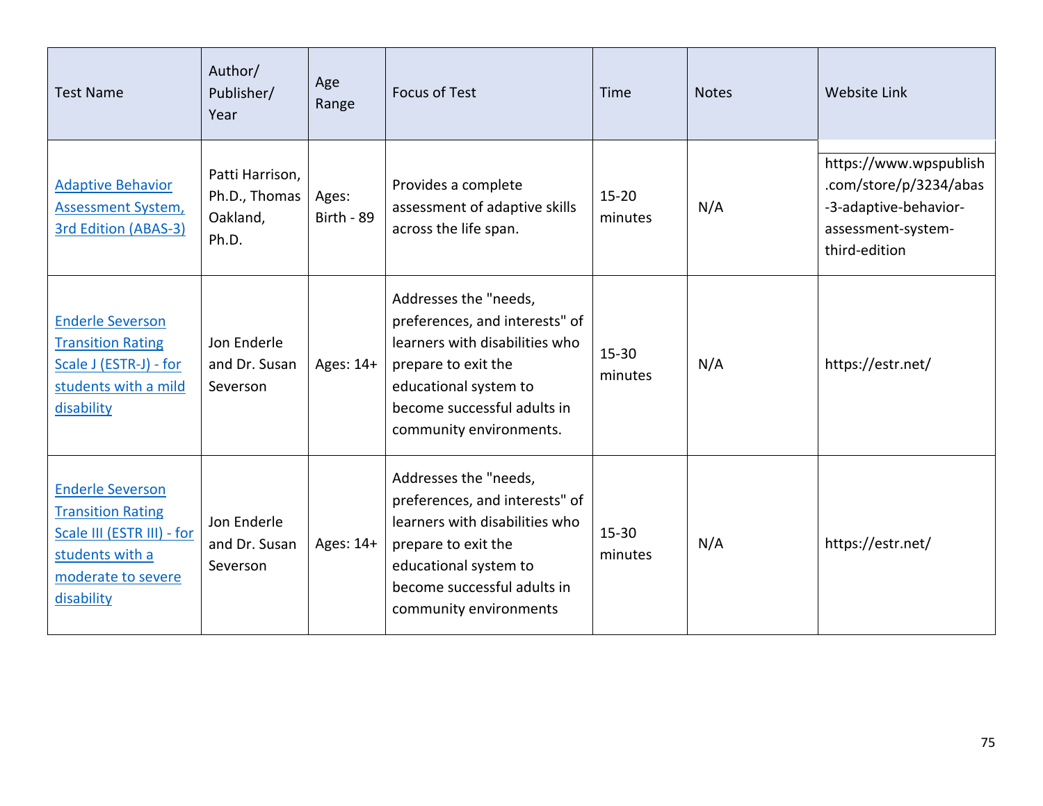| Test Name | Author/ Publisher/ Year | Age Range | Focus of Test | Time | Notes | Website Link |
|---|---|---|---|---|---|---|
| Adaptive Behavior Assessment System, 3rd Edition (ABAS-3) | Patti Harrison, Ph.D., Thomas Oakland, Ph.D. | Ages: Birth - 89 | Provides a complete assessment of adaptive skills across the life span. | 15-20 minutes | N/A | https://www.wpspublish.com/store/p/3234/abas-3-adaptive-behavior-assessment-system-third-edition |
| Enderle Severson Transition Rating Scale J (ESTR-J) - for students with a mild disability | Jon Enderle and Dr. Susan Severson | Ages: 14+ | Addresses the "needs, preferences, and interests" of learners with disabilities who prepare to exit the educational system to become successful adults in community environments. | 15-30 minutes | N/A | https://estr.net/ |
| Enderle Severson Transition Rating Scale III (ESTR III) - for students with a moderate to severe disability | Jon Enderle and Dr. Susan Severson | Ages: 14+ | Addresses the "needs, preferences, and interests" of learners with disabilities who prepare to exit the educational system to become successful adults in community environments | 15-30 minutes | N/A | https://estr.net/ |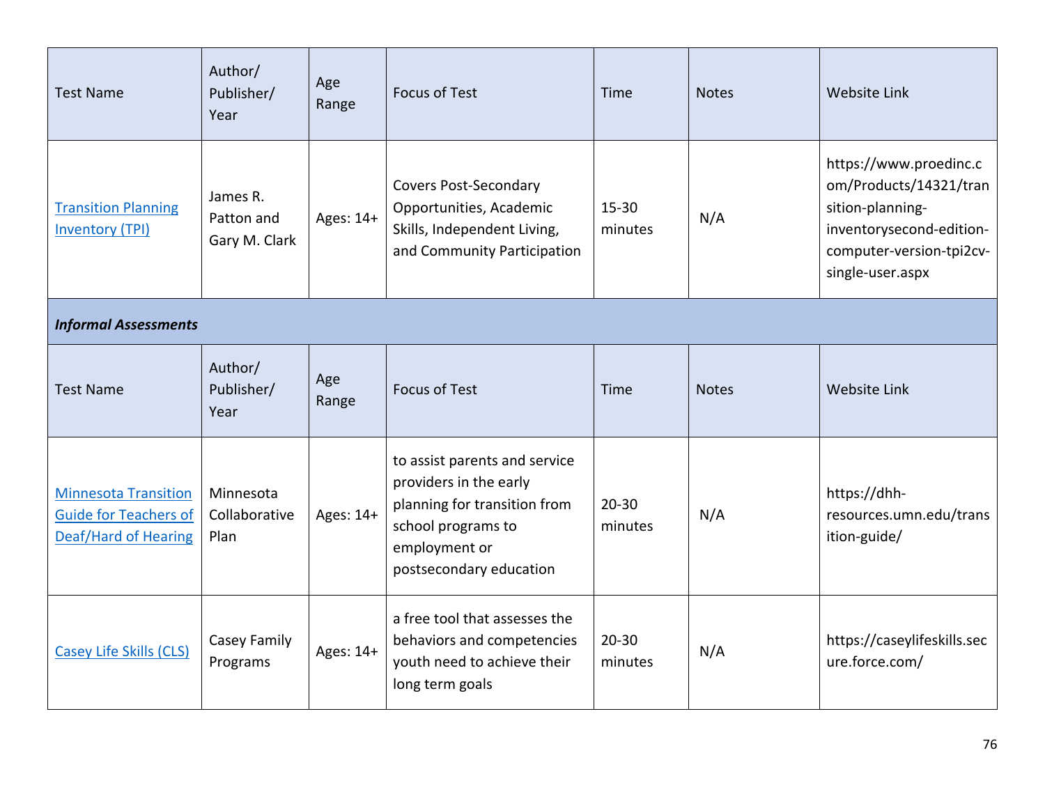| Test Name | Author/ Publisher/ Year | Age Range | Focus of Test | Time | Notes | Website Link |
|---|---|---|---|---|---|---|
| [Transition Planning Inventory (TPI)](https://www.proedinc.com/Products/14321/transition-planning-inventorysecond-edition-computer-version-tpi2cv-single-user.aspx) | James R. Patton and Gary M. Clark | Ages: 14+ | Covers Post-Secondary Opportunities, Academic Skills, Independent Living, and Community Participation | 15-30 minutes | N/A | https://www.proedinc.com/Products/14321/transition-planning-inventorysecond-edition-computer-version-tpi2cv-single-user.aspx |
| ***Informal Assessments*** | | | | | | |
| Test Name | Author/ Publisher/ Year | Age Range | Focus of Test | Time | Notes | Website Link |
| [Minnesota Transition Guide for Teachers of Deaf/Hard of Hearing](https://dhh-resources.umn.edu/transition-guide/) | Minnesota Collaborative Plan | Ages: 14+ | to assist parents and service providers in the early planning for transition from school programs to employment or postsecondary education | 20-30 minutes | N/A | https://dhh-resources.umn.edu/transition-guide/ |
| [Casey Life Skills (CLS)](https://caseylifeskills.secure.force.com/) | Casey Family Programs | Ages: 14+ | a free tool that assesses the behaviors and competencies youth need to achieve their long term goals | 20-30 minutes | N/A | https://caseylifeskills.secure.force.com/ |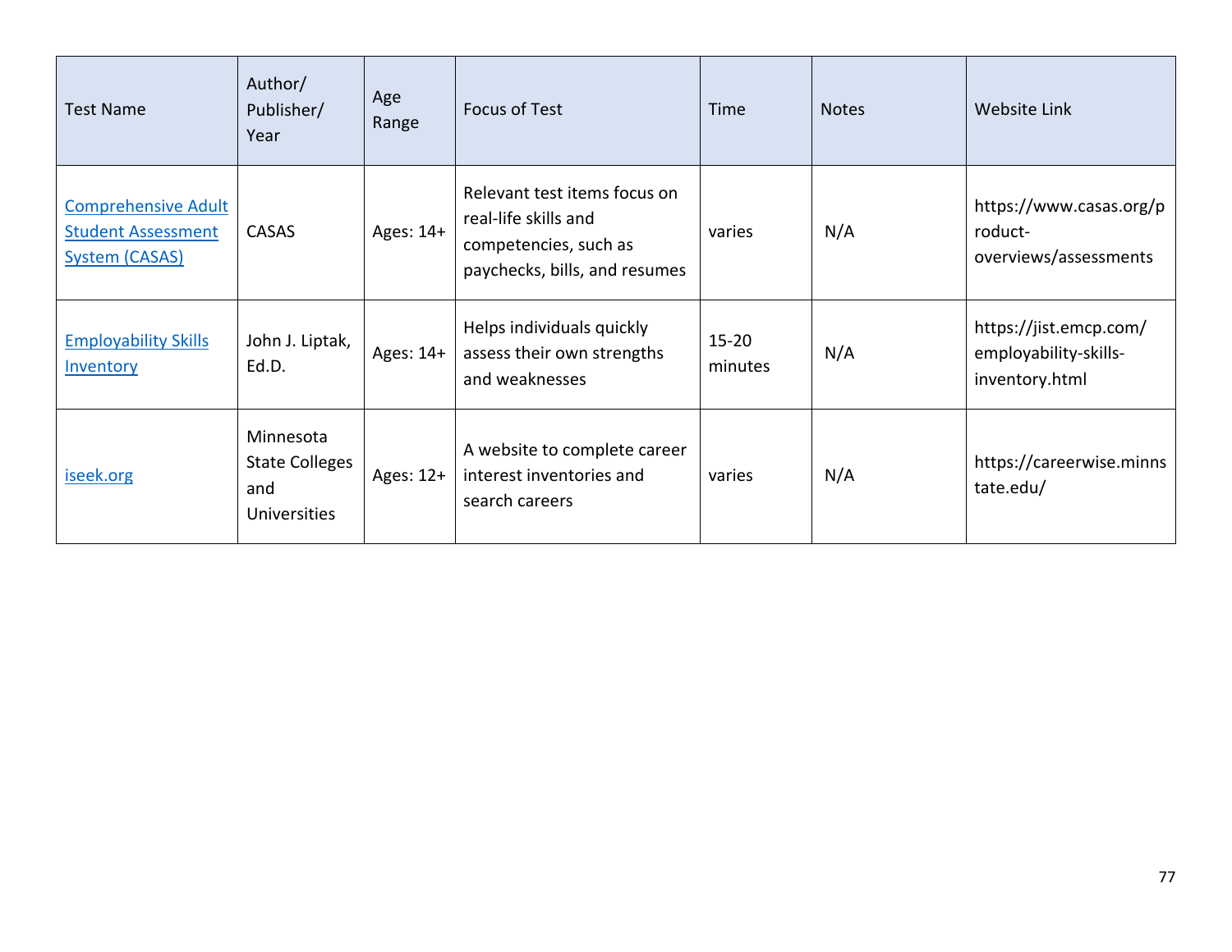| Test Name | Author/ Publisher/ Year | Age Range | Focus of Test | Time | Notes | Website Link |
|---|---|---|---|---|---|---|
| Comprehensive Adult Student Assessment System (CASAS) | CASAS | Ages: 14+ | Relevant test items focus on real-life skills and competencies, such as paychecks, bills, and resumes | varies | N/A | https://www.casas.org/product-overviews/assessments |
| Employability Skills Inventory | John J. Liptak, Ed.D. | Ages: 14+ | Helps individuals quickly assess their own strengths and weaknesses | 15-20 minutes | N/A | https://jist.emcp.com/employability-skills-inventory.html |
| iseek.org | Minnesota State Colleges and Universities | Ages: 12+ | A website to complete career interest inventories and search careers | varies | N/A | https://careerwise.minnstate.edu/ |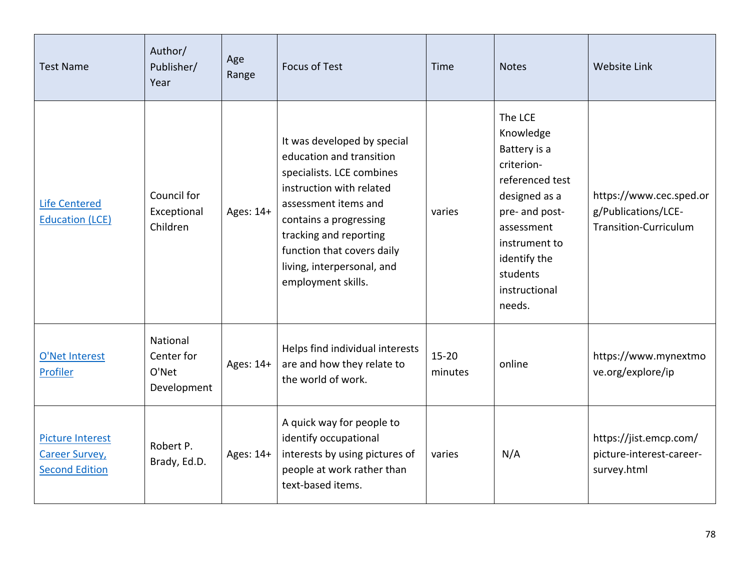| Test Name | Author/ Publisher/ Year | Age Range | Focus of Test | Time | Notes | Website Link |
|---|---|---|---|---|---|---|
| [Life Centered Education (LCE)](https://www.cec.sped.org/Publications/LCE-Transition-Curriculum) | Council for Exceptional Children | Ages: 14+ | It was developed by special education and transition specialists. LCE combines instruction with related assessment items and contains a progressing tracking and reporting function that covers daily living, interpersonal, and employment skills. | varies | The LCE Knowledge Battery is a criterion-referenced test designed as a pre- and post-assessment instrument to identify the students instructional needs. | https://www.cec.sped.org/Publications/LCE-Transition-Curriculum |
| [O'Net Interest Profiler](https://www.mynextmove.org/explore/ip) | National Center for O'Net Development | Ages: 14+ | Helps find individual interests are and how they relate to the world of work. | 15-20 minutes | online | https://www.mynextmove.org/explore/ip |
| [Picture Interest Career Survey, Second Edition](https://jist.emcp.com/picture-interest-career-survey.html) | Robert P. Brady, Ed.D. | Ages: 14+ | A quick way for people to identify occupational interests by using pictures of people at work rather than text-based items. | varies | N/A | https://jist.emcp.com/picture-interest-career-survey.html |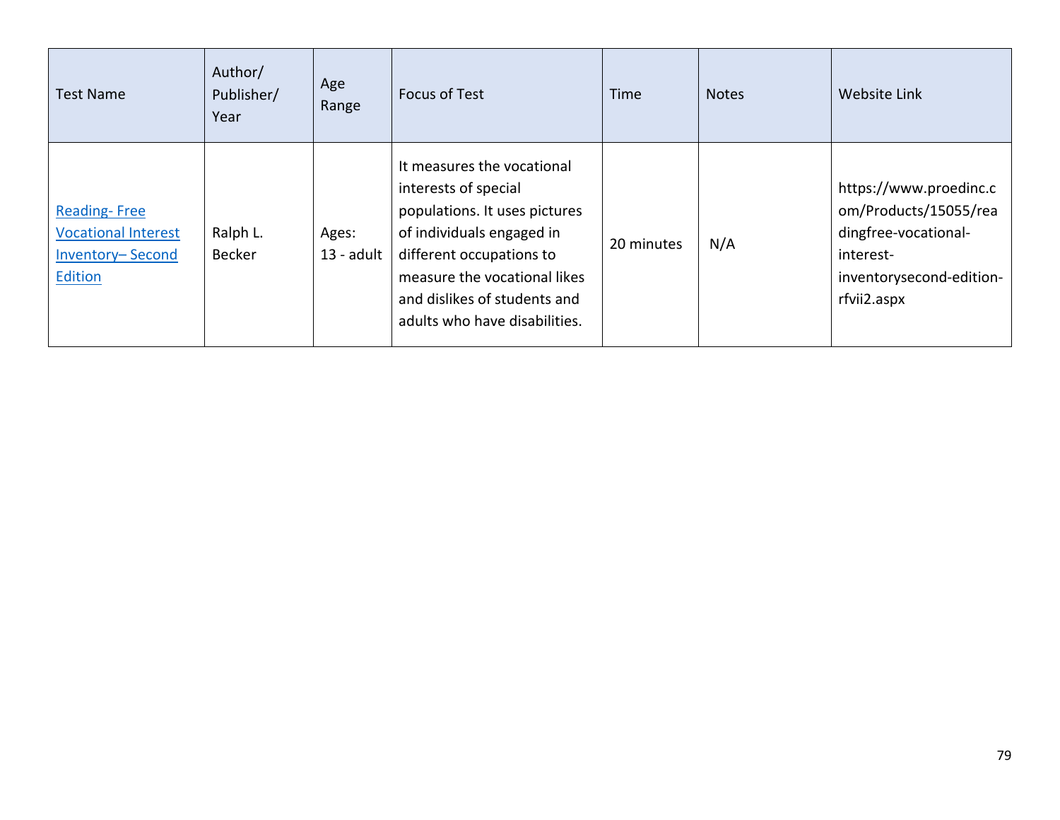| Test Name | Author/ Publisher/ Year | Age Range | Focus of Test | Time | Notes | Website Link |
|---|---|---|---|---|---|---|
| Reading- Free Vocational Interest Inventory– Second Edition | Ralph L. Becker | Ages: 13 - adult | It measures the vocational interests of special populations. It uses pictures of individuals engaged in different occupations to measure the vocational likes and dislikes of students and adults who have disabilities. | 20 minutes | N/A | https://www.proedinc.com/Products/15055/readingfree-vocational-interest-inventorysecond-edition-rfvii2.aspx |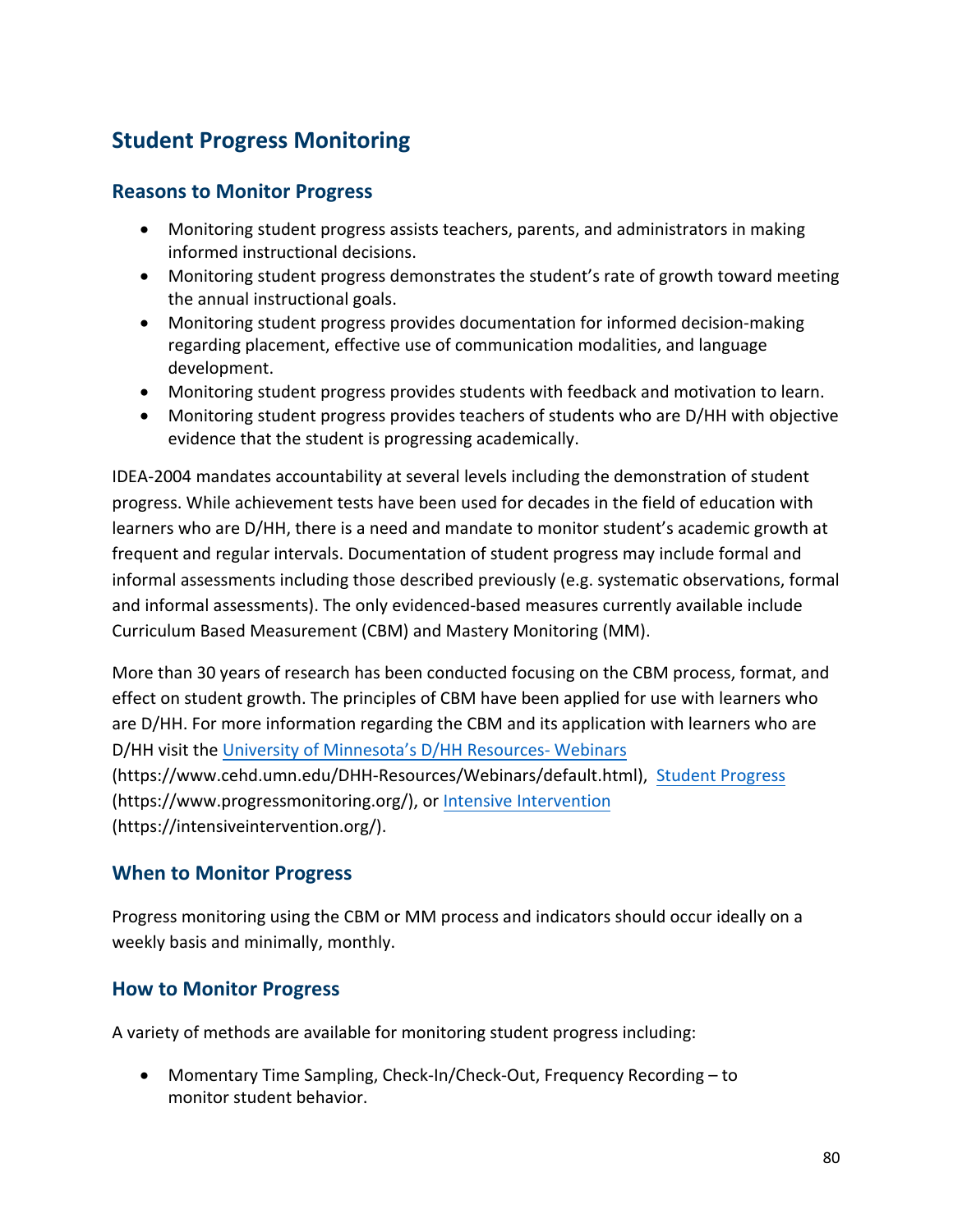## Student Progress Monitoring

### Reasons to Monitor Progress

- Monitoring student progress assists teachers, parents, and administrators in making informed instructional decisions.
- Monitoring student progress demonstrates the student's rate of growth toward meeting the annual instructional goals.
- Monitoring student progress provides documentation for informed decision-making regarding placement, effective use of communication modalities, and language development.
- Monitoring student progress provides students with feedback and motivation to learn.
- Monitoring student progress provides teachers of students who are D/HH with objective evidence that the student is progressing academically.

IDEA-2004 mandates accountability at several levels including the demonstration of student progress. While achievement tests have been used for decades in the field of education with learners who are D/HH, there is a need and mandate to monitor student's academic growth at frequent and regular intervals. Documentation of student progress may include formal and informal assessments including those described previously (e.g. systematic observations, formal and informal assessments). The only evidenced-based measures currently available include Curriculum Based Measurement (CBM) and Mastery Monitoring (MM).

More than 30 years of research has been conducted focusing on the CBM process, format, and effect on student growth. The principles of CBM have been applied for use with learners who are D/HH. For more information regarding the CBM and its application with learners who are D/HH visit the [University of Minnesota's D/HH Resources- Webinars](https://www.cehd.umn.edu/DHH-Resources/Webinars/default.html) (https://www.cehd.umn.edu/DHH-Resources/Webinars/default.html), [Student Progress](https://www.progressmonitoring.org/) (https://www.progressmonitoring.org/), or [Intensive Intervention](https://intensiveintervention.org/) (https://intensiveintervention.org/).

### When to Monitor Progress

Progress monitoring using the CBM or MM process and indicators should occur ideally on a weekly basis and minimally, monthly.

### How to Monitor Progress

A variety of methods are available for monitoring student progress including:

- Momentary Time Sampling, Check-In/Check-Out, Frequency Recording – to monitor student behavior.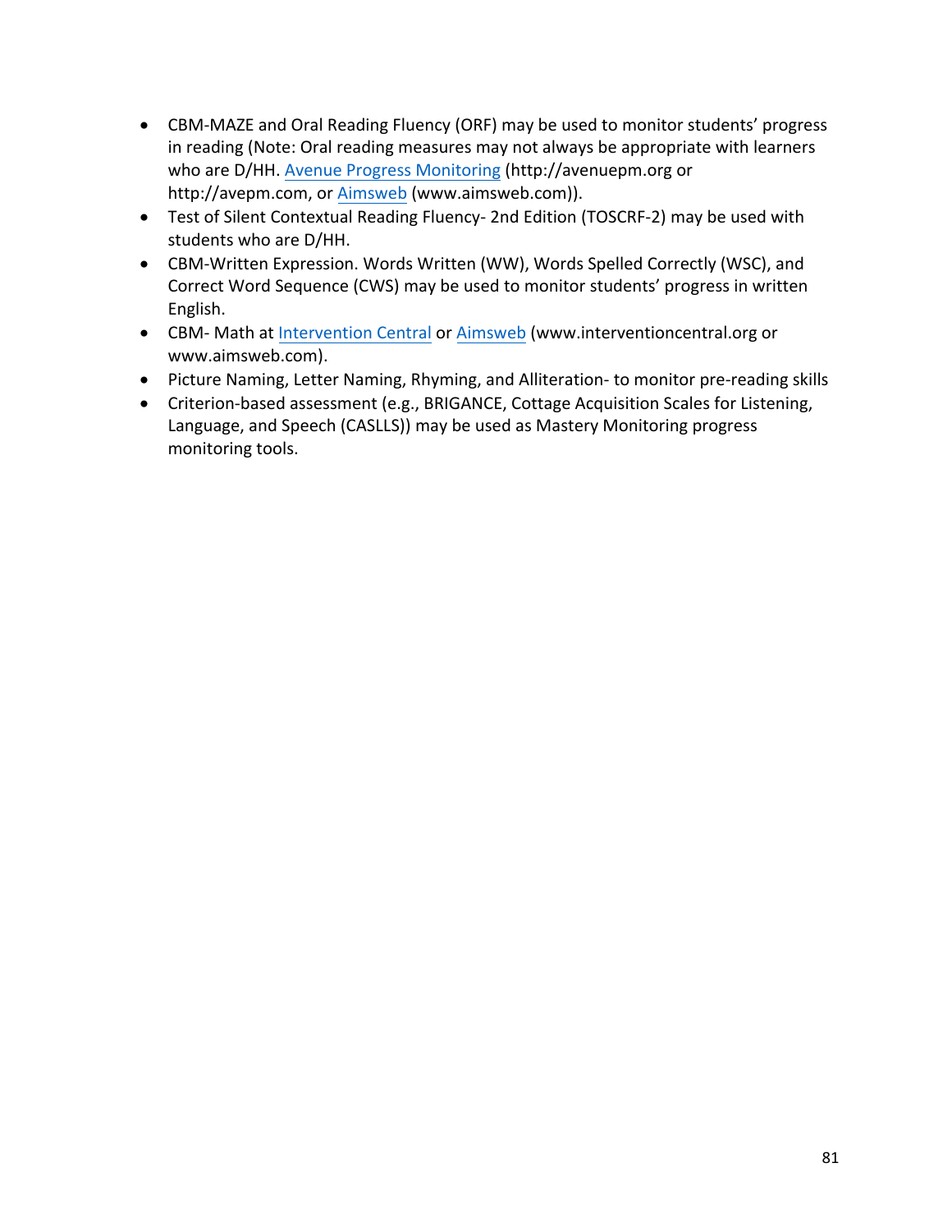- CBM-MAZE and Oral Reading Fluency (ORF) may be used to monitor students' progress in reading (Note: Oral reading measures may not always be appropriate with learners who are D/HH. Avenue Progress Monitoring (http://avenuepm.org or http://avepm.com, or Aimsweb (www.aimsweb.com)).
- Test of Silent Contextual Reading Fluency- 2nd Edition (TOSCRF-2) may be used with students who are D/HH.
- CBM-Written Expression. Words Written (WW), Words Spelled Correctly (WSC), and Correct Word Sequence (CWS) may be used to monitor students' progress in written English.
- CBM- Math at Intervention Central or Aimsweb (www.interventioncentral.org or www.aimsweb.com).
- Picture Naming, Letter Naming, Rhyming, and Alliteration- to monitor pre-reading skills
- Criterion-based assessment (e.g., BRIGANCE, Cottage Acquisition Scales for Listening, Language, and Speech (CASLLS)) may be used as Mastery Monitoring progress monitoring tools.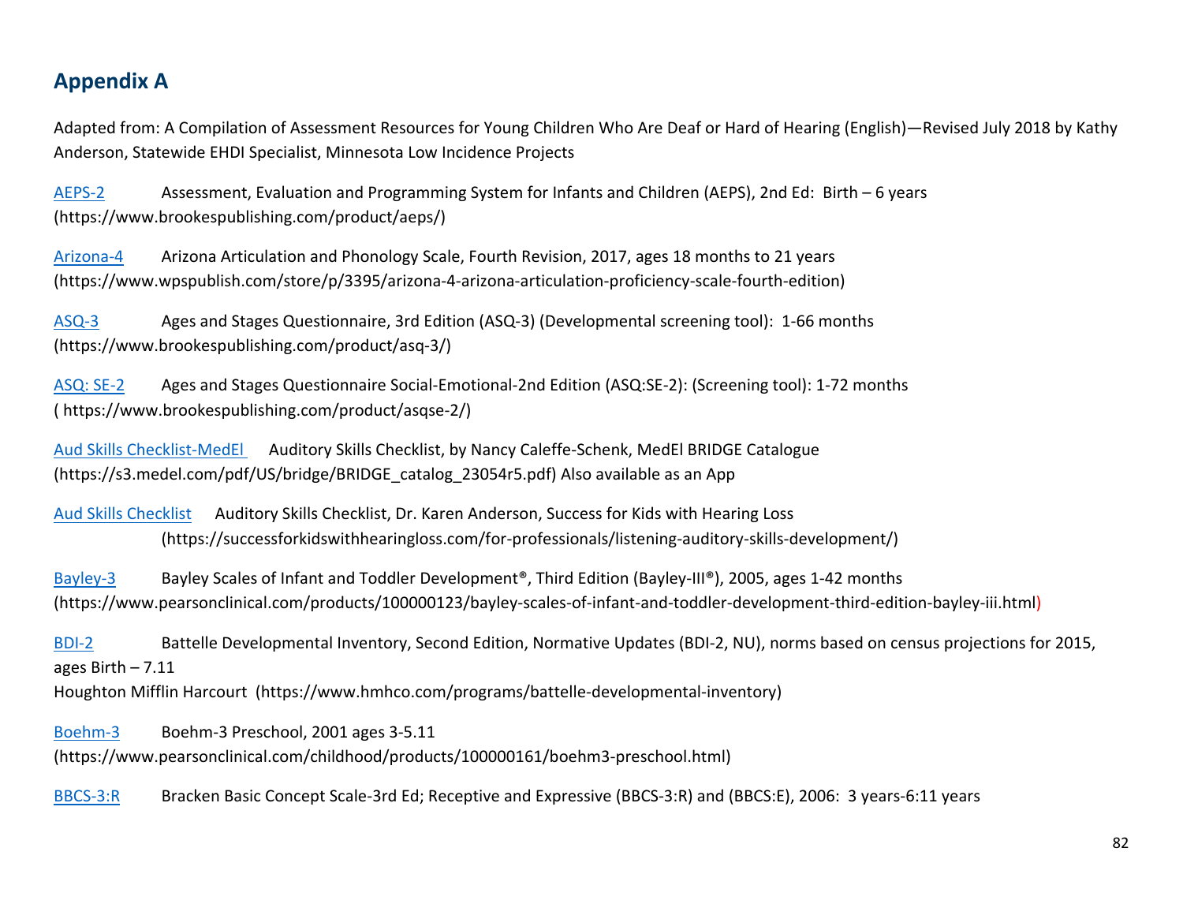## Appendix A

Adapted from: A Compilation of Assessment Resources for Young Children Who Are Deaf or Hard of Hearing (English)—Revised July 2018 by Kathy Anderson, Statewide EHDI Specialist, Minnesota Low Incidence Projects

AEPS-2 Assessment, Evaluation and Programming System for Infants and Children (AEPS), 2nd Ed: Birth – 6 years (https://www.brookespublishing.com/product/aeps/)

Arizona-4 Arizona Articulation and Phonology Scale, Fourth Revision, 2017, ages 18 months to 21 years (https://www.wpspublish.com/store/p/3395/arizona-4-arizona-articulation-proficiency-scale-fourth-edition)

ASQ-3 Ages and Stages Questionnaire, 3rd Edition (ASQ-3) (Developmental screening tool): 1-66 months (https://www.brookespublishing.com/product/asq-3/)

ASQ: SE-2 Ages and Stages Questionnaire Social-Emotional-2nd Edition (ASQ:SE-2): (Screening tool): 1-72 months ( https://www.brookespublishing.com/product/asqse-2/)

Aud Skills Checklist-MedEl Auditory Skills Checklist, by Nancy Caleffe-Schenk, MedEl BRIDGE Catalogue (https://s3.medel.com/pdf/US/bridge/BRIDGE_catalog_23054r5.pdf) Also available as an App

Aud Skills Checklist Auditory Skills Checklist, Dr. Karen Anderson, Success for Kids with Hearing Loss (https://successforkidswithhearingloss.com/for-professionals/listening-auditory-skills-development/)

Bayley-3 Bayley Scales of Infant and Toddler Development®, Third Edition (Bayley-III®), 2005, ages 1-42 months (https://www.pearsonclinical.com/products/100000123/bayley-scales-of-infant-and-toddler-development-third-edition-bayley-iii.html)

BDI-2 Battelle Developmental Inventory, Second Edition, Normative Updates (BDI-2, NU), norms based on census projections for 2015, ages Birth – 7.11
Houghton Mifflin Harcourt (https://www.hmhco.com/programs/battelle-developmental-inventory)

Boehm-3 Boehm-3 Preschool, 2001 ages 3-5.11 (https://www.pearsonclinical.com/childhood/products/100000161/boehm3-preschool.html)

BBCS-3:R Bracken Basic Concept Scale-3rd Ed; Receptive and Expressive (BBCS-3:R) and (BBCS:E), 2006: 3 years-6:11 years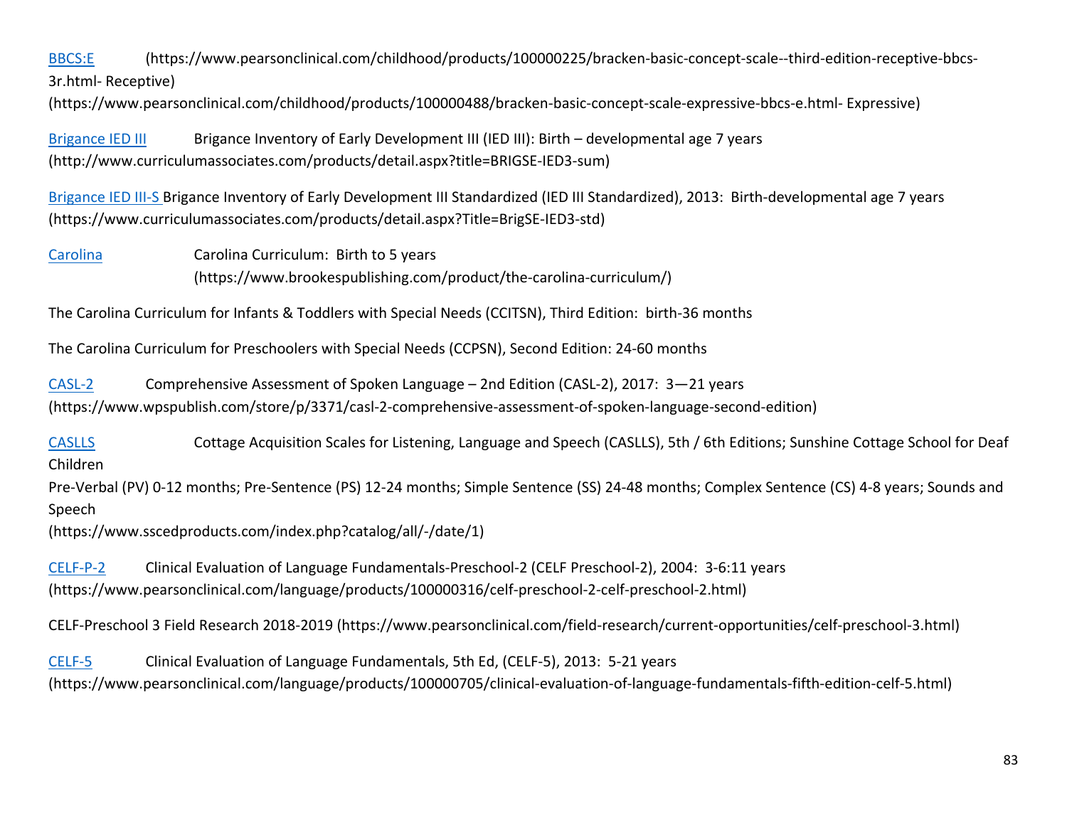BBCS:E (https://www.pearsonclinical.com/childhood/products/100000225/bracken-basic-concept-scale--third-edition-receptive-bbcs-3r.html- Receptive)
(https://www.pearsonclinical.com/childhood/products/100000488/bracken-basic-concept-scale-expressive-bbcs-e.html- Expressive)

Brigance IED III Brigance Inventory of Early Development III (IED III): Birth – developmental age 7 years
(http://www.curriculumassociates.com/products/detail.aspx?title=BRIGSE-IED3-sum)

Brigance IED III-S Brigance Inventory of Early Development III Standardized (IED III Standardized), 2013: Birth-developmental age 7 years
(https://www.curriculumassociates.com/products/detail.aspx?Title=BrigSE-IED3-std)

Carolina Carolina Curriculum: Birth to 5 years
(https://www.brookespublishing.com/product/the-carolina-curriculum/)

The Carolina Curriculum for Infants & Toddlers with Special Needs (CCITSN), Third Edition: birth-36 months

The Carolina Curriculum for Preschoolers with Special Needs (CCPSN), Second Edition: 24-60 months

CASL-2 Comprehensive Assessment of Spoken Language – 2nd Edition (CASL-2), 2017: 3—21 years
(https://www.wpspublish.com/store/p/3371/casl-2-comprehensive-assessment-of-spoken-language-second-edition)

CASLLS Cottage Acquisition Scales for Listening, Language and Speech (CASLLS), 5th / 6th Editions; Sunshine Cottage School for Deaf Children
Pre-Verbal (PV) 0-12 months; Pre-Sentence (PS) 12-24 months; Simple Sentence (SS) 24-48 months; Complex Sentence (CS) 4-8 years; Sounds and Speech
(https://www.sscedproducts.com/index.php?catalog/all/-/date/1)

CELF-P-2 Clinical Evaluation of Language Fundamentals-Preschool-2 (CELF Preschool-2), 2004: 3-6:11 years
(https://www.pearsonclinical.com/language/products/100000316/celf-preschool-2-celf-preschool-2.html)

CELF-Preschool 3 Field Research 2018-2019 (https://www.pearsonclinical.com/field-research/current-opportunities/celf-preschool-3.html)

CELF-5 Clinical Evaluation of Language Fundamentals, 5th Ed, (CELF-5), 2013: 5-21 years
(https://www.pearsonclinical.com/language/products/100000705/clinical-evaluation-of-language-fundamentals-fifth-edition-celf-5.html)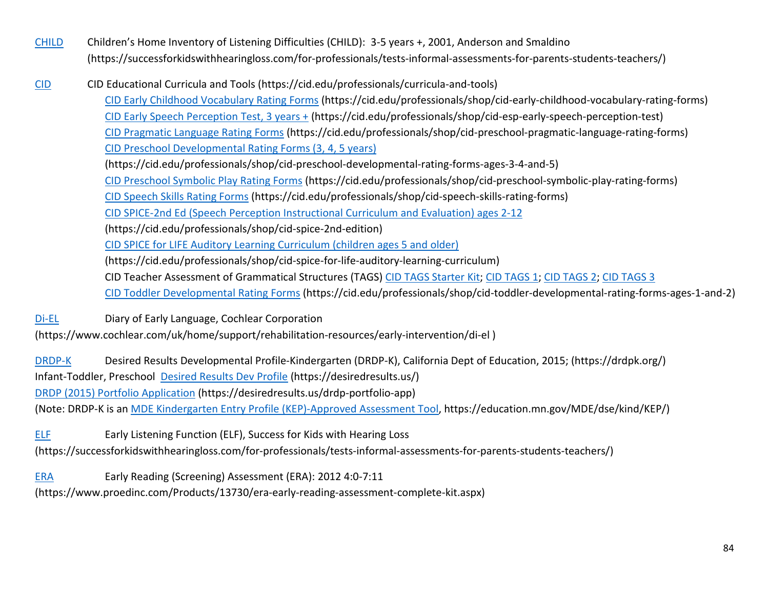CHILD Children's Home Inventory of Listening Difficulties (CHILD): 3-5 years +, 2001, Anderson and Smaldino (https://successforkidswithhearingloss.com/for-professionals/tests-informal-assessments-for-parents-students-teachers/)

CID CID Educational Curricula and Tools (https://cid.edu/professionals/curricula-and-tools)

- CID Early Childhood Vocabulary Rating Forms (https://cid.edu/professionals/shop/cid-early-childhood-vocabulary-rating-forms)
- CID Early Speech Perception Test, 3 years + (https://cid.edu/professionals/shop/cid-esp-early-speech-perception-test)
- CID Pragmatic Language Rating Forms (https://cid.edu/professionals/shop/cid-preschool-pragmatic-language-rating-forms)
- CID Preschool Developmental Rating Forms (3, 4, 5 years) (https://cid.edu/professionals/shop/cid-preschool-developmental-rating-forms-ages-3-4-and-5)
- CID Preschool Symbolic Play Rating Forms (https://cid.edu/professionals/shop/cid-preschool-symbolic-play-rating-forms)
- CID Speech Skills Rating Forms (https://cid.edu/professionals/shop/cid-speech-skills-rating-forms)
- CID SPICE-2nd Ed (Speech Perception Instructional Curriculum and Evaluation) ages 2-12 (https://cid.edu/professionals/shop/cid-spice-2nd-edition)
- CID SPICE for LIFE Auditory Learning Curriculum (children ages 5 and older) (https://cid.edu/professionals/shop/cid-spice-for-life-auditory-learning-curriculum)
- CID Teacher Assessment of Grammatical Structures (TAGS) CID TAGS Starter Kit; CID TAGS 1; CID TAGS 2; CID TAGS 3
- CID Toddler Developmental Rating Forms (https://cid.edu/professionals/shop/cid-toddler-developmental-rating-forms-ages-1-and-2)

Di-EL Diary of Early Language, Cochlear Corporation (https://www.cochlear.com/uk/home/support/rehabilitation-resources/early-intervention/di-el )

DRDP-K Desired Results Developmental Profile-Kindergarten (DRDP-K), California Dept of Education, 2015; (https://drdpk.org/)
Infant-Toddler, Preschool Desired Results Dev Profile (https://desiredresults.us/)
DRDP (2015) Portfolio Application (https://desiredresults.us/drdp-portfolio-app)
(Note: DRDP-K is an MDE Kindergarten Entry Profile (KEP)-Approved Assessment Tool, https://education.mn.gov/MDE/dse/kind/KEP/)

ELF Early Listening Function (ELF), Success for Kids with Hearing Loss (https://successforkidswithhearingloss.com/for-professionals/tests-informal-assessments-for-parents-students-teachers/)

ERA Early Reading (Screening) Assessment (ERA): 2012 4:0-7:11 (https://www.proedinc.com/Products/13730/era-early-reading-assessment-complete-kit.aspx)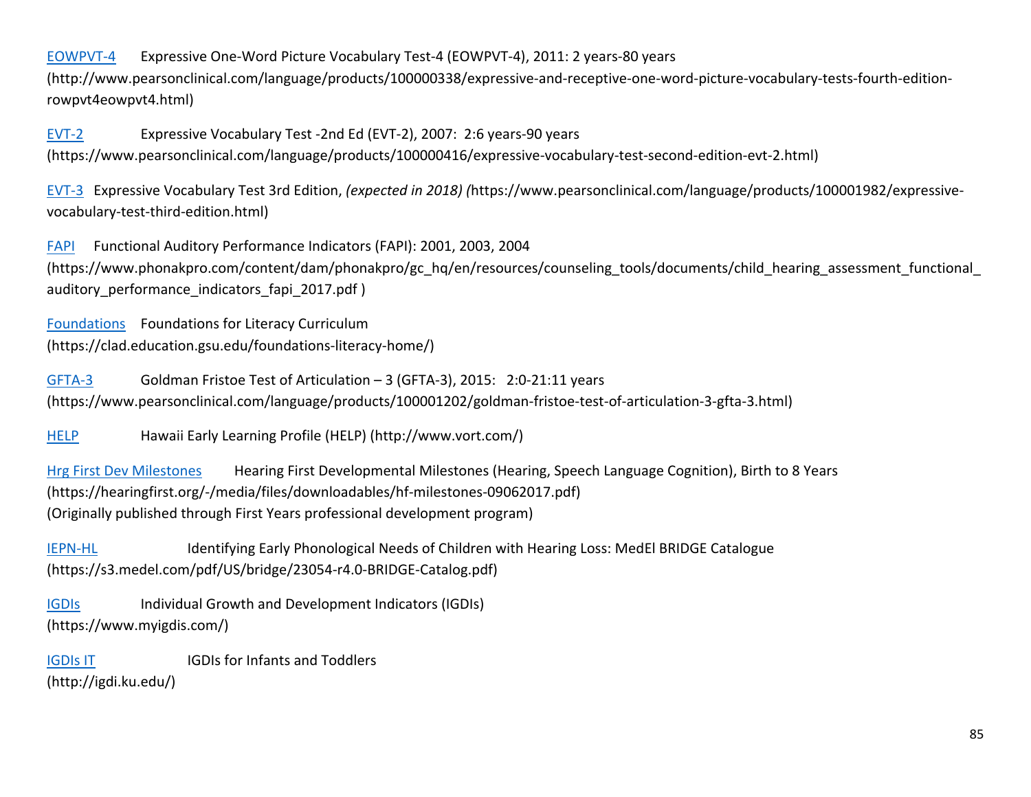EOWPVT-4 Expressive One-Word Picture Vocabulary Test-4 (EOWPVT-4), 2011: 2 years-80 years (http://www.pearsonclinical.com/language/products/100000338/expressive-and-receptive-one-word-picture-vocabulary-tests-fourth-edition-rowpvt4eowpvt4.html)

EVT-2 Expressive Vocabulary Test -2nd Ed (EVT-2), 2007: 2:6 years-90 years (https://www.pearsonclinical.com/language/products/100000416/expressive-vocabulary-test-second-edition-evt-2.html)

EVT-3 Expressive Vocabulary Test 3rd Edition, *(expected in 2018) (*https://www.pearsonclinical.com/language/products/100001982/expressive-vocabulary-test-third-edition.html)

FAPI Functional Auditory Performance Indicators (FAPI): 2001, 2003, 2004 (https://www.phonakpro.com/content/dam/phonakpro/gc_hq/en/resources/counseling_tools/documents/child_hearing_assessment_functional_auditory_performance_indicators_fapi_2017.pdf )

Foundations Foundations for Literacy Curriculum (https://clad.education.gsu.edu/foundations-literacy-home/)

GFTA-3 Goldman Fristoe Test of Articulation – 3 (GFTA-3), 2015: 2:0-21:11 years (https://www.pearsonclinical.com/language/products/100001202/goldman-fristoe-test-of-articulation-3-gfta-3.html)

HELP Hawaii Early Learning Profile (HELP) (http://www.vort.com/)

Hrg First Dev Milestones Hearing First Developmental Milestones (Hearing, Speech Language Cognition), Birth to 8 Years (https://hearingfirst.org/-/media/files/downloadables/hf-milestones-09062017.pdf)
(Originally published through First Years professional development program)

IEPN-HL Identifying Early Phonological Needs of Children with Hearing Loss: MedEl BRIDGE Catalogue (https://s3.medel.com/pdf/US/bridge/23054-r4.0-BRIDGE-Catalog.pdf)

IGDIs Individual Growth and Development Indicators (IGDIs) (https://www.myigdis.com/)

IGDIs IT IGDIs for Infants and Toddlers (http://igdi.ku.edu/)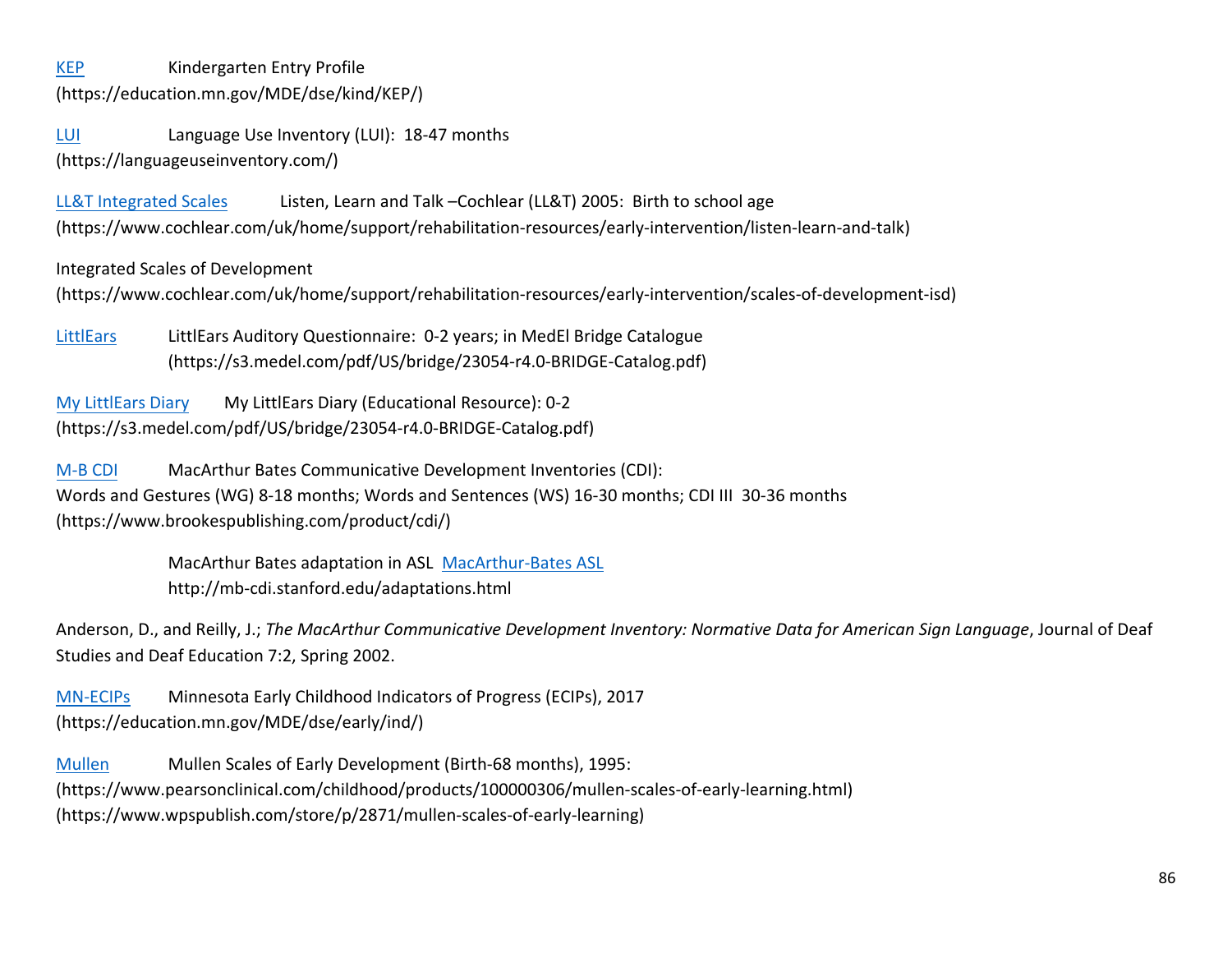KEP Kindergarten Entry Profile
(https://education.mn.gov/MDE/dse/kind/KEP/)

LUI Language Use Inventory (LUI): 18-47 months
(https://languageuseinventory.com/)

LL&T Integrated Scales Listen, Learn and Talk –Cochlear (LL&T) 2005: Birth to school age
(https://www.cochlear.com/uk/home/support/rehabilitation-resources/early-intervention/listen-learn-and-talk)

Integrated Scales of Development
(https://www.cochlear.com/uk/home/support/rehabilitation-resources/early-intervention/scales-of-development-isd)

LittlEars LittlEars Auditory Questionnaire: 0-2 years; in MedEl Bridge Catalogue
(https://s3.medel.com/pdf/US/bridge/23054-r4.0-BRIDGE-Catalog.pdf)

My LittlEars Diary My LittlEars Diary (Educational Resource): 0-2
(https://s3.medel.com/pdf/US/bridge/23054-r4.0-BRIDGE-Catalog.pdf)

M-B CDI MacArthur Bates Communicative Development Inventories (CDI):
Words and Gestures (WG) 8-18 months; Words and Sentences (WS) 16-30 months; CDI III 30-36 months
(https://www.brookespublishing.com/product/cdi/)

MacArthur Bates adaptation in ASL MacArthur-Bates ASL
http://mb-cdi.stanford.edu/adaptations.html

Anderson, D., and Reilly, J.; *The MacArthur Communicative Development Inventory: Normative Data for American Sign Language*, Journal of Deaf Studies and Deaf Education 7:2, Spring 2002.

MN-ECIPs Minnesota Early Childhood Indicators of Progress (ECIPs), 2017
(https://education.mn.gov/MDE/dse/early/ind/)

Mullen Mullen Scales of Early Development (Birth-68 months), 1995:
(https://www.pearsonclinical.com/childhood/products/100000306/mullen-scales-of-early-learning.html)
(https://www.wpspublish.com/store/p/2871/mullen-scales-of-early-learning)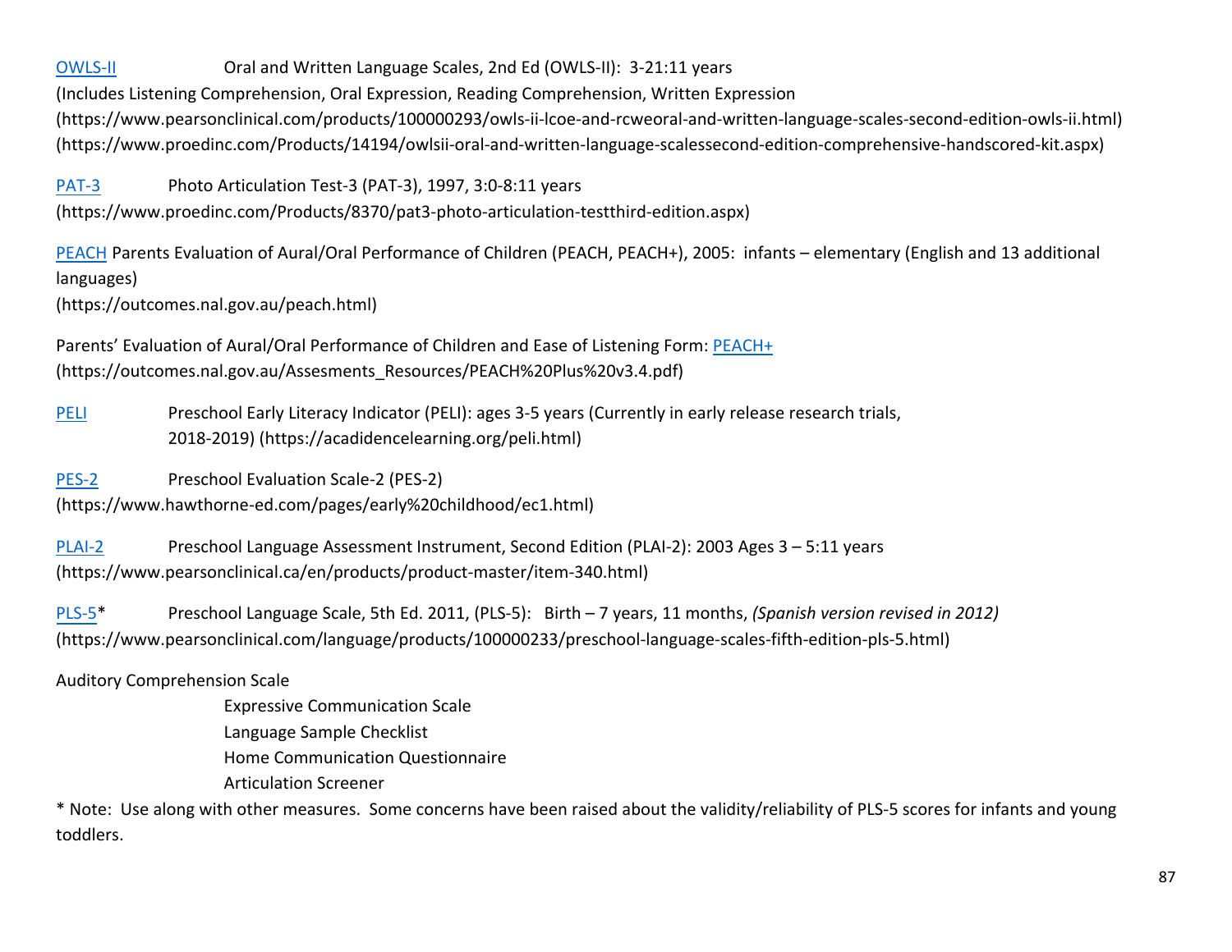[OWLS-II](https://www.pearsonclinical.com/products/100000293/owls-ii-lcoe-and-rcweoral-and-written-language-scales-second-edition-owls-ii.html) Oral and Written Language Scales, 2nd Ed (OWLS-II): 3-21:11 years
(Includes Listening Comprehension, Oral Expression, Reading Comprehension, Written Expression
(https://www.pearsonclinical.com/products/100000293/owls-ii-lcoe-and-rcweoral-and-written-language-scales-second-edition-owls-ii.html)
(https://www.proedinc.com/Products/14194/owlsii-oral-and-written-language-scalessecond-edition-comprehensive-handscored-kit.aspx)

PAT-3 Photo Articulation Test-3 (PAT-3), 1997, 3:0-8:11 years
(https://www.proedinc.com/Products/8370/pat3-photo-articulation-testthird-edition.aspx)

PEACH Parents Evaluation of Aural/Oral Performance of Children (PEACH, PEACH+), 2005: infants – elementary (English and 13 additional languages)
(https://outcomes.nal.gov.au/peach.html)

Parents' Evaluation of Aural/Oral Performance of Children and Ease of Listening Form: PEACH+
(https://outcomes.nal.gov.au/Assesments_Resources/PEACH%20Plus%20v3.4.pdf)

PELI Preschool Early Literacy Indicator (PELI): ages 3-5 years (Currently in early release research trials, 2018-2019) (https://acadidencelearning.org/peli.html)

PES-2 Preschool Evaluation Scale-2 (PES-2)
(https://www.hawthorne-ed.com/pages/early%20childhood/ec1.html)

PLAI-2 Preschool Language Assessment Instrument, Second Edition (PLAI-2): 2003 Ages 3 – 5:11 years
(https://www.pearsonclinical.ca/en/products/product-master/item-340.html)

PLS-5* Preschool Language Scale, 5th Ed. 2011, (PLS-5): Birth – 7 years, 11 months, *(Spanish version revised in 2012)*
(https://www.pearsonclinical.com/language/products/100000233/preschool-language-scales-fifth-edition-pls-5.html)

Auditory Comprehension Scale
Expressive Communication Scale
Language Sample Checklist
Home Communication Questionnaire
Articulation Screener

* Note: Use along with other measures. Some concerns have been raised about the validity/reliability of PLS-5 scores for infants and young toddlers.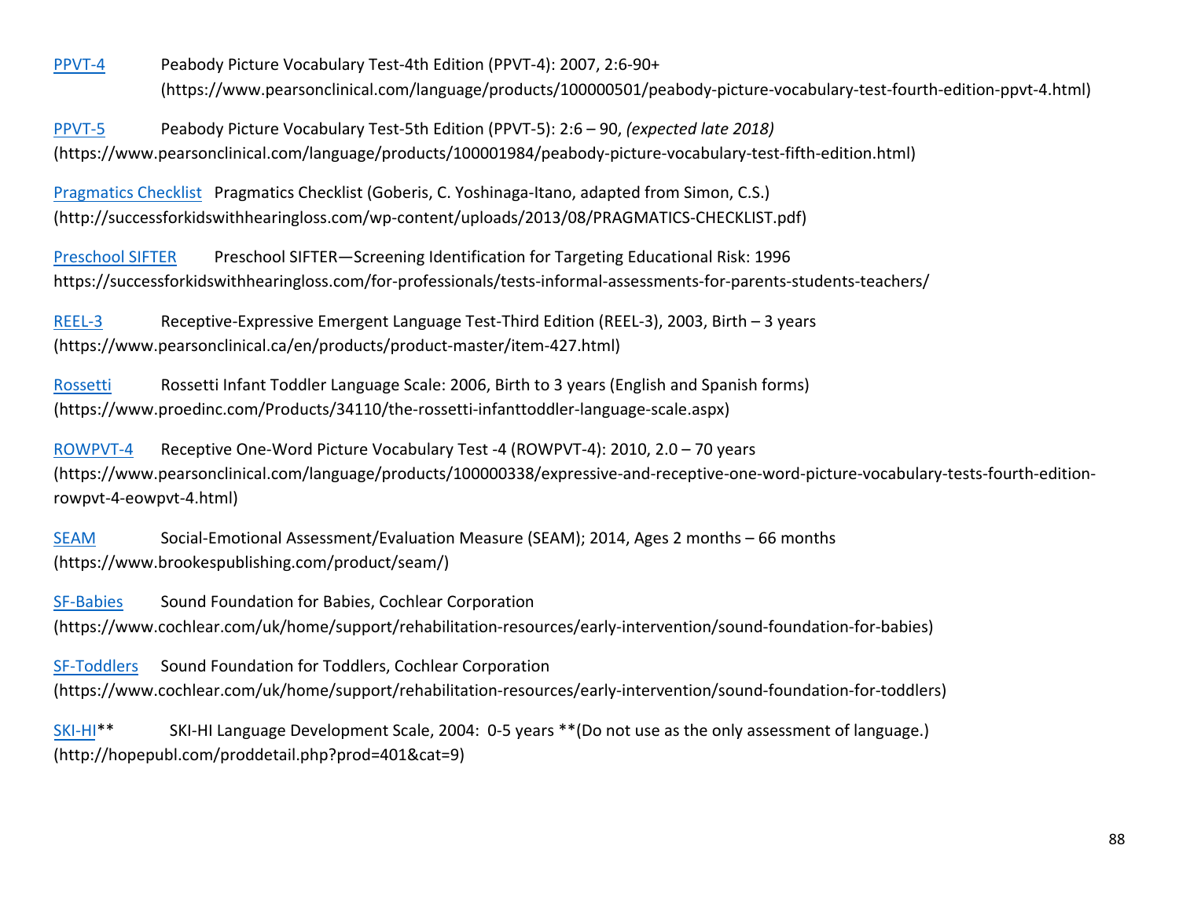[PPVT-4] Peabody Picture Vocabulary Test-4th Edition (PPVT-4): 2007, 2:6-90+
(https://www.pearsonclinical.com/language/products/100000501/peabody-picture-vocabulary-test-fourth-edition-ppvt-4.html)

[PPVT-5] Peabody Picture Vocabulary Test-5th Edition (PPVT-5): 2:6 – 90, *(expected late 2018)*
(https://www.pearsonclinical.com/language/products/100001984/peabody-picture-vocabulary-test-fifth-edition.html)

[Pragmatics Checklist] Pragmatics Checklist (Goberis, C. Yoshinaga-Itano, adapted from Simon, C.S.)
(http://successforkidswithhearingloss.com/wp-content/uploads/2013/08/PRAGMATICS-CHECKLIST.pdf)

[Preschool SIFTER] Preschool SIFTER—Screening Identification for Targeting Educational Risk: 1996
https://successforkidswithhearingloss.com/for-professionals/tests-informal-assessments-for-parents-students-teachers/

[REEL-3] Receptive-Expressive Emergent Language Test-Third Edition (REEL-3), 2003, Birth – 3 years
(https://www.pearsonclinical.ca/en/products/product-master/item-427.html)

[Rossetti] Rossetti Infant Toddler Language Scale: 2006, Birth to 3 years (English and Spanish forms)
(https://www.proedinc.com/Products/34110/the-rossetti-infanttoddler-language-scale.aspx)

[ROWPVT-4] Receptive One-Word Picture Vocabulary Test -4 (ROWPVT-4): 2010, 2.0 – 70 years
(https://www.pearsonclinical.com/language/products/100000338/expressive-and-receptive-one-word-picture-vocabulary-tests-fourth-edition-rowpvt-4-eowpvt-4.html)

[SEAM] Social-Emotional Assessment/Evaluation Measure (SEAM); 2014, Ages 2 months – 66 months
(https://www.brookespublishing.com/product/seam/)

[SF-Babies] Sound Foundation for Babies, Cochlear Corporation
(https://www.cochlear.com/uk/home/support/rehabilitation-resources/early-intervention/sound-foundation-for-babies)

[SF-Toddlers] Sound Foundation for Toddlers, Cochlear Corporation
(https://www.cochlear.com/uk/home/support/rehabilitation-resources/early-intervention/sound-foundation-for-toddlers)

[SKI-HI]** SKI-HI Language Development Scale, 2004: 0-5 years **(Do not use as the only assessment of language.)
(http://hopepubl.com/proddetail.php?prod=401&cat=9)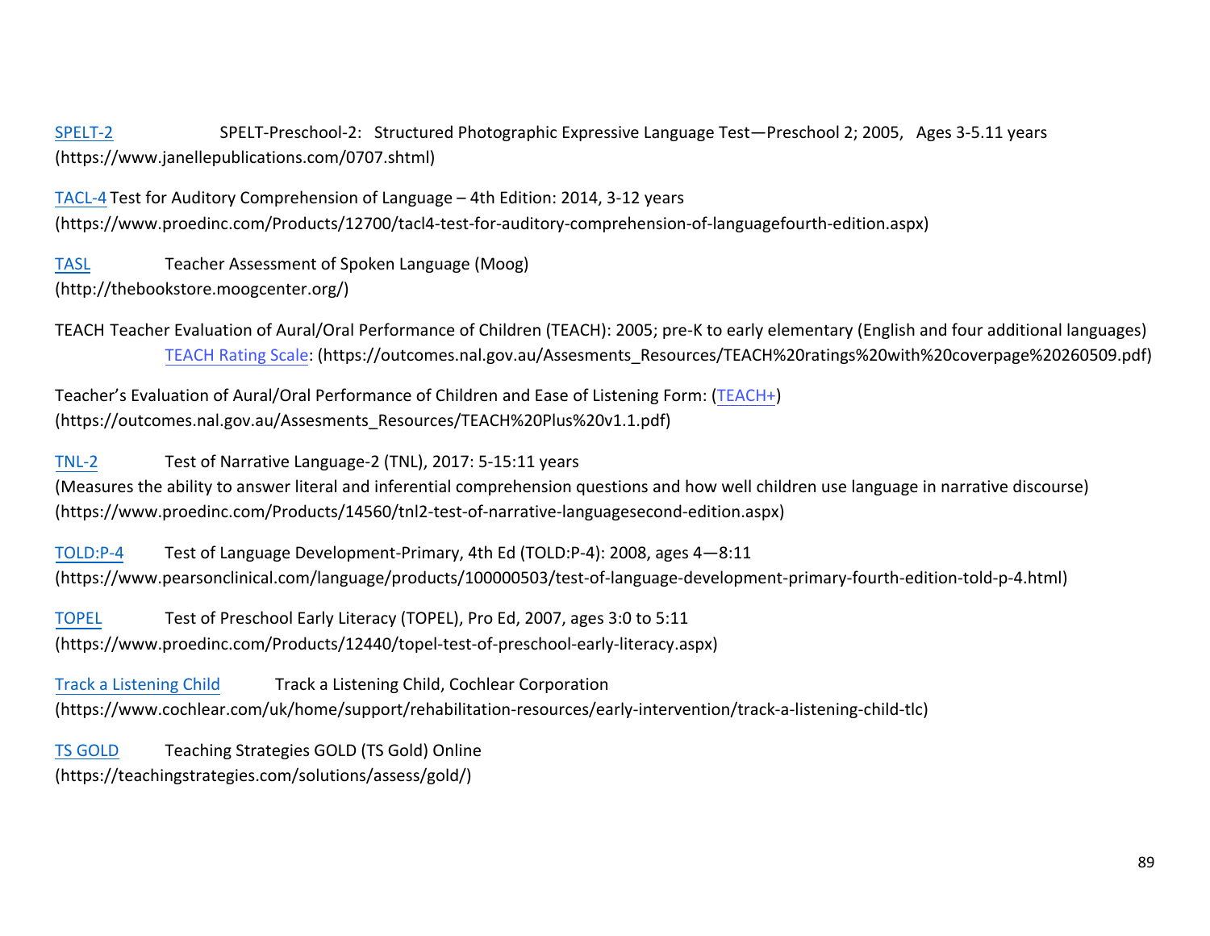SPELT-2 SPELT-Preschool-2: Structured Photographic Expressive Language Test—Preschool 2; 2005, Ages 3-5.11 years
(https://www.janellepublications.com/0707.shtml)

TACL-4 Test for Auditory Comprehension of Language – 4th Edition: 2014, 3-12 years
(https://www.proedinc.com/Products/12700/tacl4-test-for-auditory-comprehension-of-languagefourth-edition.aspx)

TASL Teacher Assessment of Spoken Language (Moog)
(http://thebookstore.moogcenter.org/)

TEACH Teacher Evaluation of Aural/Oral Performance of Children (TEACH): 2005; pre-K to early elementary (English and four additional languages)
TEACH Rating Scale: (https://outcomes.nal.gov.au/Assesments_Resources/TEACH%20ratings%20with%20coverpage%20260509.pdf)

Teacher's Evaluation of Aural/Oral Performance of Children and Ease of Listening Form: (TEACH+)
(https://outcomes.nal.gov.au/Assesments_Resources/TEACH%20Plus%20v1.1.pdf)

TNL-2 Test of Narrative Language-2 (TNL), 2017: 5-15:11 years
(Measures the ability to answer literal and inferential comprehension questions and how well children use language in narrative discourse)
(https://www.proedinc.com/Products/14560/tnl2-test-of-narrative-languagesecond-edition.aspx)

TOLD:P-4 Test of Language Development-Primary, 4th Ed (TOLD:P-4): 2008, ages 4—8:11
(https://www.pearsonclinical.com/language/products/100000503/test-of-language-development-primary-fourth-edition-told-p-4.html)

TOPEL Test of Preschool Early Literacy (TOPEL), Pro Ed, 2007, ages 3:0 to 5:11
(https://www.proedinc.com/Products/12440/topel-test-of-preschool-early-literacy.aspx)

Track a Listening Child Track a Listening Child, Cochlear Corporation
(https://www.cochlear.com/uk/home/support/rehabilitation-resources/early-intervention/track-a-listening-child-tlc)

TS GOLD Teaching Strategies GOLD (TS Gold) Online
(https://teachingstrategies.com/solutions/assess/gold/)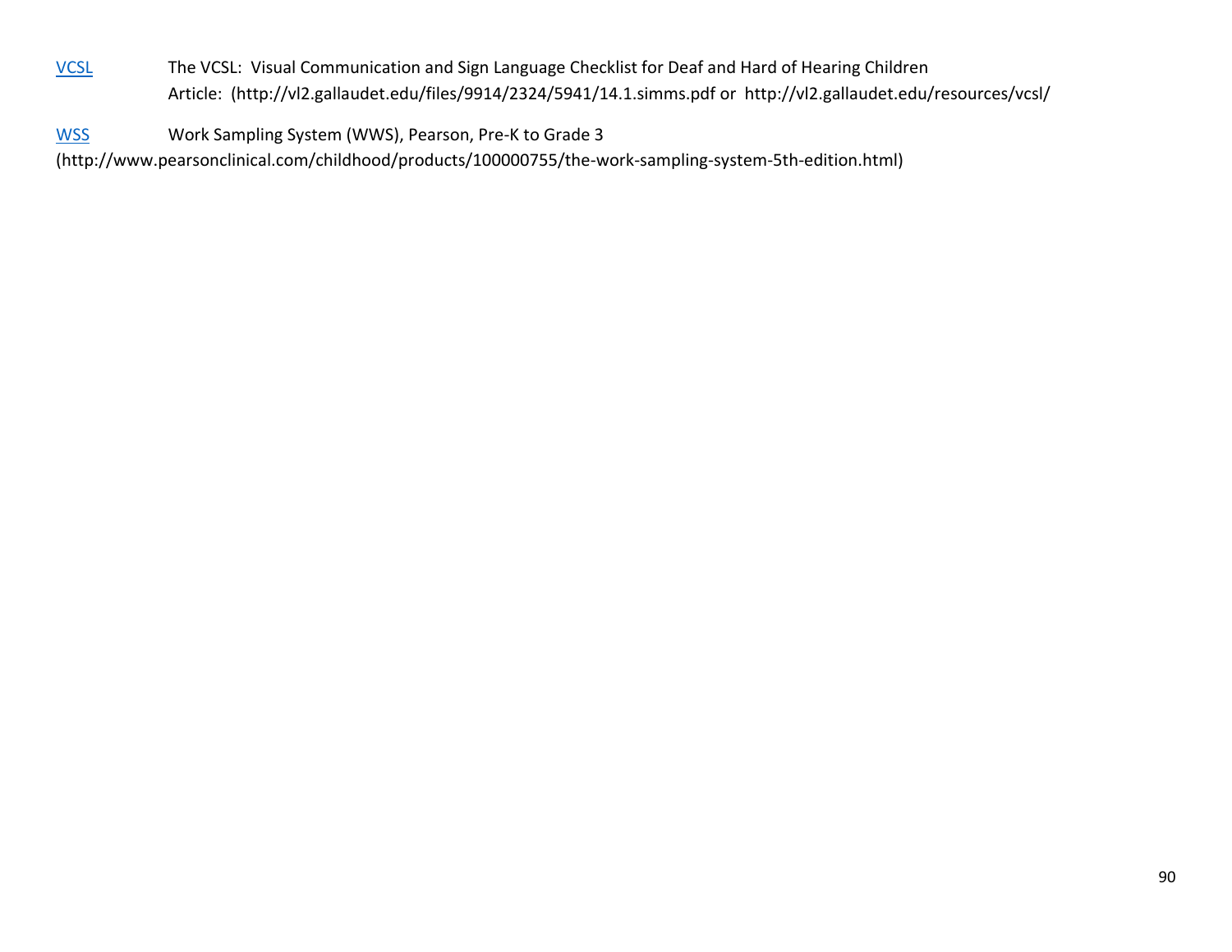VCSL The VCSL: Visual Communication and Sign Language Checklist for Deaf and Hard of Hearing Children
Article: (http://vl2.gallaudet.edu/files/9914/2324/5941/14.1.simms.pdf or http://vl2.gallaudet.edu/resources/vcsl/

WSS Work Sampling System (WWS), Pearson, Pre-K to Grade 3
(http://www.pearsonclinical.com/childhood/products/100000755/the-work-sampling-system-5th-edition.html)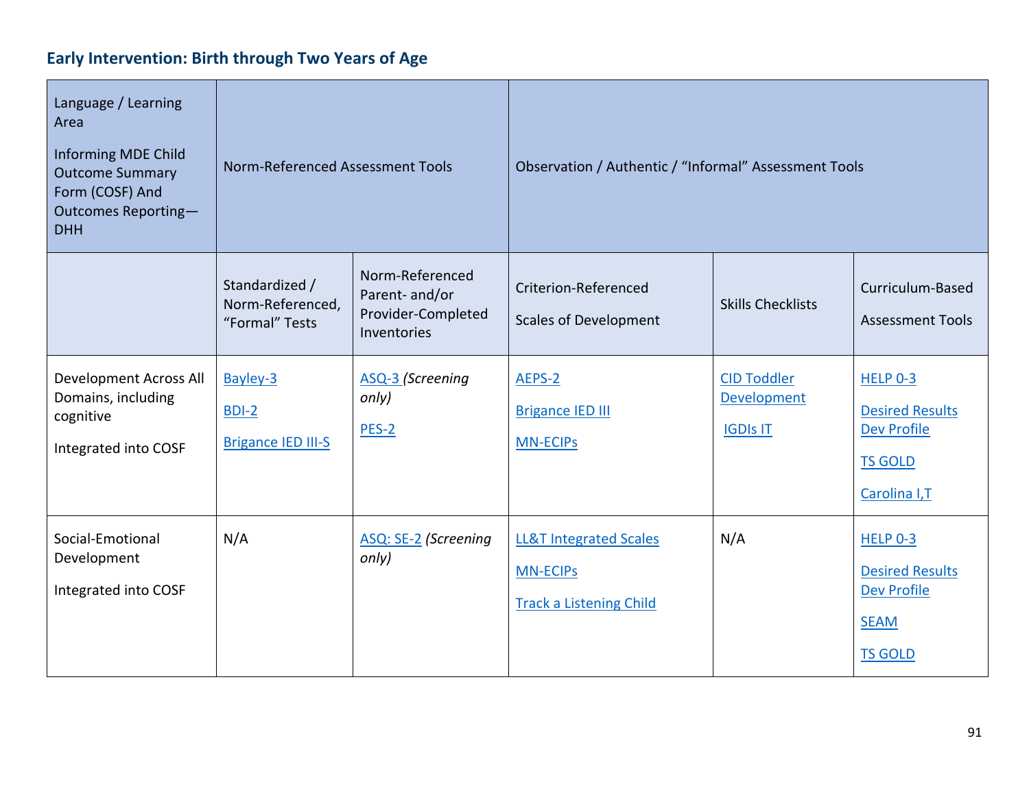## Early Intervention: Birth through Two Years of Age

| Language / Learning Area<br><br>Informing MDE Child Outcome Summary Form (COSF) And Outcomes Reporting—DHH | Norm-Referenced Assessment Tools | | Observation / Authentic / "Informal" Assessment Tools | | |
|---|---|---|---|---|---|
| | Standardized / Norm-Referenced, "Formal" Tests | Norm-Referenced Parent- and/or Provider-Completed Inventories | Criterion-Referenced Scales of Development | Skills Checklists | Curriculum-Based Assessment Tools |
| Development Across All Domains, including cognitive<br><br>Integrated into COSF | Bayley-3<br><br>BDI-2<br><br>Brigance IED III-S | ASQ-3 *(Screening only)*<br><br>PES-2 | AEPS-2<br><br>Brigance IED III<br><br>MN-ECIPs | CID Toddler Development<br><br>IGDIs IT | HELP 0-3<br><br>Desired Results Dev Profile<br><br>TS GOLD<br><br>Carolina I,T |
| Social-Emotional Development<br><br>Integrated into COSF | N/A | ASQ: SE-2 *(Screening only)* | LL&T Integrated Scales<br><br>MN-ECIPs<br><br>Track a Listening Child | N/A | HELP 0-3<br><br>Desired Results Dev Profile<br><br>SEAM<br><br>TS GOLD |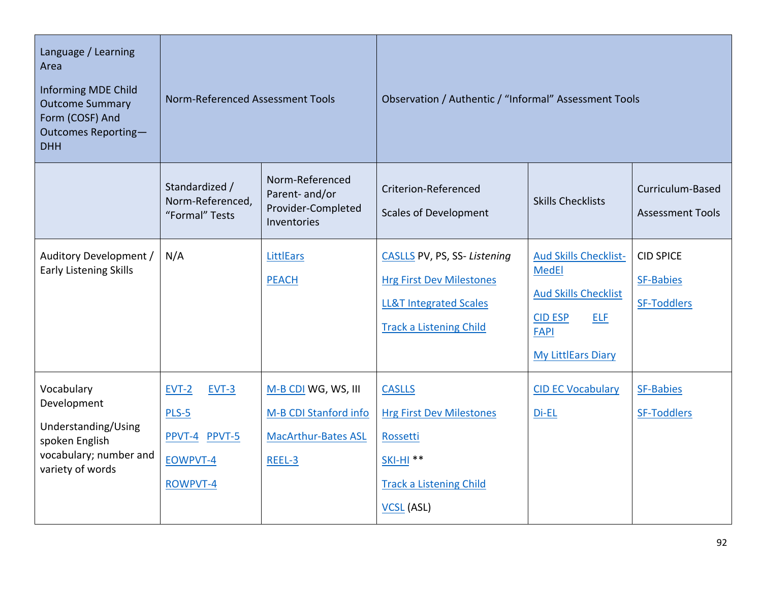| Language / Learning Area<br><br>Informing MDE Child Outcome Summary Form (COSF) And Outcomes Reporting—DHH | Norm-Referenced Assessment Tools | | Observation / Authentic / "Informal" Assessment Tools | | |
|---|---|---|---|---|---|
| | Standardized / Norm-Referenced, "Formal" Tests | Norm-Referenced Parent- and/or Provider-Completed Inventories | Criterion-Referenced Scales of Development | Skills Checklists | Curriculum-Based Assessment Tools |
| Auditory Development / Early Listening Skills | N/A | LittlEars<br><br>PEACH | CASLLS PV, PS, SS- *Listening*<br><br>Hrg First Dev Milestones<br><br>LL&T Integrated Scales<br><br>Track a Listening Child | Aud Skills Checklist-MedEl<br><br>Aud Skills Checklist<br><br>CID ESP ELF FAPI<br><br>My LittlEars Diary | CID SPICE<br><br>SF-Babies<br><br>SF-Toddlers |
| Vocabulary Development<br><br>Understanding/Using spoken English vocabulary; number and variety of words | EVT-2 EVT-3<br><br>PLS-5<br><br>PPVT-4 PPVT-5<br><br>EOWPVT-4<br><br>ROWPVT-4 | M-B CDI WG, WS, III<br><br>M-B CDI Stanford info<br><br>MacArthur-Bates ASL<br><br>REEL-3 | CASLLS<br><br>Hrg First Dev Milestones<br><br>Rossetti<br><br>SKI-HI **<br><br>Track a Listening Child<br><br>VCSL (ASL) | CID EC Vocabulary<br><br>Di-EL | SF-Babies<br><br>SF-Toddlers |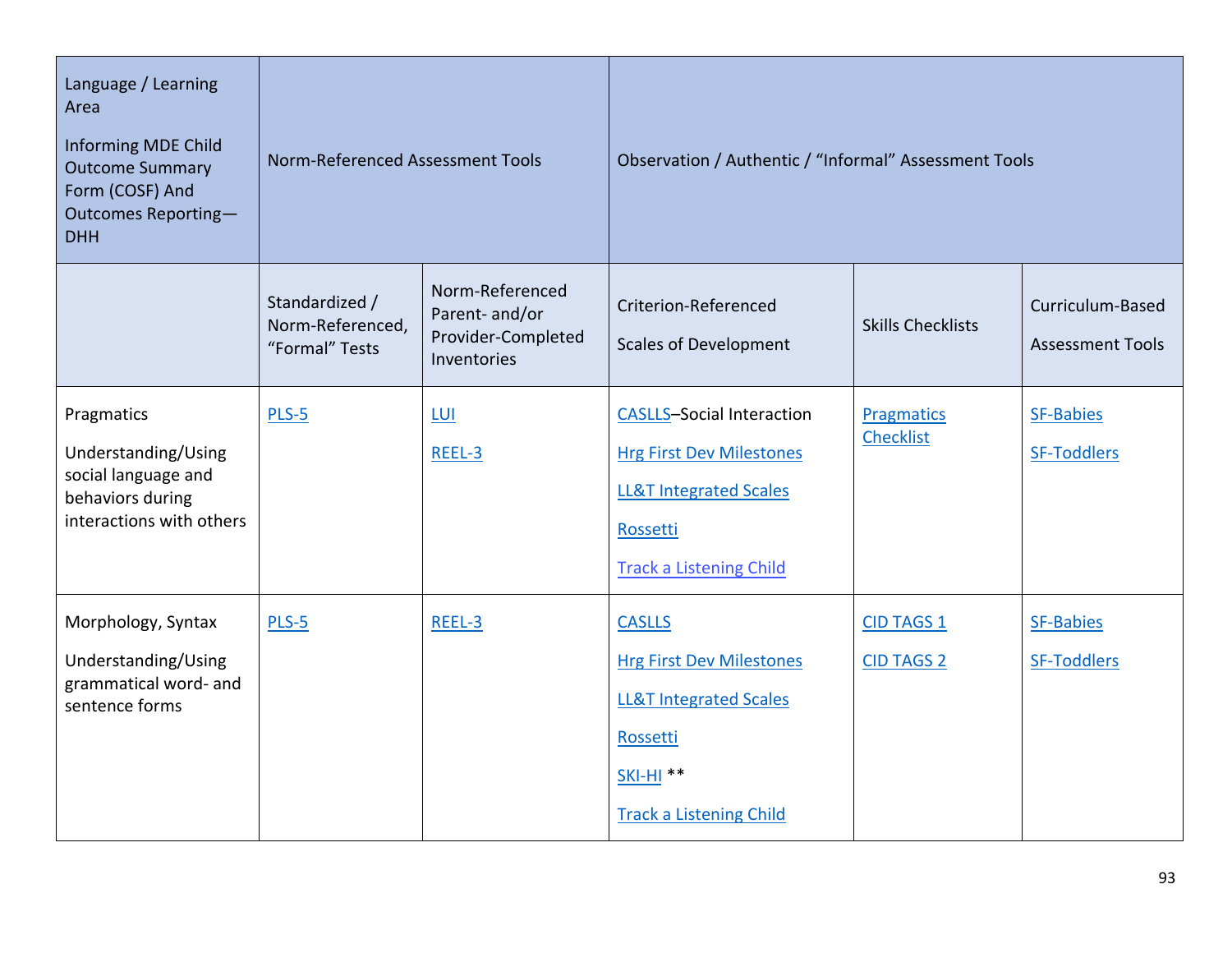| Language / Learning Area<br><br>Informing MDE Child Outcome Summary Form (COSF) And Outcomes Reporting—DHH | Norm-Referenced Assessment Tools | | Observation / Authentic / "Informal" Assessment Tools | | |
|---|---|---|---|---|---|
| | Standardized / Norm-Referenced, "Formal" Tests | Norm-Referenced Parent- and/or Provider-Completed Inventories | Criterion-Referenced<br><br>Scales of Development | Skills Checklists | Curriculum-Based<br><br>Assessment Tools |
| Pragmatics<br><br>Understanding/Using social language and behaviors during interactions with others | PLS-5 | LUI<br><br>REEL-3 | CASLLS–Social Interaction<br><br>Hrg First Dev Milestones<br><br>LL&T Integrated Scales<br><br>Rossetti<br><br>Track a Listening Child | Pragmatics Checklist | SF-Babies<br><br>SF-Toddlers |
| Morphology, Syntax<br><br>Understanding/Using grammatical word- and sentence forms | PLS-5 | REEL-3 | CASLLS<br><br>Hrg First Dev Milestones<br><br>LL&T Integrated Scales<br><br>Rossetti<br><br>SKI-HI **<br><br>Track a Listening Child | CID TAGS 1<br><br>CID TAGS 2 | SF-Babies<br><br>SF-Toddlers |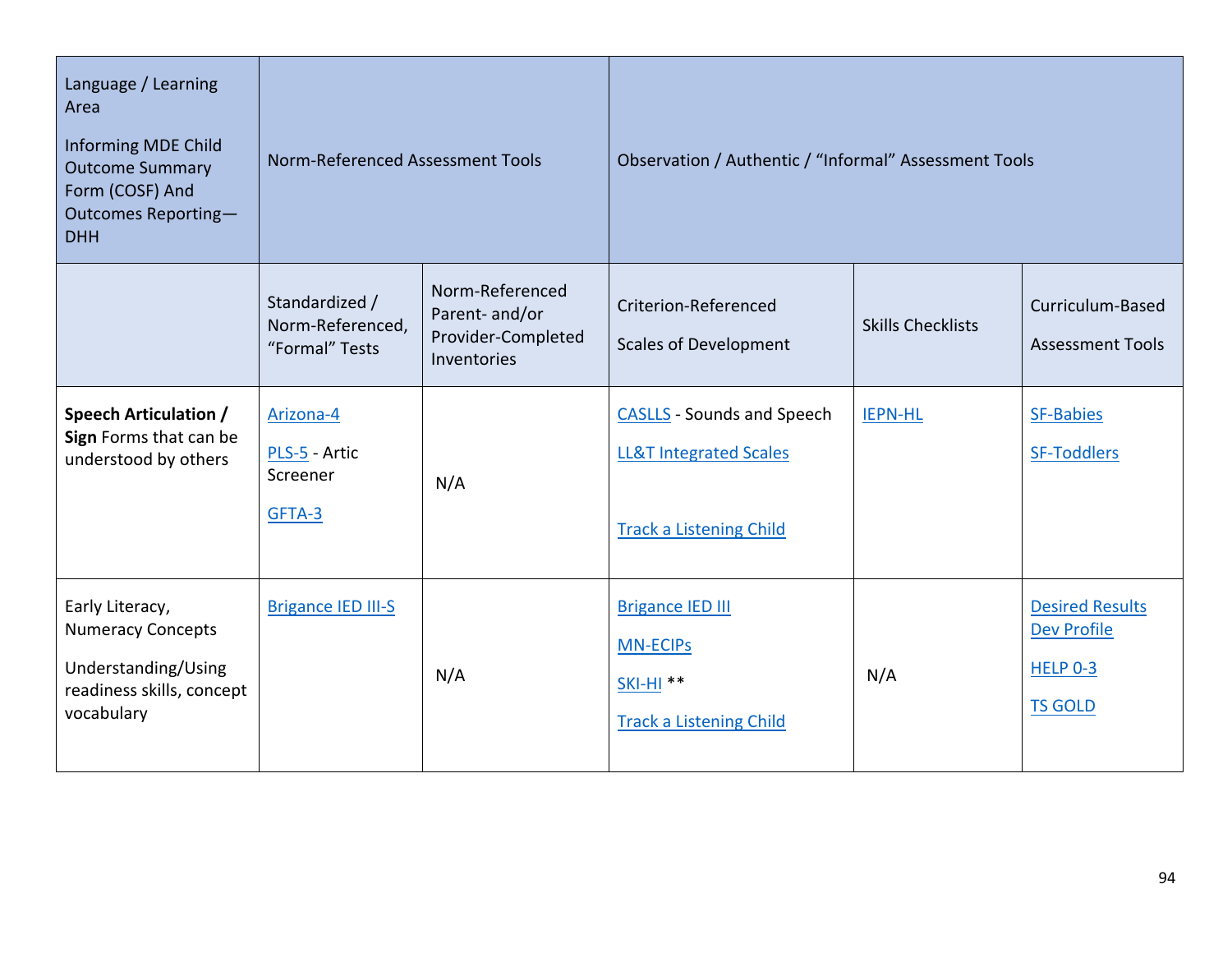| Language / Learning Area<br><br>Informing MDE Child Outcome Summary Form (COSF) And Outcomes Reporting—DHH | Norm-Referenced Assessment Tools | | Observation / Authentic / "Informal" Assessment Tools | | |
|---|---|---|---|---|---|
| | Standardized / Norm-Referenced, "Formal" Tests | Norm-Referenced Parent- and/or Provider-Completed Inventories | Criterion-Referenced<br><br>Scales of Development | Skills Checklists | Curriculum-Based<br><br>Assessment Tools |
| **Speech Articulation / Sign** Forms that can be understood by others | Arizona-4<br><br>PLS-5 - Artic Screener<br><br>GFTA-3 | N/A | CASLLS - Sounds and Speech<br><br>LL&T Integrated Scales<br><br>Track a Listening Child | IEPN-HL | SF-Babies<br><br>SF-Toddlers |
| Early Literacy, Numeracy Concepts<br><br>Understanding/Using readiness skills, concept vocabulary | Brigance IED III-S | N/A | Brigance IED III<br><br>MN-ECIPs<br><br>SKI-HI **<br><br>Track a Listening Child | N/A | Desired Results Dev Profile<br><br>HELP 0-3<br><br>TS GOLD |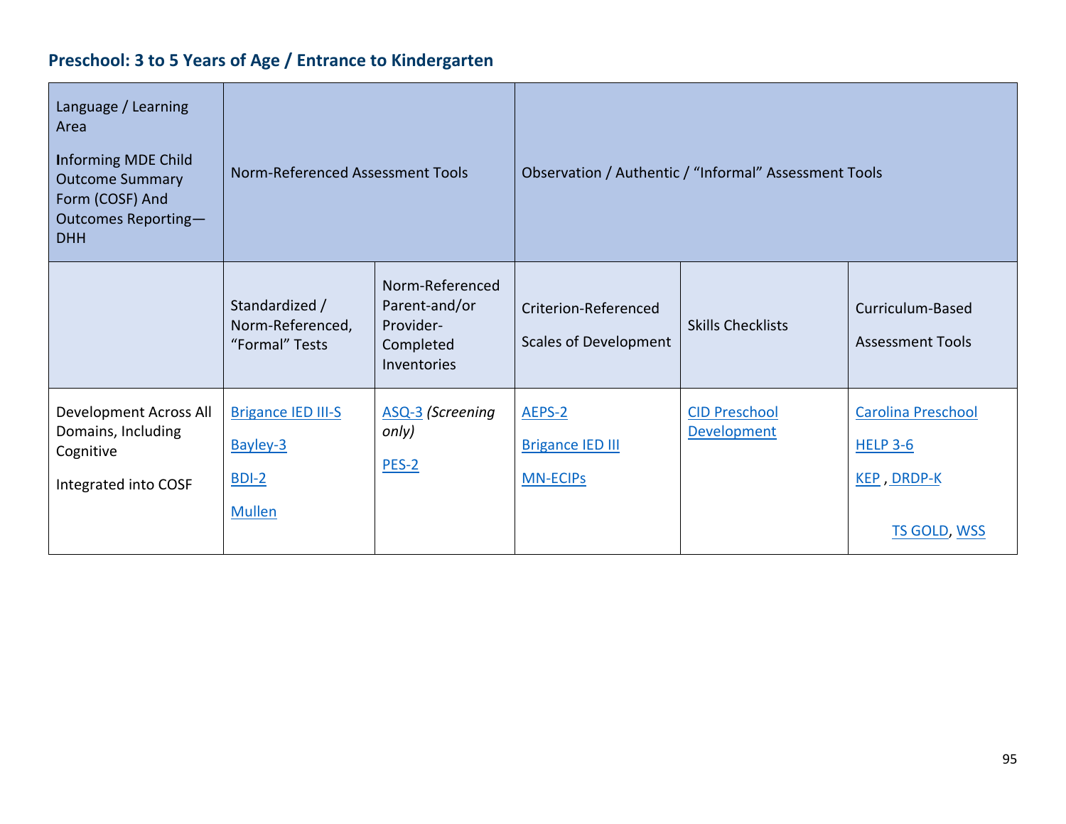### Preschool: 3 to 5 Years of Age / Entrance to Kindergarten

| Language / Learning Area<br><br>Informing MDE Child Outcome Summary Form (COSF) And Outcomes Reporting—DHH | Norm-Referenced Assessment Tools | | Observation / Authentic / "Informal" Assessment Tools | | |
|---|---|---|---|---|---|
| | Standardized / Norm-Referenced, "Formal" Tests | Norm-Referenced Parent-and/or Provider-Completed Inventories | Criterion-Referenced<br><br>Scales of Development | Skills Checklists | Curriculum-Based<br><br>Assessment Tools |
| Development Across All Domains, Including Cognitive<br><br>Integrated into COSF | Brigance IED III-S<br><br>Bayley-3<br><br>BDI-2<br><br>Mullen | ASQ-3 *(Screening only)*<br><br>PES-2 | AEPS-2<br><br>Brigance IED III<br><br>MN-ECIPs | CID Preschool Development | Carolina Preschool<br><br>HELP 3-6<br><br>KEP , DRDP-K<br><br>TS GOLD, WSS |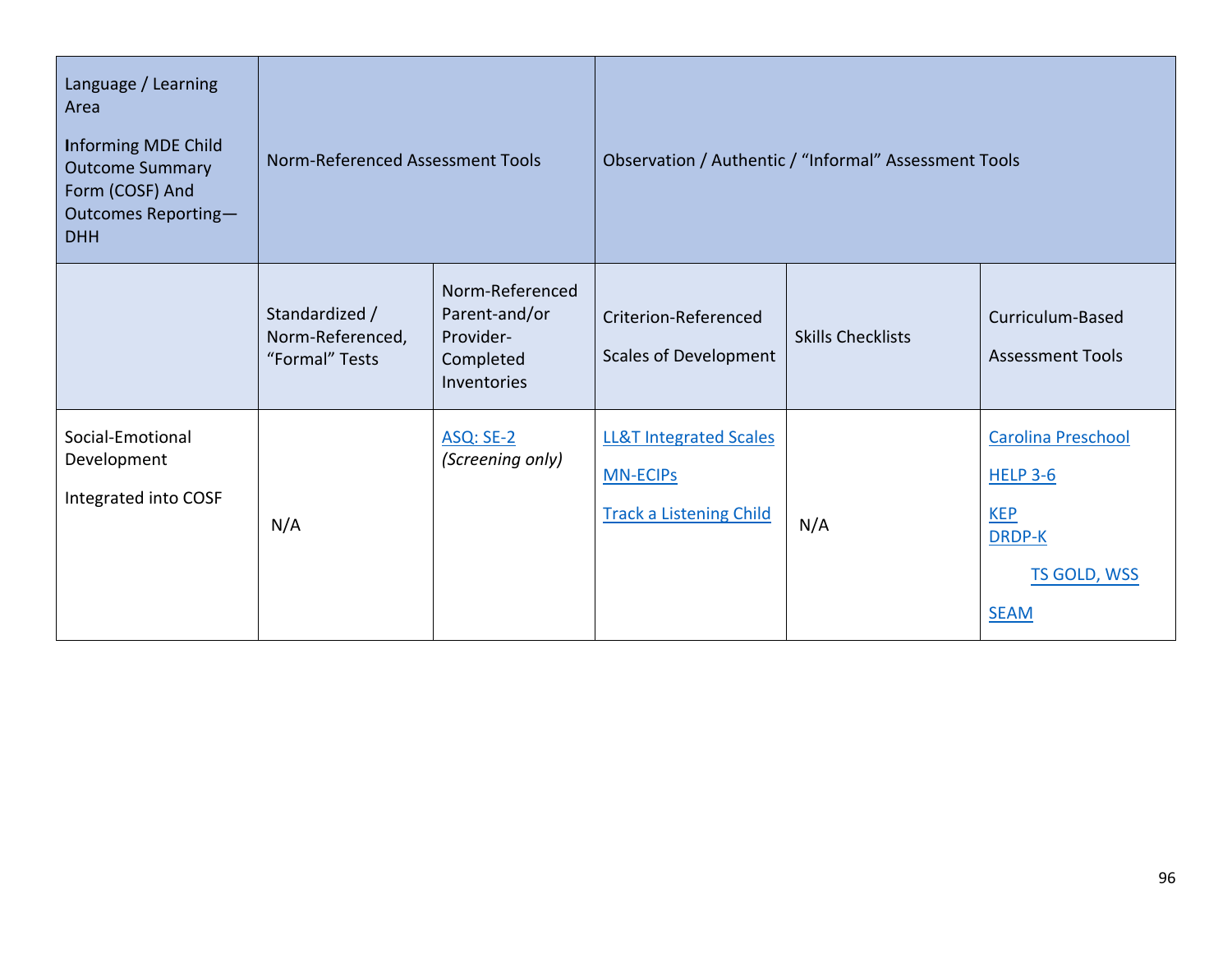| Language / Learning Area<br><br>**I**nforming MDE Child Outcome Summary Form (COSF) And Outcomes Reporting—DHH | Norm-Referenced Assessment Tools | | Observation / Authentic / “Informal” Assessment Tools | | |
|---|---|---|---|---|---|
| | Standardized / Norm-Referenced, “Formal” Tests | Norm-Referenced Parent-and/or Provider-Completed Inventories | Criterion-Referenced Scales of Development | Skills Checklists | Curriculum-Based Assessment Tools |
| Social-Emotional Development<br><br>Integrated into COSF | N/A | ASQ: SE-2 *(Screening only)* | LL&T Integrated Scales<br><br>MN-ECIPs<br><br>Track a Listening Child | N/A | Carolina Preschool<br><br>HELP 3-6<br><br>KEP<br>DRDP-K<br><br>TS GOLD, WSS<br><br>SEAM |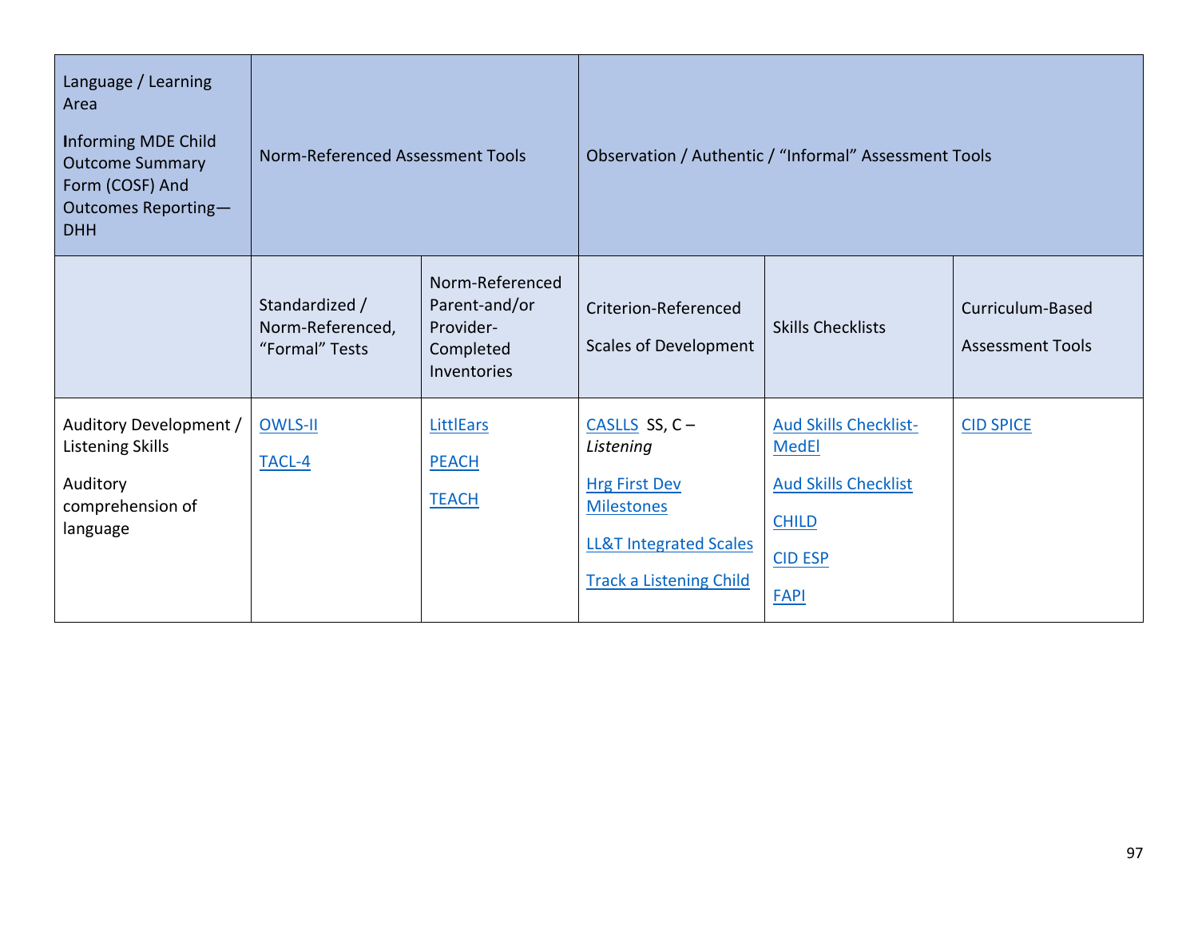| Language / Learning Area<br><br>**I**nforming MDE Child Outcome Summary Form (COSF) And Outcomes Reporting—DHH | Norm-Referenced Assessment Tools | | Observation / Authentic / "Informal" Assessment Tools | | |
|---|---|---|---|---|---|
| | Standardized / Norm-Referenced, "Formal" Tests | Norm-Referenced Parent-and/or Provider-Completed Inventories | Criterion-Referenced<br><br>Scales of Development | Skills Checklists | Curriculum-Based<br><br>Assessment Tools |
| Auditory Development / Listening Skills<br><br>Auditory comprehension of language | OWLS-II<br><br>TACL-4 | LittlEars<br><br>PEACH<br><br>TEACH | CASLLS SS, C – *Listening*<br><br>Hrg First Dev Milestones<br><br>LL&T Integrated Scales<br><br>Track a Listening Child | Aud Skills Checklist-MedEl<br><br>Aud Skills Checklist<br><br>CHILD<br><br>CID ESP<br><br>FAPI | CID SPICE |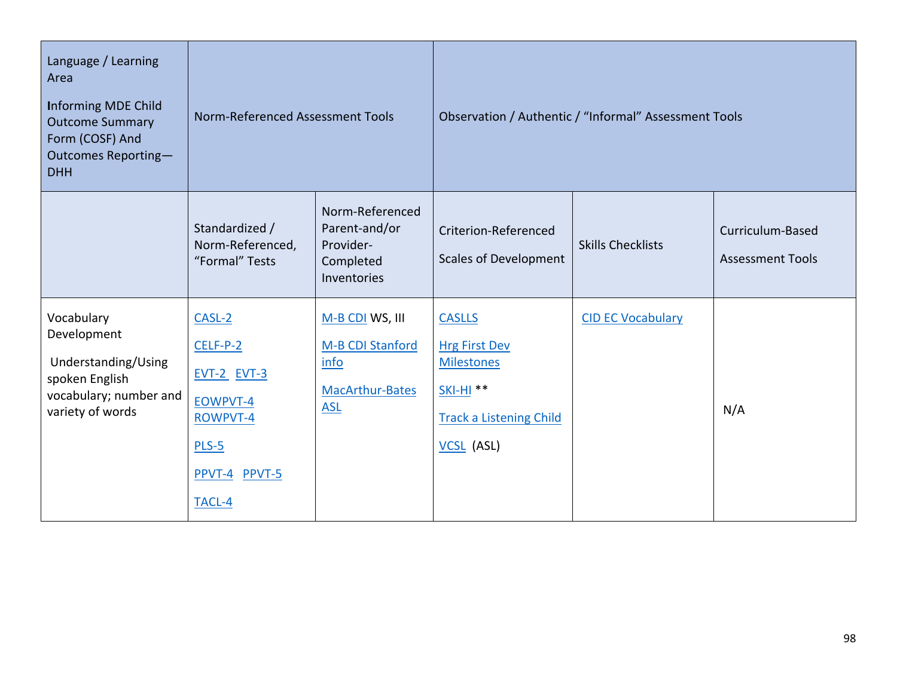| Language / Learning Area<br><br>Informing MDE Child Outcome Summary Form (COSF) And Outcomes Reporting—DHH | Norm-Referenced Assessment Tools | | Observation / Authentic / "Informal" Assessment Tools | | |
|---|---|---|---|---|---|
| | Standardized / Norm-Referenced, "Formal" Tests | Norm-Referenced Parent-and/or Provider-Completed Inventories | Criterion-Referenced<br><br>Scales of Development | Skills Checklists | Curriculum-Based<br><br>Assessment Tools |
| Vocabulary Development<br><br>Understanding/Using spoken English vocabulary; number and variety of words | CASL-2<br><br>CELF-P-2<br><br>EVT-2 EVT-3<br><br>EOWPVT-4<br>ROWPVT-4<br><br>PLS-5<br><br>PPVT-4 PPVT-5<br><br>TACL-4 | M-B CDI WS, III<br><br>M-B CDI Stanford info<br><br>MacArthur-Bates ASL | CASLLS<br><br>Hrg First Dev Milestones<br><br>SKI-HI **<br><br>Track a Listening Child<br><br>VCSL (ASL) | CID EC Vocabulary | N/A |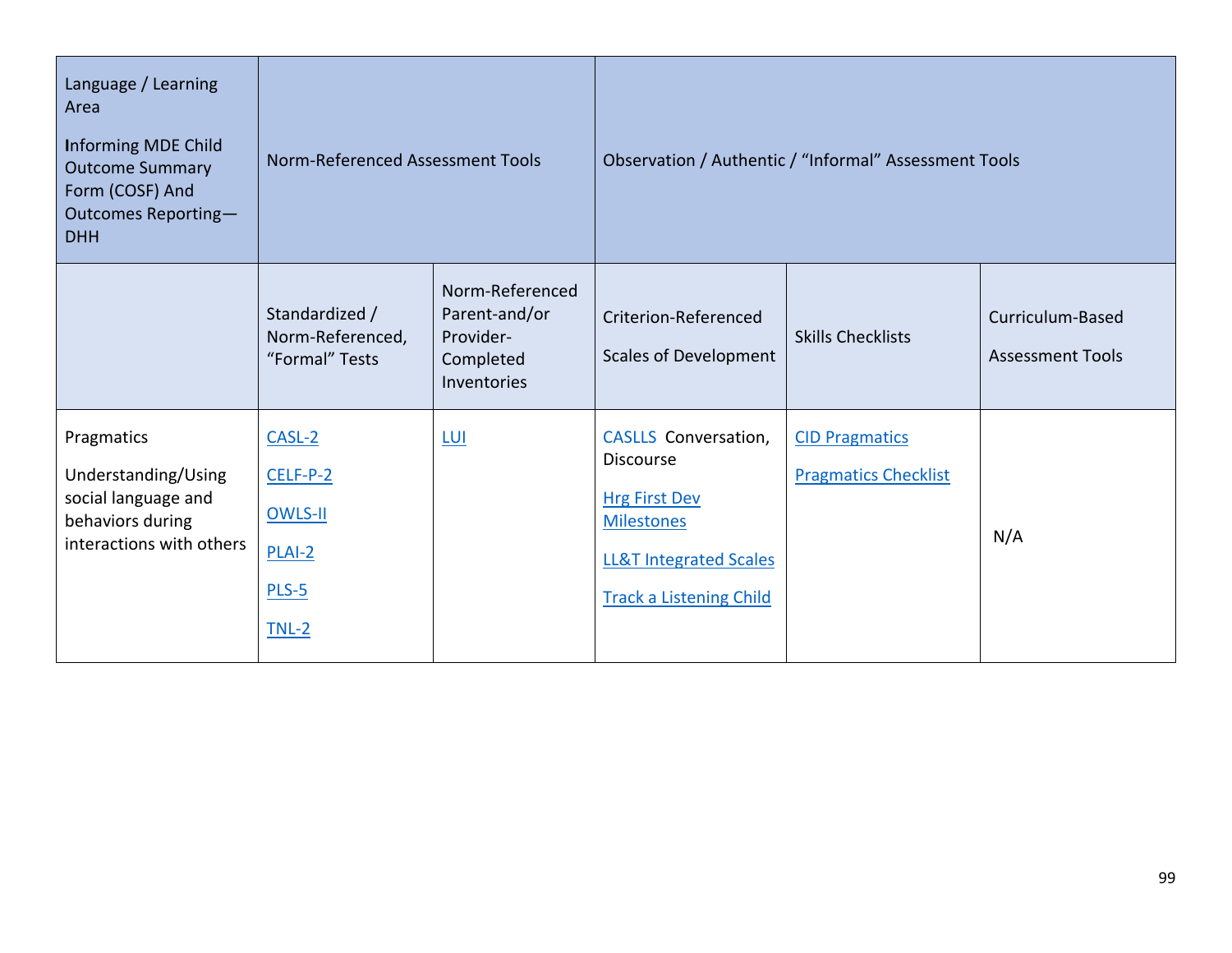| Language / Learning Area<br><br>Informing MDE Child Outcome Summary Form (COSF) And Outcomes Reporting—DHH | Norm-Referenced Assessment Tools | | Observation / Authentic / “Informal” Assessment Tools | | |
|---|---|---|---|---|---|
| | Standardized / Norm-Referenced, “Formal” Tests | Norm-Referenced Parent-and/or Provider-Completed Inventories | Criterion-Referenced<br><br>Scales of Development | Skills Checklists | Curriculum-Based<br><br>Assessment Tools |
| Pragmatics<br><br>Understanding/Using social language and behaviors during interactions with others | CASL-2<br><br>CELF-P-2<br><br>OWLS-II<br><br>PLAI-2<br><br>PLS-5<br><br>TNL-2 | LUI | CASLLS Conversation, Discourse<br><br>Hrg First Dev Milestones<br><br>LL&T Integrated Scales<br><br>Track a Listening Child | CID Pragmatics<br><br>Pragmatics Checklist | N/A |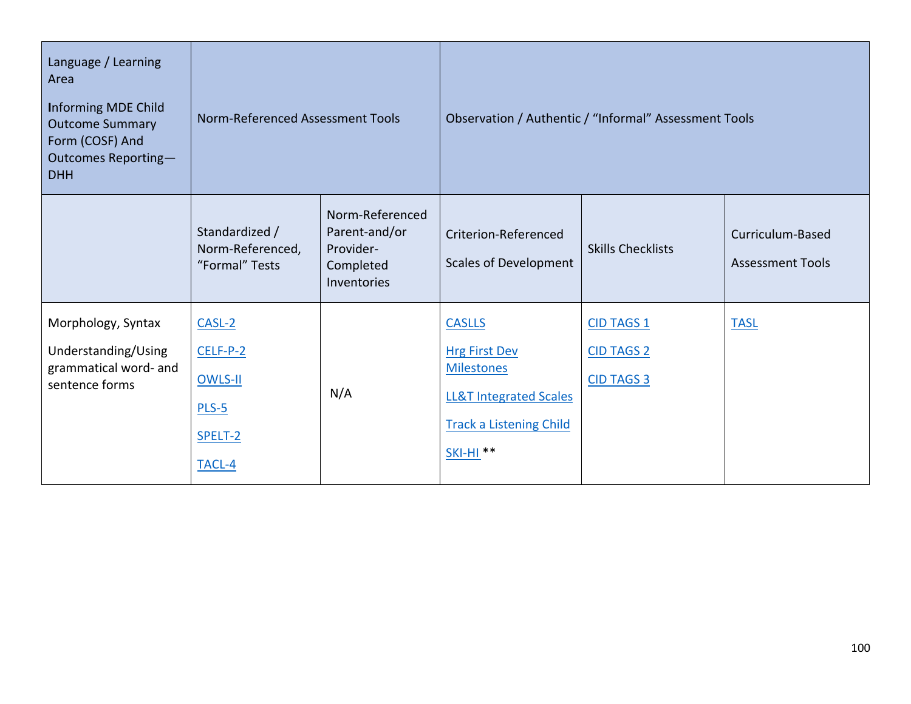| Language / Learning Area<br><br>Informing MDE Child Outcome Summary Form (COSF) And Outcomes Reporting—DHH | Norm-Referenced Assessment Tools | | Observation / Authentic / "Informal" Assessment Tools | | |
|---|---|---|---|---|---|
| | Standardized / Norm-Referenced, "Formal" Tests | Norm-Referenced Parent-and/or Provider-Completed Inventories | Criterion-Referenced<br><br>Scales of Development | Skills Checklists | Curriculum-Based<br><br>Assessment Tools |
| Morphology, Syntax<br><br>Understanding/Using grammatical word- and sentence forms | CASL-2<br><br>CELF-P-2<br><br>OWLS-II<br><br>PLS-5<br><br>SPELT-2<br><br>TACL-4 | N/A | CASLLS<br><br>Hrg First Dev Milestones<br><br>LL&T Integrated Scales<br><br>Track a Listening Child<br><br>SKI-HI ** | CID TAGS 1<br><br>CID TAGS 2<br><br>CID TAGS 3 | TASL |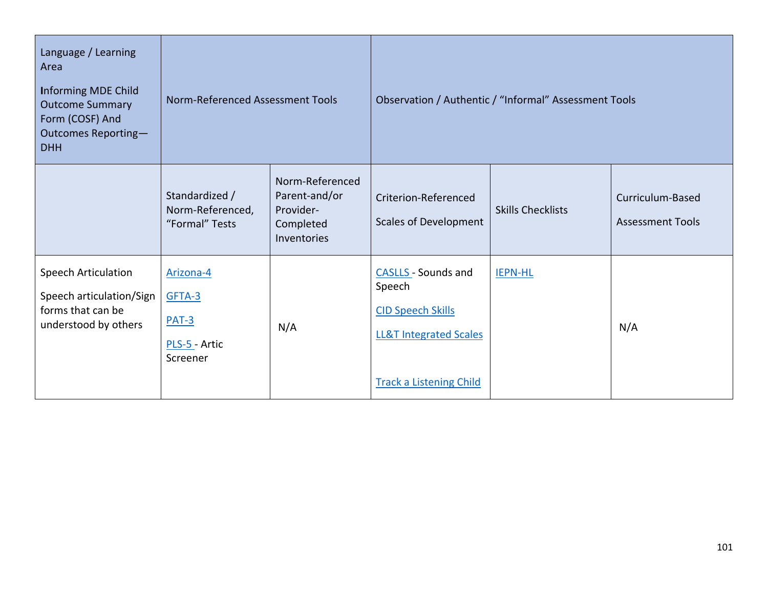| Language / Learning Area<br><br>Informing MDE Child Outcome Summary Form (COSF) And Outcomes Reporting—DHH | Norm-Referenced Assessment Tools | | Observation / Authentic / "Informal" Assessment Tools | | |
|---|---|---|---|---|---|
| | Standardized / Norm-Referenced, "Formal" Tests | Norm-Referenced Parent-and/or Provider-Completed Inventories | Criterion-Referenced<br><br>Scales of Development | Skills Checklists | Curriculum-Based<br><br>Assessment Tools |
| Speech Articulation<br><br>Speech articulation/Sign forms that can be understood by others | Arizona-4<br><br>GFTA-3<br><br>PAT-3<br><br>PLS-5 - Artic Screener | N/A | CASLLS - Sounds and Speech<br><br>CID Speech Skills<br><br>LL&T Integrated Scales<br><br>Track a Listening Child | IEPN-HL | N/A |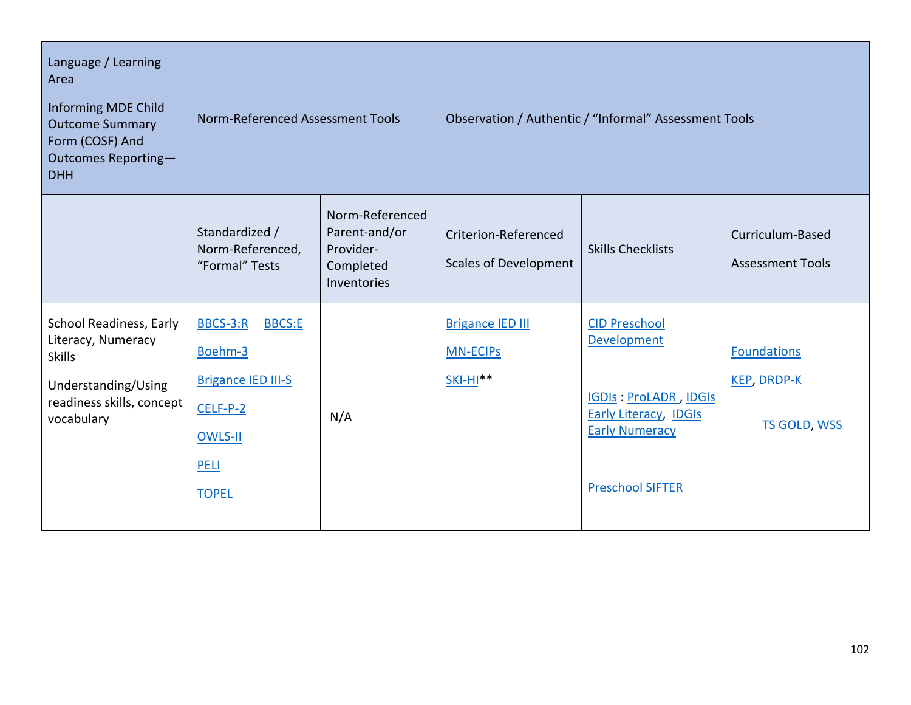| Language / Learning Area<br><br>Informing MDE Child Outcome Summary Form (COSF) And Outcomes Reporting—DHH | Norm-Referenced Assessment Tools | | Observation / Authentic / “Informal” Assessment Tools | | |
|---|---|---|---|---|---|
| | Standardized / Norm-Referenced, “Formal” Tests | Norm-Referenced Parent-and/or Provider-Completed Inventories | Criterion-Referenced Scales of Development | Skills Checklists | Curriculum-Based Assessment Tools |
| School Readiness, Early Literacy, Numeracy Skills<br><br>Understanding/Using readiness skills, concept vocabulary | BBCS-3:R BBCS:E<br><br>Boehm-3<br><br>Brigance IED III-S<br><br>CELF-P-2<br><br>OWLS-II<br><br>PELI<br><br>TOPEL | N/A | Brigance IED III<br><br>MN-ECIPs<br><br>SKI-HI** | CID Preschool Development<br><br>IGDIs : ProLADR , IDGIs Early Literacy, IDGIs Early Numeracy<br><br>Preschool SIFTER | Foundations<br><br>KEP, DRDP-K<br><br>TS GOLD, WSS |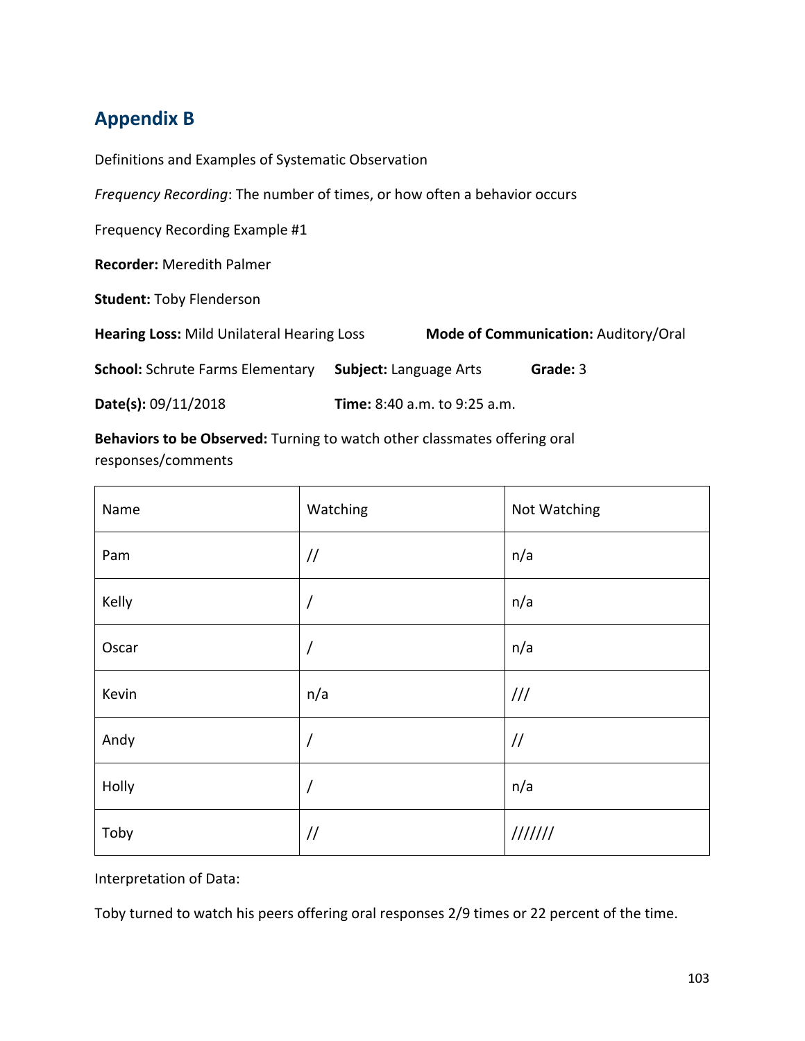## Appendix B

Definitions and Examples of Systematic Observation

*Frequency Recording*: The number of times, or how often a behavior occurs

Frequency Recording Example #1

**Recorder:** Meredith Palmer

**Student:** Toby Flenderson

**Hearing Loss:** Mild Unilateral Hearing Loss **Mode of Communication:** Auditory/Oral

**School:** Schrute Farms Elementary **Subject:** Language Arts **Grade:** 3

**Date(s):** 09/11/2018 **Time:** 8:40 a.m. to 9:25 a.m.

**Behaviors to be Observed:** Turning to watch other classmates offering oral responses/comments

| Name | Watching | Not Watching |
| --- | --- | --- |
| Pam | // | n/a |
| Kelly | / | n/a |
| Oscar | / | n/a |
| Kevin | n/a | /// |
| Andy | / | // |
| Holly | / | n/a |
| Toby | // | /////// |

Interpretation of Data:

Toby turned to watch his peers offering oral responses 2/9 times or 22 percent of the time.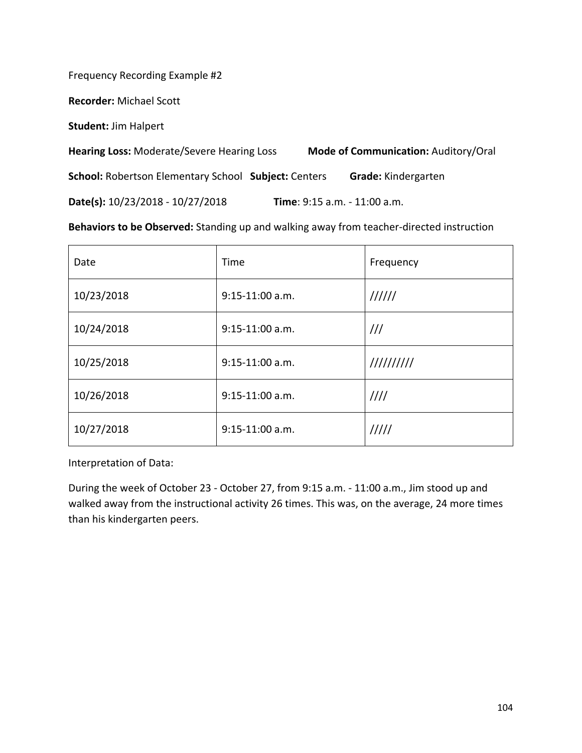Frequency Recording Example #2

**Recorder:** Michael Scott

**Student:** Jim Halpert

**Hearing Loss:** Moderate/Severe Hearing Loss **Mode of Communication:** Auditory/Oral

**School:** Robertson Elementary School **Subject:** Centers **Grade:** Kindergarten

**Date(s):** 10/23/2018 - 10/27/2018 **Time**: 9:15 a.m. - 11:00 a.m.

**Behaviors to be Observed:** Standing up and walking away from teacher-directed instruction

| Date | Time | Frequency |
| --- | --- | --- |
| 10/23/2018 | 9:15-11:00 a.m. | ////// |
| 10/24/2018 | 9:15-11:00 a.m. | /// |
| 10/25/2018 | 9:15-11:00 a.m. | ////////// |
| 10/26/2018 | 9:15-11:00 a.m. | //// |
| 10/27/2018 | 9:15-11:00 a.m. | ///// |

Interpretation of Data:

During the week of October 23 - October 27, from 9:15 a.m. - 11:00 a.m., Jim stood up and walked away from the instructional activity 26 times. This was, on the average, 24 more times than his kindergarten peers.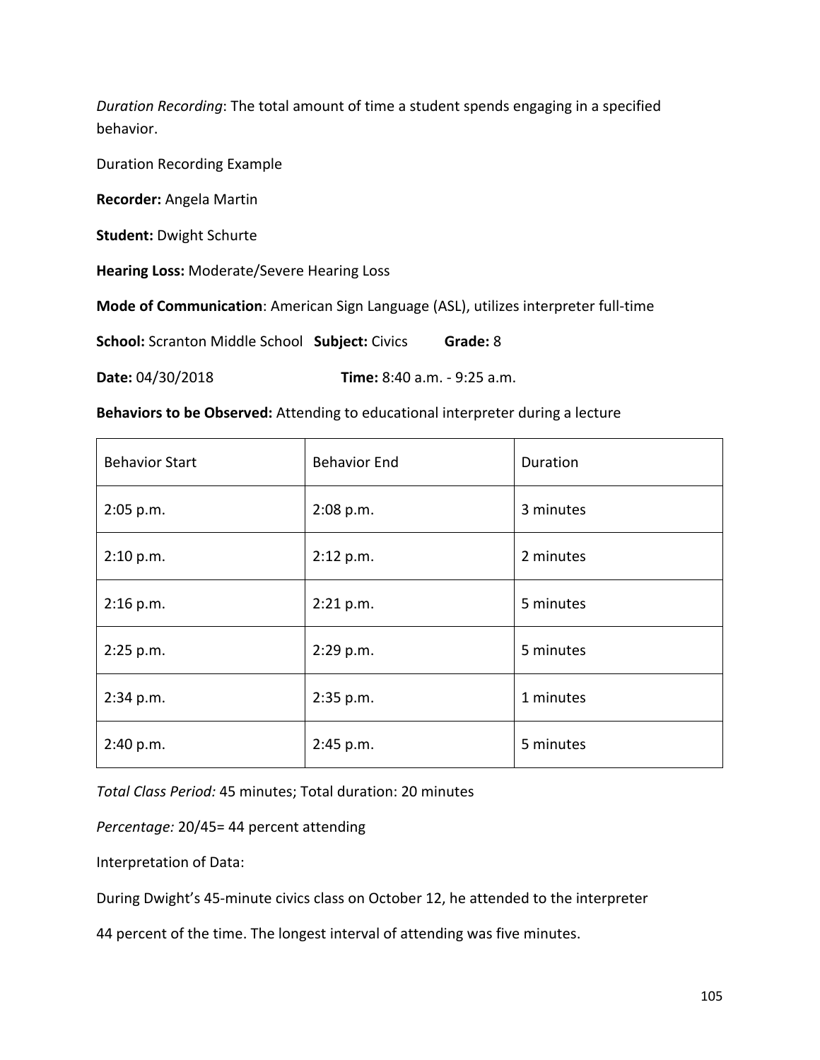*Duration Recording*: The total amount of time a student spends engaging in a specified behavior.

Duration Recording Example

**Recorder:** Angela Martin

**Student:** Dwight Schurte

**Hearing Loss:** Moderate/Severe Hearing Loss

**Mode of Communication**: American Sign Language (ASL), utilizes interpreter full-time

**School:** Scranton Middle School **Subject:** Civics **Grade:** 8

**Date:** 04/30/2018 **Time:** 8:40 a.m. - 9:25 a.m.

**Behaviors to be Observed:** Attending to educational interpreter during a lecture

| Behavior Start | Behavior End | Duration |
| --- | --- | --- |
| 2:05 p.m. | 2:08 p.m. | 3 minutes |
| 2:10 p.m. | 2:12 p.m. | 2 minutes |
| 2:16 p.m. | 2:21 p.m. | 5 minutes |
| 2:25 p.m. | 2:29 p.m. | 5 minutes |
| 2:34 p.m. | 2:35 p.m. | 1 minutes |
| 2:40 p.m. | 2:45 p.m. | 5 minutes |

*Total Class Period:* 45 minutes; Total duration: 20 minutes

*Percentage:* 20/45= 44 percent attending

Interpretation of Data:

During Dwight's 45-minute civics class on October 12, he attended to the interpreter 44 percent of the time. The longest interval of attending was five minutes.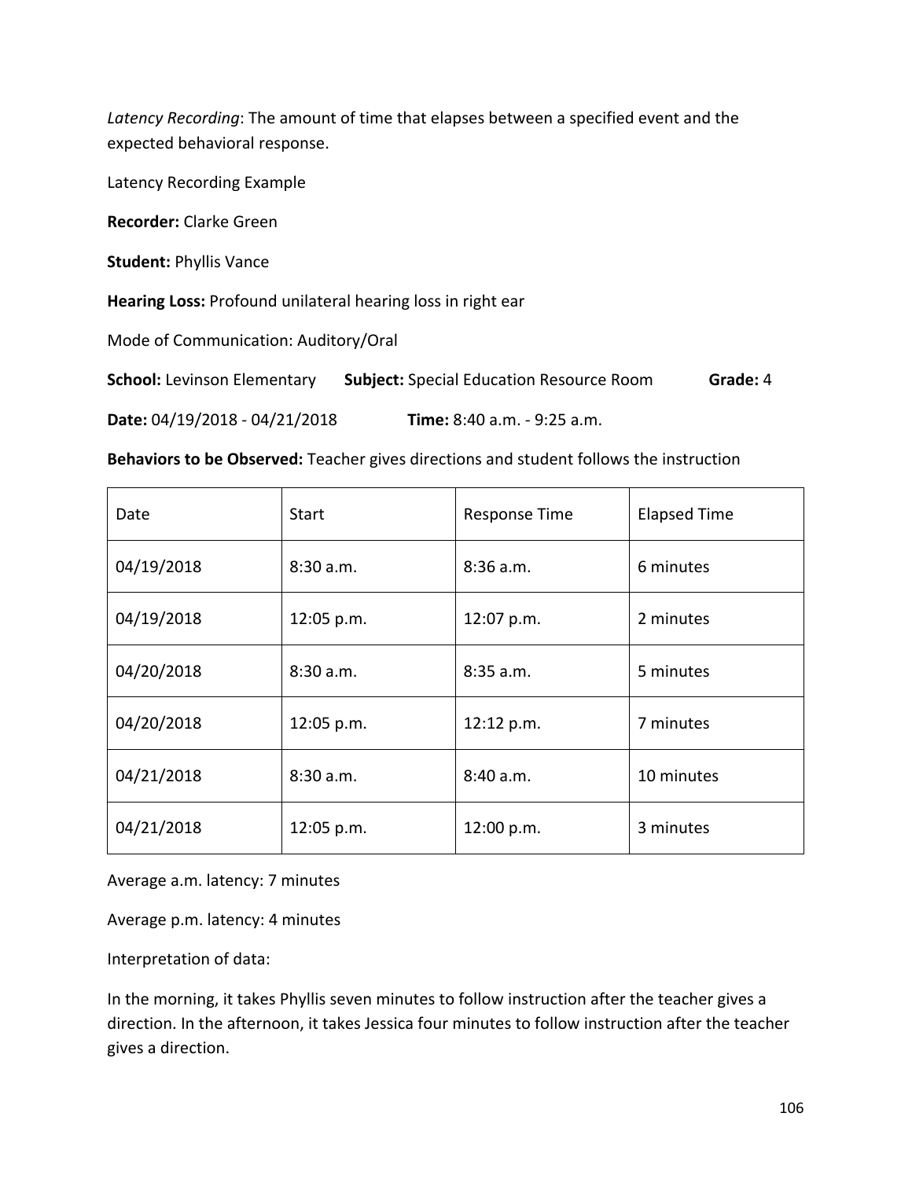*Latency Recording*: The amount of time that elapses between a specified event and the expected behavioral response.

Latency Recording Example

**Recorder:** Clarke Green

**Student:** Phyllis Vance

**Hearing Loss:** Profound unilateral hearing loss in right ear

Mode of Communication: Auditory/Oral

**School:** Levinson Elementary **Subject:** Special Education Resource Room **Grade:** 4

**Date:** 04/19/2018 - 04/21/2018 **Time:** 8:40 a.m. - 9:25 a.m.

**Behaviors to be Observed:** Teacher gives directions and student follows the instruction

| Date | Start | Response Time | Elapsed Time |
|---|---|---|---|
| 04/19/2018 | 8:30 a.m. | 8:36 a.m. | 6 minutes |
| 04/19/2018 | 12:05 p.m. | 12:07 p.m. | 2 minutes |
| 04/20/2018 | 8:30 a.m. | 8:35 a.m. | 5 minutes |
| 04/20/2018 | 12:05 p.m. | 12:12 p.m. | 7 minutes |
| 04/21/2018 | 8:30 a.m. | 8:40 a.m. | 10 minutes |
| 04/21/2018 | 12:05 p.m. | 12:00 p.m. | 3 minutes |

Average a.m. latency: 7 minutes

Average p.m. latency: 4 minutes

Interpretation of data:

In the morning, it takes Phyllis seven minutes to follow instruction after the teacher gives a direction. In the afternoon, it takes Jessica four minutes to follow instruction after the teacher gives a direction.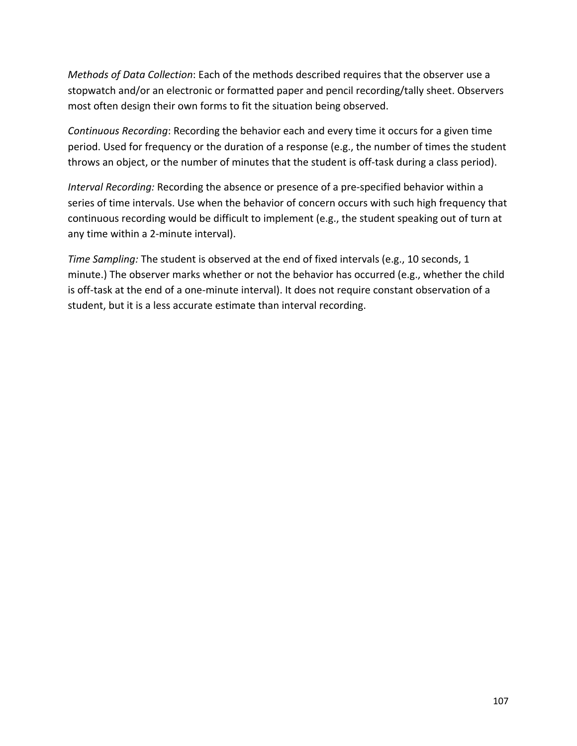*Methods of Data Collection*: Each of the methods described requires that the observer use a stopwatch and/or an electronic or formatted paper and pencil recording/tally sheet. Observers most often design their own forms to fit the situation being observed.

*Continuous Recording*: Recording the behavior each and every time it occurs for a given time period. Used for frequency or the duration of a response (e.g., the number of times the student throws an object, or the number of minutes that the student is off-task during a class period).

*Interval Recording:* Recording the absence or presence of a pre-specified behavior within a series of time intervals. Use when the behavior of concern occurs with such high frequency that continuous recording would be difficult to implement (e.g., the student speaking out of turn at any time within a 2-minute interval).

*Time Sampling:* The student is observed at the end of fixed intervals (e.g., 10 seconds, 1 minute.) The observer marks whether or not the behavior has occurred (e.g., whether the child is off-task at the end of a one-minute interval). It does not require constant observation of a student, but it is a less accurate estimate than interval recording.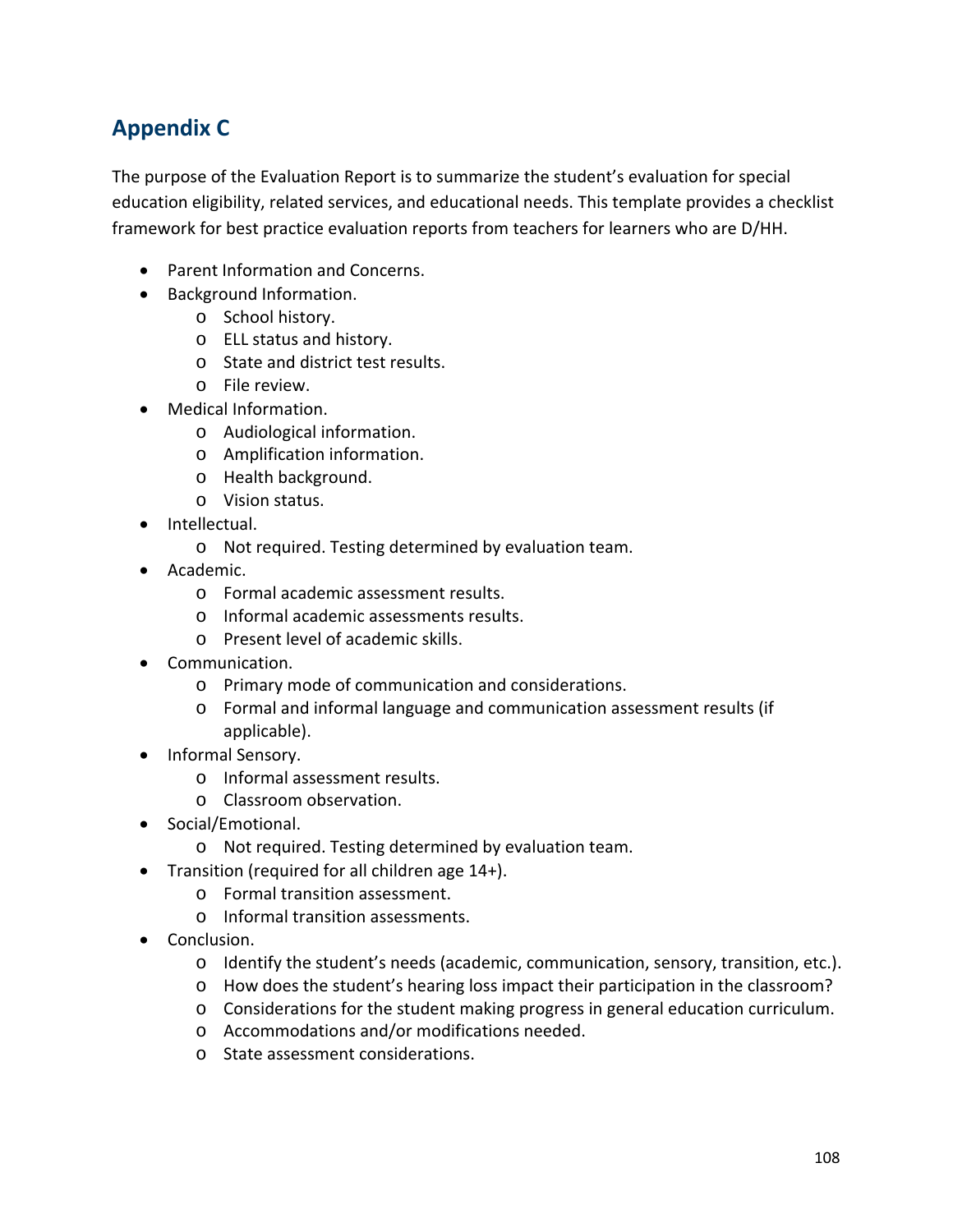## Appendix C

The purpose of the Evaluation Report is to summarize the student's evaluation for special education eligibility, related services, and educational needs. This template provides a checklist framework for best practice evaluation reports from teachers for learners who are D/HH.

- Parent Information and Concerns.
- Background Information.
  - School history.
  - ELL status and history.
  - State and district test results.
  - File review.
- Medical Information.
  - Audiological information.
  - Amplification information.
  - Health background.
  - Vision status.
- Intellectual.
  - Not required. Testing determined by evaluation team.
- Academic.
  - Formal academic assessment results.
  - Informal academic assessments results.
  - Present level of academic skills.
- Communication.
  - Primary mode of communication and considerations.
  - Formal and informal language and communication assessment results (if applicable).
- Informal Sensory.
  - Informal assessment results.
  - Classroom observation.
- Social/Emotional.
  - Not required. Testing determined by evaluation team.
- Transition (required for all children age 14+).
  - Formal transition assessment.
  - Informal transition assessments.
- Conclusion.
  - Identify the student's needs (academic, communication, sensory, transition, etc.).
  - How does the student's hearing loss impact their participation in the classroom?
  - Considerations for the student making progress in general education curriculum.
  - Accommodations and/or modifications needed.
  - State assessment considerations.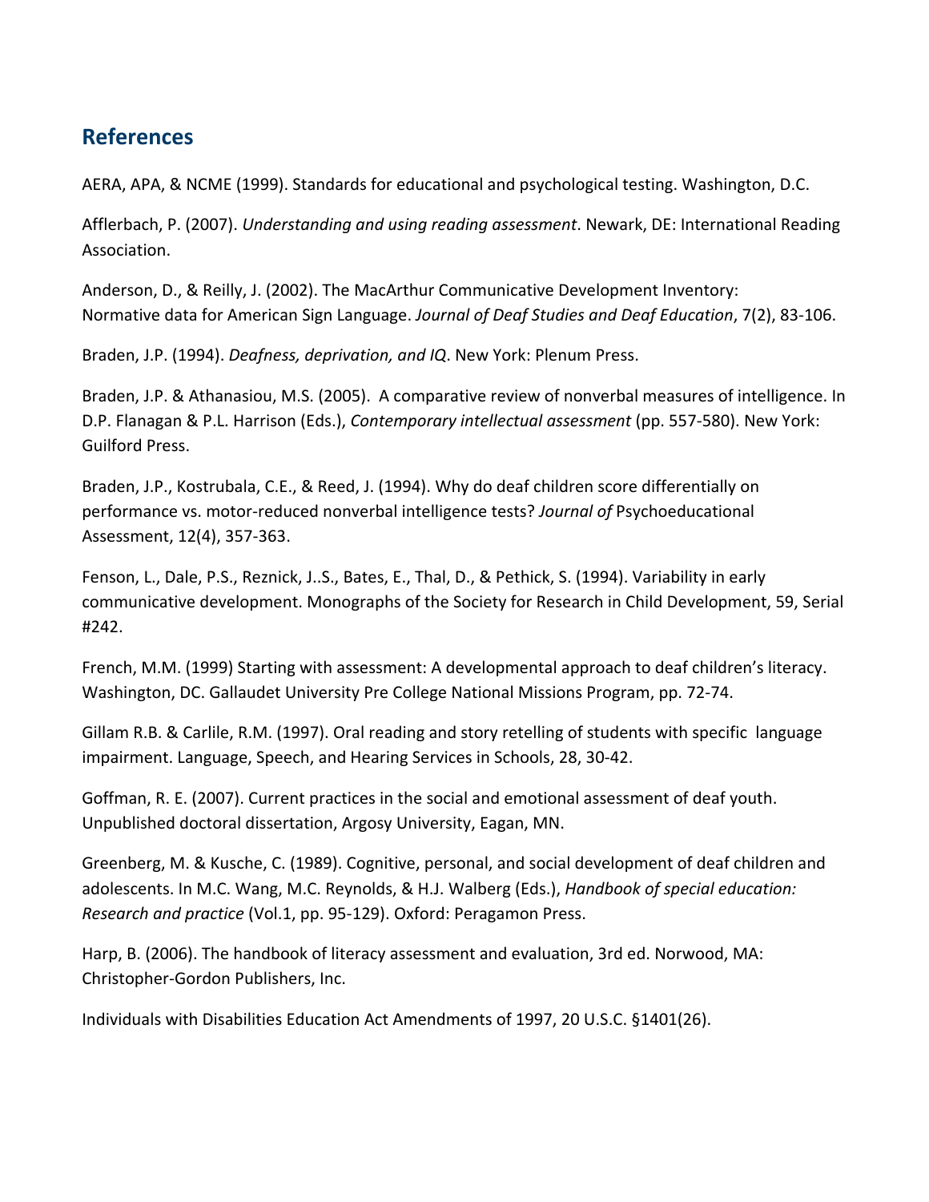## References

AERA, APA, & NCME (1999). Standards for educational and psychological testing. Washington, D.C.

Afflerbach, P. (2007). *Understanding and using reading assessment*. Newark, DE: International Reading Association.

Anderson, D., & Reilly, J. (2002). The MacArthur Communicative Development Inventory: Normative data for American Sign Language. *Journal of Deaf Studies and Deaf Education*, 7(2), 83-106.

Braden, J.P. (1994). *Deafness, deprivation, and IQ*. New York: Plenum Press.

Braden, J.P. & Athanasiou, M.S. (2005). A comparative review of nonverbal measures of intelligence. In D.P. Flanagan & P.L. Harrison (Eds.), *Contemporary intellectual assessment* (pp. 557-580). New York: Guilford Press.

Braden, J.P., Kostrubala, C.E., & Reed, J. (1994). Why do deaf children score differentially on performance vs. motor-reduced nonverbal intelligence tests? *Journal of* Psychoeducational Assessment, 12(4), 357-363.

Fenson, L., Dale, P.S., Reznick, J..S., Bates, E., Thal, D., & Pethick, S. (1994). Variability in early communicative development. Monographs of the Society for Research in Child Development, 59, Serial #242.

French, M.M. (1999) Starting with assessment: A developmental approach to deaf children's literacy. Washington, DC. Gallaudet University Pre College National Missions Program, pp. 72-74.

Gillam R.B. & Carlile, R.M. (1997). Oral reading and story retelling of students with specific language impairment. Language, Speech, and Hearing Services in Schools, 28, 30-42.

Goffman, R. E. (2007). Current practices in the social and emotional assessment of deaf youth. Unpublished doctoral dissertation, Argosy University, Eagan, MN.

Greenberg, M. & Kusche, C. (1989). Cognitive, personal, and social development of deaf children and adolescents. In M.C. Wang, M.C. Reynolds, & H.J. Walberg (Eds.), *Handbook of special education: Research and practice* (Vol.1, pp. 95-129). Oxford: Peragamon Press.

Harp, B. (2006). The handbook of literacy assessment and evaluation, 3rd ed. Norwood, MA: Christopher-Gordon Publishers, Inc.

Individuals with Disabilities Education Act Amendments of 1997, 20 U.S.C. §1401(26).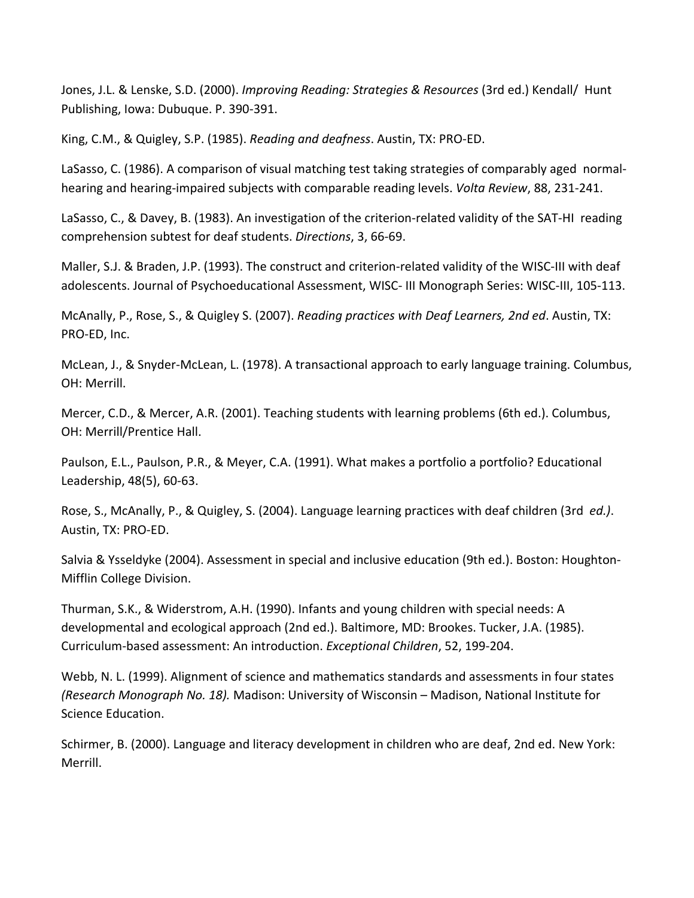Jones, J.L. & Lenske, S.D. (2000). *Improving Reading: Strategies & Resources* (3rd ed.) Kendall/ Hunt Publishing, Iowa: Dubuque. P. 390-391.

King, C.M., & Quigley, S.P. (1985). *Reading and deafness*. Austin, TX: PRO-ED.

LaSasso, C. (1986). A comparison of visual matching test taking strategies of comparably aged normal-hearing and hearing-impaired subjects with comparable reading levels. *Volta Review*, 88, 231-241.

LaSasso, C., & Davey, B. (1983). An investigation of the criterion-related validity of the SAT-HI reading comprehension subtest for deaf students. *Directions*, 3, 66-69.

Maller, S.J. & Braden, J.P. (1993). The construct and criterion-related validity of the WISC-III with deaf adolescents. Journal of Psychoeducational Assessment, WISC- III Monograph Series: WISC-III, 105-113.

McAnally, P., Rose, S., & Quigley S. (2007). *Reading practices with Deaf Learners, 2nd ed*. Austin, TX: PRO-ED, Inc.

McLean, J., & Snyder-McLean, L. (1978). A transactional approach to early language training. Columbus, OH: Merrill.

Mercer, C.D., & Mercer, A.R. (2001). Teaching students with learning problems (6th ed.). Columbus, OH: Merrill/Prentice Hall.

Paulson, E.L., Paulson, P.R., & Meyer, C.A. (1991). What makes a portfolio a portfolio? Educational Leadership, 48(5), 60-63.

Rose, S., McAnally, P., & Quigley, S. (2004). Language learning practices with deaf children (3rd *ed.)*. Austin, TX: PRO-ED.

Salvia & Ysseldyke (2004). Assessment in special and inclusive education (9th ed.). Boston: Houghton-Mifflin College Division.

Thurman, S.K., & Widerstrom, A.H. (1990). Infants and young children with special needs: A developmental and ecological approach (2nd ed.). Baltimore, MD: Brookes. Tucker, J.A. (1985). Curriculum-based assessment: An introduction. *Exceptional Children*, 52, 199-204.

Webb, N. L. (1999). Alignment of science and mathematics standards and assessments in four states *(Research Monograph No. 18).* Madison: University of Wisconsin – Madison, National Institute for Science Education.

Schirmer, B. (2000). Language and literacy development in children who are deaf, 2nd ed. New York: Merrill.